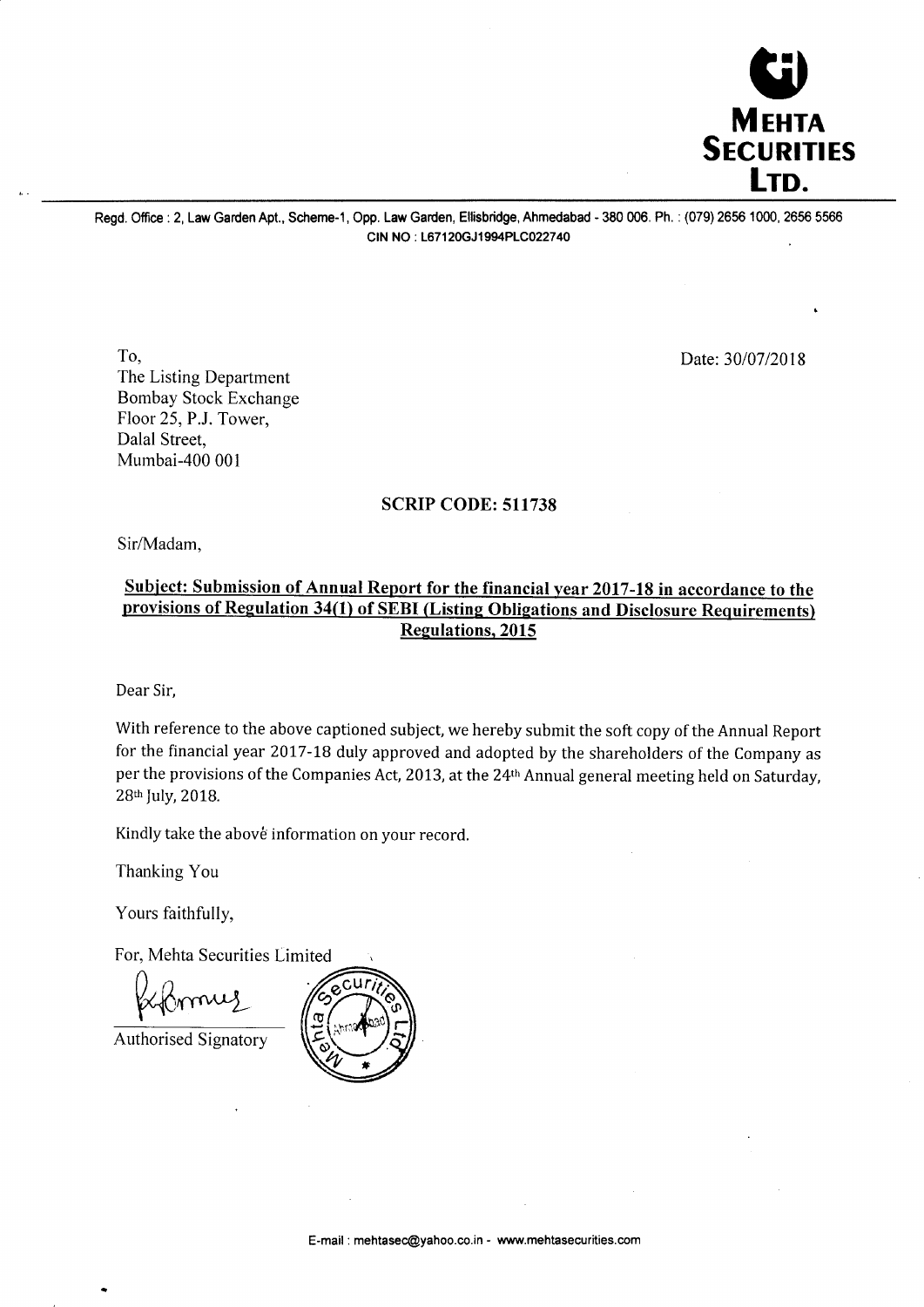**MEHTA SECURITIES LTD.**

Regd. Office : 2, Law Garden Apt., Scheme-1, Opp. Law Garden, Ellisbridge, Ahmedabad - 380 006. Ph. : (079) 2656 1000, 2656 5566
CIN NO : L67120GJ1994PLC022740

To,
The Listing Department
Bombay Stock Exchange
Floor 25, P.J. Tower,
Dalal Street,
Mumbai-400 001

Date: 30/07/2018

**SCRIP CODE: 511738**

Sir/Madam,

**Subject: Submission of Annual Report for the financial year 2017-18 in accordance to the provisions of Regulation 34(1) of SEBI (Listing Obligations and Disclosure Requirements) Regulations, 2015**

Dear Sir,

With reference to the above captioned subject, we hereby submit the soft copy of the Annual Report for the financial year 2017-18 duly approved and adopted by the shareholders of the Company as per the provisions of the Companies Act, 2013, at the 24th Annual general meeting held on Saturday, 28th July, 2018.

Kindly take the above information on your record.

Thanking You

Yours faithfully,

For, Mehta Securities Limited

Authorised Signatory

E-mail : mehtasec@yahoo.co.in - www.mehtasecurities.com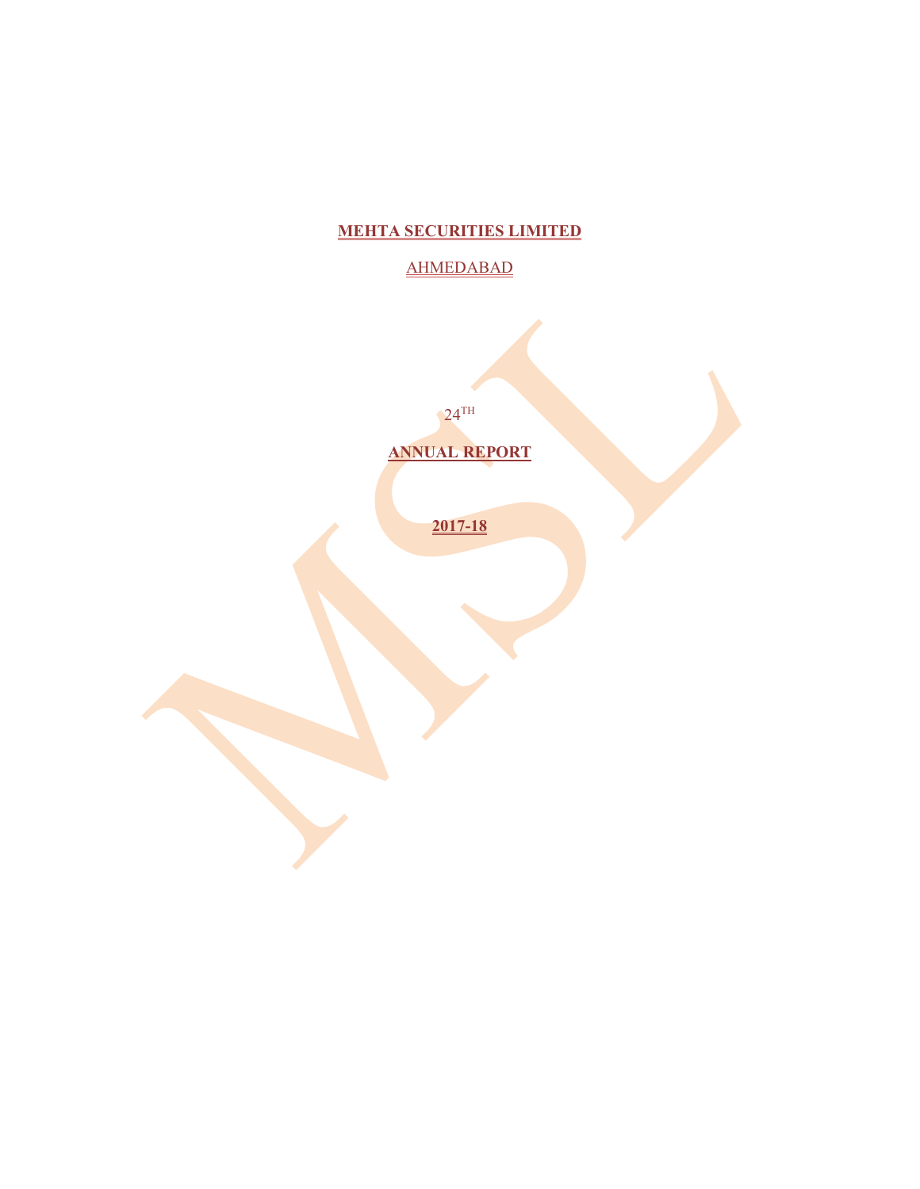# MEHTA SECURITIES LIMITED

AHMEDABAD

24TH

## ANNUAL REPORT

## 2017-18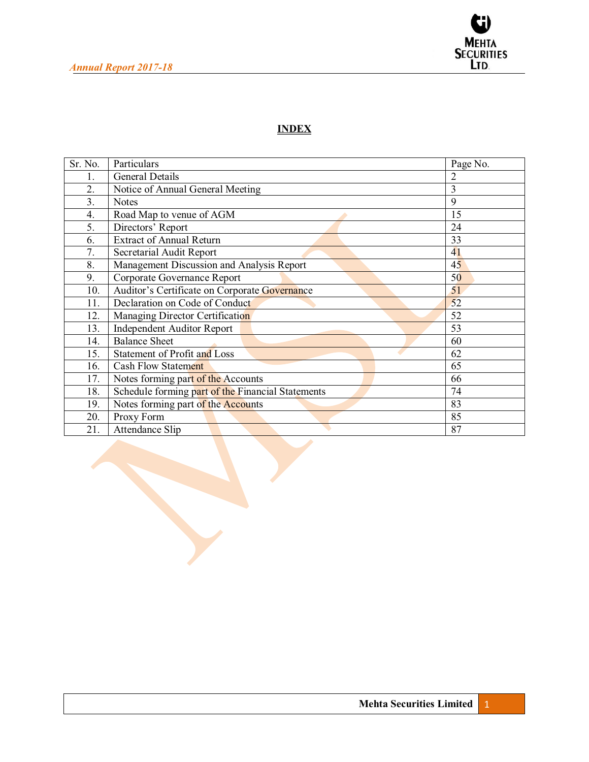## INDEX

| Sr. No. | Particulars | Page No. |
|---|---|---|
| 1. | General Details | 2 |
| 2. | Notice of Annual General Meeting | 3 |
| 3. | Notes | 9 |
| 4. | Road Map to venue of AGM | 15 |
| 5. | Directors' Report | 24 |
| 6. | Extract of Annual Return | 33 |
| 7. | Secretarial Audit Report | 41 |
| 8. | Management Discussion and Analysis Report | 45 |
| 9. | Corporate Governance Report | 50 |
| 10. | Auditor's Certificate on Corporate Governance | 51 |
| 11. | Declaration on Code of Conduct | 52 |
| 12. | Managing Director Certification | 52 |
| 13. | Independent Auditor Report | 53 |
| 14. | Balance Sheet | 60 |
| 15. | Statement of Profit and Loss | 62 |
| 16. | Cash Flow Statement | 65 |
| 17. | Notes forming part of the Accounts | 66 |
| 18. | Schedule forming part of the Financial Statements | 74 |
| 19. | Notes forming part of the Accounts | 83 |
| 20. | Proxy Form | 85 |
| 21. | Attendance Slip | 87 |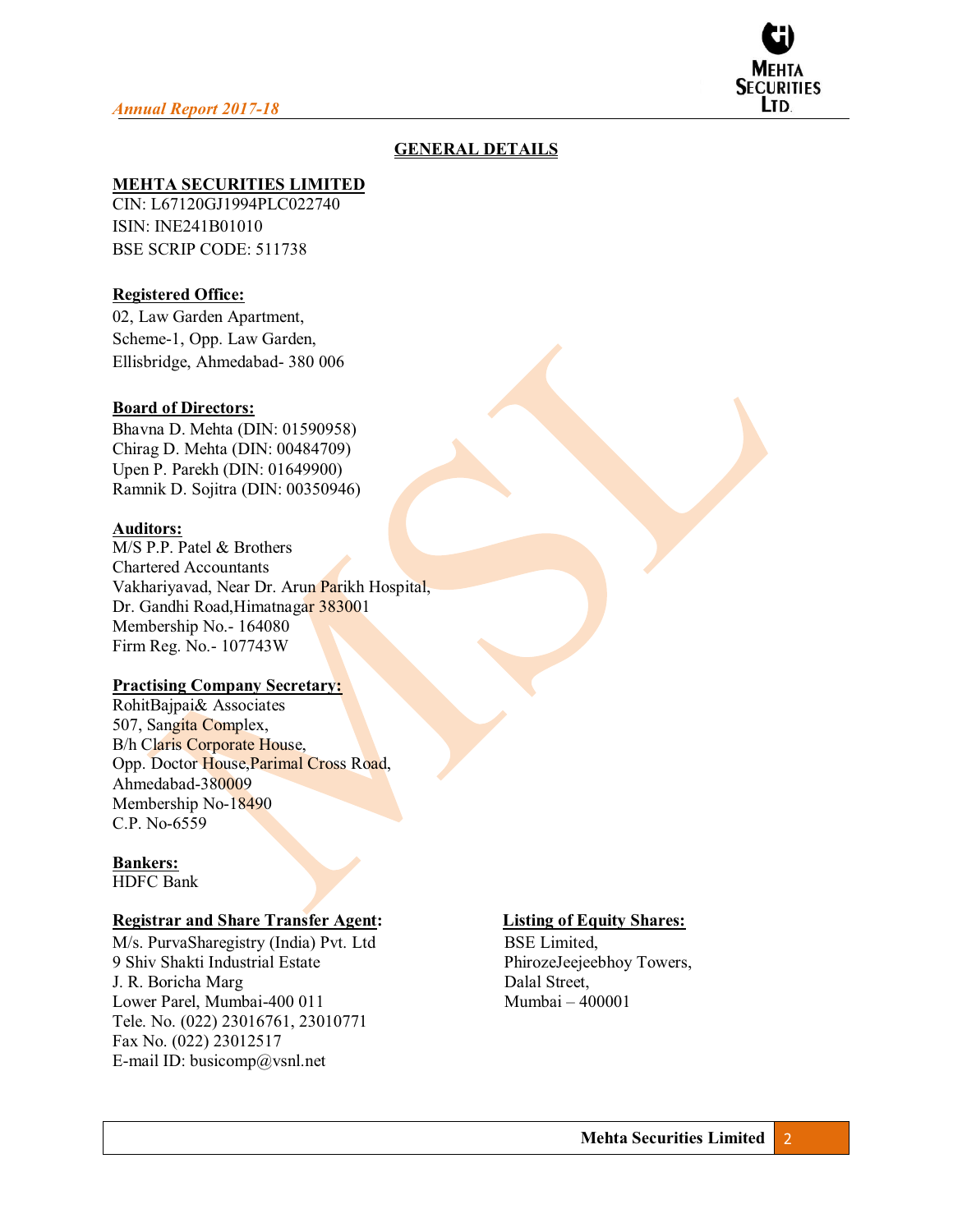## GENERAL DETAILS

**MEHTA SECURITIES LIMITED**
CIN: L67120GJ1994PLC022740
ISIN: INE241B01010
BSE SCRIP CODE: 511738

**Registered Office:**
02, Law Garden Apartment,
Scheme-1, Opp. Law Garden,
Ellisbridge, Ahmedabad- 380 006

**Board of Directors:**
Bhavna D. Mehta (DIN: 01590958)
Chirag D. Mehta (DIN: 00484709)
Upen P. Parekh (DIN: 01649900)
Ramnik D. Sojitra (DIN: 00350946)

**Auditors:**
M/S P.P. Patel & Brothers
Chartered Accountants
Vakhariyavad, Near Dr. Arun Parikh Hospital,
Dr. Gandhi Road,Himatnagar 383001
Membership No.- 164080
Firm Reg. No.- 107743W

**Practising Company Secretary:**
RohitBajpai& Associates
507, Sangita Complex,
B/h Claris Corporate House,
Opp. Doctor House,Parimal Cross Road,
Ahmedabad-380009
Membership No-18490
C.P. No-6559

**Bankers:**
HDFC Bank

**Registrar and Share Transfer Agent:**
M/s. PurvaSharegistry (India) Pvt. Ltd
9 Shiv Shakti Industrial Estate
J. R. Boricha Marg
Lower Parel, Mumbai-400 011
Tele. No. (022) 23016761, 23010771
Fax No. (022) 23012517
E-mail ID: busicomp@vsnl.net

**Listing of Equity Shares:**
BSE Limited,
PhirozeJeejeebhoy Towers,
Dalal Street,
Mumbai – 400001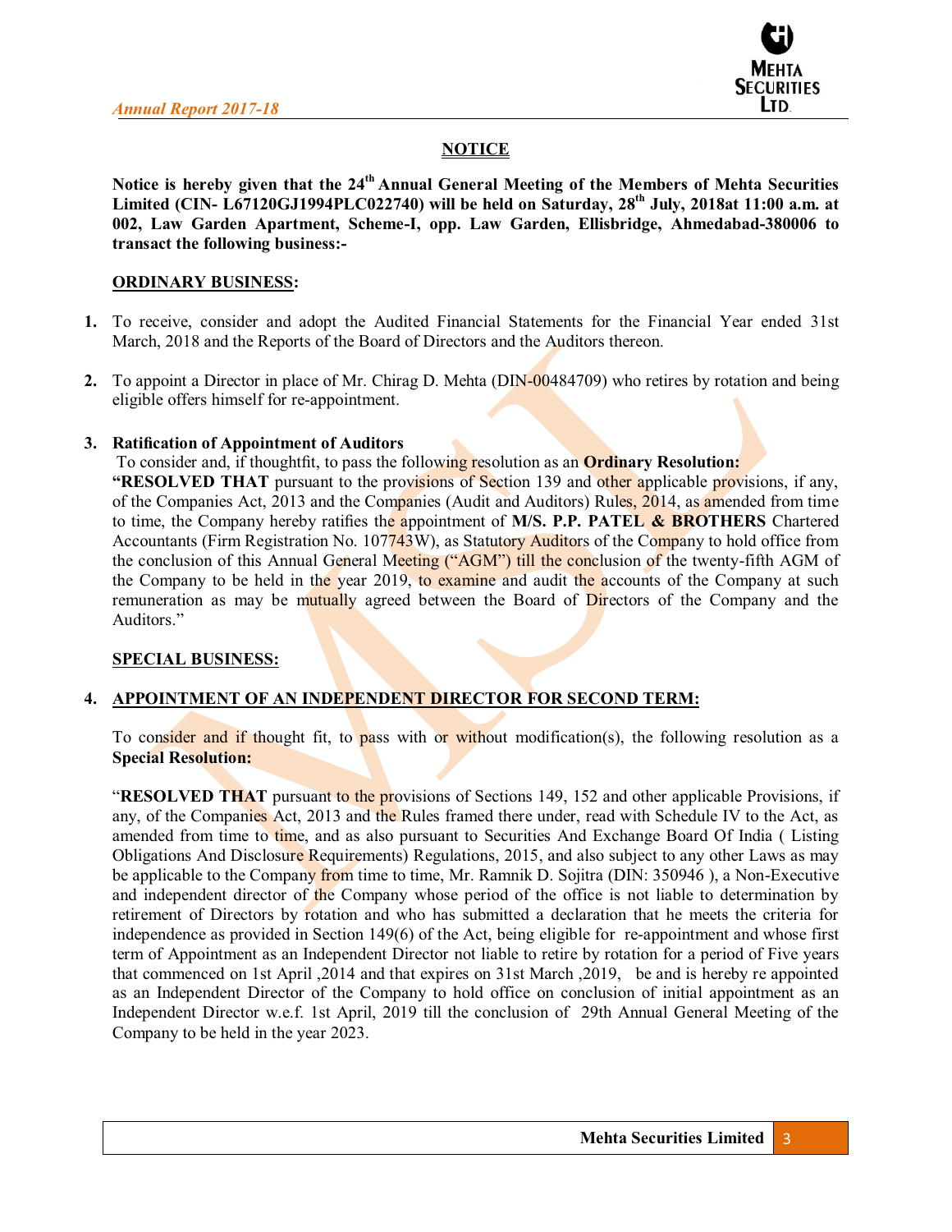## NOTICE

**Notice is hereby given that the 24th Annual General Meeting of the Members of Mehta Securities Limited (CIN- L67120GJ1994PLC022740) will be held on Saturday, 28th July, 2018at 11:00 a.m. at 002, Law Garden Apartment, Scheme-I, opp. Law Garden, Ellisbridge, Ahmedabad-380006 to transact the following business:-**

### ORDINARY BUSINESS:

1. To receive, consider and adopt the Audited Financial Statements for the Financial Year ended 31st March, 2018 and the Reports of the Board of Directors and the Auditors thereon.

2. To appoint a Director in place of Mr. Chirag D. Mehta (DIN-00484709) who retires by rotation and being eligible offers himself for re-appointment.

3. **Ratification of Appointment of Auditors**

   To consider and, if thoughtfit, to pass the following resolution as an **Ordinary Resolution:**

   **"RESOLVED THAT** pursuant to the provisions of Section 139 and other applicable provisions, if any, of the Companies Act, 2013 and the Companies (Audit and Auditors) Rules, 2014, as amended from time to time, the Company hereby ratifies the appointment of **M/S. P.P. PATEL & BROTHERS** Chartered Accountants (Firm Registration No. 107743W), as Statutory Auditors of the Company to hold office from the conclusion of this Annual General Meeting ("AGM") till the conclusion of the twenty-fifth AGM of the Company to be held in the year 2019, to examine and audit the accounts of the Company at such remuneration as may be mutually agreed between the Board of Directors of the Company and the Auditors."

### SPECIAL BUSINESS:

4. **APPOINTMENT OF AN INDEPENDENT DIRECTOR FOR SECOND TERM:**

   To consider and if thought fit, to pass with or without modification(s), the following resolution as a **Special Resolution:**

   "**RESOLVED THAT** pursuant to the provisions of Sections 149, 152 and other applicable Provisions, if any, of the Companies Act, 2013 and the Rules framed there under, read with Schedule IV to the Act, as amended from time to time, and as also pursuant to Securities And Exchange Board Of India ( Listing Obligations And Disclosure Requirements) Regulations, 2015, and also subject to any other Laws as may be applicable to the Company from time to time, Mr. Ramnik D. Sojitra (DIN: 350946 ), a Non-Executive and independent director of the Company whose period of the office is not liable to determination by retirement of Directors by rotation and who has submitted a declaration that he meets the criteria for independence as provided in Section 149(6) of the Act, being eligible for re-appointment and whose first term of Appointment as an Independent Director not liable to retire by rotation for a period of Five years that commenced on 1st April ,2014 and that expires on 31st March ,2019, be and is hereby re appointed as an Independent Director of the Company to hold office on conclusion of initial appointment as an Independent Director w.e.f. 1st April, 2019 till the conclusion of 29th Annual General Meeting of the Company to be held in the year 2023.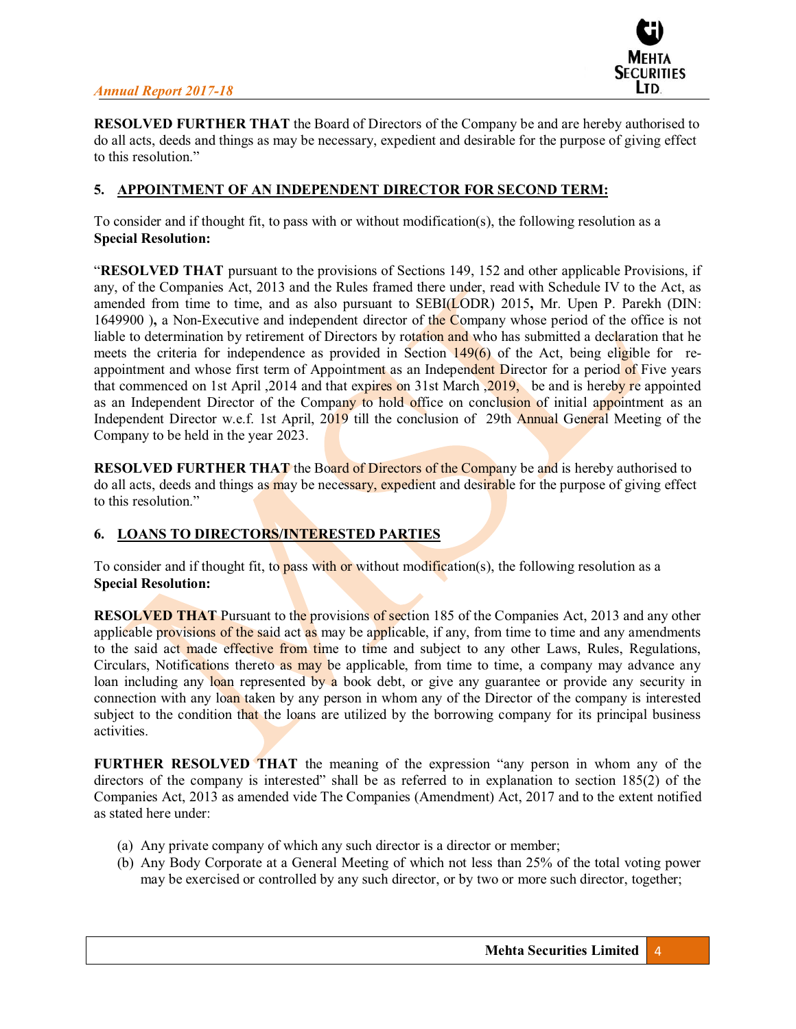**RESOLVED FURTHER THAT** the Board of Directors of the Company be and are hereby authorised to do all acts, deeds and things as may be necessary, expedient and desirable for the purpose of giving effect to this resolution."

### 5. APPOINTMENT OF AN INDEPENDENT DIRECTOR FOR SECOND TERM:

To consider and if thought fit, to pass with or without modification(s), the following resolution as a **Special Resolution:**

"**RESOLVED THAT** pursuant to the provisions of Sections 149, 152 and other applicable Provisions, if any, of the Companies Act, 2013 and the Rules framed there under, read with Schedule IV to the Act, as amended from time to time, and as also pursuant to SEBI(LODR) 2015**,** Mr. Upen P. Parekh (DIN: 1649900 )**,** a Non-Executive and independent director of the Company whose period of the office is not liable to determination by retirement of Directors by rotation and who has submitted a declaration that he meets the criteria for independence as provided in Section 149(6) of the Act, being eligible for re-appointment and whose first term of Appointment as an Independent Director for a period of Five years that commenced on 1st April ,2014 and that expires on 31st March ,2019, be and is hereby re appointed as an Independent Director of the Company to hold office on conclusion of initial appointment as an Independent Director w.e.f. 1st April, 2019 till the conclusion of 29th Annual General Meeting of the Company to be held in the year 2023.

**RESOLVED FURTHER THAT** the Board of Directors of the Company be and is hereby authorised to do all acts, deeds and things as may be necessary, expedient and desirable for the purpose of giving effect to this resolution."

### 6. LOANS TO DIRECTORS/INTERESTED PARTIES

To consider and if thought fit, to pass with or without modification(s), the following resolution as a **Special Resolution:**

**RESOLVED THAT** Pursuant to the provisions of section 185 of the Companies Act, 2013 and any other applicable provisions of the said act as may be applicable, if any, from time to time and any amendments to the said act made effective from time to time and subject to any other Laws, Rules, Regulations, Circulars, Notifications thereto as may be applicable, from time to time, a company may advance any loan including any loan represented by a book debt, or give any guarantee or provide any security in connection with any loan taken by any person in whom any of the Director of the company is interested subject to the condition that the loans are utilized by the borrowing company for its principal business activities.

**FURTHER RESOLVED THAT** the meaning of the expression "any person in whom any of the directors of the company is interested" shall be as referred to in explanation to section 185(2) of the Companies Act, 2013 as amended vide The Companies (Amendment) Act, 2017 and to the extent notified as stated here under:

(a) Any private company of which any such director is a director or member;
(b) Any Body Corporate at a General Meeting of which not less than 25% of the total voting power may be exercised or controlled by any such director, or by two or more such director, together;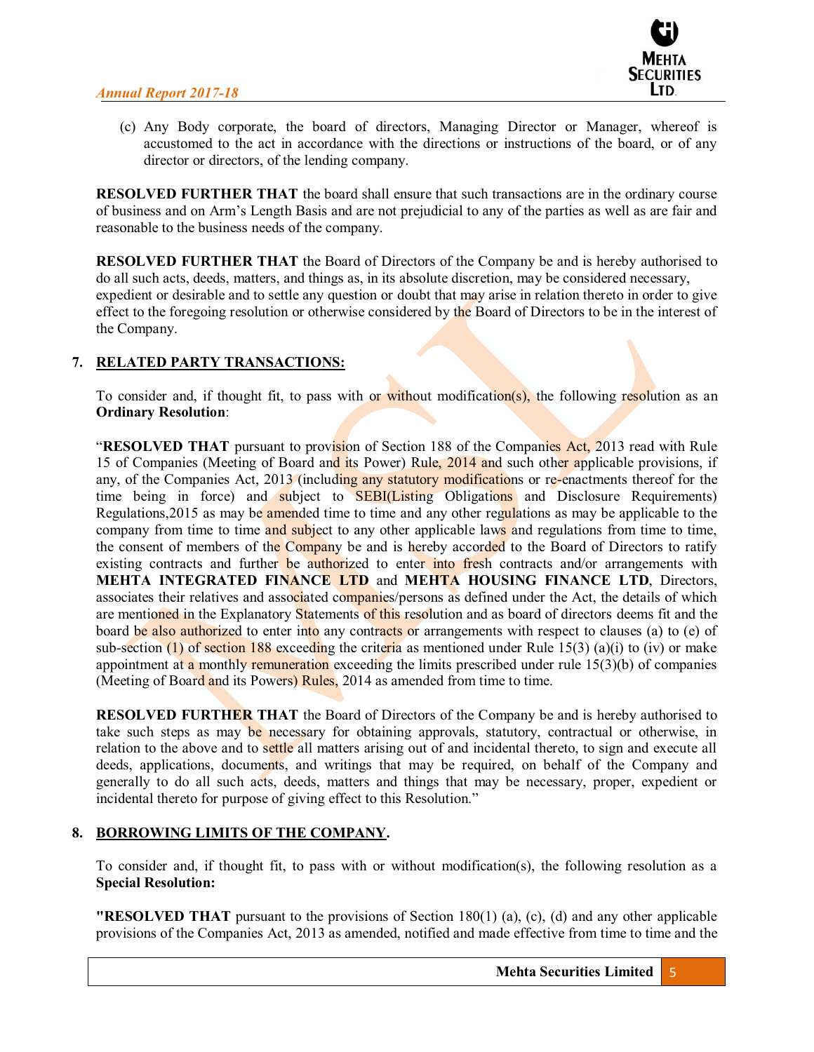(c) Any Body corporate, the board of directors, Managing Director or Manager, whereof is accustomed to the act in accordance with the directions or instructions of the board, or of any director or directors, of the lending company.

**RESOLVED FURTHER THAT** the board shall ensure that such transactions are in the ordinary course of business and on Arm's Length Basis and are not prejudicial to any of the parties as well as are fair and reasonable to the business needs of the company.

**RESOLVED FURTHER THAT** the Board of Directors of the Company be and is hereby authorised to do all such acts, deeds, matters, and things as, in its absolute discretion, may be considered necessary, expedient or desirable and to settle any question or doubt that may arise in relation thereto in order to give effect to the foregoing resolution or otherwise considered by the Board of Directors to be in the interest of the Company.

## 7. RELATED PARTY TRANSACTIONS:

To consider and, if thought fit, to pass with or without modification(s), the following resolution as an **Ordinary Resolution**:

"**RESOLVED THAT** pursuant to provision of Section 188 of the Companies Act, 2013 read with Rule 15 of Companies (Meeting of Board and its Power) Rule, 2014 and such other applicable provisions, if any, of the Companies Act, 2013 (including any statutory modifications or re-enactments thereof for the time being in force) and subject to SEBI(Listing Obligations and Disclosure Requirements) Regulations,2015 as may be amended time to time and any other regulations as may be applicable to the company from time to time and subject to any other applicable laws and regulations from time to time, the consent of members of the Company be and is hereby accorded to the Board of Directors to ratify existing contracts and further be authorized to enter into fresh contracts and/or arrangements with **MEHTA INTEGRATED FINANCE LTD** and **MEHTA HOUSING FINANCE LTD**, Directors, associates their relatives and associated companies/persons as defined under the Act, the details of which are mentioned in the Explanatory Statements of this resolution and as board of directors deems fit and the board be also authorized to enter into any contracts or arrangements with respect to clauses (a) to (e) of sub-section (1) of section 188 exceeding the criteria as mentioned under Rule 15(3) (a)(i) to (iv) or make appointment at a monthly remuneration exceeding the limits prescribed under rule 15(3)(b) of companies (Meeting of Board and its Powers) Rules, 2014 as amended from time to time.

**RESOLVED FURTHER THAT** the Board of Directors of the Company be and is hereby authorised to take such steps as may be necessary for obtaining approvals, statutory, contractual or otherwise, in relation to the above and to settle all matters arising out of and incidental thereto, to sign and execute all deeds, applications, documents, and writings that may be required, on behalf of the Company and generally to do all such acts, deeds, matters and things that may be necessary, proper, expedient or incidental thereto for purpose of giving effect to this Resolution."

## 8. BORROWING LIMITS OF THE COMPANY.

To consider and, if thought fit, to pass with or without modification(s), the following resolution as a **Special Resolution:**

**"RESOLVED THAT** pursuant to the provisions of Section 180(1) (a), (c), (d) and any other applicable provisions of the Companies Act, 2013 as amended, notified and made effective from time to time and the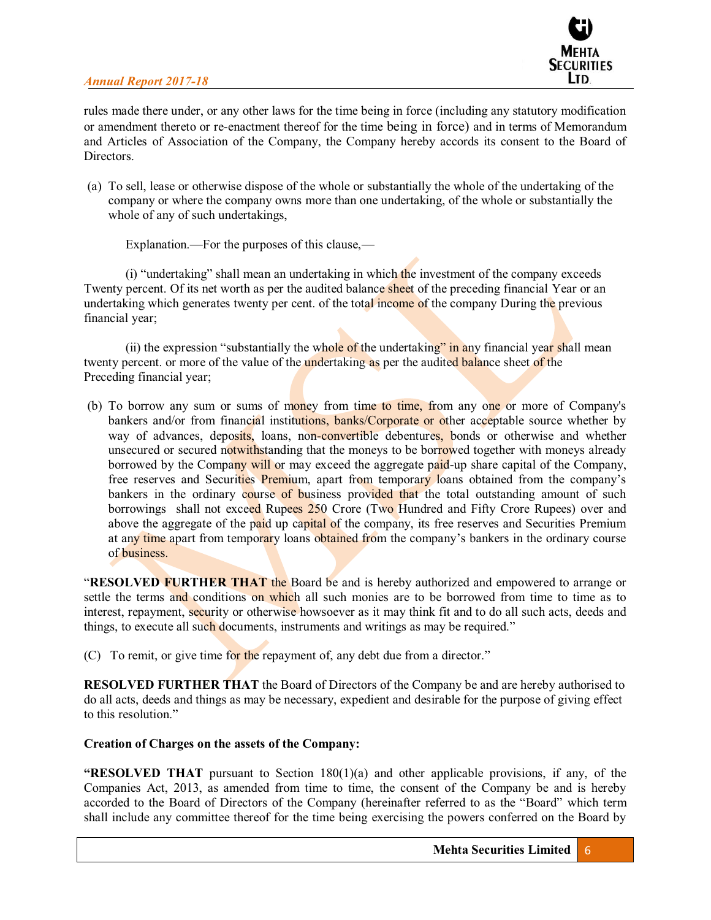rules made there under, or any other laws for the time being in force (including any statutory modification or amendment thereto or re-enactment thereof for the time being in force) and in terms of Memorandum and Articles of Association of the Company, the Company hereby accords its consent to the Board of Directors.

(a) To sell, lease or otherwise dispose of the whole or substantially the whole of the undertaking of the company or where the company owns more than one undertaking, of the whole or substantially the whole of any of such undertakings,

Explanation.—For the purposes of this clause,—

(i) "undertaking" shall mean an undertaking in which the investment of the company exceeds Twenty percent. Of its net worth as per the audited balance sheet of the preceding financial Year or an undertaking which generates twenty per cent. of the total income of the company During the previous financial year;

(ii) the expression "substantially the whole of the undertaking" in any financial year shall mean twenty percent. or more of the value of the undertaking as per the audited balance sheet of the Preceding financial year;

(b) To borrow any sum or sums of money from time to time, from any one or more of Company's bankers and/or from financial institutions, banks/Corporate or other acceptable source whether by way of advances, deposits, loans, non-convertible debentures, bonds or otherwise and whether unsecured or secured notwithstanding that the moneys to be borrowed together with moneys already borrowed by the Company will or may exceed the aggregate paid-up share capital of the Company, free reserves and Securities Premium, apart from temporary loans obtained from the company's bankers in the ordinary course of business provided that the total outstanding amount of such borrowings shall not exceed Rupees 250 Crore (Two Hundred and Fifty Crore Rupees) over and above the aggregate of the paid up capital of the company, its free reserves and Securities Premium at any time apart from temporary loans obtained from the company's bankers in the ordinary course of business.

"**RESOLVED FURTHER THAT** the Board be and is hereby authorized and empowered to arrange or settle the terms and conditions on which all such monies are to be borrowed from time to time as to interest, repayment, security or otherwise howsoever as it may think fit and to do all such acts, deeds and things, to execute all such documents, instruments and writings as may be required."

(C) To remit, or give time for the repayment of, any debt due from a director."

**RESOLVED FURTHER THAT** the Board of Directors of the Company be and are hereby authorised to do all acts, deeds and things as may be necessary, expedient and desirable for the purpose of giving effect to this resolution."

**Creation of Charges on the assets of the Company:**

**"RESOLVED THAT** pursuant to Section 180(1)(a) and other applicable provisions, if any, of the Companies Act, 2013, as amended from time to time, the consent of the Company be and is hereby accorded to the Board of Directors of the Company (hereinafter referred to as the "Board" which term shall include any committee thereof for the time being exercising the powers conferred on the Board by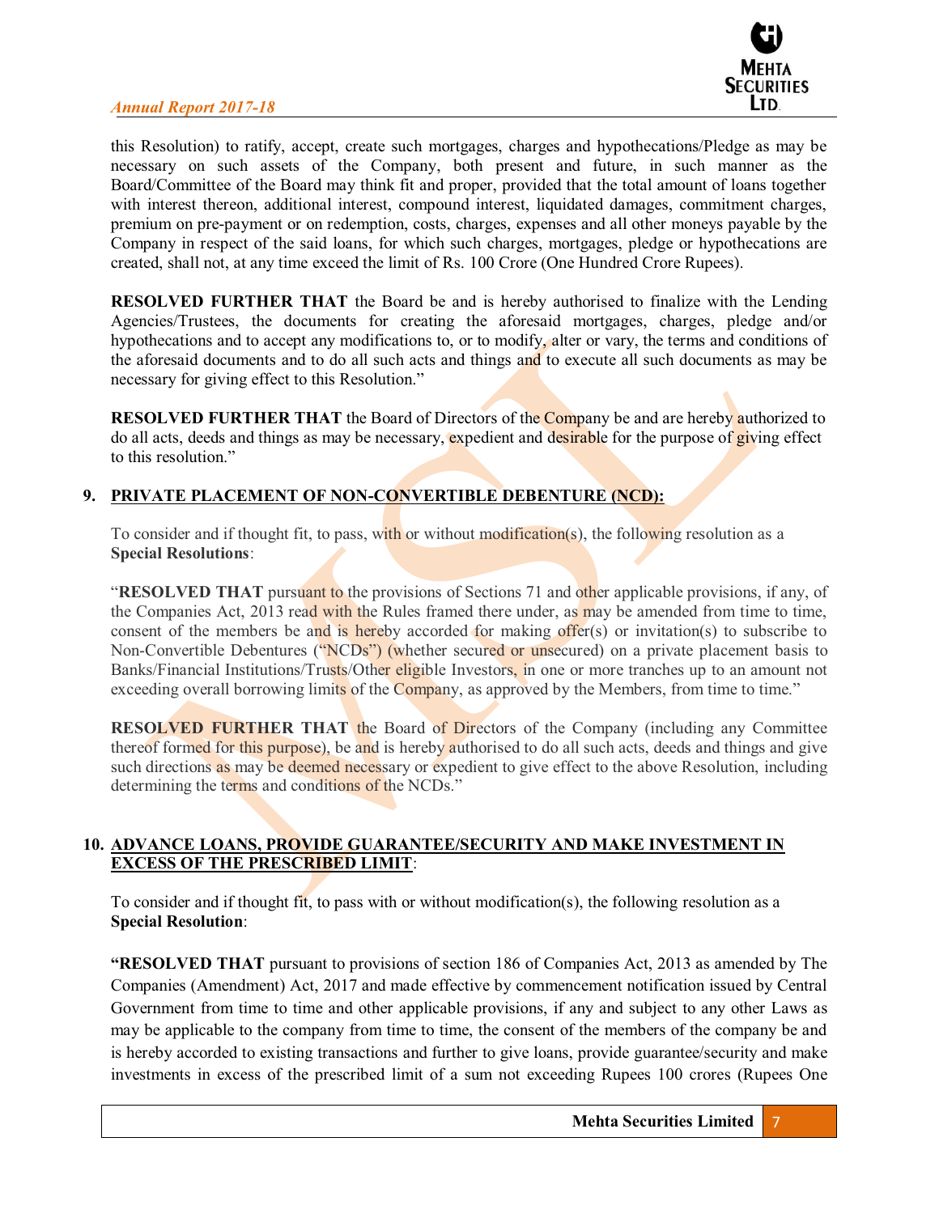this Resolution) to ratify, accept, create such mortgages, charges and hypothecations/Pledge as may be necessary on such assets of the Company, both present and future, in such manner as the Board/Committee of the Board may think fit and proper, provided that the total amount of loans together with interest thereon, additional interest, compound interest, liquidated damages, commitment charges, premium on pre-payment or on redemption, costs, charges, expenses and all other moneys payable by the Company in respect of the said loans, for which such charges, mortgages, pledge or hypothecations are created, shall not, at any time exceed the limit of Rs. 100 Crore (One Hundred Crore Rupees).

**RESOLVED FURTHER THAT** the Board be and is hereby authorised to finalize with the Lending Agencies/Trustees, the documents for creating the aforesaid mortgages, charges, pledge and/or hypothecations and to accept any modifications to, or to modify, alter or vary, the terms and conditions of the aforesaid documents and to do all such acts and things and to execute all such documents as may be necessary for giving effect to this Resolution."

**RESOLVED FURTHER THAT** the Board of Directors of the Company be and are hereby authorized to do all acts, deeds and things as may be necessary, expedient and desirable for the purpose of giving effect to this resolution."

**9. PRIVATE PLACEMENT OF NON-CONVERTIBLE DEBENTURE (NCD):**

To consider and if thought fit, to pass, with or without modification(s), the following resolution as a **Special Resolutions**:

"**RESOLVED THAT** pursuant to the provisions of Sections 71 and other applicable provisions, if any, of the Companies Act, 2013 read with the Rules framed there under, as may be amended from time to time, consent of the members be and is hereby accorded for making offer(s) or invitation(s) to subscribe to Non-Convertible Debentures ("NCDs") (whether secured or unsecured) on a private placement basis to Banks/Financial Institutions/Trusts/Other eligible Investors, in one or more tranches up to an amount not exceeding overall borrowing limits of the Company, as approved by the Members, from time to time."

**RESOLVED FURTHER THAT** the Board of Directors of the Company (including any Committee thereof formed for this purpose), be and is hereby authorised to do all such acts, deeds and things and give such directions as may be deemed necessary or expedient to give effect to the above Resolution, including determining the terms and conditions of the NCDs."

**10. ADVANCE LOANS, PROVIDE GUARANTEE/SECURITY AND MAKE INVESTMENT IN EXCESS OF THE PRESCRIBED LIMIT:**

To consider and if thought fit, to pass with or without modification(s), the following resolution as a **Special Resolution**:

**"RESOLVED THAT** pursuant to provisions of section 186 of Companies Act, 2013 as amended by The Companies (Amendment) Act, 2017 and made effective by commencement notification issued by Central Government from time to time and other applicable provisions, if any and subject to any other Laws as may be applicable to the company from time to time, the consent of the members of the company be and is hereby accorded to existing transactions and further to give loans, provide guarantee/security and make investments in excess of the prescribed limit of a sum not exceeding Rupees 100 crores (Rupees One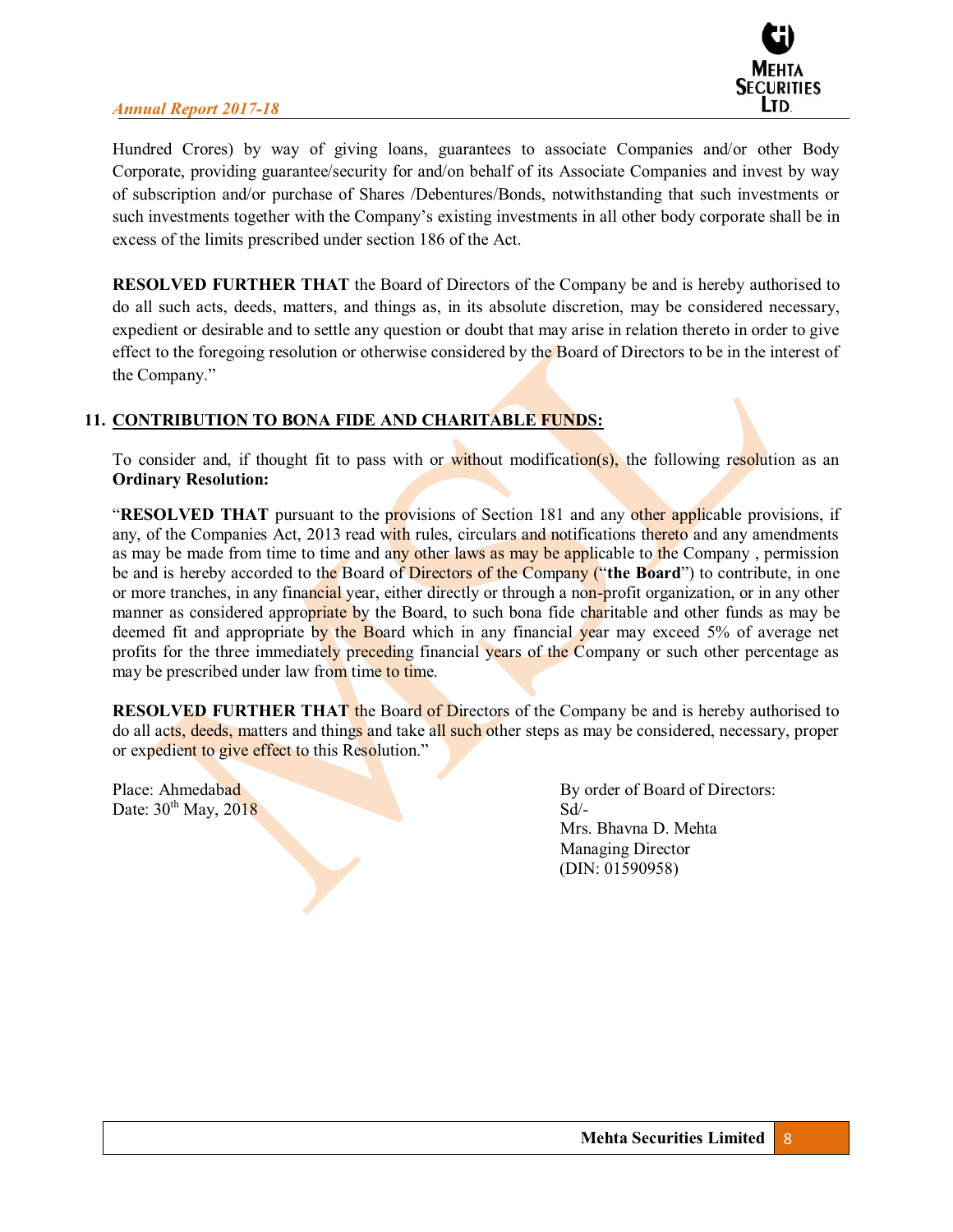Hundred Crores) by way of giving loans, guarantees to associate Companies and/or other Body Corporate, providing guarantee/security for and/on behalf of its Associate Companies and invest by way of subscription and/or purchase of Shares /Debentures/Bonds, notwithstanding that such investments or such investments together with the Company's existing investments in all other body corporate shall be in excess of the limits prescribed under section 186 of the Act.

**RESOLVED FURTHER THAT** the Board of Directors of the Company be and is hereby authorised to do all such acts, deeds, matters, and things as, in its absolute discretion, may be considered necessary, expedient or desirable and to settle any question or doubt that may arise in relation thereto in order to give effect to the foregoing resolution or otherwise considered by the Board of Directors to be in the interest of the Company."

**11. CONTRIBUTION TO BONA FIDE AND CHARITABLE FUNDS:**

To consider and, if thought fit to pass with or without modification(s), the following resolution as an **Ordinary Resolution:**

"**RESOLVED THAT** pursuant to the provisions of Section 181 and any other applicable provisions, if any, of the Companies Act, 2013 read with rules, circulars and notifications thereto and any amendments as may be made from time to time and any other laws as may be applicable to the Company , permission be and is hereby accorded to the Board of Directors of the Company ("**the Board**") to contribute, in one or more tranches, in any financial year, either directly or through a non-profit organization, or in any other manner as considered appropriate by the Board, to such bona fide charitable and other funds as may be deemed fit and appropriate by the Board which in any financial year may exceed 5% of average net profits for the three immediately preceding financial years of the Company or such other percentage as may be prescribed under law from time to time.

**RESOLVED FURTHER THAT** the Board of Directors of the Company be and is hereby authorised to do all acts, deeds, matters and things and take all such other steps as may be considered, necessary, proper or expedient to give effect to this Resolution."

Place: Ahmedabad
Date: 30th May, 2018

By order of Board of Directors:
Sd/-
Mrs. Bhavna D. Mehta
Managing Director
(DIN: 01590958)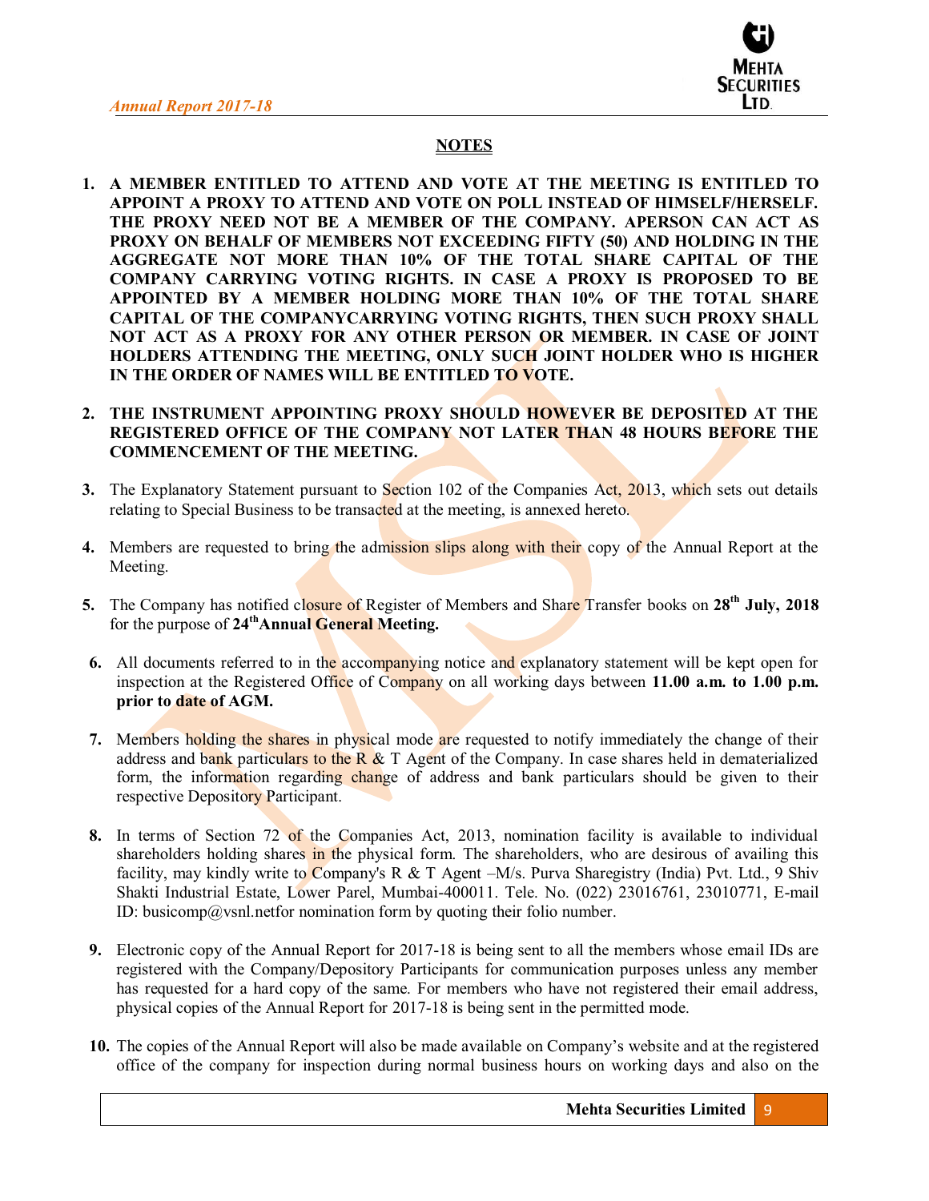## NOTES

1. **A MEMBER ENTITLED TO ATTEND AND VOTE AT THE MEETING IS ENTITLED TO APPOINT A PROXY TO ATTEND AND VOTE ON POLL INSTEAD OF HIMSELF/HERSELF. THE PROXY NEED NOT BE A MEMBER OF THE COMPANY. APERSON CAN ACT AS PROXY ON BEHALF OF MEMBERS NOT EXCEEDING FIFTY (50) AND HOLDING IN THE AGGREGATE NOT MORE THAN 10% OF THE TOTAL SHARE CAPITAL OF THE COMPANY CARRYING VOTING RIGHTS. IN CASE A PROXY IS PROPOSED TO BE APPOINTED BY A MEMBER HOLDING MORE THAN 10% OF THE TOTAL SHARE CAPITAL OF THE COMPANYCARRYING VOTING RIGHTS, THEN SUCH PROXY SHALL NOT ACT AS A PROXY FOR ANY OTHER PERSON OR MEMBER. IN CASE OF JOINT HOLDERS ATTENDING THE MEETING, ONLY SUCH JOINT HOLDER WHO IS HIGHER IN THE ORDER OF NAMES WILL BE ENTITLED TO VOTE.**

2. **THE INSTRUMENT APPOINTING PROXY SHOULD HOWEVER BE DEPOSITED AT THE REGISTERED OFFICE OF THE COMPANY NOT LATER THAN 48 HOURS BEFORE THE COMMENCEMENT OF THE MEETING.**

3. The Explanatory Statement pursuant to Section 102 of the Companies Act, 2013, which sets out details relating to Special Business to be transacted at the meeting, is annexed hereto.

4. Members are requested to bring the admission slips along with their copy of the Annual Report at the Meeting.

5. The Company has notified closure of Register of Members and Share Transfer books on **28th July, 2018** for the purpose of **24thAnnual General Meeting.**

6. All documents referred to in the accompanying notice and explanatory statement will be kept open for inspection at the Registered Office of Company on all working days between **11.00 a.m. to 1.00 p.m. prior to date of AGM.**

7. Members holding the shares in physical mode are requested to notify immediately the change of their address and bank particulars to the R & T Agent of the Company. In case shares held in dematerialized form, the information regarding change of address and bank particulars should be given to their respective Depository Participant.

8. In terms of Section 72 of the Companies Act, 2013, nomination facility is available to individual shareholders holding shares in the physical form. The shareholders, who are desirous of availing this facility, may kindly write to Company's R & T Agent –M/s. Purva Sharegistry (India) Pvt. Ltd., 9 Shiv Shakti Industrial Estate, Lower Parel, Mumbai-400011. Tele. No. (022) 23016761, 23010771, E-mail ID: busicomp@vsnl.netfor nomination form by quoting their folio number.

9. Electronic copy of the Annual Report for 2017-18 is being sent to all the members whose email IDs are registered with the Company/Depository Participants for communication purposes unless any member has requested for a hard copy of the same. For members who have not registered their email address, physical copies of the Annual Report for 2017-18 is being sent in the permitted mode.

10. The copies of the Annual Report will also be made available on Company's website and at the registered office of the company for inspection during normal business hours on working days and also on the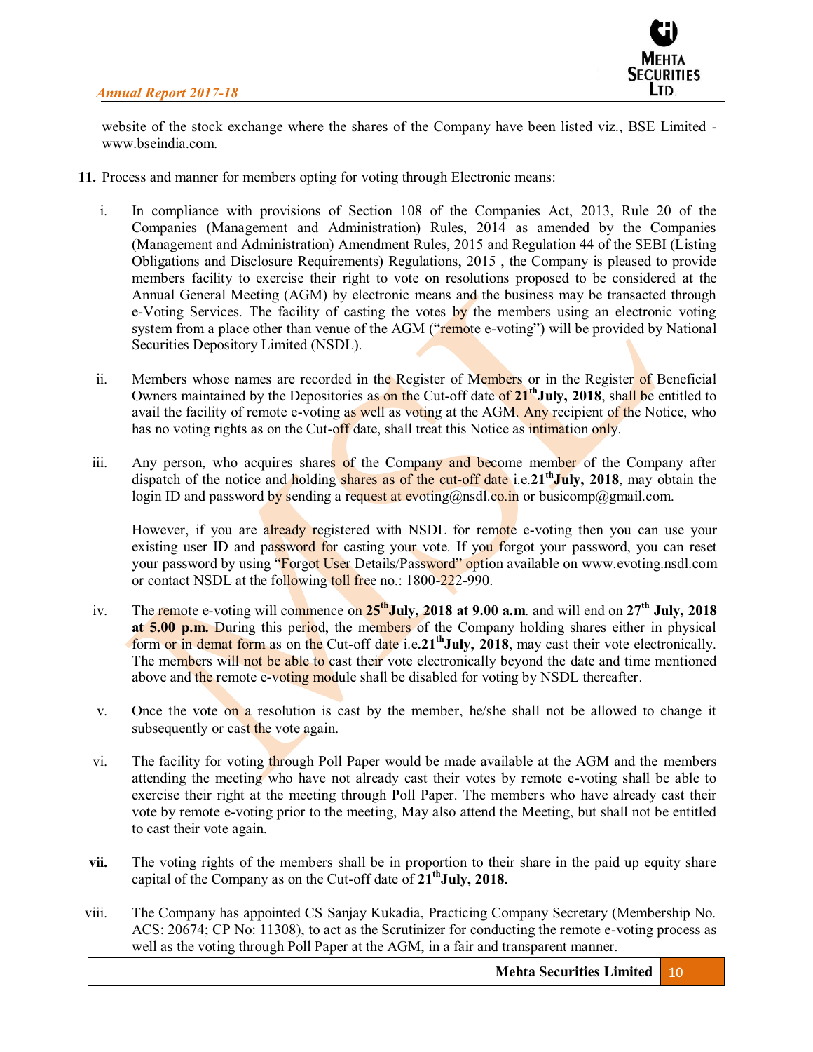website of the stock exchange where the shares of the Company have been listed viz., BSE Limited - www.bseindia.com.

**11.** Process and manner for members opting for voting through Electronic means:

i. In compliance with provisions of Section 108 of the Companies Act, 2013, Rule 20 of the Companies (Management and Administration) Rules, 2014 as amended by the Companies (Management and Administration) Amendment Rules, 2015 and Regulation 44 of the SEBI (Listing Obligations and Disclosure Requirements) Regulations, 2015 , the Company is pleased to provide members facility to exercise their right to vote on resolutions proposed to be considered at the Annual General Meeting (AGM) by electronic means and the business may be transacted through e-Voting Services. The facility of casting the votes by the members using an electronic voting system from a place other than venue of the AGM ("remote e-voting") will be provided by National Securities Depository Limited (NSDL).

ii. Members whose names are recorded in the Register of Members or in the Register of Beneficial Owners maintained by the Depositories as on the Cut-off date of **21th July, 2018**, shall be entitled to avail the facility of remote e-voting as well as voting at the AGM. Any recipient of the Notice, who has no voting rights as on the Cut-off date, shall treat this Notice as intimation only.

iii. Any person, who acquires shares of the Company and become member of the Company after dispatch of the notice and holding shares as of the cut-off date i.e.**21th July, 2018**, may obtain the login ID and password by sending a request at evoting@nsdl.co.in or busicomp@gmail.com.

However, if you are already registered with NSDL for remote e-voting then you can use your existing user ID and password for casting your vote. If you forgot your password, you can reset your password by using "Forgot User Details/Password" option available on www.evoting.nsdl.com or contact NSDL at the following toll free no.: 1800-222-990.

iv. The remote e-voting will commence on **25th July, 2018 at 9.00 a.m**. and will end on **27th July, 2018 at 5.00 p.m.** During this period, the members of the Company holding shares either in physical form or in demat form as on the Cut-off date i.e**.21th July, 2018**, may cast their vote electronically. The members will not be able to cast their vote electronically beyond the date and time mentioned above and the remote e-voting module shall be disabled for voting by NSDL thereafter.

v. Once the vote on a resolution is cast by the member, he/she shall not be allowed to change it subsequently or cast the vote again.

vi. The facility for voting through Poll Paper would be made available at the AGM and the members attending the meeting who have not already cast their votes by remote e-voting shall be able to exercise their right at the meeting through Poll Paper. The members who have already cast their vote by remote e-voting prior to the meeting, May also attend the Meeting, but shall not be entitled to cast their vote again.

**vii.** The voting rights of the members shall be in proportion to their share in the paid up equity share capital of the Company as on the Cut-off date of **21th July, 2018.**

viii. The Company has appointed CS Sanjay Kukadia, Practicing Company Secretary (Membership No. ACS: 20674; CP No: 11308), to act as the Scrutinizer for conducting the remote e-voting process as well as the voting through Poll Paper at the AGM, in a fair and transparent manner.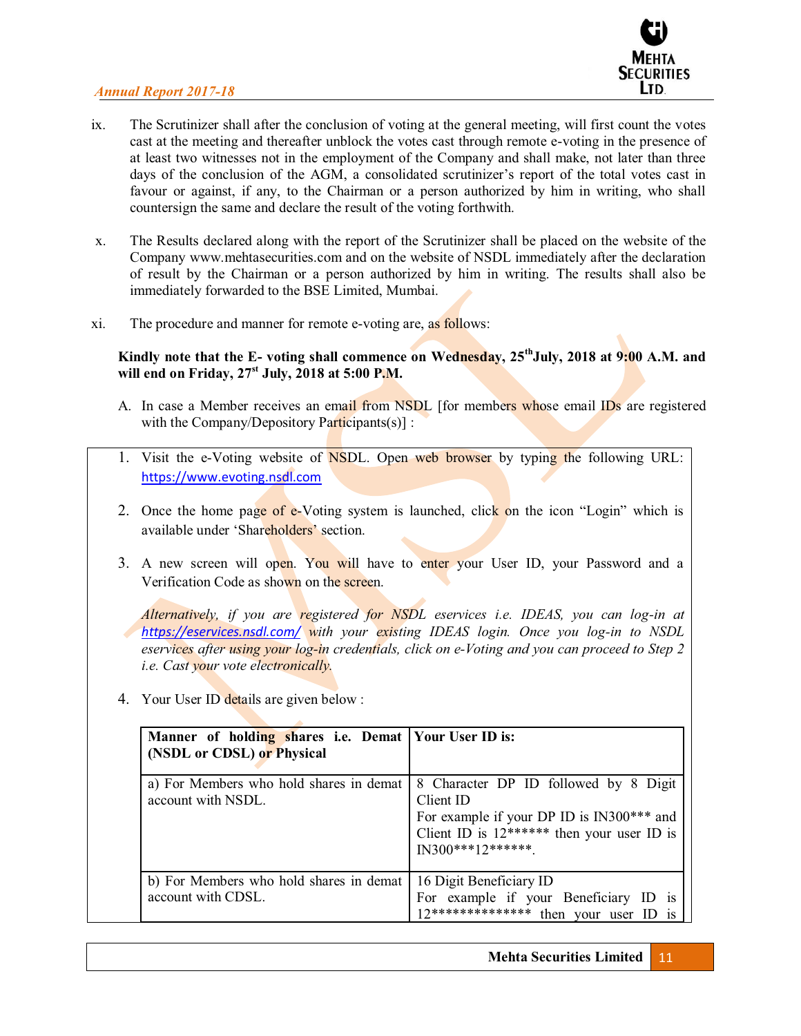ix. The Scrutinizer shall after the conclusion of voting at the general meeting, will first count the votes cast at the meeting and thereafter unblock the votes cast through remote e-voting in the presence of at least two witnesses not in the employment of the Company and shall make, not later than three days of the conclusion of the AGM, a consolidated scrutinizer's report of the total votes cast in favour or against, if any, to the Chairman or a person authorized by him in writing, who shall countersign the same and declare the result of the voting forthwith.

x. The Results declared along with the report of the Scrutinizer shall be placed on the website of the Company www.mehtasecurities.com and on the website of NSDL immediately after the declaration of result by the Chairman or a person authorized by him in writing. The results shall also be immediately forwarded to the BSE Limited, Mumbai.

xi. The procedure and manner for remote e-voting are, as follows:

**Kindly note that the E- voting shall commence on Wednesday, 25th July, 2018 at 9:00 A.M. and will end on Friday, 27st July, 2018 at 5:00 P.M.**

A. In case a Member receives an email from NSDL [for members whose email IDs are registered with the Company/Depository Participants(s)] :

1. Visit the e-Voting website of NSDL. Open web browser by typing the following URL: https://www.evoting.nsdl.com

2. Once the home page of e-Voting system is launched, click on the icon "Login" which is available under 'Shareholders' section.

3. A new screen will open. You will have to enter your User ID, your Password and a Verification Code as shown on the screen.

   *Alternatively, if you are registered for NSDL eservices i.e. IDEAS, you can log-in at https://eservices.nsdl.com/ with your existing IDEAS login. Once you log-in to NSDL eservices after using your log-in credentials, click on e-Voting and you can proceed to Step 2 i.e. Cast your vote electronically.*

4. Your User ID details are given below :

| Manner of holding shares i.e. Demat (NSDL or CDSL) or Physical | Your User ID is: |
|---|---|
| a) For Members who hold shares in demat account with NSDL. | 8 Character DP ID followed by 8 Digit Client ID<br>For example if your DP ID is IN300*** and Client ID is 12****** then your user ID is IN300***12******. |
| b) For Members who hold shares in demat account with CDSL. | 16 Digit Beneficiary ID<br>For example if your Beneficiary ID is 12************** then your user ID is |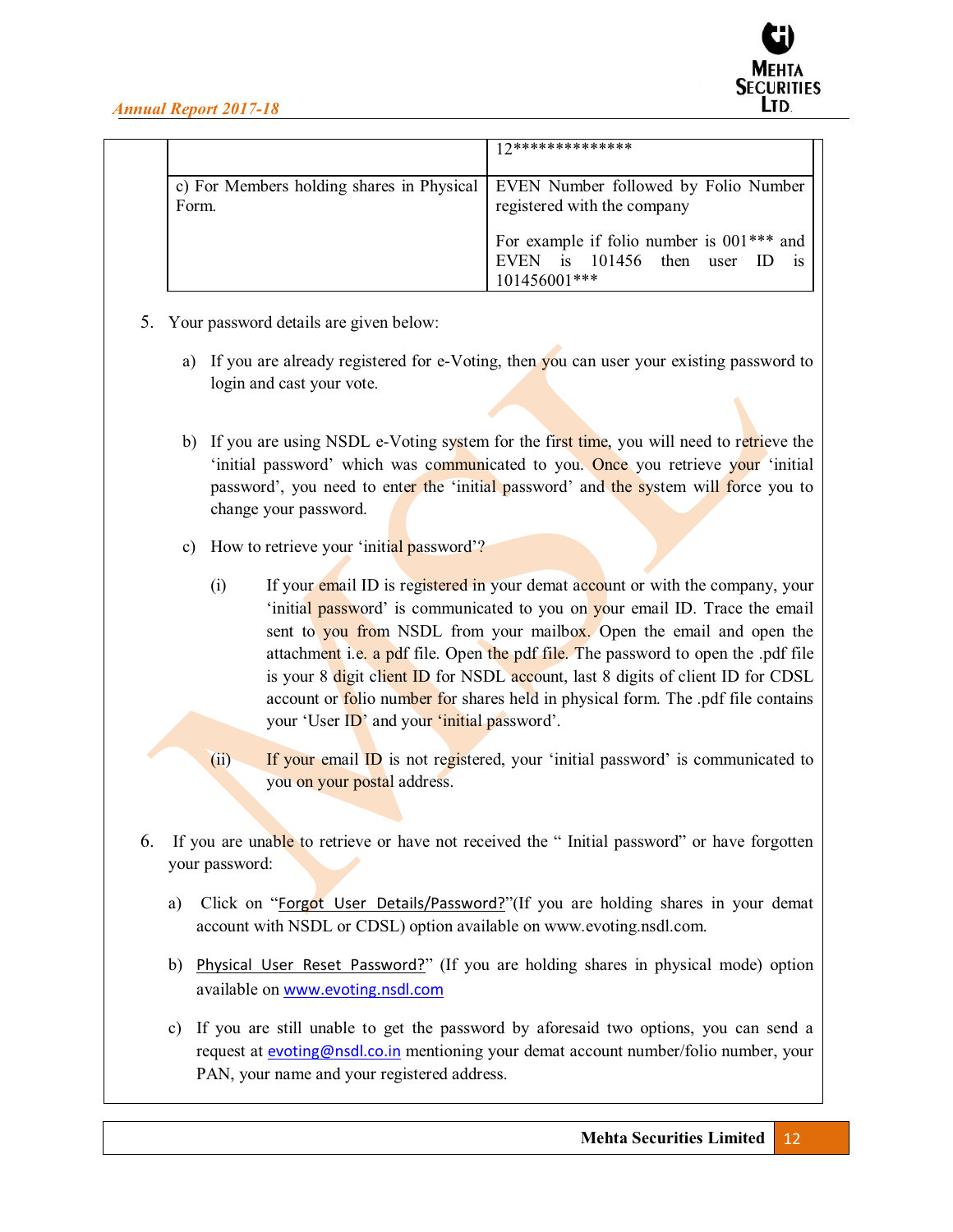| | |
|---|---|
| | 12************** |
| c) For Members holding shares in Physical Form. | EVEN Number followed by Folio Number registered with the company<br><br>For example if folio number is 001*** and EVEN is 101456 then user ID is 101456001*** |

5. Your password details are given below:

   a) If you are already registered for e-Voting, then you can user your existing password to login and cast your vote.

   b) If you are using NSDL e-Voting system for the first time, you will need to retrieve the 'initial password' which was communicated to you. Once you retrieve your 'initial password', you need to enter the 'initial password' and the system will force you to change your password.

   c) How to retrieve your 'initial password'?

      (i) If your email ID is registered in your demat account or with the company, your 'initial password' is communicated to you on your email ID. Trace the email sent to you from NSDL from your mailbox. Open the email and open the attachment i.e. a pdf file. Open the pdf file. The password to open the .pdf file is your 8 digit client ID for NSDL account, last 8 digits of client ID for CDSL account or folio number for shares held in physical form. The .pdf file contains your 'User ID' and your 'initial password'.

      (ii) If your email ID is not registered, your 'initial password' is communicated to you on your postal address.

6. If you are unable to retrieve or have not received the " Initial password" or have forgotten your password:

   a) Click on "Forgot User Details/Password?"(If you are holding shares in your demat account with NSDL or CDSL) option available on www.evoting.nsdl.com.

   b) Physical User Reset Password?" (If you are holding shares in physical mode) option available on www.evoting.nsdl.com

   c) If you are still unable to get the password by aforesaid two options, you can send a request at evoting@nsdl.co.in mentioning your demat account number/folio number, your PAN, your name and your registered address.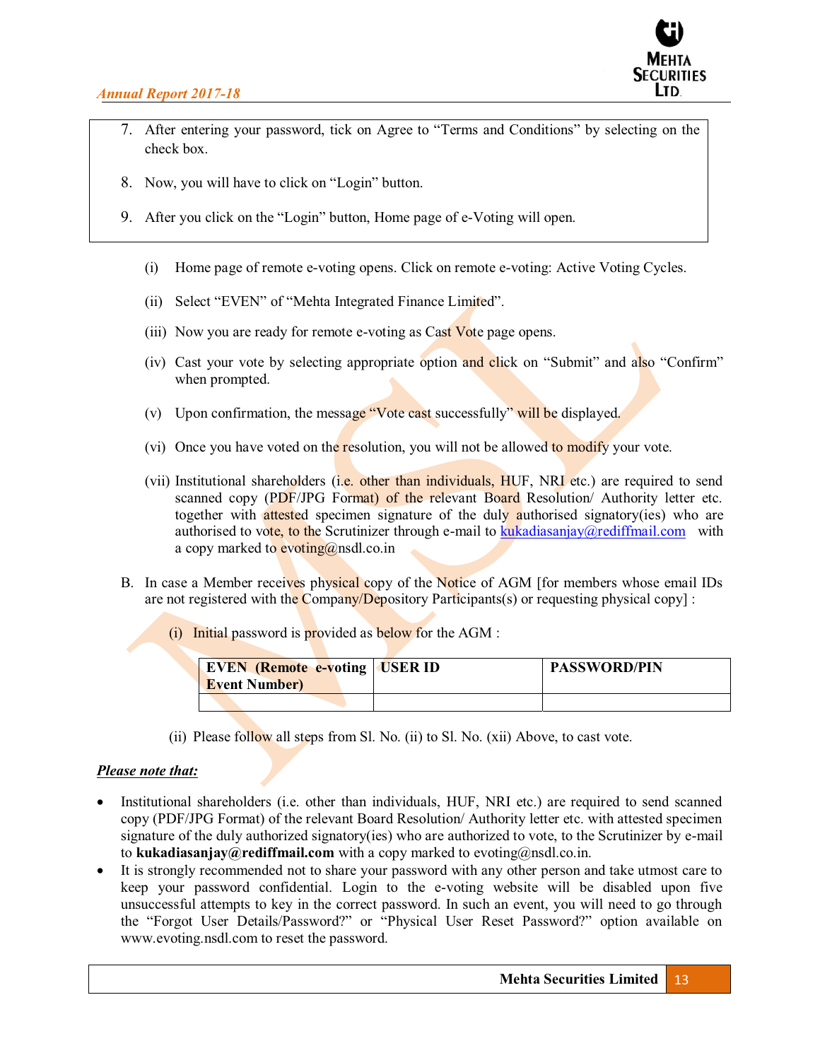7. After entering your password, tick on Agree to "Terms and Conditions" by selecting on the check box.

8. Now, you will have to click on "Login" button.

9. After you click on the "Login" button, Home page of e-Voting will open.

(i) Home page of remote e-voting opens. Click on remote e-voting: Active Voting Cycles.

(ii) Select "EVEN" of "Mehta Integrated Finance Limited".

(iii) Now you are ready for remote e-voting as Cast Vote page opens.

(iv) Cast your vote by selecting appropriate option and click on "Submit" and also "Confirm" when prompted.

(v) Upon confirmation, the message "Vote cast successfully" will be displayed.

(vi) Once you have voted on the resolution, you will not be allowed to modify your vote.

(vii) Institutional shareholders (i.e. other than individuals, HUF, NRI etc.) are required to send scanned copy (PDF/JPG Format) of the relevant Board Resolution/ Authority letter etc. together with attested specimen signature of the duly authorised signatory(ies) who are authorised to vote, to the Scrutinizer through e-mail to kukadiasanjay@rediffmail.com with a copy marked to evoting@nsdl.co.in

B. In case a Member receives physical copy of the Notice of AGM [for members whose email IDs are not registered with the Company/Depository Participants(s) or requesting physical copy] :

(i) Initial password is provided as below for the AGM :

| EVEN (Remote e-voting Event Number) | USER ID | PASSWORD/PIN |
|---|---|---|
| | | |

(ii) Please follow all steps from Sl. No. (ii) to Sl. No. (xii) Above, to cast vote.

***Please note that:***

- Institutional shareholders (i.e. other than individuals, HUF, NRI etc.) are required to send scanned copy (PDF/JPG Format) of the relevant Board Resolution/ Authority letter etc. with attested specimen signature of the duly authorized signatory(ies) who are authorized to vote, to the Scrutinizer by e-mail to **kukadiasanjay@rediffmail.com** with a copy marked to evoting@nsdl.co.in.
- It is strongly recommended not to share your password with any other person and take utmost care to keep your password confidential. Login to the e-voting website will be disabled upon five unsuccessful attempts to key in the correct password. In such an event, you will need to go through the "Forgot User Details/Password?" or "Physical User Reset Password?" option available on www.evoting.nsdl.com to reset the password.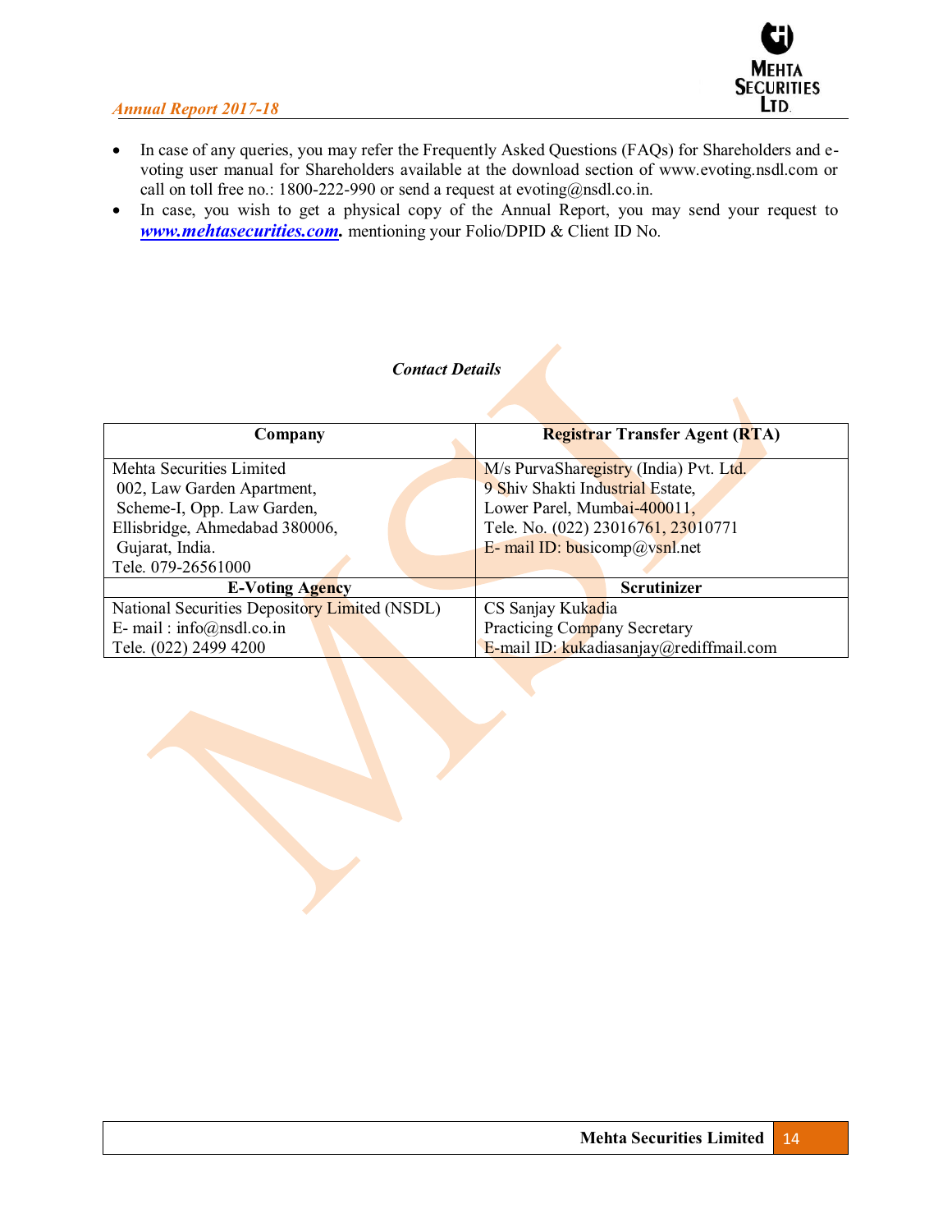- In case of any queries, you may refer the Frequently Asked Questions (FAQs) for Shareholders and e-voting user manual for Shareholders available at the download section of www.evoting.nsdl.com or call on toll free no.: 1800-222-990 or send a request at evoting@nsdl.co.in.
- In case, you wish to get a physical copy of the Annual Report, you may send your request to ***www.mehtasecurities.com.*** mentioning your Folio/DPID & Client ID No.

***Contact Details***

| Company | Registrar Transfer Agent (RTA) |
|---|---|
| Mehta Securities Limited<br>002, Law Garden Apartment,<br>Scheme-I, Opp. Law Garden,<br>Ellisbridge, Ahmedabad 380006,<br>Gujarat, India.<br>Tele. 079-26561000 | M/s PurvaSharegistry (India) Pvt. Ltd.<br>9 Shiv Shakti Industrial Estate,<br>Lower Parel, Mumbai-400011,<br>Tele. No. (022) 23016761, 23010771<br>E- mail ID: busicomp@vsnl.net |
| **E-Voting Agency** | **Scrutinizer** |
| National Securities Depository Limited (NSDL)<br>E- mail : info@nsdl.co.in<br>Tele. (022) 2499 4200 | CS Sanjay Kukadia<br>Practicing Company Secretary<br>E-mail ID: kukadiasanjay@rediffmail.com |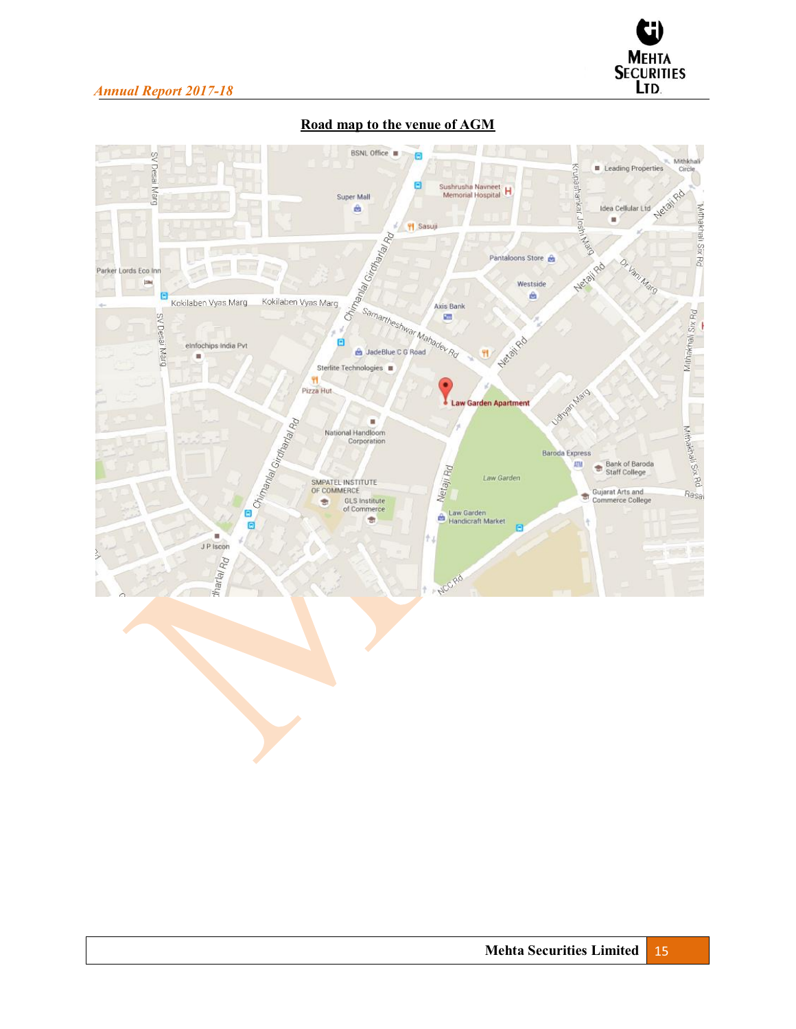## Road map to the venue of AGM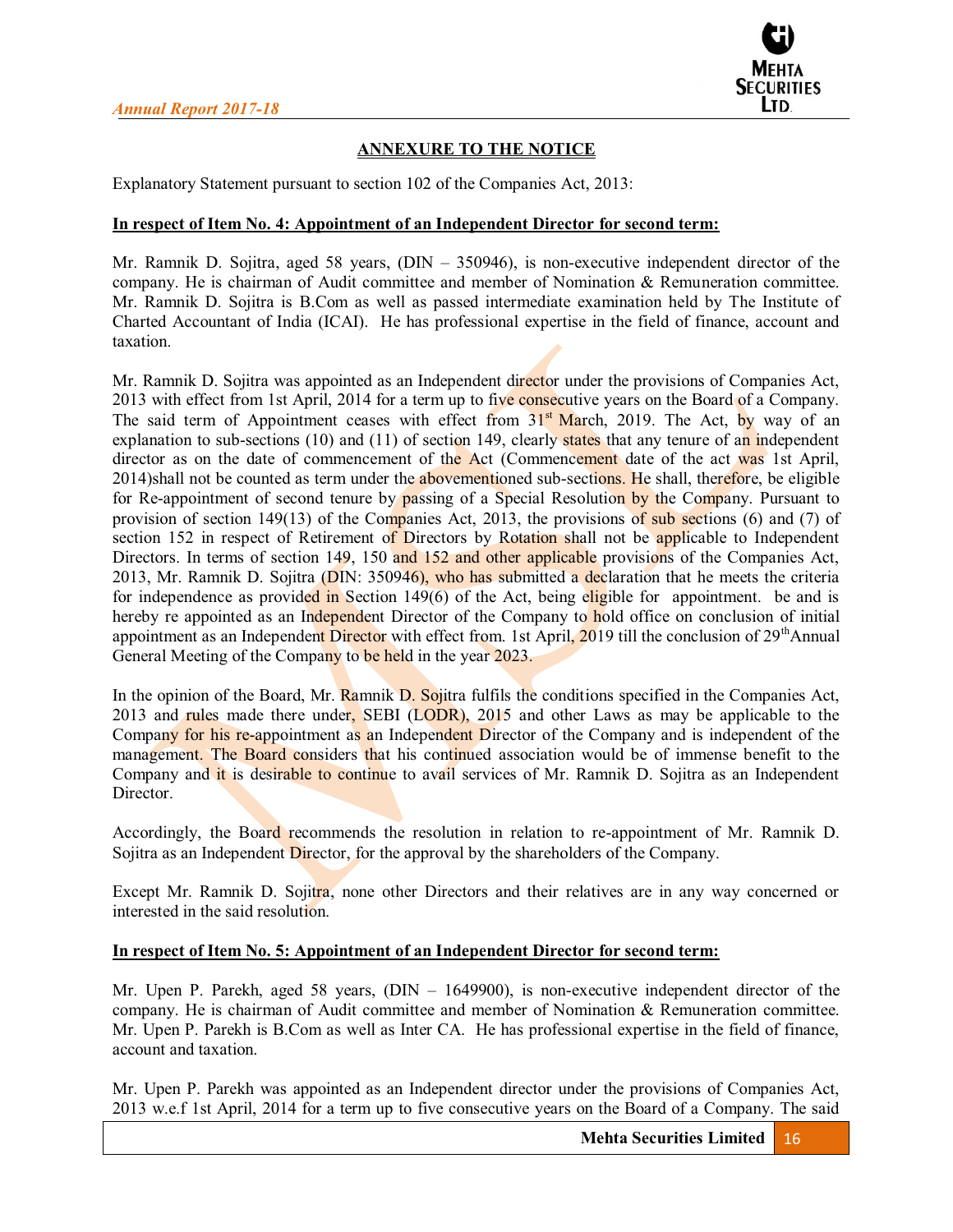## ANNEXURE TO THE NOTICE

Explanatory Statement pursuant to section 102 of the Companies Act, 2013:

**In respect of Item No. 4: Appointment of an Independent Director for second term:**

Mr. Ramnik D. Sojitra, aged 58 years, (DIN – 350946), is non-executive independent director of the company. He is chairman of Audit committee and member of Nomination & Remuneration committee. Mr. Ramnik D. Sojitra is B.Com as well as passed intermediate examination held by The Institute of Charted Accountant of India (ICAI). He has professional expertise in the field of finance, account and taxation.

Mr. Ramnik D. Sojitra was appointed as an Independent director under the provisions of Companies Act, 2013 with effect from 1st April, 2014 for a term up to five consecutive years on the Board of a Company. The said term of Appointment ceases with effect from 31st March, 2019. The Act, by way of an explanation to sub-sections (10) and (11) of section 149, clearly states that any tenure of an independent director as on the date of commencement of the Act (Commencement date of the act was 1st April, 2014)shall not be counted as term under the abovementioned sub-sections. He shall, therefore, be eligible for Re-appointment of second tenure by passing of a Special Resolution by the Company. Pursuant to provision of section 149(13) of the Companies Act, 2013, the provisions of sub sections (6) and (7) of section 152 in respect of Retirement of Directors by Rotation shall not be applicable to Independent Directors. In terms of section 149, 150 and 152 and other applicable provisions of the Companies Act, 2013, Mr. Ramnik D. Sojitra (DIN: 350946), who has submitted a declaration that he meets the criteria for independence as provided in Section 149(6) of the Act, being eligible for appointment. be and is hereby re appointed as an Independent Director of the Company to hold office on conclusion of initial appointment as an Independent Director with effect from. 1st April, 2019 till the conclusion of 29thAnnual General Meeting of the Company to be held in the year 2023.

In the opinion of the Board, Mr. Ramnik D. Sojitra fulfils the conditions specified in the Companies Act, 2013 and rules made there under, SEBI (LODR), 2015 and other Laws as may be applicable to the Company for his re-appointment as an Independent Director of the Company and is independent of the management. The Board considers that his continued association would be of immense benefit to the Company and it is desirable to continue to avail services of Mr. Ramnik D. Sojitra as an Independent Director.

Accordingly, the Board recommends the resolution in relation to re-appointment of Mr. Ramnik D. Sojitra as an Independent Director, for the approval by the shareholders of the Company.

Except Mr. Ramnik D. Sojitra, none other Directors and their relatives are in any way concerned or interested in the said resolution.

**In respect of Item No. 5: Appointment of an Independent Director for second term:**

Mr. Upen P. Parekh, aged 58 years, (DIN – 1649900), is non-executive independent director of the company. He is chairman of Audit committee and member of Nomination & Remuneration committee. Mr. Upen P. Parekh is B.Com as well as Inter CA. He has professional expertise in the field of finance, account and taxation.

Mr. Upen P. Parekh was appointed as an Independent director under the provisions of Companies Act, 2013 w.e.f 1st April, 2014 for a term up to five consecutive years on the Board of a Company. The said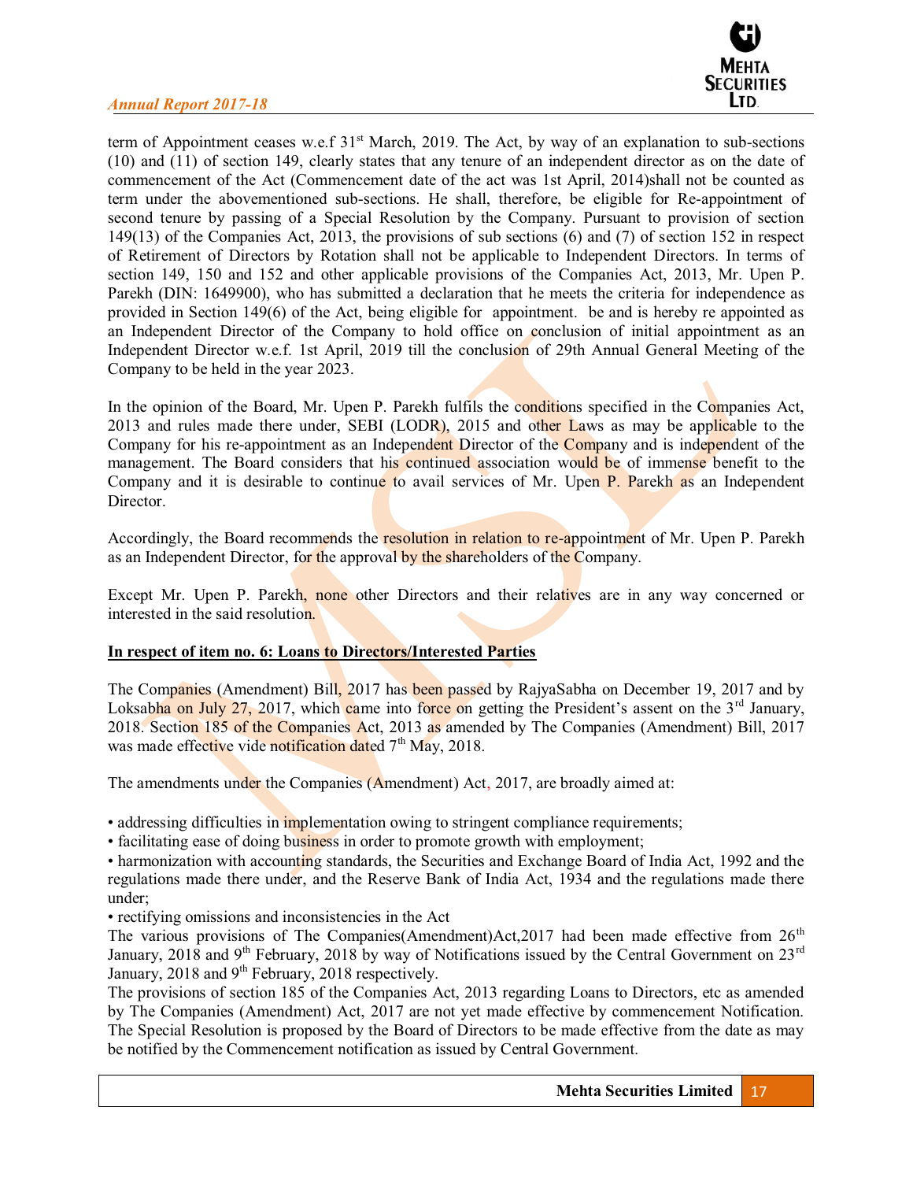term of Appointment ceases w.e.f 31st March, 2019. The Act, by way of an explanation to sub-sections (10) and (11) of section 149, clearly states that any tenure of an independent director as on the date of commencement of the Act (Commencement date of the act was 1st April, 2014)shall not be counted as term under the abovementioned sub-sections. He shall, therefore, be eligible for Re-appointment of second tenure by passing of a Special Resolution by the Company. Pursuant to provision of section 149(13) of the Companies Act, 2013, the provisions of sub sections (6) and (7) of section 152 in respect of Retirement of Directors by Rotation shall not be applicable to Independent Directors. In terms of section 149, 150 and 152 and other applicable provisions of the Companies Act, 2013, Mr. Upen P. Parekh (DIN: 1649900), who has submitted a declaration that he meets the criteria for independence as provided in Section 149(6) of the Act, being eligible for appointment. be and is hereby re appointed as an Independent Director of the Company to hold office on conclusion of initial appointment as an Independent Director w.e.f. 1st April, 2019 till the conclusion of 29th Annual General Meeting of the Company to be held in the year 2023.

In the opinion of the Board, Mr. Upen P. Parekh fulfils the conditions specified in the Companies Act, 2013 and rules made there under, SEBI (LODR), 2015 and other Laws as may be applicable to the Company for his re-appointment as an Independent Director of the Company and is independent of the management. The Board considers that his continued association would be of immense benefit to the Company and it is desirable to continue to avail services of Mr. Upen P. Parekh as an Independent Director.

Accordingly, the Board recommends the resolution in relation to re-appointment of Mr. Upen P. Parekh as an Independent Director, for the approval by the shareholders of the Company.

Except Mr. Upen P. Parekh, none other Directors and their relatives are in any way concerned or interested in the said resolution.

**In respect of item no. 6: Loans to Directors/Interested Parties**

The Companies (Amendment) Bill, 2017 has been passed by RajyaSabha on December 19, 2017 and by Loksabha on July 27, 2017, which came into force on getting the President's assent on the 3rd January, 2018. Section 185 of the Companies Act, 2013 as amended by The Companies (Amendment) Bill, 2017 was made effective vide notification dated 7th May, 2018.

The amendments under the Companies (Amendment) Act, 2017, are broadly aimed at:

- addressing difficulties in implementation owing to stringent compliance requirements;
- facilitating ease of doing business in order to promote growth with employment;
- harmonization with accounting standards, the Securities and Exchange Board of India Act, 1992 and the regulations made there under, and the Reserve Bank of India Act, 1934 and the regulations made there under;
- rectifying omissions and inconsistencies in the Act

The various provisions of The Companies(Amendment)Act,2017 had been made effective from 26th January, 2018 and 9th February, 2018 by way of Notifications issued by the Central Government on 23rd January, 2018 and 9th February, 2018 respectively.

The provisions of section 185 of the Companies Act, 2013 regarding Loans to Directors, etc as amended by The Companies (Amendment) Act, 2017 are not yet made effective by commencement Notification. The Special Resolution is proposed by the Board of Directors to be made effective from the date as may be notified by the Commencement notification as issued by Central Government.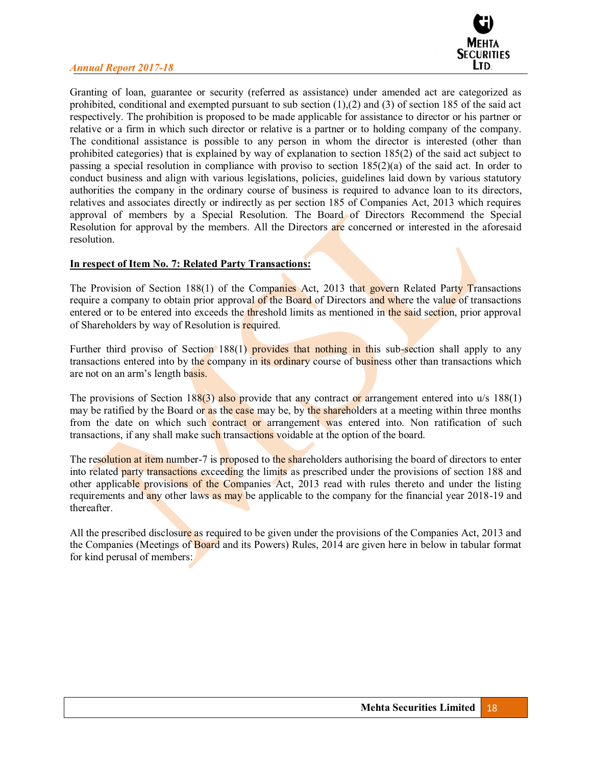Granting of loan, guarantee or security (referred as assistance) under amended act are categorized as prohibited, conditional and exempted pursuant to sub section (1),(2) and (3) of section 185 of the said act respectively. The prohibition is proposed to be made applicable for assistance to director or his partner or relative or a firm in which such director or relative is a partner or to holding company of the company. The conditional assistance is possible to any person in whom the director is interested (other than prohibited categories) that is explained by way of explanation to section 185(2) of the said act subject to passing a special resolution in compliance with proviso to section 185(2)(a) of the said act. In order to conduct business and align with various legislations, policies, guidelines laid down by various statutory authorities the company in the ordinary course of business is required to advance loan to its directors, relatives and associates directly or indirectly as per section 185 of Companies Act, 2013 which requires approval of members by a Special Resolution. The Board of Directors Recommend the Special Resolution for approval by the members. All the Directors are concerned or interested in the aforesaid resolution.

**In respect of Item No. 7: Related Party Transactions:**

The Provision of Section 188(1) of the Companies Act, 2013 that govern Related Party Transactions require a company to obtain prior approval of the Board of Directors and where the value of transactions entered or to be entered into exceeds the threshold limits as mentioned in the said section, prior approval of Shareholders by way of Resolution is required.

Further third proviso of Section 188(1) provides that nothing in this sub-section shall apply to any transactions entered into by the company in its ordinary course of business other than transactions which are not on an arm's length basis.

The provisions of Section 188(3) also provide that any contract or arrangement entered into u/s 188(1) may be ratified by the Board or as the case may be, by the shareholders at a meeting within three months from the date on which such contract or arrangement was entered into. Non ratification of such transactions, if any shall make such transactions voidable at the option of the board.

The resolution at item number-7 is proposed to the shareholders authorising the board of directors to enter into related party transactions exceeding the limits as prescribed under the provisions of section 188 and other applicable provisions of the Companies Act, 2013 read with rules thereto and under the listing requirements and any other laws as may be applicable to the company for the financial year 2018-19 and thereafter.

All the prescribed disclosure as required to be given under the provisions of the Companies Act, 2013 and the Companies (Meetings of Board and its Powers) Rules, 2014 are given here in below in tabular format for kind perusal of members: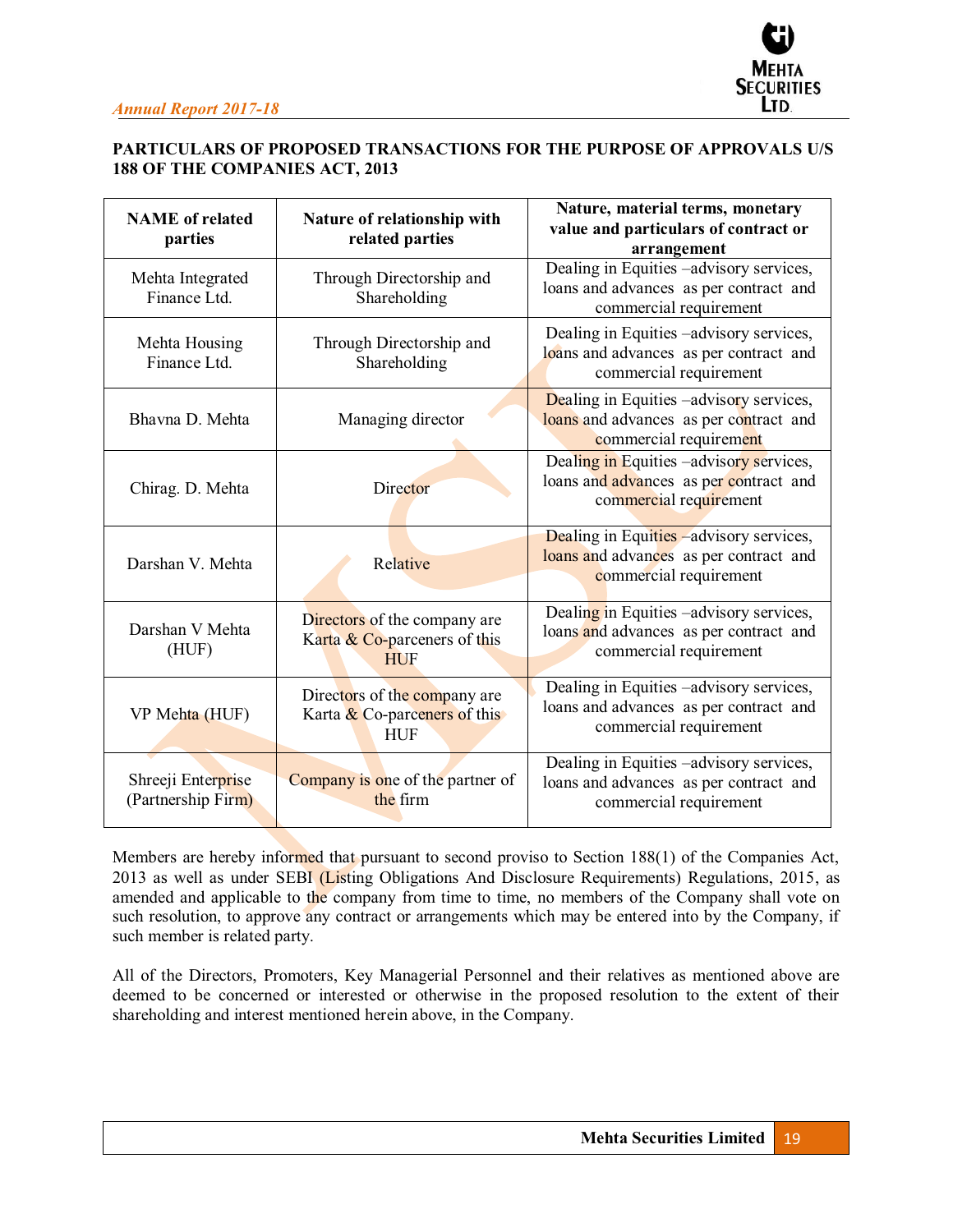## PARTICULARS OF PROPOSED TRANSACTIONS FOR THE PURPOSE OF APPROVALS U/S 188 OF THE COMPANIES ACT, 2013

| NAME of related parties | Nature of relationship with related parties | Nature, material terms, monetary value and particulars of contract or arrangement |
|---|---|---|
| Mehta Integrated Finance Ltd. | Through Directorship and Shareholding | Dealing in Equities –advisory services, loans and advances as per contract and commercial requirement |
| Mehta Housing Finance Ltd. | Through Directorship and Shareholding | Dealing in Equities –advisory services, loans and advances as per contract and commercial requirement |
| Bhavna D. Mehta | Managing director | Dealing in Equities –advisory services, loans and advances as per contract and commercial requirement |
| Chirag. D. Mehta | Director | Dealing in Equities –advisory services, loans and advances as per contract and commercial requirement |
| Darshan V. Mehta | Relative | Dealing in Equities –advisory services, loans and advances as per contract and commercial requirement |
| Darshan V Mehta (HUF) | Directors of the company are Karta & Co-parceners of this HUF | Dealing in Equities –advisory services, loans and advances as per contract and commercial requirement |
| VP Mehta (HUF) | Directors of the company are Karta & Co-parceners of this HUF | Dealing in Equities –advisory services, loans and advances as per contract and commercial requirement |
| Shreeji Enterprise (Partnership Firm) | Company is one of the partner of the firm | Dealing in Equities –advisory services, loans and advances as per contract and commercial requirement |

Members are hereby informed that pursuant to second proviso to Section 188(1) of the Companies Act, 2013 as well as under SEBI (Listing Obligations And Disclosure Requirements) Regulations, 2015, as amended and applicable to the company from time to time, no members of the Company shall vote on such resolution, to approve any contract or arrangements which may be entered into by the Company, if such member is related party.

All of the Directors, Promoters, Key Managerial Personnel and their relatives as mentioned above are deemed to be concerned or interested or otherwise in the proposed resolution to the extent of their shareholding and interest mentioned herein above, in the Company.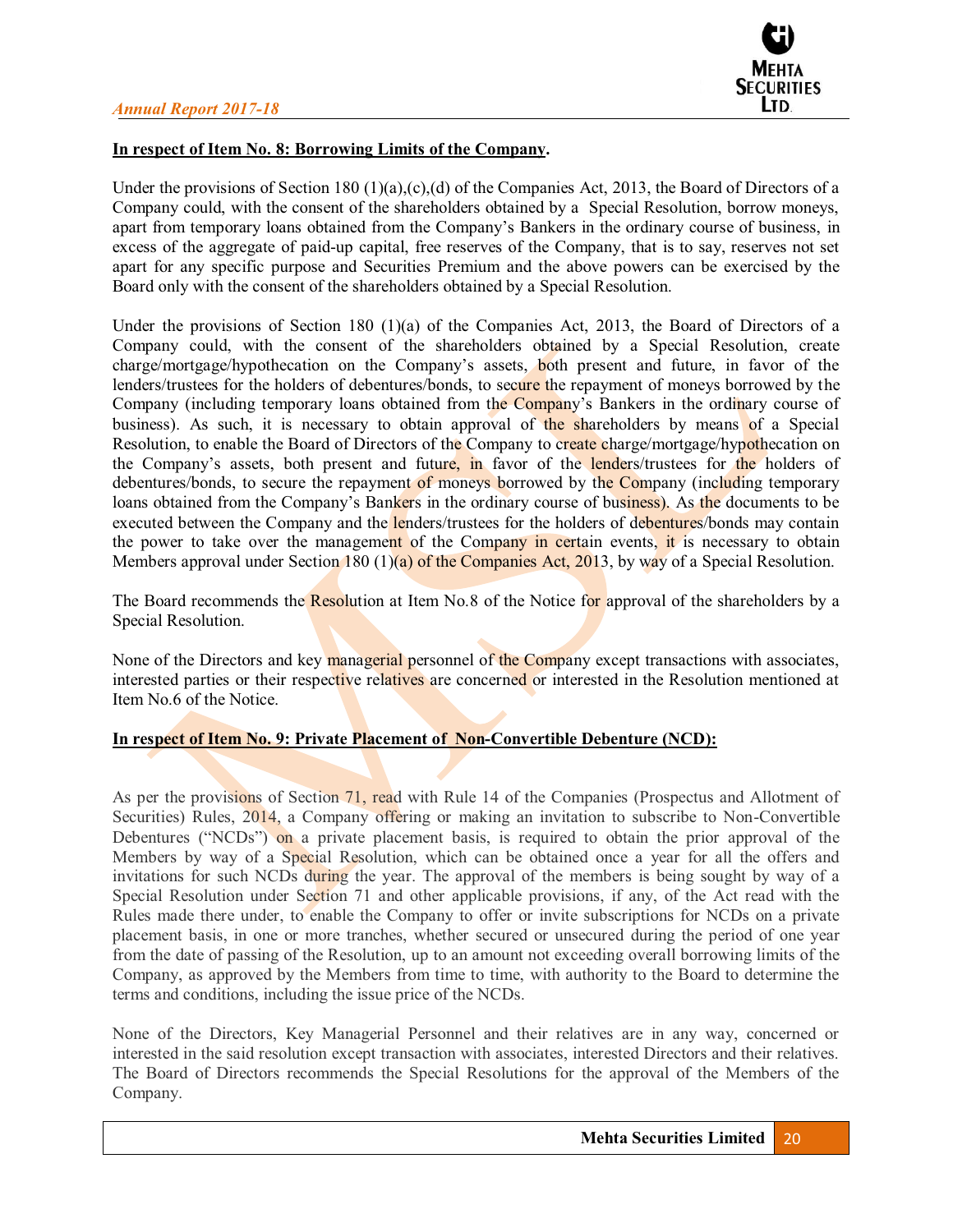**In respect of Item No. 8: Borrowing Limits of the Company.**

Under the provisions of Section 180 (1)(a),(c),(d) of the Companies Act, 2013, the Board of Directors of a Company could, with the consent of the shareholders obtained by a Special Resolution, borrow moneys, apart from temporary loans obtained from the Company's Bankers in the ordinary course of business, in excess of the aggregate of paid-up capital, free reserves of the Company, that is to say, reserves not set apart for any specific purpose and Securities Premium and the above powers can be exercised by the Board only with the consent of the shareholders obtained by a Special Resolution.

Under the provisions of Section 180 (1)(a) of the Companies Act, 2013, the Board of Directors of a Company could, with the consent of the shareholders obtained by a Special Resolution, create charge/mortgage/hypothecation on the Company's assets, both present and future, in favor of the lenders/trustees for the holders of debentures/bonds, to secure the repayment of moneys borrowed by the Company (including temporary loans obtained from the Company's Bankers in the ordinary course of business). As such, it is necessary to obtain approval of the shareholders by means of a Special Resolution, to enable the Board of Directors of the Company to create charge/mortgage/hypothecation on the Company's assets, both present and future, in favor of the lenders/trustees for the holders of debentures/bonds, to secure the repayment of moneys borrowed by the Company (including temporary loans obtained from the Company's Bankers in the ordinary course of business). As the documents to be executed between the Company and the lenders/trustees for the holders of debentures/bonds may contain the power to take over the management of the Company in certain events, it is necessary to obtain Members approval under Section 180 (1)(a) of the Companies Act, 2013, by way of a Special Resolution.

The Board recommends the Resolution at Item No.8 of the Notice for approval of the shareholders by a Special Resolution.

None of the Directors and key managerial personnel of the Company except transactions with associates, interested parties or their respective relatives are concerned or interested in the Resolution mentioned at Item No.6 of the Notice.

**In respect of Item No. 9: Private Placement of Non-Convertible Debenture (NCD):**

As per the provisions of Section 71, read with Rule 14 of the Companies (Prospectus and Allotment of Securities) Rules, 2014, a Company offering or making an invitation to subscribe to Non-Convertible Debentures ("NCDs") on a private placement basis, is required to obtain the prior approval of the Members by way of a Special Resolution, which can be obtained once a year for all the offers and invitations for such NCDs during the year. The approval of the members is being sought by way of a Special Resolution under Section 71 and other applicable provisions, if any, of the Act read with the Rules made there under, to enable the Company to offer or invite subscriptions for NCDs on a private placement basis, in one or more tranches, whether secured or unsecured during the period of one year from the date of passing of the Resolution, up to an amount not exceeding overall borrowing limits of the Company, as approved by the Members from time to time, with authority to the Board to determine the terms and conditions, including the issue price of the NCDs.

None of the Directors, Key Managerial Personnel and their relatives are in any way, concerned or interested in the said resolution except transaction with associates, interested Directors and their relatives. The Board of Directors recommends the Special Resolutions for the approval of the Members of the Company.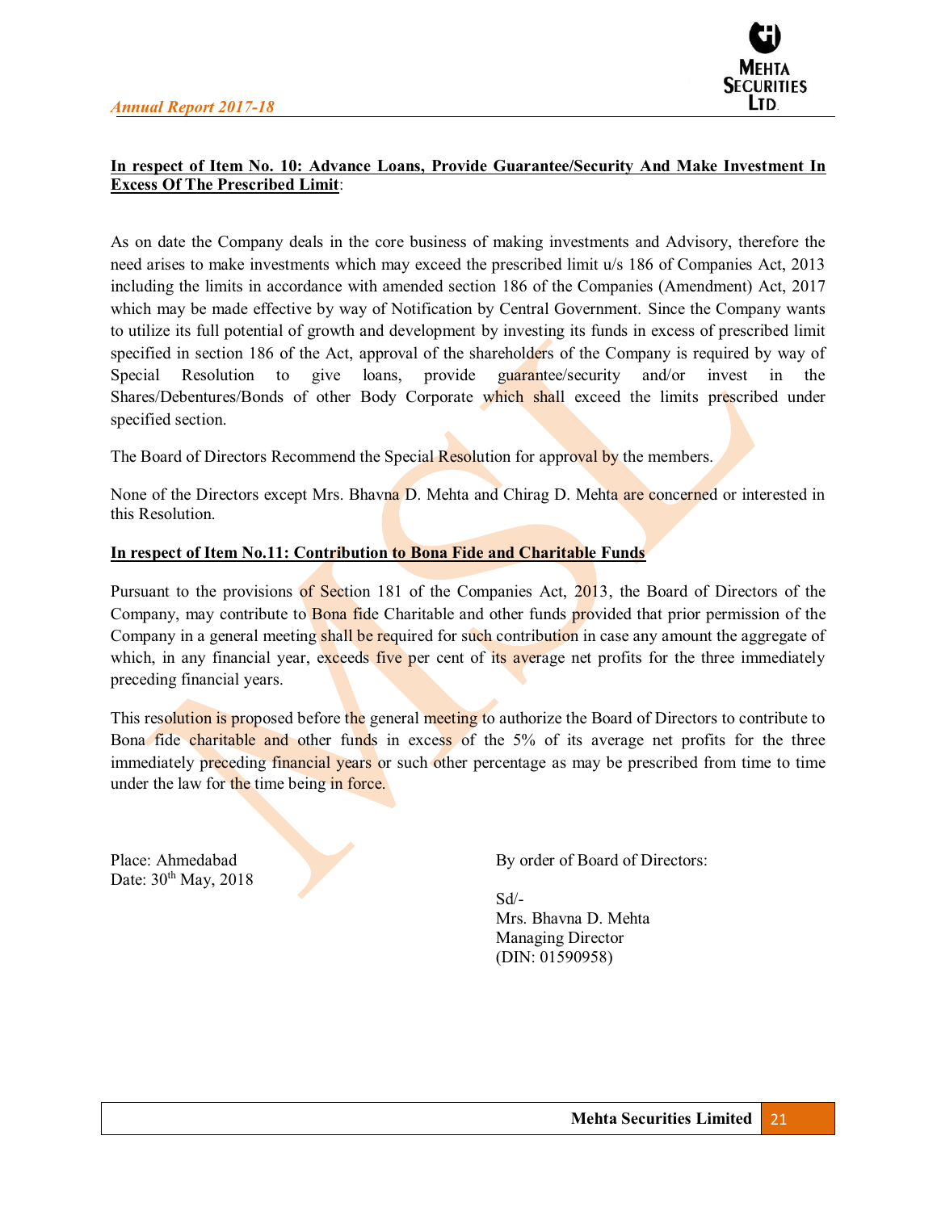**In respect of Item No. 10: Advance Loans, Provide Guarantee/Security And Make Investment In Excess Of The Prescribed Limit**:

As on date the Company deals in the core business of making investments and Advisory, therefore the need arises to make investments which may exceed the prescribed limit u/s 186 of Companies Act, 2013 including the limits in accordance with amended section 186 of the Companies (Amendment) Act, 2017 which may be made effective by way of Notification by Central Government. Since the Company wants to utilize its full potential of growth and development by investing its funds in excess of prescribed limit specified in section 186 of the Act, approval of the shareholders of the Company is required by way of Special Resolution to give loans, provide guarantee/security and/or invest in the Shares/Debentures/Bonds of other Body Corporate which shall exceed the limits prescribed under specified section.

The Board of Directors Recommend the Special Resolution for approval by the members.

None of the Directors except Mrs. Bhavna D. Mehta and Chirag D. Mehta are concerned or interested in this Resolution.

**In respect of Item No.11: Contribution to Bona Fide and Charitable Funds**

Pursuant to the provisions of Section 181 of the Companies Act, 2013, the Board of Directors of the Company, may contribute to Bona fide Charitable and other funds provided that prior permission of the Company in a general meeting shall be required for such contribution in case any amount the aggregate of which, in any financial year, exceeds five per cent of its average net profits for the three immediately preceding financial years.

This resolution is proposed before the general meeting to authorize the Board of Directors to contribute to Bona fide charitable and other funds in excess of the 5% of its average net profits for the three immediately preceding financial years or such other percentage as may be prescribed from time to time under the law for the time being in force.

Place: Ahmedabad
Date: 30th May, 2018

By order of Board of Directors:

Sd/-
Mrs. Bhavna D. Mehta
Managing Director
(DIN: 01590958)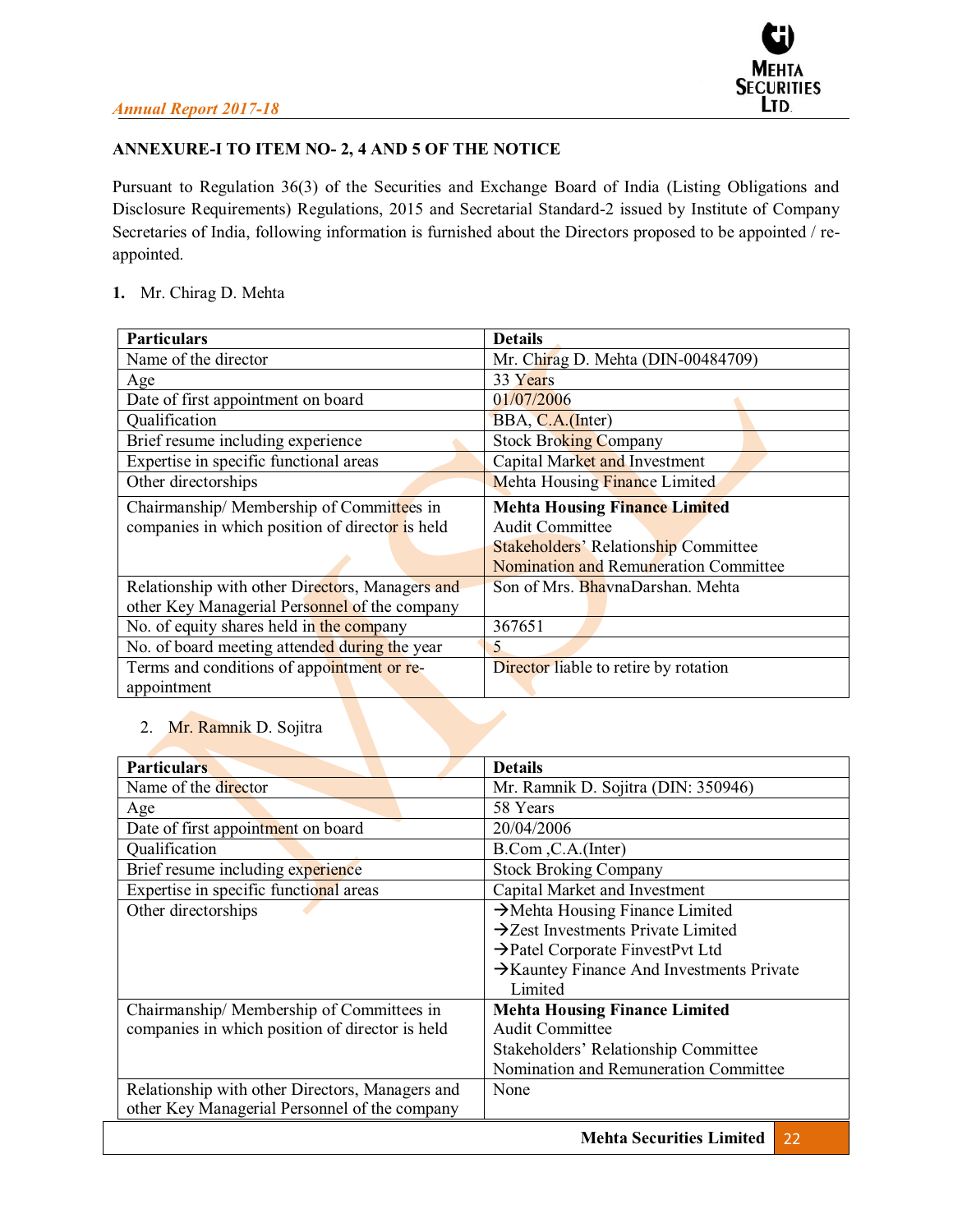## ANNEXURE-I TO ITEM NO- 2, 4 AND 5 OF THE NOTICE

Pursuant to Regulation 36(3) of the Securities and Exchange Board of India (Listing Obligations and Disclosure Requirements) Regulations, 2015 and Secretarial Standard-2 issued by Institute of Company Secretaries of India, following information is furnished about the Directors proposed to be appointed / re-appointed.

1. Mr. Chirag D. Mehta

| Particulars | Details |
|---|---|
| Name of the director | Mr. Chirag D. Mehta (DIN-00484709) |
| Age | 33 Years |
| Date of first appointment on board | 01/07/2006 |
| Qualification | BBA, C.A.(Inter) |
| Brief resume including experience | Stock Broking Company |
| Expertise in specific functional areas | Capital Market and Investment |
| Other directorships | Mehta Housing Finance Limited |
| Chairmanship/ Membership of Committees in companies in which position of director is held | **Mehta Housing Finance Limited**<br>Audit Committee<br>Stakeholders' Relationship Committee<br>Nomination and Remuneration Committee |
| Relationship with other Directors, Managers and other Key Managerial Personnel of the company | Son of Mrs. BhavnaDarshan. Mehta |
| No. of equity shares held in the company | 367651 |
| No. of board meeting attended during the year | 5 |
| Terms and conditions of appointment or re-appointment | Director liable to retire by rotation |

2. Mr. Ramnik D. Sojitra

| Particulars | Details |
|---|---|
| Name of the director | Mr. Ramnik D. Sojitra (DIN: 350946) |
| Age | 58 Years |
| Date of first appointment on board | 20/04/2006 |
| Qualification | B.Com ,C.A.(Inter) |
| Brief resume including experience | Stock Broking Company |
| Expertise in specific functional areas | Capital Market and Investment |
| Other directorships | →Mehta Housing Finance Limited<br>→Zest Investments Private Limited<br>→Patel Corporate FinvestPvt Ltd<br>→Kauntey Finance And Investments Private Limited |
| Chairmanship/ Membership of Committees in companies in which position of director is held | **Mehta Housing Finance Limited**<br>Audit Committee<br>Stakeholders' Relationship Committee<br>Nomination and Remuneration Committee |
| Relationship with other Directors, Managers and other Key Managerial Personnel of the company | None |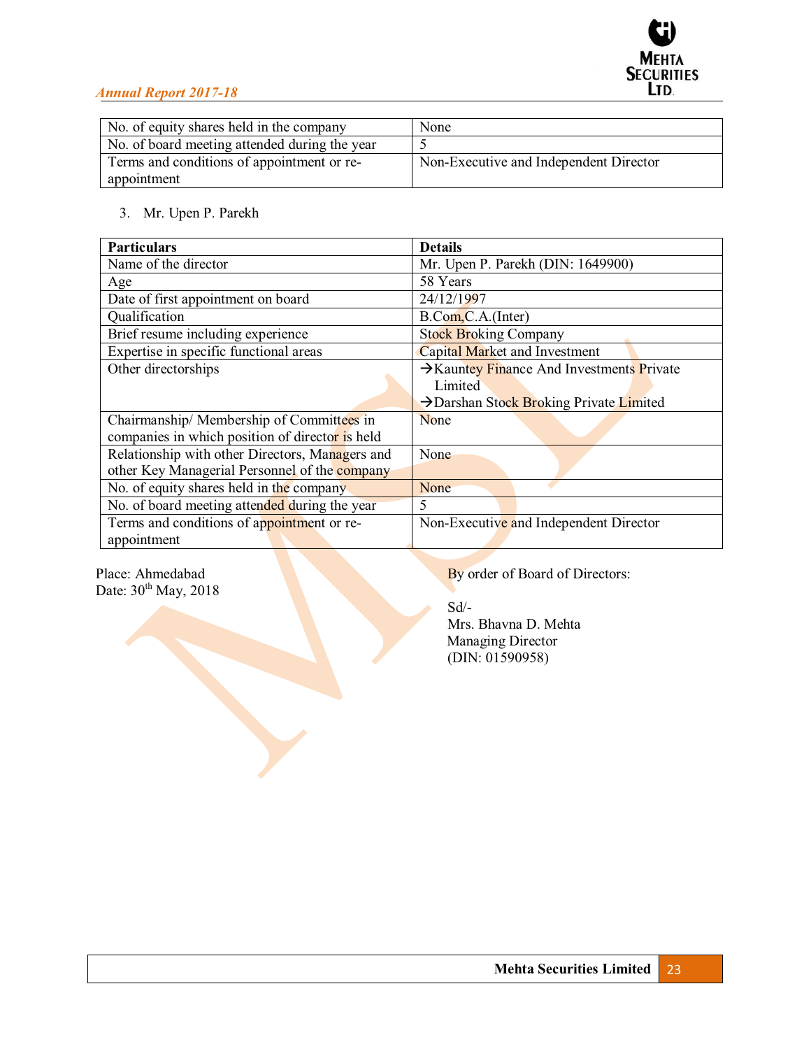| No. of equity shares held in the company | None |
|---|---|
| No. of board meeting attended during the year | 5 |
| Terms and conditions of appointment or re-appointment | Non-Executive and Independent Director |

3. Mr. Upen P. Parekh

| Particulars | Details |
|---|---|
| Name of the director | Mr. Upen P. Parekh (DIN: 1649900) |
| Age | 58 Years |
| Date of first appointment on board | 24/12/1997 |
| Qualification | B.Com,C.A.(Inter) |
| Brief resume including experience | Stock Broking Company |
| Expertise in specific functional areas | Capital Market and Investment |
| Other directorships | →Kauntey Finance And Investments Private Limited<br>→Darshan Stock Broking Private Limited |
| Chairmanship/ Membership of Committees in companies in which position of director is held | None |
| Relationship with other Directors, Managers and other Key Managerial Personnel of the company | None |
| No. of equity shares held in the company | None |
| No. of board meeting attended during the year | 5 |
| Terms and conditions of appointment or re-appointment | Non-Executive and Independent Director |

Place: Ahmedabad
Date: 30th May, 2018

By order of Board of Directors:

Sd/-
Mrs. Bhavna D. Mehta
Managing Director
(DIN: 01590958)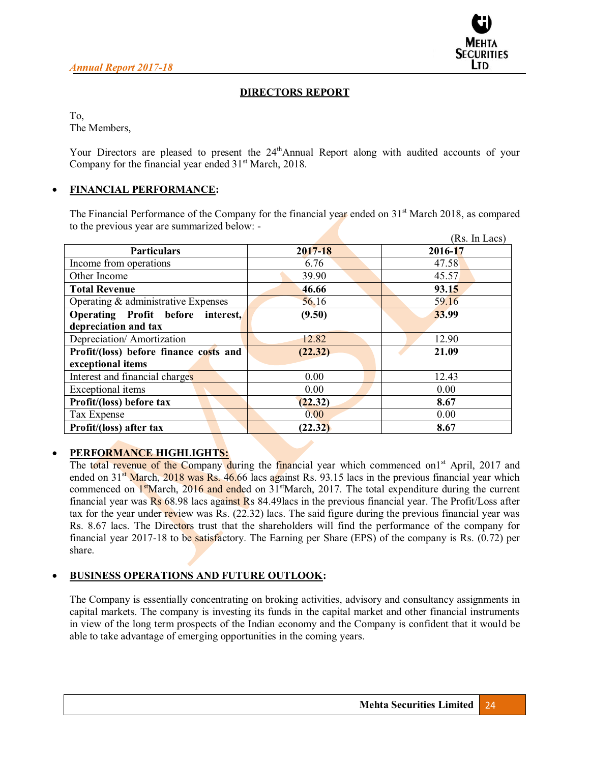## DIRECTORS REPORT

To,
The Members,

Your Directors are pleased to present the 24th Annual Report along with audited accounts of your Company for the financial year ended 31st March, 2018.

- **FINANCIAL PERFORMANCE:**

The Financial Performance of the Company for the financial year ended on 31st March 2018, as compared to the previous year are summarized below: -

(Rs. In Lacs)

| Particulars | 2017-18 | 2016-17 |
|---|---|---|
| Income from operations | 6.76 | 47.58 |
| Other Income | 39.90 | 45.57 |
| **Total Revenue** | **46.66** | **93.15** |
| Operating & administrative Expenses | 56.16 | 59.16 |
| **Operating Profit before interest, depreciation and tax** | **(9.50)** | **33.99** |
| Depreciation/ Amortization | 12.82 | 12.90 |
| **Profit/(loss) before finance costs and exceptional items** | **(22.32)** | **21.09** |
| Interest and financial charges | 0.00 | 12.43 |
| Exceptional items | 0.00 | 0.00 |
| **Profit/(loss) before tax** | **(22.32)** | **8.67** |
| Tax Expense | 0.00 | 0.00 |
| **Profit/(loss) after tax** | **(22.32)** | **8.67** |

- **PERFORMANCE HIGHLIGHTS:**

The total revenue of the Company during the financial year which commenced on1st April, 2017 and ended on 31st March, 2018 was Rs. 46.66 lacs against Rs. 93.15 lacs in the previous financial year which commenced on 1stMarch, 2016 and ended on 31stMarch, 2017. The total expenditure during the current financial year was Rs 68.98 lacs against Rs 84.49lacs in the previous financial year. The Profit/Loss after tax for the year under review was Rs. (22.32) lacs. The said figure during the previous financial year was Rs. 8.67 lacs. The Directors trust that the shareholders will find the performance of the company for financial year 2017-18 to be satisfactory. The Earning per Share (EPS) of the company is Rs. (0.72) per share.

- **BUSINESS OPERATIONS AND FUTURE OUTLOOK:**

The Company is essentially concentrating on broking activities, advisory and consultancy assignments in capital markets. The company is investing its funds in the capital market and other financial instruments in view of the long term prospects of the Indian economy and the Company is confident that it would be able to take advantage of emerging opportunities in the coming years.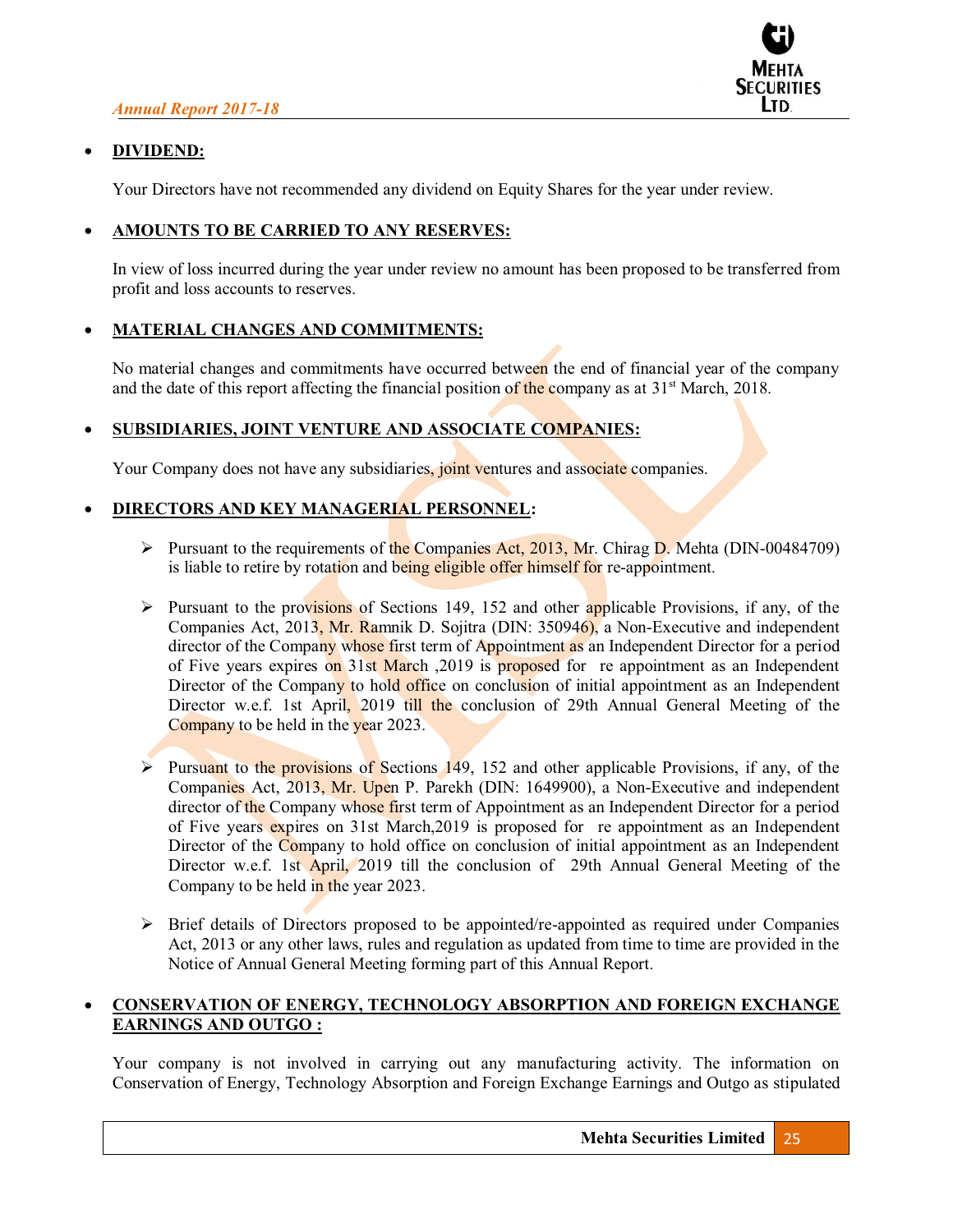- **DIVIDEND:**

  Your Directors have not recommended any dividend on Equity Shares for the year under review.

- **AMOUNTS TO BE CARRIED TO ANY RESERVES:**

  In view of loss incurred during the year under review no amount has been proposed to be transferred from profit and loss accounts to reserves.

- **MATERIAL CHANGES AND COMMITMENTS:**

  No material changes and commitments have occurred between the end of financial year of the company and the date of this report affecting the financial position of the company as at 31st March, 2018.

- **SUBSIDIARIES, JOINT VENTURE AND ASSOCIATE COMPANIES:**

  Your Company does not have any subsidiaries, joint ventures and associate companies.

- **DIRECTORS AND KEY MANAGERIAL PERSONNEL:**

  - Pursuant to the requirements of the Companies Act, 2013, Mr. Chirag D. Mehta (DIN-00484709) is liable to retire by rotation and being eligible offer himself for re-appointment.

  - Pursuant to the provisions of Sections 149, 152 and other applicable Provisions, if any, of the Companies Act, 2013, Mr. Ramnik D. Sojitra (DIN: 350946), a Non-Executive and independent director of the Company whose first term of Appointment as an Independent Director for a period of Five years expires on 31st March ,2019 is proposed for re appointment as an Independent Director of the Company to hold office on conclusion of initial appointment as an Independent Director w.e.f. 1st April, 2019 till the conclusion of 29th Annual General Meeting of the Company to be held in the year 2023.

  - Pursuant to the provisions of Sections 149, 152 and other applicable Provisions, if any, of the Companies Act, 2013, Mr. Upen P. Parekh (DIN: 1649900), a Non-Executive and independent director of the Company whose first term of Appointment as an Independent Director for a period of Five years expires on 31st March,2019 is proposed for re appointment as an Independent Director of the Company to hold office on conclusion of initial appointment as an Independent Director w.e.f. 1st April, 2019 till the conclusion of 29th Annual General Meeting of the Company to be held in the year 2023.

  - Brief details of Directors proposed to be appointed/re-appointed as required under Companies Act, 2013 or any other laws, rules and regulation as updated from time to time are provided in the Notice of Annual General Meeting forming part of this Annual Report.

- **CONSERVATION OF ENERGY, TECHNOLOGY ABSORPTION AND FOREIGN EXCHANGE EARNINGS AND OUTGO :**

  Your company is not involved in carrying out any manufacturing activity. The information on Conservation of Energy, Technology Absorption and Foreign Exchange Earnings and Outgo as stipulated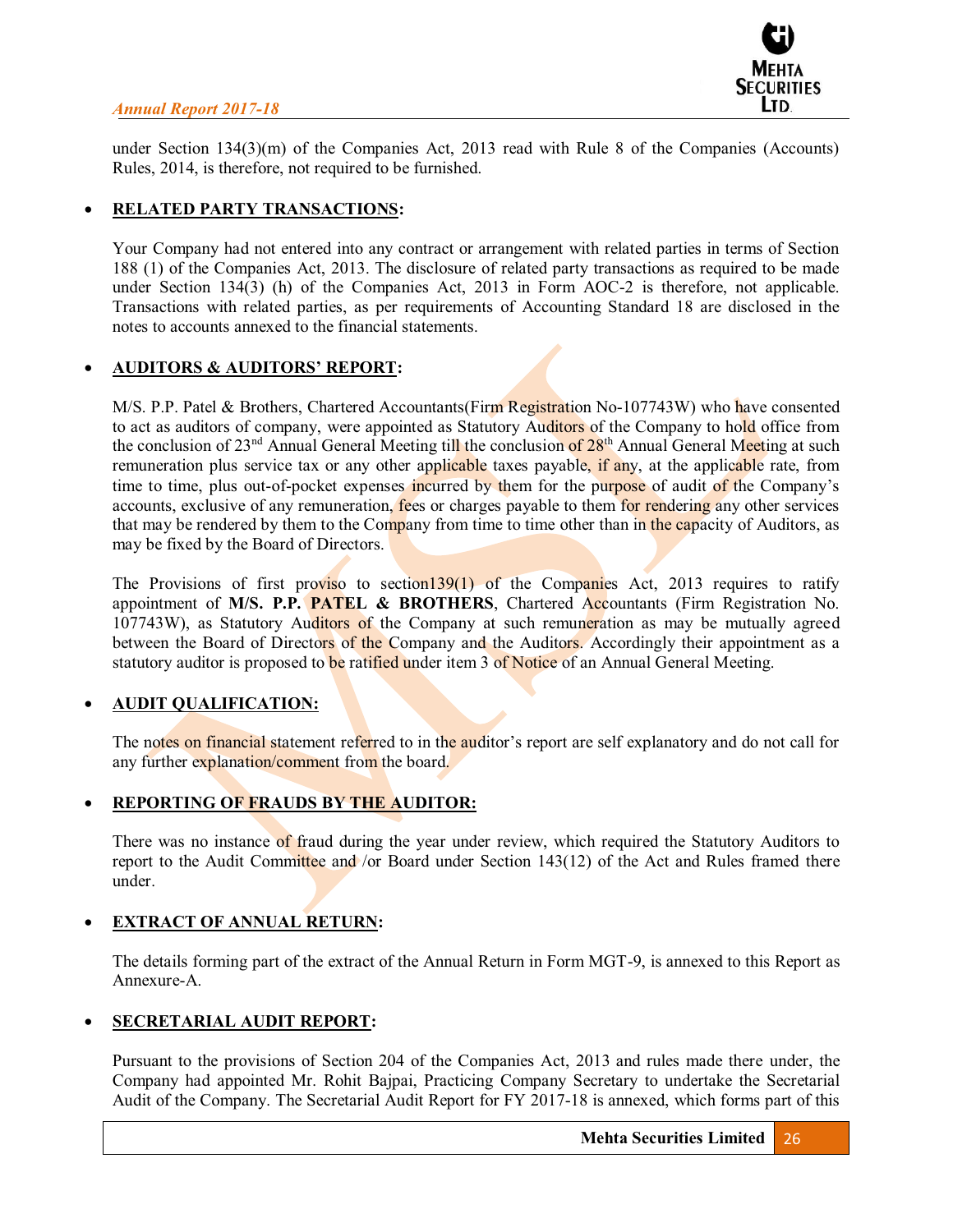under Section 134(3)(m) of the Companies Act, 2013 read with Rule 8 of the Companies (Accounts) Rules, 2014, is therefore, not required to be furnished.

- **RELATED PARTY TRANSACTIONS:**

Your Company had not entered into any contract or arrangement with related parties in terms of Section 188 (1) of the Companies Act, 2013. The disclosure of related party transactions as required to be made under Section 134(3) (h) of the Companies Act, 2013 in Form AOC-2 is therefore, not applicable. Transactions with related parties, as per requirements of Accounting Standard 18 are disclosed in the notes to accounts annexed to the financial statements.

- **AUDITORS & AUDITORS' REPORT:**

M/S. P.P. Patel & Brothers, Chartered Accountants(Firm Registration No-107743W) who have consented to act as auditors of company, were appointed as Statutory Auditors of the Company to hold office from the conclusion of 23rd Annual General Meeting till the conclusion of 28th Annual General Meeting at such remuneration plus service tax or any other applicable taxes payable, if any, at the applicable rate, from time to time, plus out-of-pocket expenses incurred by them for the purpose of audit of the Company's accounts, exclusive of any remuneration, fees or charges payable to them for rendering any other services that may be rendered by them to the Company from time to time other than in the capacity of Auditors, as may be fixed by the Board of Directors.

The Provisions of first proviso to section139(1) of the Companies Act, 2013 requires to ratify appointment of **M/S. P.P. PATEL & BROTHERS**, Chartered Accountants (Firm Registration No. 107743W), as Statutory Auditors of the Company at such remuneration as may be mutually agreed between the Board of Directors of the Company and the Auditors. Accordingly their appointment as a statutory auditor is proposed to be ratified under item 3 of Notice of an Annual General Meeting.

- **AUDIT QUALIFICATION:**

The notes on financial statement referred to in the auditor's report are self explanatory and do not call for any further explanation/comment from the board.

- **REPORTING OF FRAUDS BY THE AUDITOR:**

There was no instance of fraud during the year under review, which required the Statutory Auditors to report to the Audit Committee and /or Board under Section 143(12) of the Act and Rules framed there under.

- **EXTRACT OF ANNUAL RETURN:**

The details forming part of the extract of the Annual Return in Form MGT-9, is annexed to this Report as Annexure-A.

- **SECRETARIAL AUDIT REPORT:**

Pursuant to the provisions of Section 204 of the Companies Act, 2013 and rules made there under, the Company had appointed Mr. Rohit Bajpai, Practicing Company Secretary to undertake the Secretarial Audit of the Company. The Secretarial Audit Report for FY 2017-18 is annexed, which forms part of this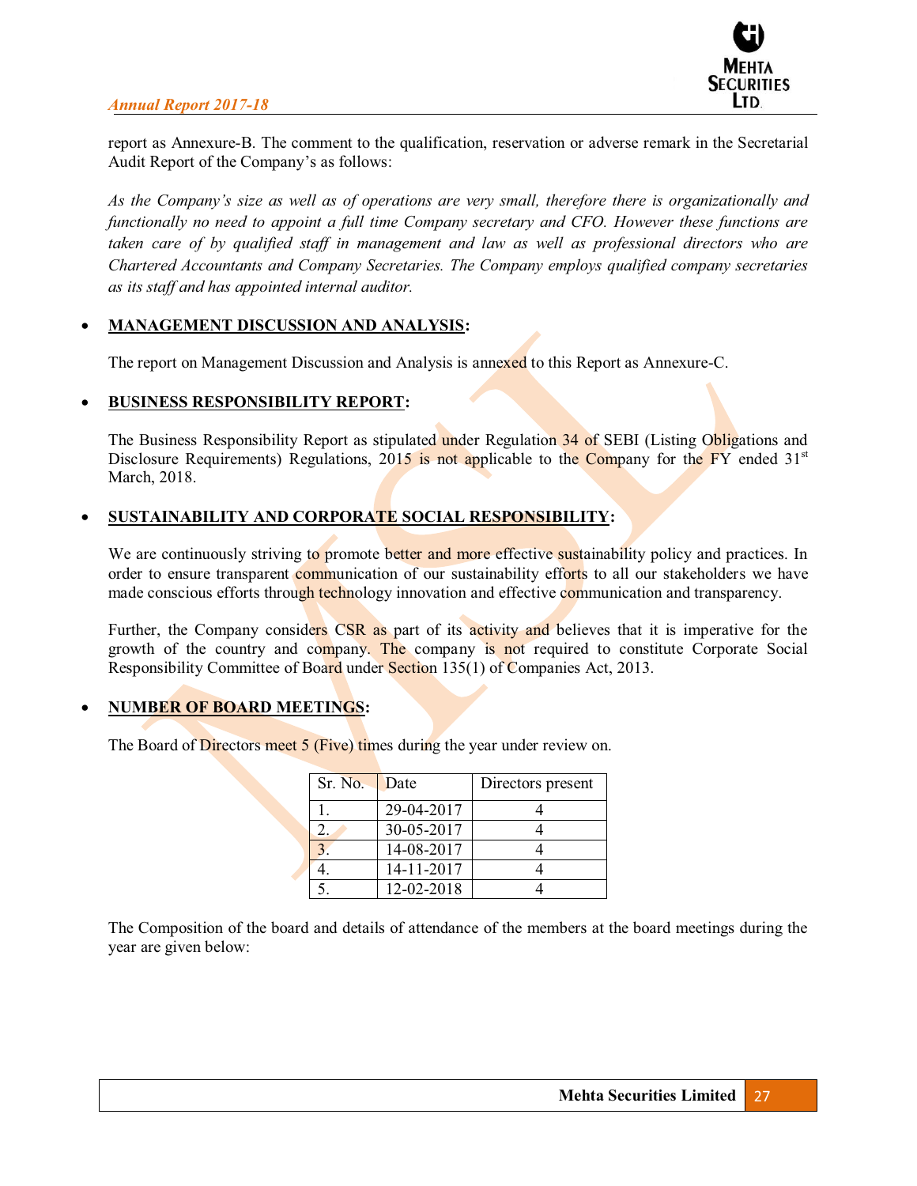report as Annexure-B. The comment to the qualification, reservation or adverse remark in the Secretarial Audit Report of the Company's as follows:

*As the Company's size as well as of operations are very small, therefore there is organizationally and functionally no need to appoint a full time Company secretary and CFO. However these functions are taken care of by qualified staff in management and law as well as professional directors who are Chartered Accountants and Company Secretaries. The Company employs qualified company secretaries as its staff and has appointed internal auditor.*

- **MANAGEMENT DISCUSSION AND ANALYSIS:**

  The report on Management Discussion and Analysis is annexed to this Report as Annexure-C.

- **BUSINESS RESPONSIBILITY REPORT:**

  The Business Responsibility Report as stipulated under Regulation 34 of SEBI (Listing Obligations and Disclosure Requirements) Regulations, 2015 is not applicable to the Company for the FY ended 31st March, 2018.

- **SUSTAINABILITY AND CORPORATE SOCIAL RESPONSIBILITY:**

  We are continuously striving to promote better and more effective sustainability policy and practices. In order to ensure transparent communication of our sustainability efforts to all our stakeholders we have made conscious efforts through technology innovation and effective communication and transparency.

  Further, the Company considers CSR as part of its activity and believes that it is imperative for the growth of the country and company. The company is not required to constitute Corporate Social Responsibility Committee of Board under Section 135(1) of Companies Act, 2013.

- **NUMBER OF BOARD MEETINGS:**

  The Board of Directors meet 5 (Five) times during the year under review on.

| Sr. No. | Date | Directors present |
|---|---|---|
| 1. | 29-04-2017 | 4 |
| 2. | 30-05-2017 | 4 |
| 3. | 14-08-2017 | 4 |
| 4. | 14-11-2017 | 4 |
| 5. | 12-02-2018 | 4 |

The Composition of the board and details of attendance of the members at the board meetings during the year are given below: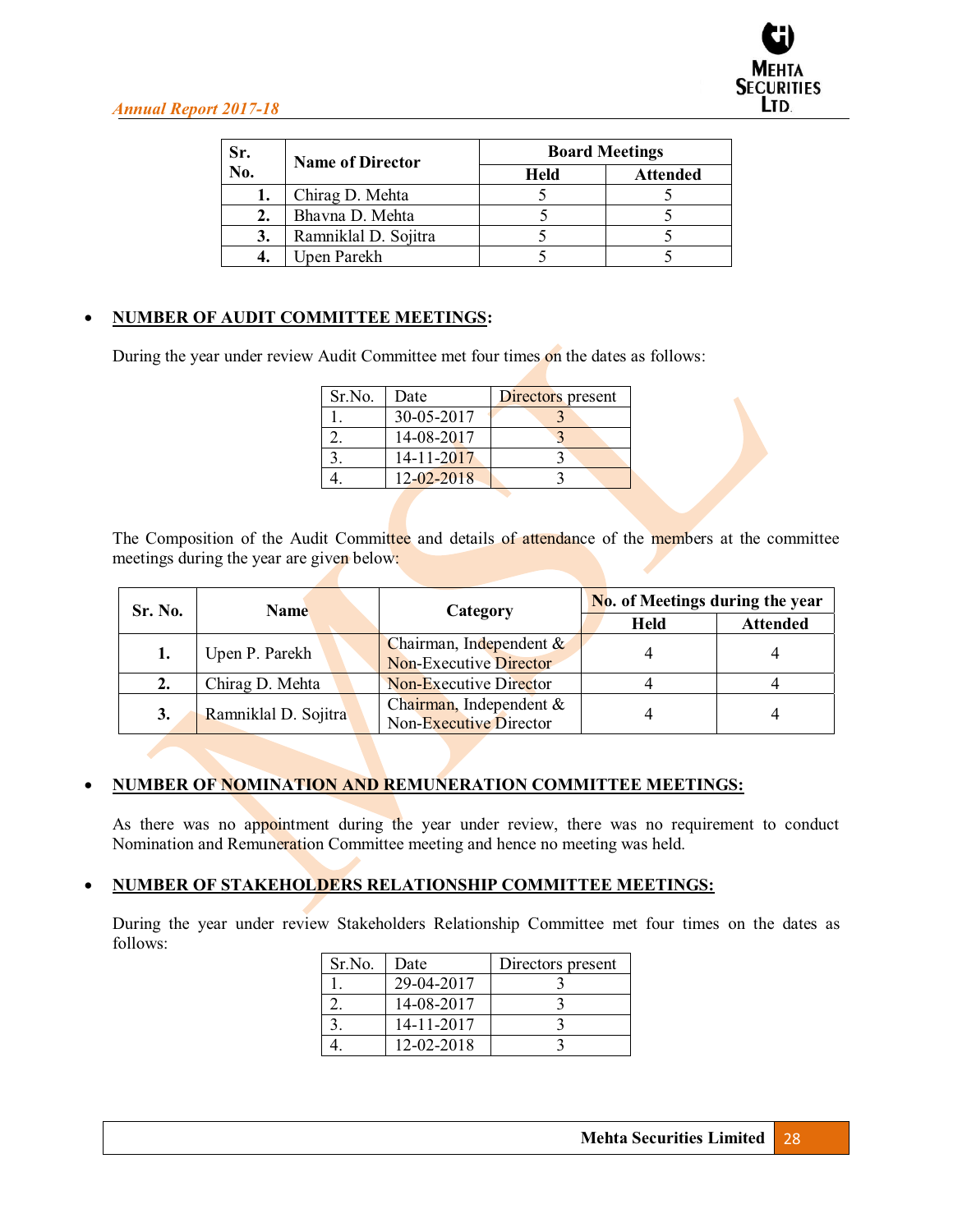| Sr. No. | Name of Director | Board Meetings | |
|---|---|---|---|
| | | Held | Attended |
| 1. | Chirag D. Mehta | 5 | 5 |
| 2. | Bhavna D. Mehta | 5 | 5 |
| 3. | Ramniklal D. Sojitra | 5 | 5 |
| 4. | Upen Parekh | 5 | 5 |

- **NUMBER OF AUDIT COMMITTEE MEETINGS:**

During the year under review Audit Committee met four times on the dates as follows:

| Sr.No. | Date | Directors present |
|---|---|---|
| 1. | 30-05-2017 | 3 |
| 2. | 14-08-2017 | 3 |
| 3. | 14-11-2017 | 3 |
| 4. | 12-02-2018 | 3 |

The Composition of the Audit Committee and details of attendance of the members at the committee meetings during the year are given below:

| Sr. No. | Name | Category | No. of Meetings during the year | |
|---|---|---|---|---|
| | | | Held | Attended |
| 1. | Upen P. Parekh | Chairman, Independent & Non-Executive Director | 4 | 4 |
| 2. | Chirag D. Mehta | Non-Executive Director | 4 | 4 |
| 3. | Ramniklal D. Sojitra | Chairman, Independent & Non-Executive Director | 4 | 4 |

- **NUMBER OF NOMINATION AND REMUNERATION COMMITTEE MEETINGS:**

As there was no appointment during the year under review, there was no requirement to conduct Nomination and Remuneration Committee meeting and hence no meeting was held.

- **NUMBER OF STAKEHOLDERS RELATIONSHIP COMMITTEE MEETINGS:**

During the year under review Stakeholders Relationship Committee met four times on the dates as follows:

| Sr.No. | Date | Directors present |
|---|---|---|
| 1. | 29-04-2017 | 3 |
| 2. | 14-08-2017 | 3 |
| 3. | 14-11-2017 | 3 |
| 4. | 12-02-2018 | 3 |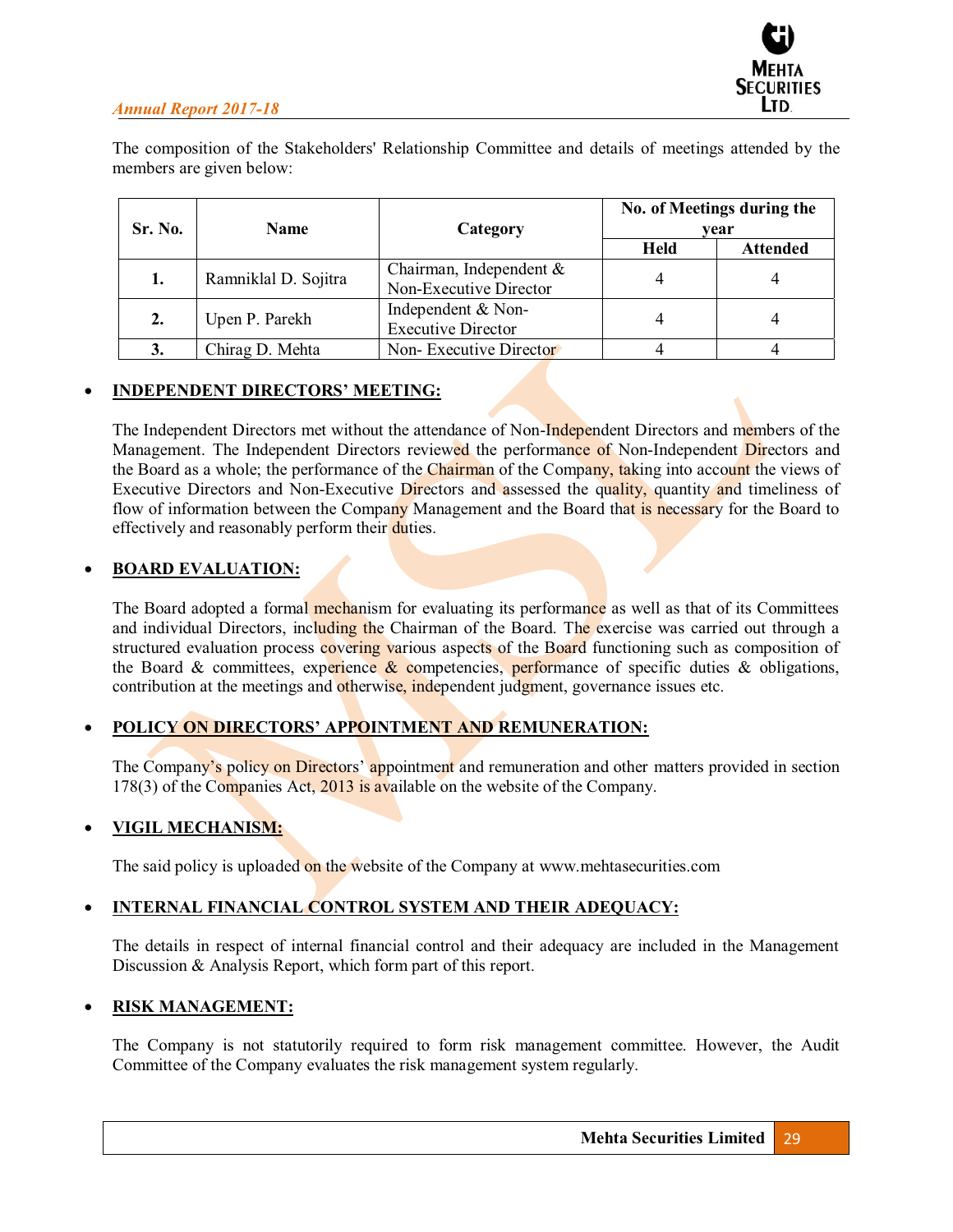The composition of the Stakeholders' Relationship Committee and details of meetings attended by the members are given below:

| Sr. No. | Name | Category | No. of Meetings during the year | |
|---|---|---|---|---|
| | | | Held | Attended |
| **1.** | Ramniklal D. Sojitra | Chairman, Independent & Non-Executive Director | 4 | 4 |
| **2.** | Upen P. Parekh | Independent & Non-Executive Director | 4 | 4 |
| **3.** | Chirag D. Mehta | Non- Executive Director | 4 | 4 |

- **INDEPENDENT DIRECTORS' MEETING:**

  The Independent Directors met without the attendance of Non-Independent Directors and members of the Management. The Independent Directors reviewed the performance of Non-Independent Directors and the Board as a whole; the performance of the Chairman of the Company, taking into account the views of Executive Directors and Non-Executive Directors and assessed the quality, quantity and timeliness of flow of information between the Company Management and the Board that is necessary for the Board to effectively and reasonably perform their duties.

- **BOARD EVALUATION:**

  The Board adopted a formal mechanism for evaluating its performance as well as that of its Committees and individual Directors, including the Chairman of the Board. The exercise was carried out through a structured evaluation process covering various aspects of the Board functioning such as composition of the Board & committees, experience & competencies, performance of specific duties & obligations, contribution at the meetings and otherwise, independent judgment, governance issues etc.

- **POLICY ON DIRECTORS' APPOINTMENT AND REMUNERATION:**

  The Company's policy on Directors' appointment and remuneration and other matters provided in section 178(3) of the Companies Act, 2013 is available on the website of the Company.

- **VIGIL MECHANISM:**

  The said policy is uploaded on the website of the Company at www.mehtasecurities.com

- **INTERNAL FINANCIAL CONTROL SYSTEM AND THEIR ADEQUACY:**

  The details in respect of internal financial control and their adequacy are included in the Management Discussion & Analysis Report, which form part of this report.

- **RISK MANAGEMENT:**

  The Company is not statutorily required to form risk management committee. However, the Audit Committee of the Company evaluates the risk management system regularly.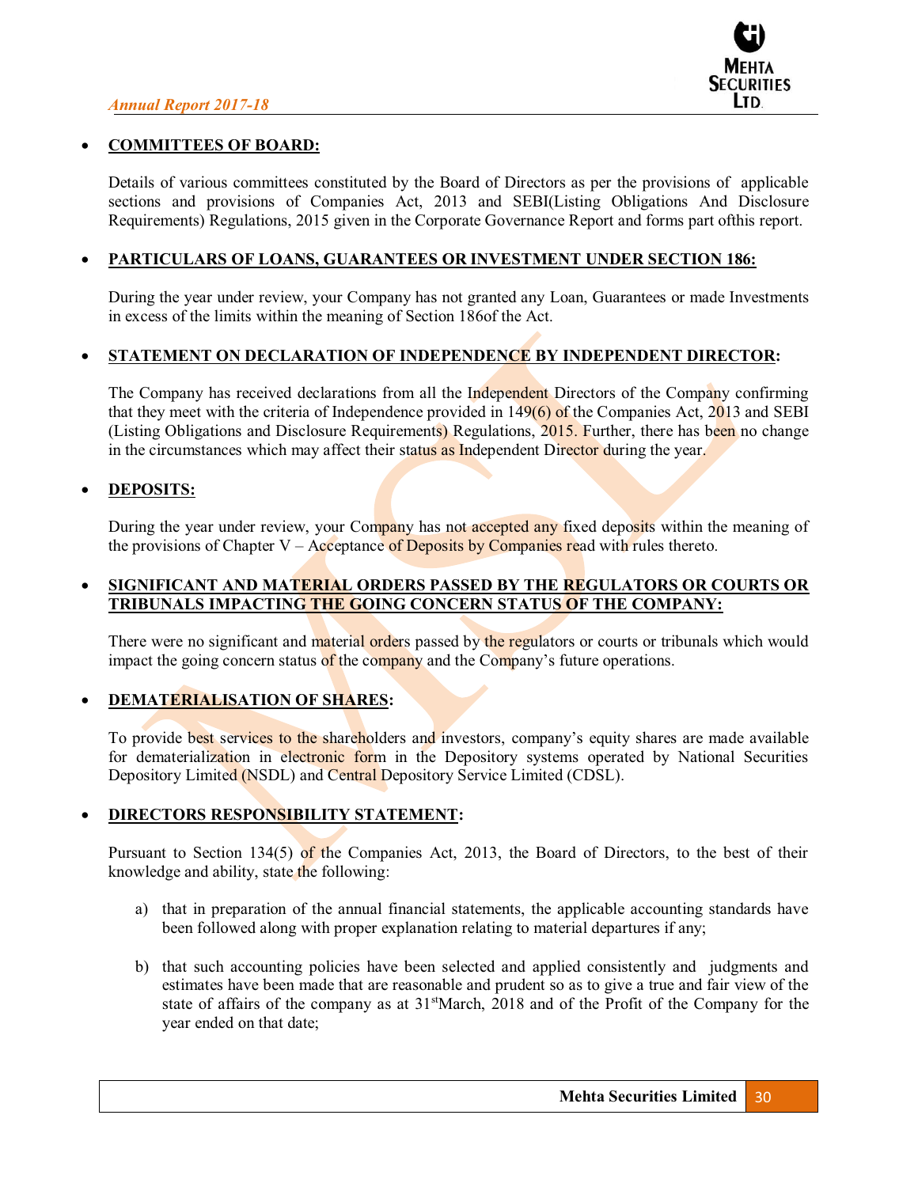- **COMMITTEES OF BOARD:**

  Details of various committees constituted by the Board of Directors as per the provisions of applicable sections and provisions of Companies Act, 2013 and SEBI(Listing Obligations And Disclosure Requirements) Regulations, 2015 given in the Corporate Governance Report and forms part ofthis report.

- **PARTICULARS OF LOANS, GUARANTEES OR INVESTMENT UNDER SECTION 186:**

  During the year under review, your Company has not granted any Loan, Guarantees or made Investments in excess of the limits within the meaning of Section 186of the Act.

- **STATEMENT ON DECLARATION OF INDEPENDENCE BY INDEPENDENT DIRECTOR:**

  The Company has received declarations from all the Independent Directors of the Company confirming that they meet with the criteria of Independence provided in 149(6) of the Companies Act, 2013 and SEBI (Listing Obligations and Disclosure Requirements) Regulations, 2015. Further, there has been no change in the circumstances which may affect their status as Independent Director during the year.

- **DEPOSITS:**

  During the year under review, your Company has not accepted any fixed deposits within the meaning of the provisions of Chapter V – Acceptance of Deposits by Companies read with rules thereto.

- **SIGNIFICANT AND MATERIAL ORDERS PASSED BY THE REGULATORS OR COURTS OR TRIBUNALS IMPACTING THE GOING CONCERN STATUS OF THE COMPANY:**

  There were no significant and material orders passed by the regulators or courts or tribunals which would impact the going concern status of the company and the Company's future operations.

- **DEMATERIALISATION OF SHARES:**

  To provide best services to the shareholders and investors, company's equity shares are made available for dematerialization in electronic form in the Depository systems operated by National Securities Depository Limited (NSDL) and Central Depository Service Limited (CDSL).

- **DIRECTORS RESPONSIBILITY STATEMENT:**

  Pursuant to Section 134(5) of the Companies Act, 2013, the Board of Directors, to the best of their knowledge and ability, state the following:

  a) that in preparation of the annual financial statements, the applicable accounting standards have been followed along with proper explanation relating to material departures if any;

  b) that such accounting policies have been selected and applied consistently and judgments and estimates have been made that are reasonable and prudent so as to give a true and fair view of the state of affairs of the company as at 31st March, 2018 and of the Profit of the Company for the year ended on that date;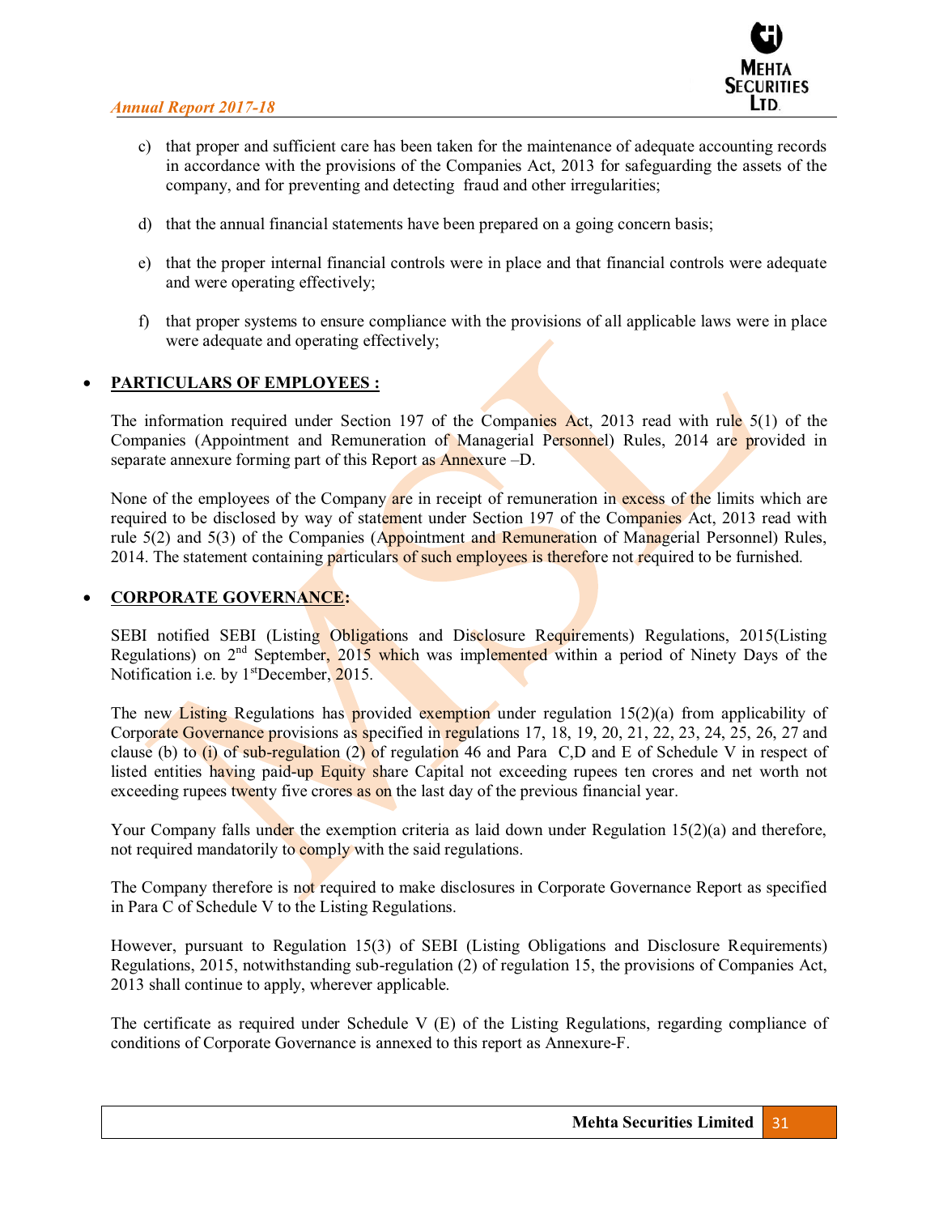c) that proper and sufficient care has been taken for the maintenance of adequate accounting records in accordance with the provisions of the Companies Act, 2013 for safeguarding the assets of the company, and for preventing and detecting fraud and other irregularities;

d) that the annual financial statements have been prepared on a going concern basis;

e) that the proper internal financial controls were in place and that financial controls were adequate and were operating effectively;

f) that proper systems to ensure compliance with the provisions of all applicable laws were in place were adequate and operating effectively;

- **PARTICULARS OF EMPLOYEES :**

The information required under Section 197 of the Companies Act, 2013 read with rule 5(1) of the Companies (Appointment and Remuneration of Managerial Personnel) Rules, 2014 are provided in separate annexure forming part of this Report as Annexure –D.

None of the employees of the Company are in receipt of remuneration in excess of the limits which are required to be disclosed by way of statement under Section 197 of the Companies Act, 2013 read with rule 5(2) and 5(3) of the Companies (Appointment and Remuneration of Managerial Personnel) Rules, 2014. The statement containing particulars of such employees is therefore not required to be furnished.

- **CORPORATE GOVERNANCE:**

SEBI notified SEBI (Listing Obligations and Disclosure Requirements) Regulations, 2015(Listing Regulations) on 2nd September, 2015 which was implemented within a period of Ninety Days of the Notification i.e. by 1stDecember, 2015.

The new Listing Regulations has provided exemption under regulation 15(2)(a) from applicability of Corporate Governance provisions as specified in regulations 17, 18, 19, 20, 21, 22, 23, 24, 25, 26, 27 and clause (b) to (i) of sub-regulation (2) of regulation 46 and Para C,D and E of Schedule V in respect of listed entities having paid-up Equity share Capital not exceeding rupees ten crores and net worth not exceeding rupees twenty five crores as on the last day of the previous financial year.

Your Company falls under the exemption criteria as laid down under Regulation 15(2)(a) and therefore, not required mandatorily to comply with the said regulations.

The Company therefore is not required to make disclosures in Corporate Governance Report as specified in Para C of Schedule V to the Listing Regulations.

However, pursuant to Regulation 15(3) of SEBI (Listing Obligations and Disclosure Requirements) Regulations, 2015, notwithstanding sub-regulation (2) of regulation 15, the provisions of Companies Act, 2013 shall continue to apply, wherever applicable.

The certificate as required under Schedule V (E) of the Listing Regulations, regarding compliance of conditions of Corporate Governance is annexed to this report as Annexure-F.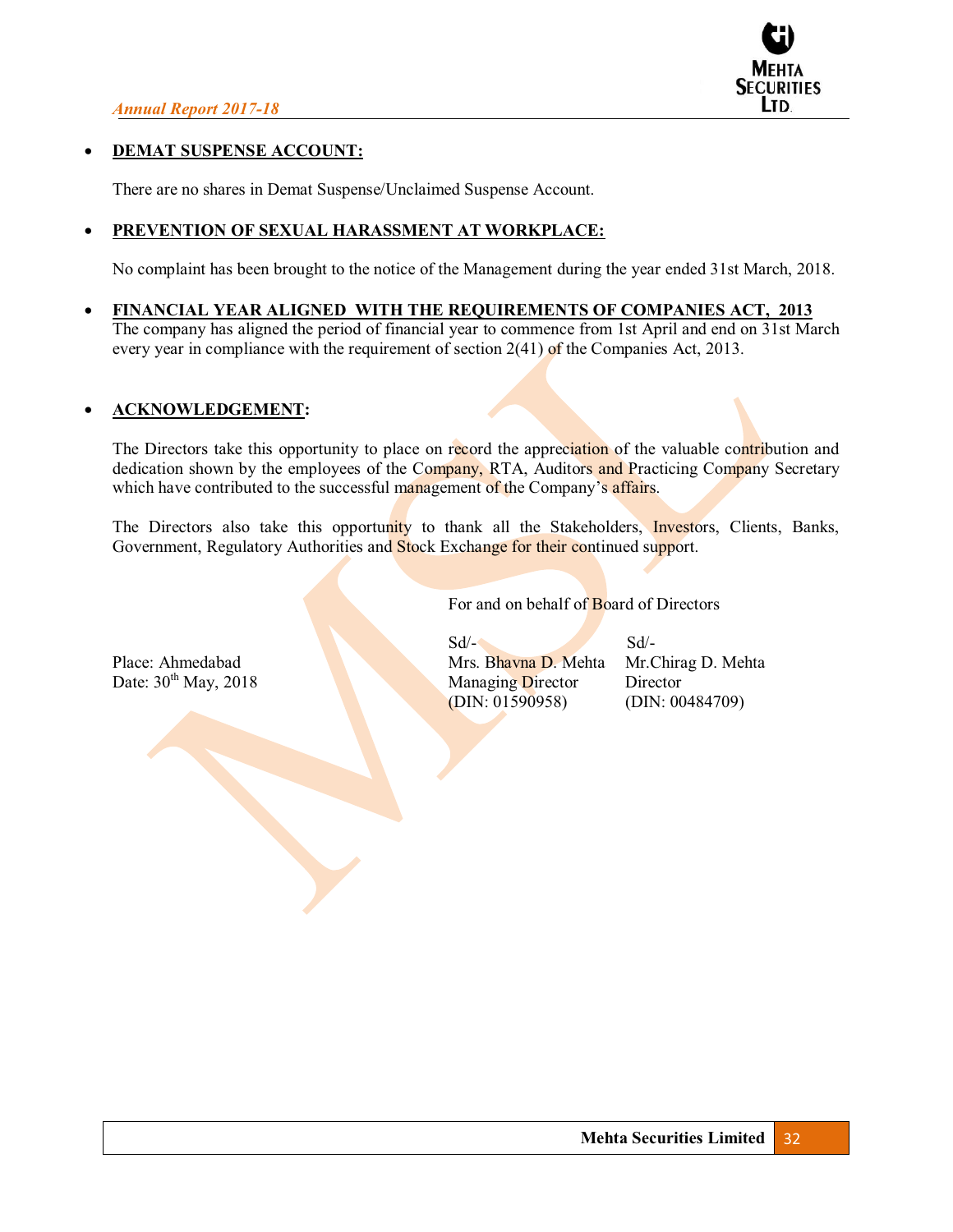- **DEMAT SUSPENSE ACCOUNT:**

  There are no shares in Demat Suspense/Unclaimed Suspense Account.

- **PREVENTION OF SEXUAL HARASSMENT AT WORKPLACE:**

  No complaint has been brought to the notice of the Management during the year ended 31st March, 2018.

- **FINANCIAL YEAR ALIGNED WITH THE REQUIREMENTS OF COMPANIES ACT, 2013**

  The company has aligned the period of financial year to commence from 1st April and end on 31st March every year in compliance with the requirement of section 2(41) of the Companies Act, 2013.

- **ACKNOWLEDGEMENT:**

  The Directors take this opportunity to place on record the appreciation of the valuable contribution and dedication shown by the employees of the Company, RTA, Auditors and Practicing Company Secretary which have contributed to the successful management of the Company's affairs.

  The Directors also take this opportunity to thank all the Stakeholders, Investors, Clients, Banks, Government, Regulatory Authorities and Stock Exchange for their continued support.

For and on behalf of Board of Directors

| | Sd/- | Sd/- |
|---|---|---|
| Place: Ahmedabad | Mrs. Bhavna D. Mehta | Mr.Chirag D. Mehta |
| Date: 30th May, 2018 | Managing Director | Director |
| | (DIN: 01590958) | (DIN: 00484709) |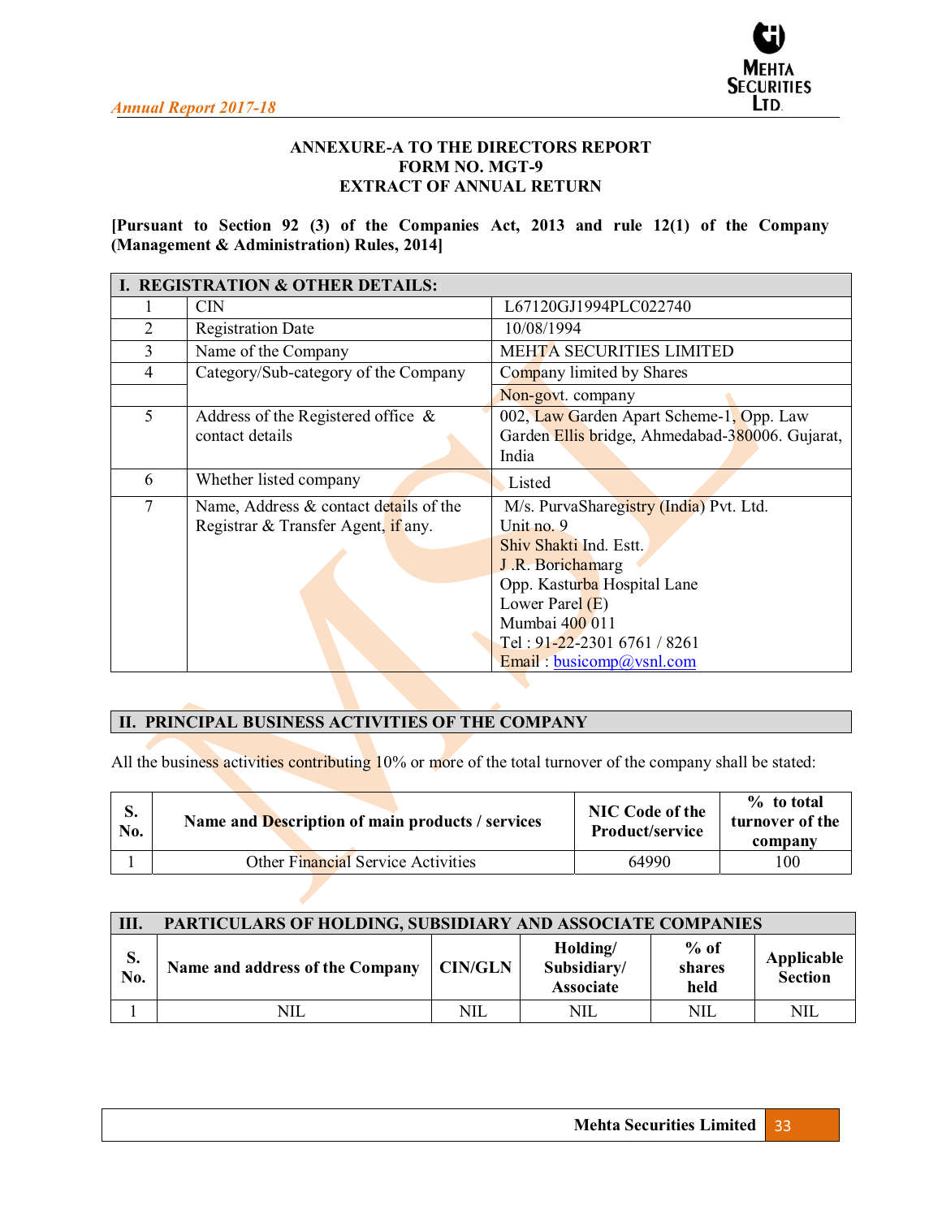# ANNEXURE-A TO THE DIRECTORS REPORT
# FORM NO. MGT-9
# EXTRACT OF ANNUAL RETURN

**[Pursuant to Section 92 (3) of the Companies Act, 2013 and rule 12(1) of the Company (Management & Administration) Rules, 2014]**

| I. REGISTRATION & OTHER DETAILS: | | |
|---|---|---|
| 1 | CIN | L67120GJ1994PLC022740 |
| 2 | Registration Date | 10/08/1994 |
| 3 | Name of the Company | MEHTA SECURITIES LIMITED |
| 4 | Category/Sub-category of the Company | Company limited by Shares |
| | | Non-govt. company |
| 5 | Address of the Registered office & contact details | 002, Law Garden Apart Scheme-1, Opp. Law Garden Ellis bridge, Ahmedabad-380006. Gujarat, India |
| 6 | Whether listed company | Listed |
| 7 | Name, Address & contact details of the Registrar & Transfer Agent, if any. | M/s. PurvaSharegistry (India) Pvt. Ltd.<br>Unit no. 9<br>Shiv Shakti Ind. Estt.<br>J .R. Borichamarg<br>Opp. Kasturba Hospital Lane<br>Lower Parel (E)<br>Mumbai 400 011<br>Tel : 91-22-2301 6761 / 8261<br>Email : busicomp@vsnl.com |

## II. PRINCIPAL BUSINESS ACTIVITIES OF THE COMPANY

All the business activities contributing 10% or more of the total turnover of the company shall be stated:

| S. No. | Name and Description of main products / services | NIC Code of the Product/service | % to total turnover of the company |
|---|---|---|---|
| 1 | Other Financial Service Activities | 64990 | 100 |

## III. PARTICULARS OF HOLDING, SUBSIDIARY AND ASSOCIATE COMPANIES

| S. No. | Name and address of the Company | CIN/GLN | Holding/ Subsidiary/ Associate | % of shares held | Applicable Section |
|---|---|---|---|---|---|
| 1 | NIL | NIL | NIL | NIL | NIL |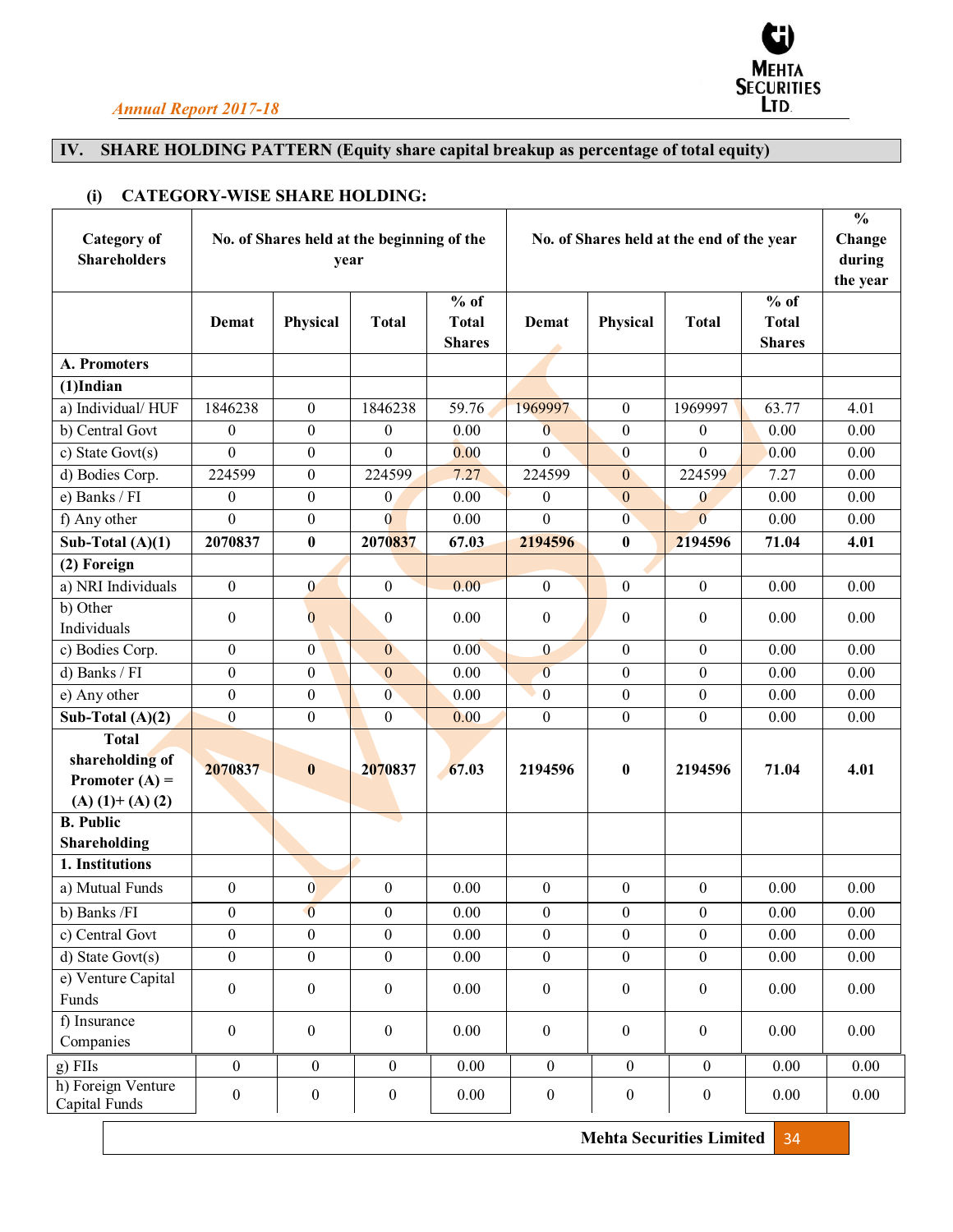## IV. SHARE HOLDING PATTERN (Equity share capital breakup as percentage of total equity)

### (i) CATEGORY-WISE SHARE HOLDING:

| Category of Shareholders | No. of Shares held at the beginning of the year | | | | No. of Shares held at the end of the year | | | | % Change during the year |
|---|---|---|---|---|---|---|---|---|---|
| | Demat | Physical | Total | % of Total Shares | Demat | Physical | Total | % of Total Shares | |
| **A. Promoters** | | | | | | | | | |
| **(1)Indian** | | | | | | | | | |
| a) Individual/ HUF | 1846238 | 0 | 1846238 | 59.76 | 1969997 | 0 | 1969997 | 63.77 | 4.01 |
| b) Central Govt | 0 | 0 | 0 | 0.00 | 0 | 0 | 0 | 0.00 | 0.00 |
| c) State Govt(s) | 0 | 0 | 0 | 0.00 | 0 | 0 | 0 | 0.00 | 0.00 |
| d) Bodies Corp. | 224599 | 0 | 224599 | 7.27 | 224599 | 0 | 224599 | 7.27 | 0.00 |
| e) Banks / FI | 0 | 0 | 0 | 0.00 | 0 | 0 | 0 | 0.00 | 0.00 |
| f) Any other | 0 | 0 | 0 | 0.00 | 0 | 0 | 0 | 0.00 | 0.00 |
| **Sub-Total (A)(1)** | **2070837** | **0** | **2070837** | **67.03** | **2194596** | **0** | **2194596** | **71.04** | **4.01** |
| **(2) Foreign** | | | | | | | | | |
| a) NRI Individuals | 0 | 0 | 0 | 0.00 | 0 | 0 | 0 | 0.00 | 0.00 |
| b) Other Individuals | 0 | 0 | 0 | 0.00 | 0 | 0 | 0 | 0.00 | 0.00 |
| c) Bodies Corp. | 0 | 0 | 0 | 0.00 | 0 | 0 | 0 | 0.00 | 0.00 |
| d) Banks / FI | 0 | 0 | 0 | 0.00 | 0 | 0 | 0 | 0.00 | 0.00 |
| e) Any other | 0 | 0 | 0 | 0.00 | 0 | 0 | 0 | 0.00 | 0.00 |
| **Sub-Total (A)(2)** | 0 | 0 | 0 | 0.00 | 0 | 0 | 0 | 0.00 | 0.00 |
| **Total shareholding of Promoter (A) = (A) (1)+ (A) (2)** | **2070837** | **0** | **2070837** | **67.03** | **2194596** | **0** | **2194596** | **71.04** | **4.01** |
| **B. Public Shareholding** | | | | | | | | | |
| **1. Institutions** | | | | | | | | | |
| a) Mutual Funds | 0 | 0 | 0 | 0.00 | 0 | 0 | 0 | 0.00 | 0.00 |
| b) Banks /FI | 0 | 0 | 0 | 0.00 | 0 | 0 | 0 | 0.00 | 0.00 |
| c) Central Govt | 0 | 0 | 0 | 0.00 | 0 | 0 | 0 | 0.00 | 0.00 |
| d) State Govt(s) | 0 | 0 | 0 | 0.00 | 0 | 0 | 0 | 0.00 | 0.00 |
| e) Venture Capital Funds | 0 | 0 | 0 | 0.00 | 0 | 0 | 0 | 0.00 | 0.00 |
| f) Insurance Companies | 0 | 0 | 0 | 0.00 | 0 | 0 | 0 | 0.00 | 0.00 |
| g) FIIs | 0 | 0 | 0 | 0.00 | 0 | 0 | 0 | 0.00 | 0.00 |
| h) Foreign Venture Capital Funds | 0 | 0 | 0 | 0.00 | 0 | 0 | 0 | 0.00 | 0.00 |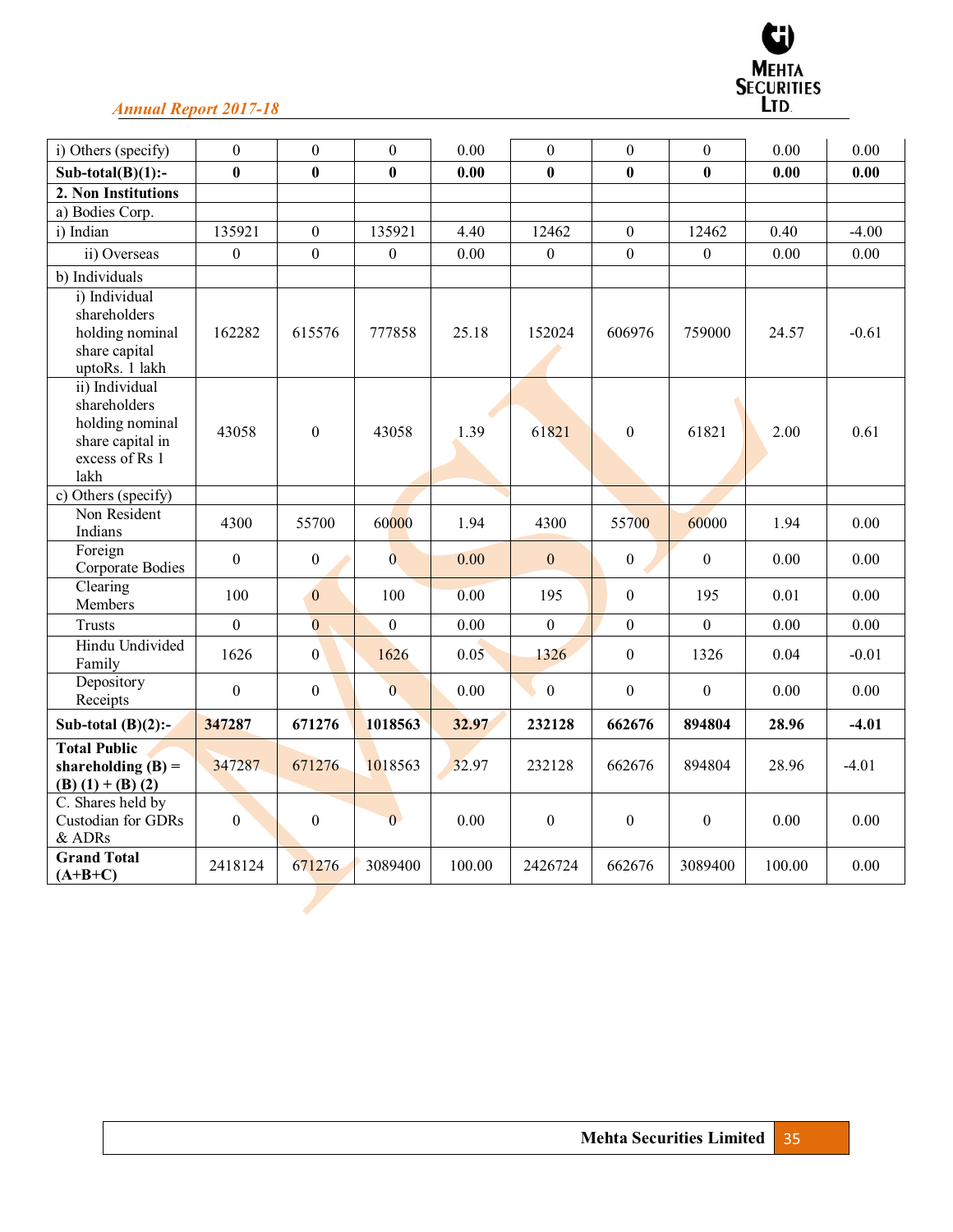| i) Others (specify) | 0 | 0 | 0 | 0.00 | 0 | 0 | 0 | 0.00 | 0.00 |
|---|---|---|---|---|---|---|---|---|---|
| **Sub-total(B)(1):-** | **0** | **0** | **0** | **0.00** | **0** | **0** | **0** | **0.00** | **0.00** |
| **2. Non Institutions** | | | | | | | | | |
| a) Bodies Corp. | | | | | | | | | |
| i) Indian | 135921 | 0 | 135921 | 4.40 | 12462 | 0 | 12462 | 0.40 | -4.00 |
| ii) Overseas | 0 | 0 | 0 | 0.00 | 0 | 0 | 0 | 0.00 | 0.00 |
| b) Individuals | | | | | | | | | |
| i) Individual shareholders holding nominal share capital uptoRs. 1 lakh | 162282 | 615576 | 777858 | 25.18 | 152024 | 606976 | 759000 | 24.57 | -0.61 |
| ii) Individual shareholders holding nominal share capital in excess of Rs 1 lakh | 43058 | 0 | 43058 | 1.39 | 61821 | 0 | 61821 | 2.00 | 0.61 |
| c) Others (specify) | | | | | | | | | |
| Non Resident Indians | 4300 | 55700 | 60000 | 1.94 | 4300 | 55700 | 60000 | 1.94 | 0.00 |
| Foreign Corporate Bodies | 0 | 0 | 0 | 0.00 | 0 | 0 | 0 | 0.00 | 0.00 |
| Clearing Members | 100 | 0 | 100 | 0.00 | 195 | 0 | 195 | 0.01 | 0.00 |
| Trusts | 0 | 0 | 0 | 0.00 | 0 | 0 | 0 | 0.00 | 0.00 |
| Hindu Undivided Family | 1626 | 0 | 1626 | 0.05 | 1326 | 0 | 1326 | 0.04 | -0.01 |
| Depository Receipts | 0 | 0 | 0 | 0.00 | 0 | 0 | 0 | 0.00 | 0.00 |
| **Sub-total (B)(2):-** | **347287** | **671276** | **1018563** | **32.97** | **232128** | **662676** | **894804** | **28.96** | **-4.01** |
| **Total Public shareholding (B) = (B) (1) + (B) (2)** | 347287 | 671276 | 1018563 | 32.97 | 232128 | 662676 | 894804 | 28.96 | -4.01 |
| C. Shares held by Custodian for GDRs & ADRs | 0 | 0 | 0 | 0.00 | 0 | 0 | 0 | 0.00 | 0.00 |
| **Grand Total (A+B+C)** | 2418124 | 671276 | 3089400 | 100.00 | 2426724 | 662676 | 3089400 | 100.00 | 0.00 |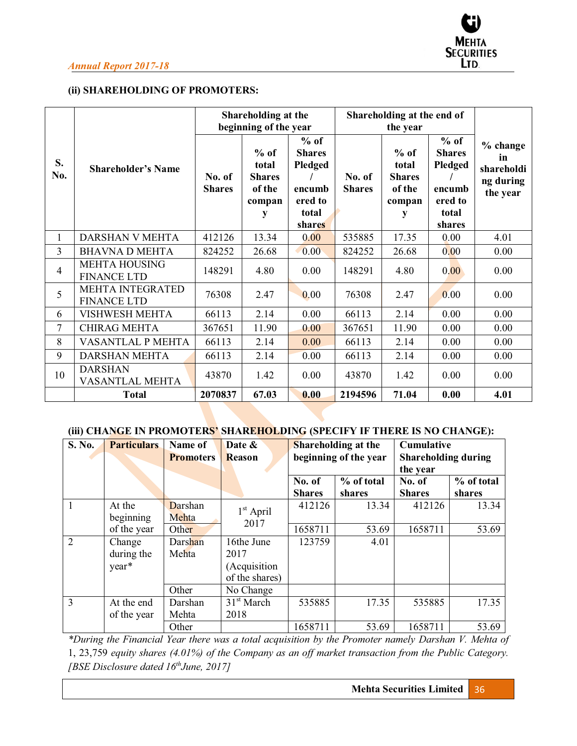### (ii) SHAREHOLDING OF PROMOTERS:

| S. No. | Shareholder's Name | Shareholding at the beginning of the year | | | Shareholding at the end of the year | | | % change in shareholding during the year |
|---|---|---|---|---|---|---|---|---|
| | | No. of Shares | % of total Shares of the company | % of Shares Pledged / encumbered to total shares | No. of Shares | % of total Shares of the company | % of Shares Pledged / encumbered to total shares | |
| 1 | DARSHAN V MEHTA | 412126 | 13.34 | 0.00 | 535885 | 17.35 | 0.00 | 4.01 |
| 3 | BHAVNA D MEHTA | 824252 | 26.68 | 0.00 | 824252 | 26.68 | 0.00 | 0.00 |
| 4 | MEHTA HOUSING FINANCE LTD | 148291 | 4.80 | 0.00 | 148291 | 4.80 | 0.00 | 0.00 |
| 5 | MEHTA INTEGRATED FINANCE LTD | 76308 | 2.47 | 0.00 | 76308 | 2.47 | 0.00 | 0.00 |
| 6 | VISHWESH MEHTA | 66113 | 2.14 | 0.00 | 66113 | 2.14 | 0.00 | 0.00 |
| 7 | CHIRAG MEHTA | 367651 | 11.90 | 0.00 | 367651 | 11.90 | 0.00 | 0.00 |
| 8 | VASANTLAL P MEHTA | 66113 | 2.14 | 0.00 | 66113 | 2.14 | 0.00 | 0.00 |
| 9 | DARSHAN MEHTA | 66113 | 2.14 | 0.00 | 66113 | 2.14 | 0.00 | 0.00 |
| 10 | DARSHAN VASANTLAL MEHTA | 43870 | 1.42 | 0.00 | 43870 | 1.42 | 0.00 | 0.00 |
| | **Total** | **2070837** | **67.03** | **0.00** | **2194596** | **71.04** | **0.00** | **4.01** |

### (iii) CHANGE IN PROMOTERS' SHAREHOLDING (SPECIFY IF THERE IS NO CHANGE):

| S. No. | Particulars | Name of Promoters | Date & Reason | Shareholding at the beginning of the year | | Cumulative Shareholding during the year | |
|---|---|---|---|---|---|---|---|
| | | | | No. of Shares | % of total shares | No. of Shares | % of total shares |
| 1 | At the beginning of the year | Darshan Mehta | 1st April 2017 | 412126 | 13.34 | 412126 | 13.34 |
| | | Other | | 1658711 | 53.69 | 1658711 | 53.69 |
| 2 | Change during the year* | Darshan Mehta | 16the June 2017 (Acquisition of the shares) | 123759 | 4.01 | | |
| | | Other | No Change | | | | |
| 3 | At the end of the year | Darshan Mehta | 31st March 2018 | 535885 | 17.35 | 535885 | 17.35 |
| | | Other | | 1658711 | 53.69 | 1658711 | 53.69 |

*\*During the Financial Year there was a total acquisition by the Promoter namely Darshan V. Mehta of* 1, 23,759 *equity shares (4.01%) of the Company as an off market transaction from the Public Category. [BSE Disclosure dated 16th June, 2017]*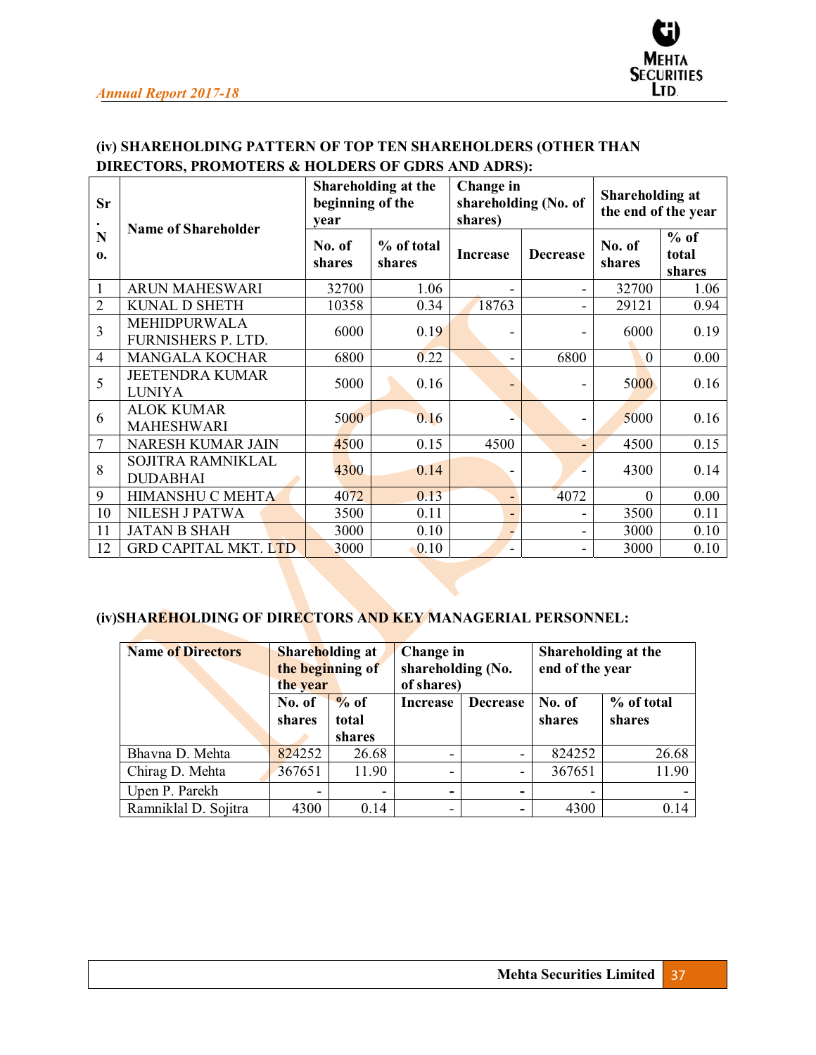### (iv) SHAREHOLDING PATTERN OF TOP TEN SHAREHOLDERS (OTHER THAN DIRECTORS, PROMOTERS & HOLDERS OF GDRS AND ADRS):

| Sr. No. | Name of Shareholder | Shareholding at the beginning of the year | | Change in shareholding (No. of shares) | | Shareholding at the end of the year | |
|---|---|---|---|---|---|---|---|
| | | No. of shares | % of total shares | Increase | Decrease | No. of shares | % of total shares |
| 1 | ARUN MAHESWARI | 32700 | 1.06 | - | - | 32700 | 1.06 |
| 2 | KUNAL D SHETH | 10358 | 0.34 | 18763 | - | 29121 | 0.94 |
| 3 | MEHIDPURWALA FURNISHERS P. LTD. | 6000 | 0.19 | - | - | 6000 | 0.19 |
| 4 | MANGALA KOCHAR | 6800 | 0.22 | - | 6800 | 0 | 0.00 |
| 5 | JEETENDRA KUMAR LUNIYA | 5000 | 0.16 | - | - | 5000 | 0.16 |
| 6 | ALOK KUMAR MAHESHWARI | 5000 | 0.16 | - | - | 5000 | 0.16 |
| 7 | NARESH KUMAR JAIN | 4500 | 0.15 | 4500 | - | 4500 | 0.15 |
| 8 | SOJITRA RAMNIKLAL DUDABHAI | 4300 | 0.14 | - | - | 4300 | 0.14 |
| 9 | HIMANSHU C MEHTA | 4072 | 0.13 | - | 4072 | 0 | 0.00 |
| 10 | NILESH J PATWA | 3500 | 0.11 | - | - | 3500 | 0.11 |
| 11 | JATAN B SHAH | 3000 | 0.10 | - | - | 3000 | 0.10 |
| 12 | GRD CAPITAL MKT. LTD | 3000 | 0.10 | - | - | 3000 | 0.10 |

### (iv)SHAREHOLDING OF DIRECTORS AND KEY MANAGERIAL PERSONNEL:

| Name of Directors | Shareholding at the beginning of the year | | Change in shareholding (No. of shares) | | Shareholding at the end of the year | |
|---|---|---|---|---|---|---|
| | No. of shares | % of total shares | Increase | Decrease | No. of shares | % of total shares |
| Bhavna D. Mehta | 824252 | 26.68 | - | - | 824252 | 26.68 |
| Chirag D. Mehta | 367651 | 11.90 | - | - | 367651 | 11.90 |
| Upen P. Parekh | - | - | - | - | - | - |
| Ramniklal D. Sojitra | 4300 | 0.14 | - | - | 4300 | 0.14 |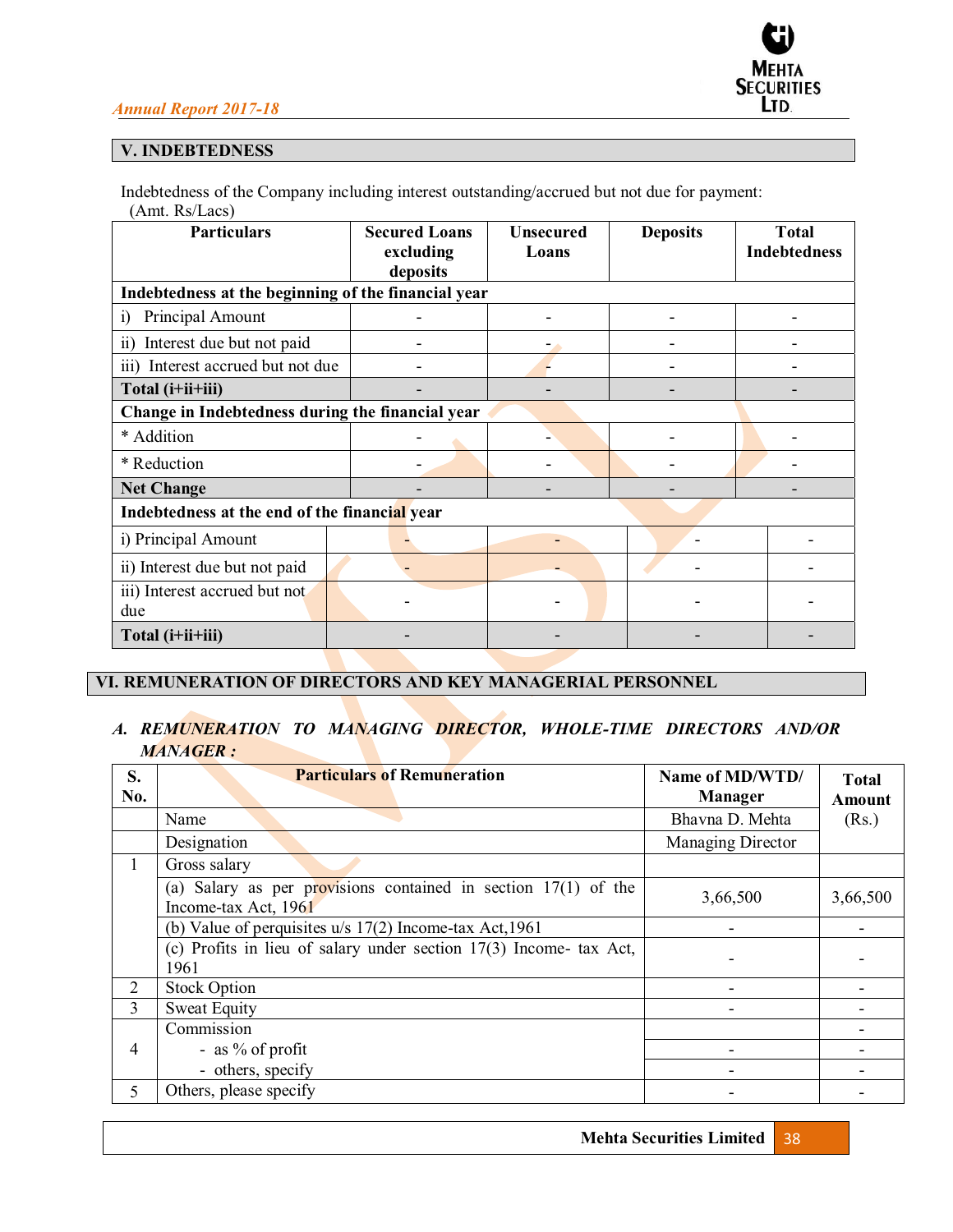## V. INDEBTEDNESS

Indebtedness of the Company including interest outstanding/accrued but not due for payment:
(Amt. Rs/Lacs)

| Particulars | Secured Loans excluding deposits | Unsecured Loans | Deposits | Total Indebtedness |
|---|---|---|---|---|
| **Indebtedness at the beginning of the financial year** | | | | |
| i) Principal Amount | - | - | - | - |
| ii) Interest due but not paid | - | - | - | - |
| iii) Interest accrued but not due | - | - | - | - |
| **Total (i+ii+iii)** | - | - | - | - |
| **Change in Indebtedness during the financial year** | | | | |
| * Addition | - | - | - | - |
| * Reduction | - | - | - | - |
| **Net Change** | - | - | - | - |
| **Indebtedness at the end of the financial year** | | | | |
| i) Principal Amount | - | - | - | - |
| ii) Interest due but not paid | - | - | - | - |
| iii) Interest accrued but not due | - | - | - | - |
| **Total (i+ii+iii)** | - | - | - | - |

## VI. REMUNERATION OF DIRECTORS AND KEY MANAGERIAL PERSONNEL

### *A. REMUNERATION TO MANAGING DIRECTOR, WHOLE-TIME DIRECTORS AND/OR MANAGER :*

| S. No. | Particulars of Remuneration | Name of MD/WTD/ Manager | Total Amount (Rs.) |
|---|---|---|---|
| | Name | Bhavna D. Mehta | |
| | Designation | Managing Director | |
| 1 | Gross salary | | |
| | (a) Salary as per provisions contained in section 17(1) of the Income-tax Act, 1961 | 3,66,500 | 3,66,500 |
| | (b) Value of perquisites u/s 17(2) Income-tax Act,1961 | - | - |
| | (c) Profits in lieu of salary under section 17(3) Income- tax Act, 1961 | - | - |
| 2 | Stock Option | - | - |
| 3 | Sweat Equity | - | - |
| 4 | Commission | | - |
| | - as % of profit | - | - |
| | - others, specify | - | - |
| 5 | Others, please specify | - | - |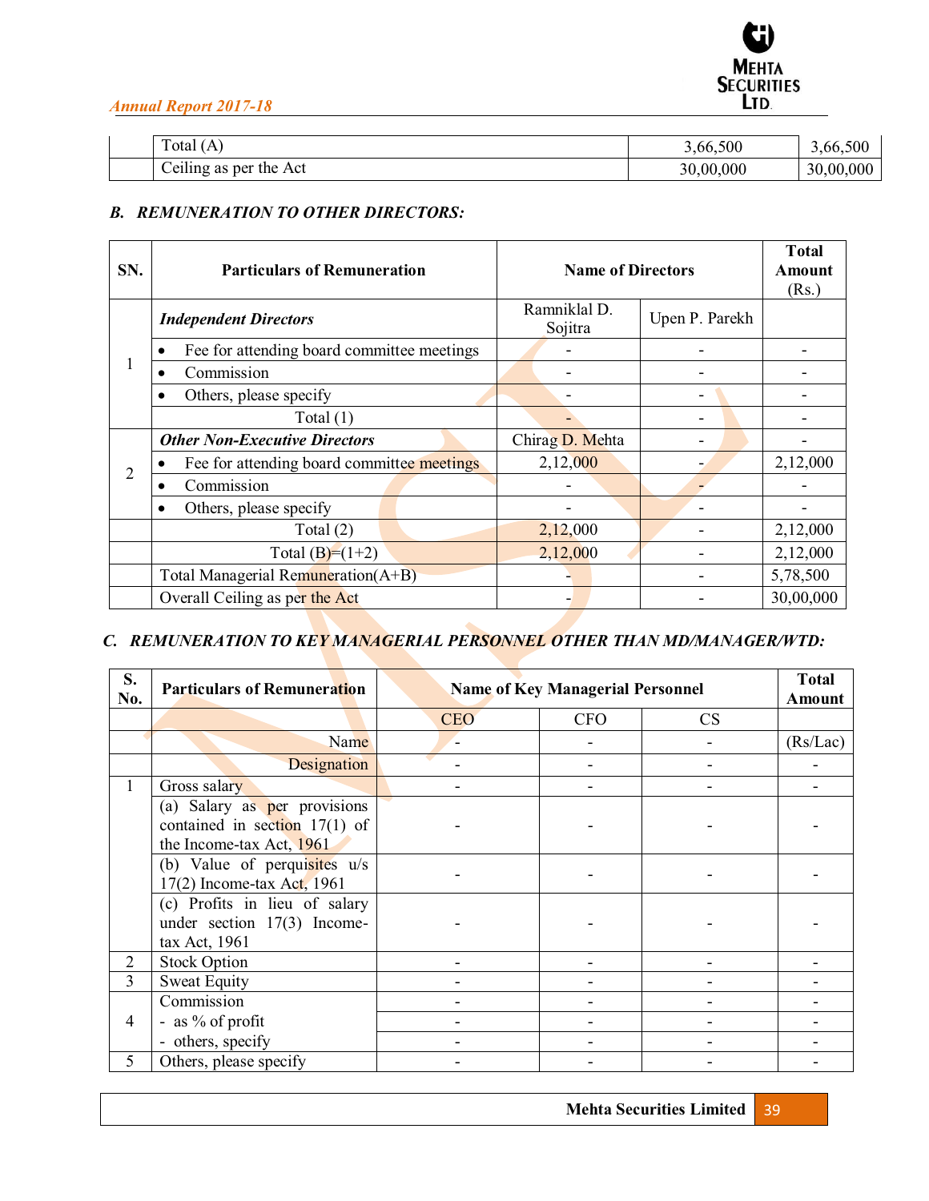|  | Total (A) | 3,66,500 | 3,66,500 |
|---|---|---|---|
|  | Ceiling as per the Act | 30,00,000 | 30,00,000 |

### *B. REMUNERATION TO OTHER DIRECTORS:*

| SN. | Particulars of Remuneration | Name of Directors | | Total Amount (Rs.) |
|---|---|---|---|---|
| 1 | ***Independent Directors*** | Ramniklal D. Sojitra | Upen P. Parekh | |
| | • Fee for attending board committee meetings | - | - | - |
| | • Commission | - | - | - |
| | • Others, please specify | - | - | - |
| | Total (1) | - | - | - |
| 2 | ***Other Non-Executive Directors*** | Chirag D. Mehta | - | - |
| | • Fee for attending board committee meetings | 2,12,000 | - | 2,12,000 |
| | • Commission | - | - | - |
| | • Others, please specify | - | - | - |
| | Total (2) | 2,12,000 | - | 2,12,000 |
| | Total (B)=(1+2) | 2,12,000 | - | 2,12,000 |
| | Total Managerial Remuneration(A+B) | - | - | 5,78,500 |
| | Overall Ceiling as per the Act | - | - | 30,00,000 |

### *C. REMUNERATION TO KEY MANAGERIAL PERSONNEL OTHER THAN MD/MANAGER/WTD:*

| S. No. | Particulars of Remuneration | Name of Key Managerial Personnel | | | Total Amount |
|---|---|---|---|---|---|
| | | CEO | CFO | CS | |
| | Name | - | - | - | (Rs/Lac) |
| | Designation | - | - | - | - |
| 1 | Gross salary | - | - | - | - |
| | (a) Salary as per provisions contained in section 17(1) of the Income-tax Act, 1961 | - | - | - | - |
| | (b) Value of perquisites u/s 17(2) Income-tax Act, 1961 | - | - | - | - |
| | (c) Profits in lieu of salary under section 17(3) Income-tax Act, 1961 | - | - | - | - |
| 2 | Stock Option | - | - | - | - |
| 3 | Sweat Equity | - | - | - | - |
| 4 | Commission | - | - | - | - |
| | - as % of profit | - | - | - | - |
| | - others, specify | - | - | - | - |
| 5 | Others, please specify | - | - | - | - |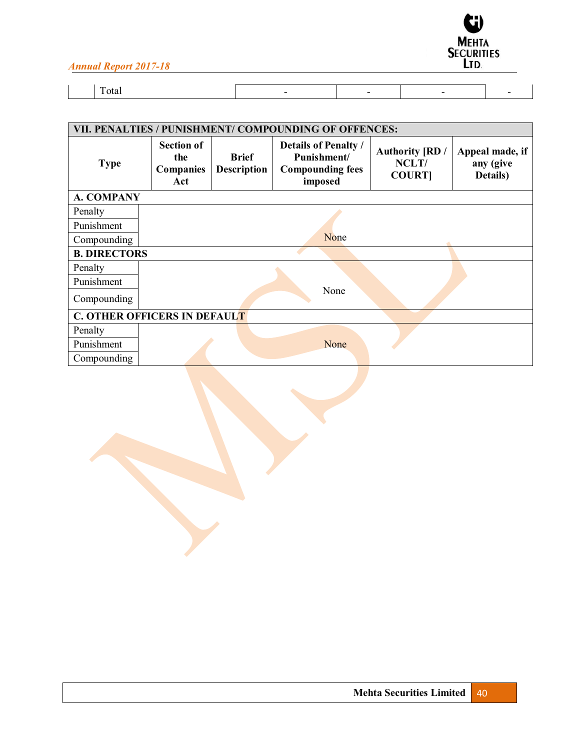| | Total | - | - | - | - |
|---|---|---|---|---|---|

| VII. PENALTIES / PUNISHMENT/ COMPOUNDING OF OFFENCES: | | | | | |
|---|---|---|---|---|---|
| **Type** | **Section of the Companies Act** | **Brief Description** | **Details of Penalty / Punishment/ Compounding fees imposed** | **Authority [RD / NCLT/ COURT]** | **Appeal made, if any (give Details)** |
| **A. COMPANY** | | | | | |
| Penalty | | | | | |
| Punishment | | | | | |
| Compounding | | | None | | |
| **B. DIRECTORS** | | | | | |
| Penalty | | | | | |
| Punishment | | | None | | |
| Compounding | | | | | |
| **C. OTHER OFFICERS IN DEFAULT** | | | | | |
| Penalty | | | | | |
| Punishment | | | None | | |
| Compounding | | | | | |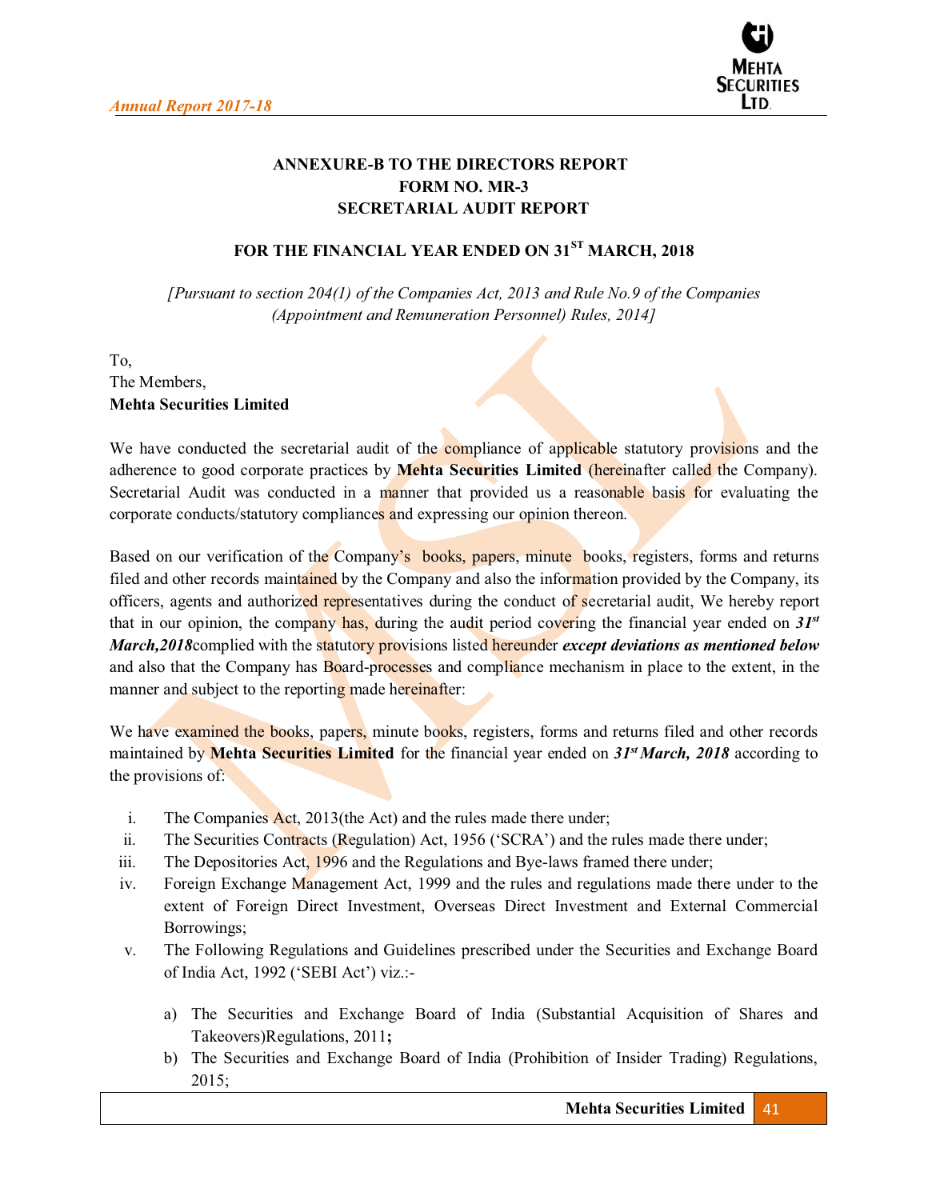**ANNEXURE-B TO THE DIRECTORS REPORT**
**FORM NO. MR-3**
**SECRETARIAL AUDIT REPORT**

**FOR THE FINANCIAL YEAR ENDED ON 31[ST] MARCH, 2018**

*[Pursuant to section 204(1) of the Companies Act, 2013 and Rule No.9 of the Companies (Appointment and Remuneration Personnel) Rules, 2014]*

To,
The Members,
**Mehta Securities Limited**

We have conducted the secretarial audit of the compliance of applicable statutory provisions and the adherence to good corporate practices by **Mehta Securities Limited** (hereinafter called the Company). Secretarial Audit was conducted in a manner that provided us a reasonable basis for evaluating the corporate conducts/statutory compliances and expressing our opinion thereon.

Based on our verification of the Company's books, papers, minute books, registers, forms and returns filed and other records maintained by the Company and also the information provided by the Company, its officers, agents and authorized representatives during the conduct of secretarial audit, We hereby report that in our opinion, the company has, during the audit period covering the financial year ended on ***31[st] March,2018***complied with the statutory provisions listed hereunder ***except deviations as mentioned below*** and also that the Company has Board-processes and compliance mechanism in place to the extent, in the manner and subject to the reporting made hereinafter:

We have examined the books, papers, minute books, registers, forms and returns filed and other records maintained by **Mehta Securities Limited** for the financial year ended on ***31[st] March, 2018*** according to the provisions of:

i. The Companies Act, 2013(the Act) and the rules made there under;
ii. The Securities Contracts (Regulation) Act, 1956 ('SCRA') and the rules made there under;
iii. The Depositories Act, 1996 and the Regulations and Bye-laws framed there under;
iv. Foreign Exchange Management Act, 1999 and the rules and regulations made there under to the extent of Foreign Direct Investment, Overseas Direct Investment and External Commercial Borrowings;
v. The Following Regulations and Guidelines prescribed under the Securities and Exchange Board of India Act, 1992 ('SEBI Act') viz.:-

   a) The Securities and Exchange Board of India (Substantial Acquisition of Shares and Takeovers)Regulations, 2011**;**
   b) The Securities and Exchange Board of India (Prohibition of Insider Trading) Regulations, 2015;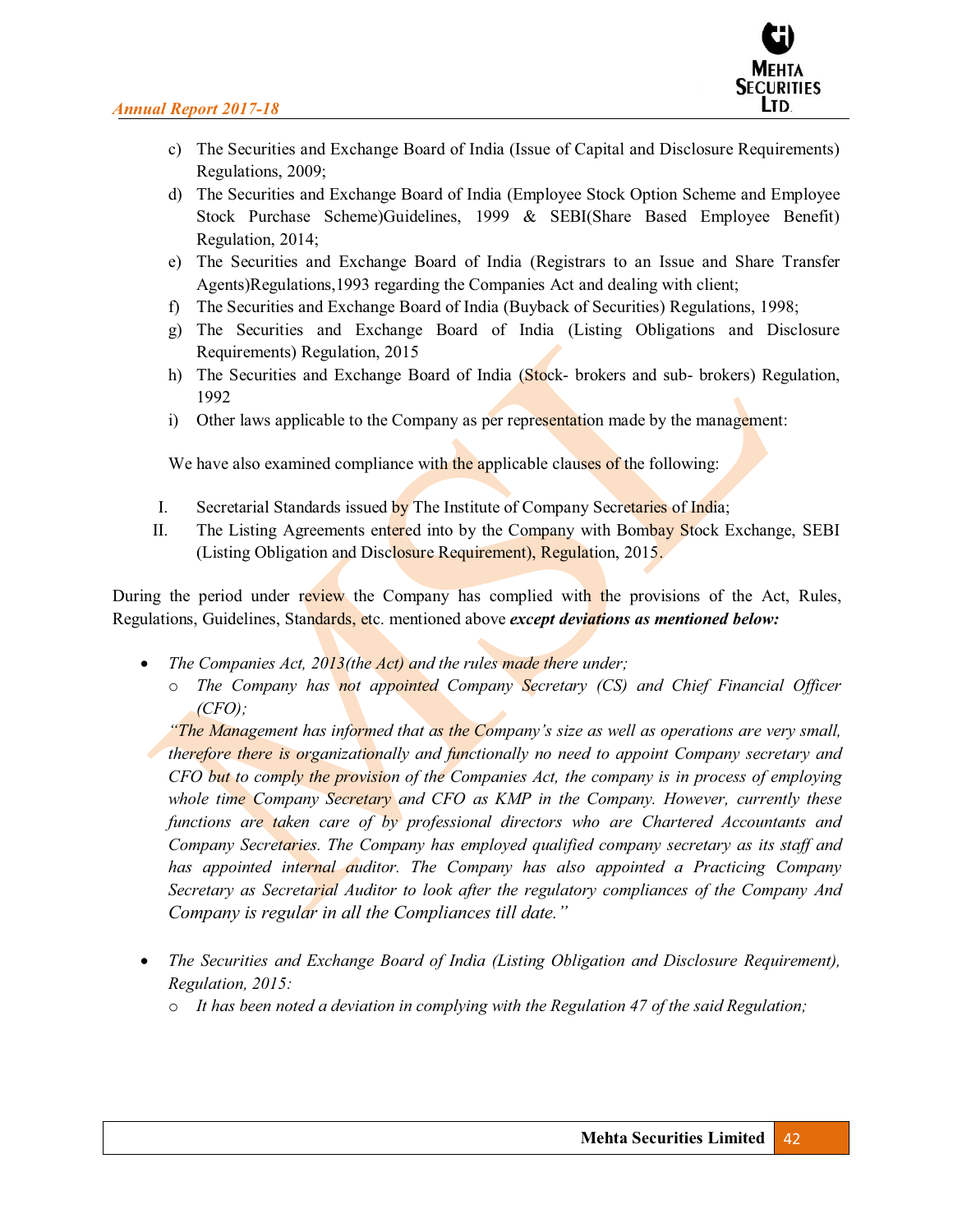c) The Securities and Exchange Board of India (Issue of Capital and Disclosure Requirements) Regulations, 2009;

d) The Securities and Exchange Board of India (Employee Stock Option Scheme and Employee Stock Purchase Scheme)Guidelines, 1999 & SEBI(Share Based Employee Benefit) Regulation, 2014;

e) The Securities and Exchange Board of India (Registrars to an Issue and Share Transfer Agents)Regulations,1993 regarding the Companies Act and dealing with client;

f) The Securities and Exchange Board of India (Buyback of Securities) Regulations, 1998;

g) The Securities and Exchange Board of India (Listing Obligations and Disclosure Requirements) Regulation, 2015

h) The Securities and Exchange Board of India (Stock- brokers and sub- brokers) Regulation, 1992

i) Other laws applicable to the Company as per representation made by the management:

We have also examined compliance with the applicable clauses of the following:

I. Secretarial Standards issued by The Institute of Company Secretaries of India;

II. The Listing Agreements entered into by the Company with Bombay Stock Exchange, SEBI (Listing Obligation and Disclosure Requirement), Regulation, 2015.

During the period under review the Company has complied with the provisions of the Act, Rules, Regulations, Guidelines, Standards, etc. mentioned above ***except deviations as mentioned below:***

- *The Companies Act, 2013(the Act) and the rules made there under;*
  - *The Company has not appointed Company Secretary (CS) and Chief Financial Officer (CFO);*

  *"The Management has informed that as the Company's size as well as operations are very small, therefore there is organizationally and functionally no need to appoint Company secretary and CFO but to comply the provision of the Companies Act, the company is in process of employing whole time Company Secretary and CFO as KMP in the Company. However, currently these functions are taken care of by professional directors who are Chartered Accountants and Company Secretaries. The Company has employed qualified company secretary as its staff and has appointed internal auditor. The Company has also appointed a Practicing Company Secretary as Secretarial Auditor to look after the regulatory compliances of the Company And Company is regular in all the Compliances till date."*

- *The Securities and Exchange Board of India (Listing Obligation and Disclosure Requirement), Regulation, 2015:*
  - *It has been noted a deviation in complying with the Regulation 47 of the said Regulation;*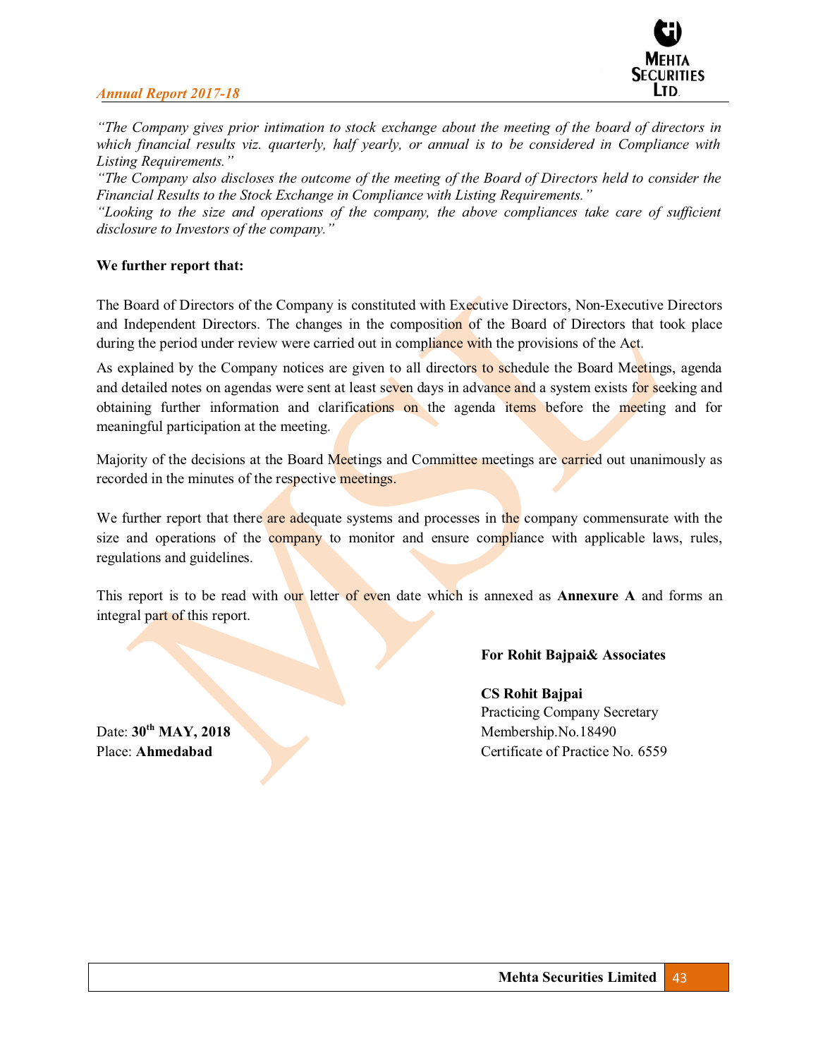*"The Company gives prior intimation to stock exchange about the meeting of the board of directors in which financial results viz. quarterly, half yearly, or annual is to be considered in Compliance with Listing Requirements."*
*"The Company also discloses the outcome of the meeting of the Board of Directors held to consider the Financial Results to the Stock Exchange in Compliance with Listing Requirements."*
*"Looking to the size and operations of the company, the above compliances take care of sufficient disclosure to Investors of the company."*

**We further report that:**

The Board of Directors of the Company is constituted with Executive Directors, Non-Executive Directors and Independent Directors. The changes in the composition of the Board of Directors that took place during the period under review were carried out in compliance with the provisions of the Act.

As explained by the Company notices are given to all directors to schedule the Board Meetings, agenda and detailed notes on agendas were sent at least seven days in advance and a system exists for seeking and obtaining further information and clarifications on the agenda items before the meeting and for meaningful participation at the meeting.

Majority of the decisions at the Board Meetings and Committee meetings are carried out unanimously as recorded in the minutes of the respective meetings.

We further report that there are adequate systems and processes in the company commensurate with the size and operations of the company to monitor and ensure compliance with applicable laws, rules, regulations and guidelines.

This report is to be read with our letter of even date which is annexed as **Annexure A** and forms an integral part of this report.

**For Rohit Bajpai& Associates**

**CS Rohit Bajpai**
Practicing Company Secretary
Membership.No.18490
Certificate of Practice No. 6559

Date: **30th MAY, 2018**
Place: **Ahmedabad**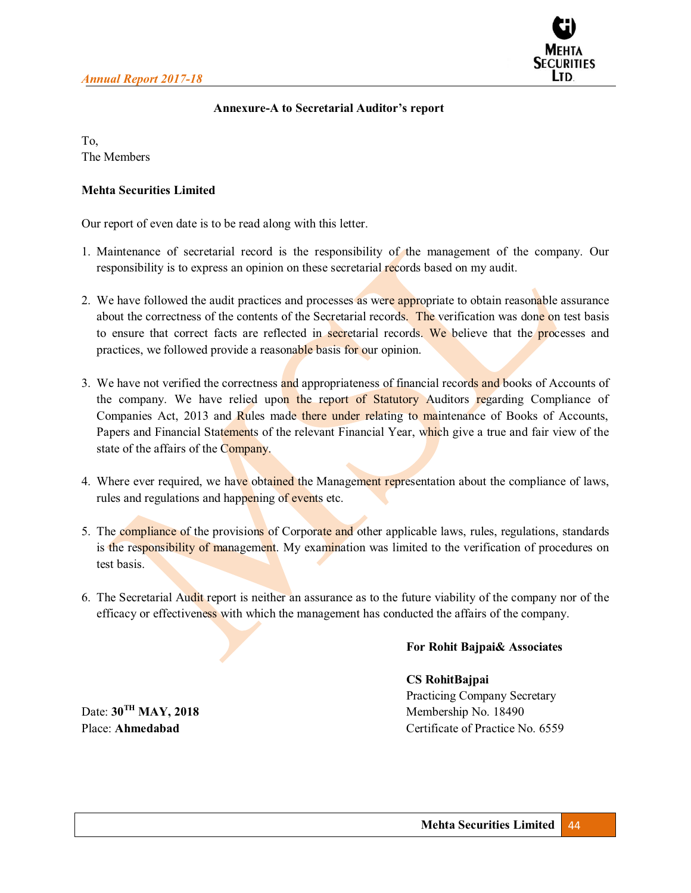**Annexure-A to Secretarial Auditor's report**

To,
The Members

**Mehta Securities Limited**

Our report of even date is to be read along with this letter.

1. Maintenance of secretarial record is the responsibility of the management of the company. Our responsibility is to express an opinion on these secretarial records based on my audit.

2. We have followed the audit practices and processes as were appropriate to obtain reasonable assurance about the correctness of the contents of the Secretarial records. The verification was done on test basis to ensure that correct facts are reflected in secretarial records. We believe that the processes and practices, we followed provide a reasonable basis for our opinion.

3. We have not verified the correctness and appropriateness of financial records and books of Accounts of the company. We have relied upon the report of Statutory Auditors regarding Compliance of Companies Act, 2013 and Rules made there under relating to maintenance of Books of Accounts, Papers and Financial Statements of the relevant Financial Year, which give a true and fair view of the state of the affairs of the Company.

4. Where ever required, we have obtained the Management representation about the compliance of laws, rules and regulations and happening of events etc.

5. The compliance of the provisions of Corporate and other applicable laws, rules, regulations, standards is the responsibility of management. My examination was limited to the verification of procedures on test basis.

6. The Secretarial Audit report is neither an assurance as to the future viability of the company nor of the efficacy or effectiveness with which the management has conducted the affairs of the company.

**For Rohit Bajpai& Associates**

**CS RohitBajpai**
Practicing Company Secretary
Membership No. 18490
Certificate of Practice No. 6559

Date: **30TH MAY, 2018**
Place: **Ahmedabad**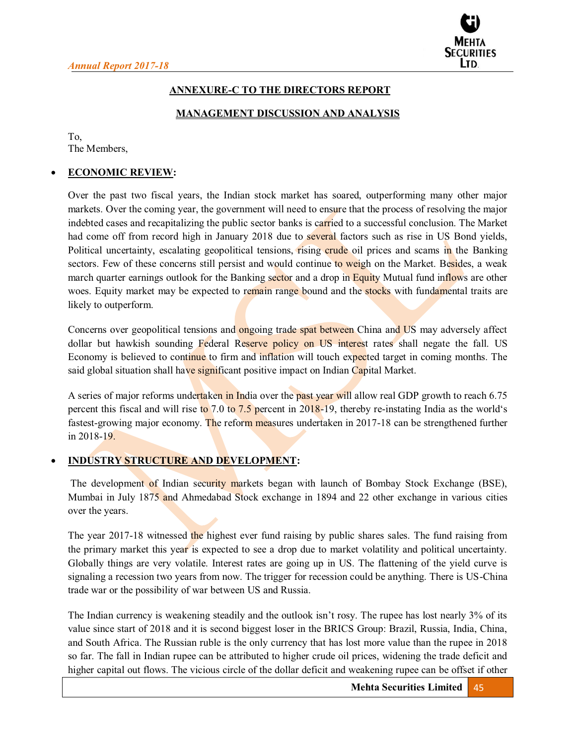## ANNEXURE-C TO THE DIRECTORS REPORT

## MANAGEMENT DISCUSSION AND ANALYSIS

To,
The Members,

- **ECONOMIC REVIEW:**

Over the past two fiscal years, the Indian stock market has soared, outperforming many other major markets. Over the coming year, the government will need to ensure that the process of resolving the major indebted cases and recapitalizing the public sector banks is carried to a successful conclusion. The Market had come off from record high in January 2018 due to several factors such as rise in US Bond yields, Political uncertainty, escalating geopolitical tensions, rising crude oil prices and scams in the Banking sectors. Few of these concerns still persist and would continue to weigh on the Market. Besides, a weak march quarter earnings outlook for the Banking sector and a drop in Equity Mutual fund inflows are other woes. Equity market may be expected to remain range bound and the stocks with fundamental traits are likely to outperform.

Concerns over geopolitical tensions and ongoing trade spat between China and US may adversely affect dollar but hawkish sounding Federal Reserve policy on US interest rates shall negate the fall. US Economy is believed to continue to firm and inflation will touch expected target in coming months. The said global situation shall have significant positive impact on Indian Capital Market.

A series of major reforms undertaken in India over the past year will allow real GDP growth to reach 6.75 percent this fiscal and will rise to 7.0 to 7.5 percent in 2018-19, thereby re-instating India as the world‘s fastest-growing major economy. The reform measures undertaken in 2017-18 can be strengthened further in 2018-19.

- **INDUSTRY STRUCTURE AND DEVELOPMENT:**

The development of Indian security markets began with launch of Bombay Stock Exchange (BSE), Mumbai in July 1875 and Ahmedabad Stock exchange in 1894 and 22 other exchange in various cities over the years.

The year 2017-18 witnessed the highest ever fund raising by public shares sales. The fund raising from the primary market this year is expected to see a drop due to market volatility and political uncertainty. Globally things are very volatile. Interest rates are going up in US. The flattening of the yield curve is signaling a recession two years from now. The trigger for recession could be anything. There is US-China trade war or the possibility of war between US and Russia.

The Indian currency is weakening steadily and the outlook isn't rosy. The rupee has lost nearly 3% of its value since start of 2018 and it is second biggest loser in the BRICS Group: Brazil, Russia, India, China, and South Africa. The Russian ruble is the only currency that has lost more value than the rupee in 2018 so far. The fall in Indian rupee can be attributed to higher crude oil prices, widening the trade deficit and higher capital out flows. The vicious circle of the dollar deficit and weakening rupee can be offset if other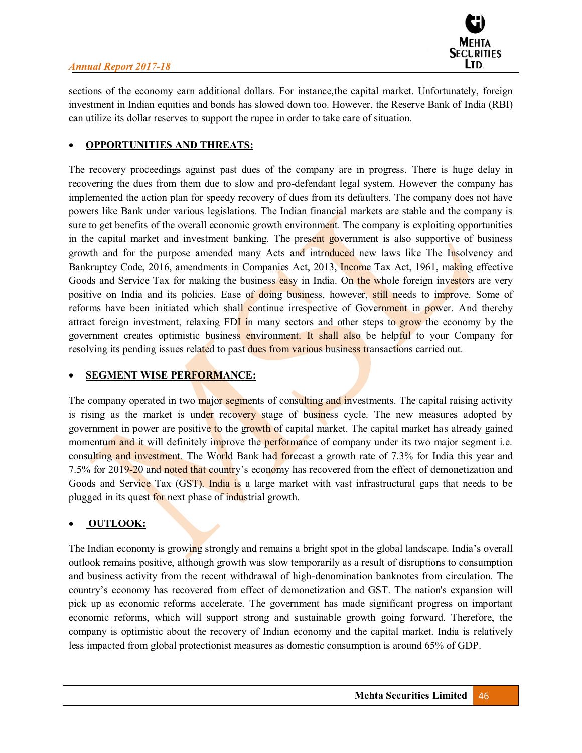sections of the economy earn additional dollars. For instance,the capital market. Unfortunately, foreign investment in Indian equities and bonds has slowed down too. However, the Reserve Bank of India (RBI) can utilize its dollar reserves to support the rupee in order to take care of situation.

- **OPPORTUNITIES AND THREATS:**

The recovery proceedings against past dues of the company are in progress. There is huge delay in recovering the dues from them due to slow and pro-defendant legal system. However the company has implemented the action plan for speedy recovery of dues from its defaulters. The company does not have powers like Bank under various legislations. The Indian financial markets are stable and the company is sure to get benefits of the overall economic growth environment. The company is exploiting opportunities in the capital market and investment banking. The present government is also supportive of business growth and for the purpose amended many Acts and introduced new laws like The Insolvency and Bankruptcy Code, 2016, amendments in Companies Act, 2013, Income Tax Act, 1961, making effective Goods and Service Tax for making the business easy in India. On the whole foreign investors are very positive on India and its policies. Ease of doing business, however, still needs to improve. Some of reforms have been initiated which shall continue irrespective of Government in power. And thereby attract foreign investment, relaxing FDI in many sectors and other steps to grow the economy by the government creates optimistic business environment. It shall also be helpful to your Company for resolving its pending issues related to past dues from various business transactions carried out.

- **SEGMENT WISE PERFORMANCE:**

The company operated in two major segments of consulting and investments. The capital raising activity is rising as the market is under recovery stage of business cycle. The new measures adopted by government in power are positive to the growth of capital market. The capital market has already gained momentum and it will definitely improve the performance of company under its two major segment i.e. consulting and investment. The World Bank had forecast a growth rate of 7.3% for India this year and 7.5% for 2019-20 and noted that country's economy has recovered from the effect of demonetization and Goods and Service Tax (GST). India is a large market with vast infrastructural gaps that needs to be plugged in its quest for next phase of industrial growth.

- **OUTLOOK:**

The Indian economy is growing strongly and remains a bright spot in the global landscape. India's overall outlook remains positive, although growth was slow temporarily as a result of disruptions to consumption and business activity from the recent withdrawal of high-denomination banknotes from circulation. The country's economy has recovered from effect of demonetization and GST. The nation's expansion will pick up as economic reforms accelerate. The government has made significant progress on important economic reforms, which will support strong and sustainable growth going forward. Therefore, the company is optimistic about the recovery of Indian economy and the capital market. India is relatively less impacted from global protectionist measures as domestic consumption is around 65% of GDP.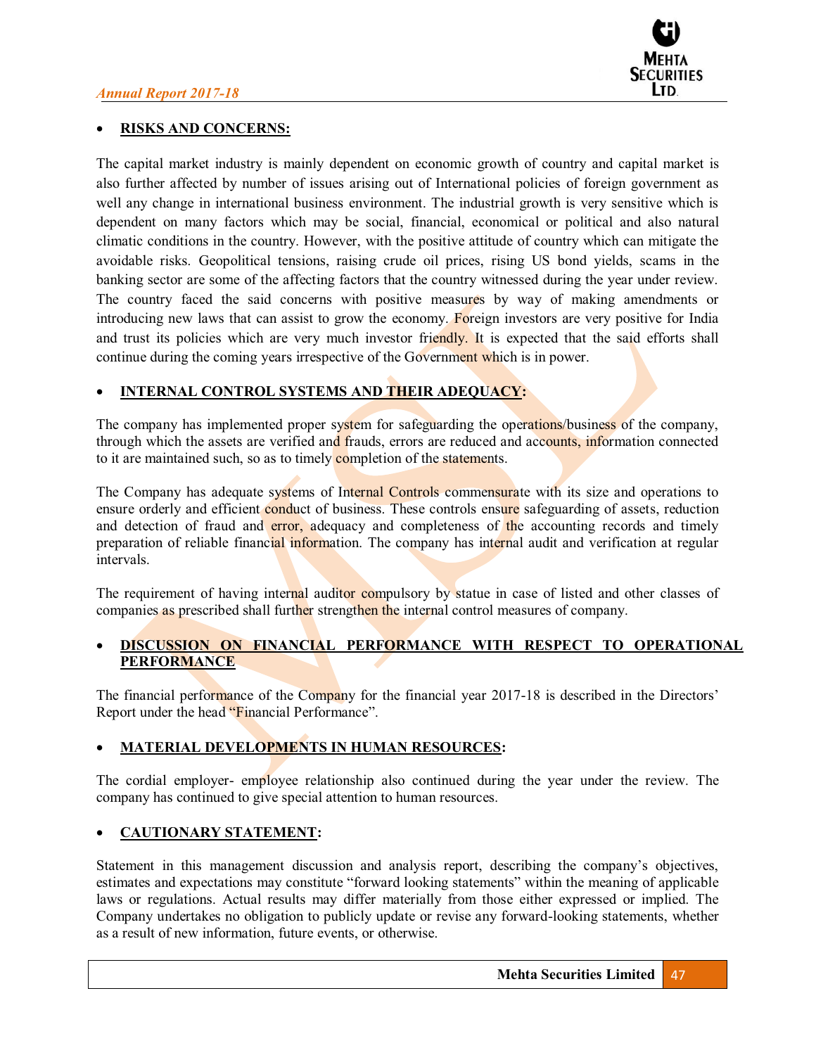- **RISKS AND CONCERNS:**

The capital market industry is mainly dependent on economic growth of country and capital market is also further affected by number of issues arising out of International policies of foreign government as well any change in international business environment. The industrial growth is very sensitive which is dependent on many factors which may be social, financial, economical or political and also natural climatic conditions in the country. However, with the positive attitude of country which can mitigate the avoidable risks. Geopolitical tensions, raising crude oil prices, rising US bond yields, scams in the banking sector are some of the affecting factors that the country witnessed during the year under review. The country faced the said concerns with positive measures by way of making amendments or introducing new laws that can assist to grow the economy. Foreign investors are very positive for India and trust its policies which are very much investor friendly. It is expected that the said efforts shall continue during the coming years irrespective of the Government which is in power.

- **INTERNAL CONTROL SYSTEMS AND THEIR ADEQUACY:**

The company has implemented proper system for safeguarding the operations/business of the company, through which the assets are verified and frauds, errors are reduced and accounts, information connected to it are maintained such, so as to timely completion of the statements.

The Company has adequate systems of Internal Controls commensurate with its size and operations to ensure orderly and efficient conduct of business. These controls ensure safeguarding of assets, reduction and detection of fraud and error, adequacy and completeness of the accounting records and timely preparation of reliable financial information. The company has internal audit and verification at regular intervals.

The requirement of having internal auditor compulsory by statue in case of listed and other classes of companies as prescribed shall further strengthen the internal control measures of company.

- **DISCUSSION ON FINANCIAL PERFORMANCE WITH RESPECT TO OPERATIONAL PERFORMANCE**

The financial performance of the Company for the financial year 2017-18 is described in the Directors' Report under the head "Financial Performance".

- **MATERIAL DEVELOPMENTS IN HUMAN RESOURCES:**

The cordial employer- employee relationship also continued during the year under the review. The company has continued to give special attention to human resources.

- **CAUTIONARY STATEMENT:**

Statement in this management discussion and analysis report, describing the company's objectives, estimates and expectations may constitute "forward looking statements" within the meaning of applicable laws or regulations. Actual results may differ materially from those either expressed or implied. The Company undertakes no obligation to publicly update or revise any forward-looking statements, whether as a result of new information, future events, or otherwise.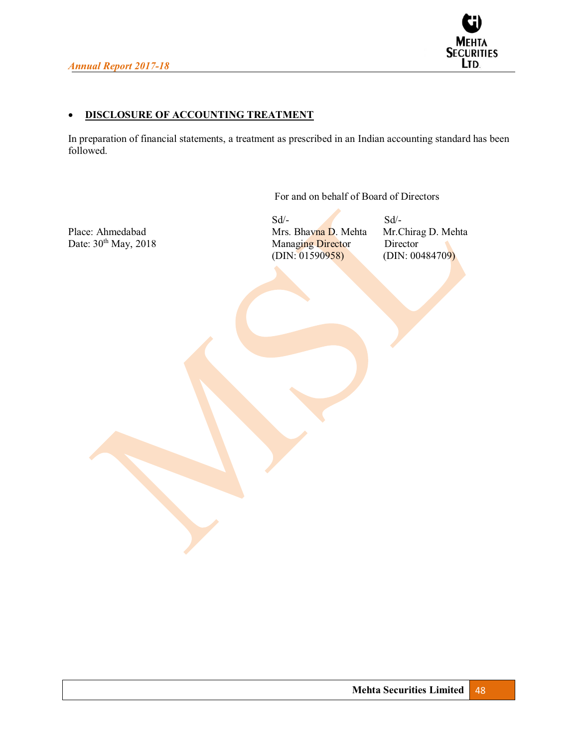- **DISCLOSURE OF ACCOUNTING TREATMENT**

In preparation of financial statements, a treatment as prescribed in an Indian accounting standard has been followed.

For and on behalf of Board of Directors

| | Sd/- | Sd/- |
|---|---|---|
| Place: Ahmedabad | Mrs. Bhavna D. Mehta | Mr.Chirag D. Mehta |
| Date: 30th May, 2018 | Managing Director | Director |
| | (DIN: 01590958) | (DIN: 00484709) |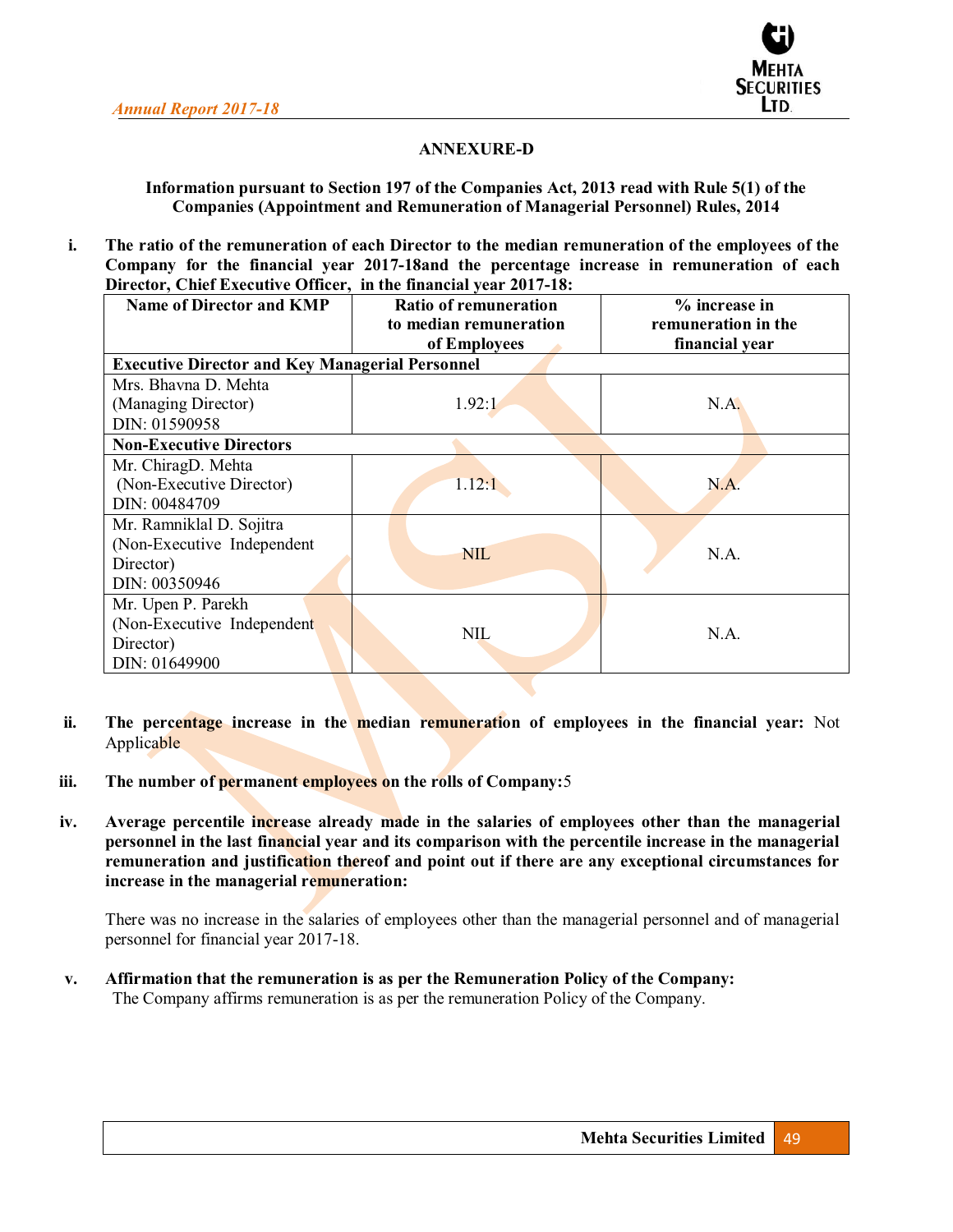## ANNEXURE-D

**Information pursuant to Section 197 of the Companies Act, 2013 read with Rule 5(1) of the Companies (Appointment and Remuneration of Managerial Personnel) Rules, 2014**

**i. The ratio of the remuneration of each Director to the median remuneration of the employees of the Company for the financial year 2017-18and the percentage increase in remuneration of each Director, Chief Executive Officer, in the financial year 2017-18:**

| Name of Director and KMP | Ratio of remuneration to median remuneration of Employees | % increase in remuneration in the financial year |
|---|---|---|
| **Executive Director and Key Managerial Personnel** | | |
| Mrs. Bhavna D. Mehta (Managing Director) DIN: 01590958 | 1.92:1 | N.A. |
| **Non-Executive Directors** | | |
| Mr. ChiragD. Mehta (Non-Executive Director) DIN: 00484709 | 1.12:1 | N.A. |
| Mr. Ramniklal D. Sojitra (Non-Executive Independent Director) DIN: 00350946 | NIL | N.A. |
| Mr. Upen P. Parekh (Non-Executive Independent Director) DIN: 01649900 | NIL | N.A. |

**ii. The percentage increase in the median remuneration of employees in the financial year:** Not Applicable

**iii. The number of permanent employees on the rolls of Company:**5

**iv. Average percentile increase already made in the salaries of employees other than the managerial personnel in the last financial year and its comparison with the percentile increase in the managerial remuneration and justification thereof and point out if there are any exceptional circumstances for increase in the managerial remuneration:**

There was no increase in the salaries of employees other than the managerial personnel and of managerial personnel for financial year 2017-18.

**v. Affirmation that the remuneration is as per the Remuneration Policy of the Company:**
The Company affirms remuneration is as per the remuneration Policy of the Company.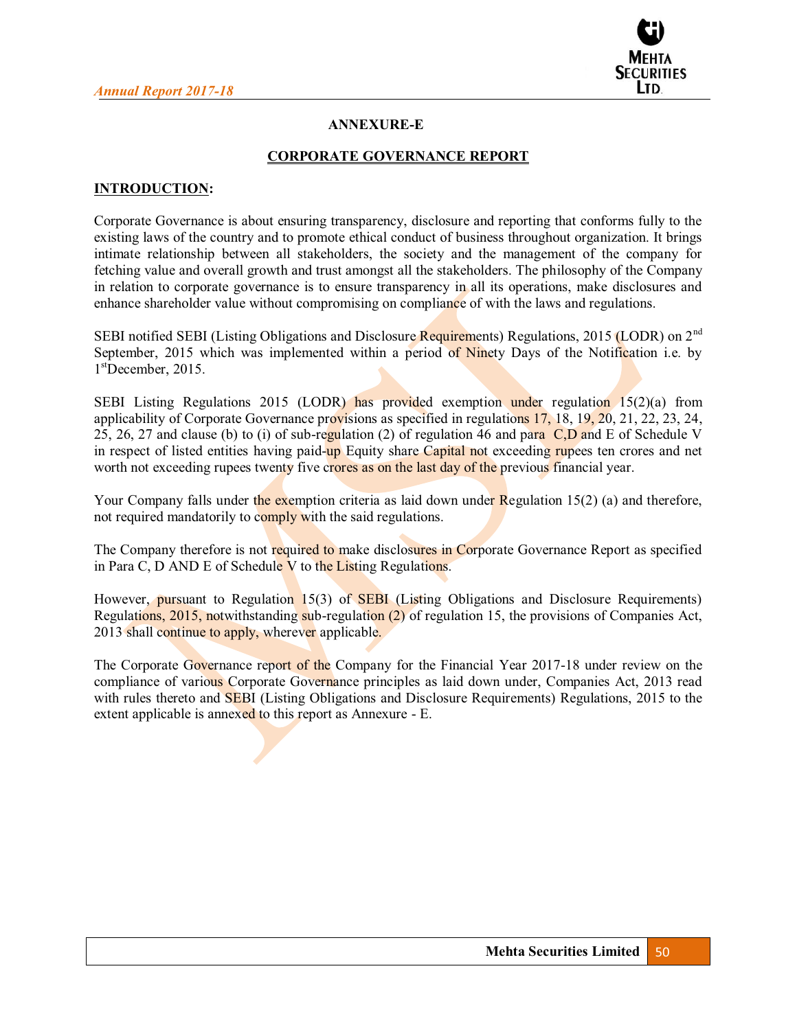**ANNEXURE-E**

**CORPORATE GOVERNANCE REPORT**

**INTRODUCTION:**

Corporate Governance is about ensuring transparency, disclosure and reporting that conforms fully to the existing laws of the country and to promote ethical conduct of business throughout organization. It brings intimate relationship between all stakeholders, the society and the management of the company for fetching value and overall growth and trust amongst all the stakeholders. The philosophy of the Company in relation to corporate governance is to ensure transparency in all its operations, make disclosures and enhance shareholder value without compromising on compliance of with the laws and regulations.

SEBI notified SEBI (Listing Obligations and Disclosure Requirements) Regulations, 2015 (LODR) on 2nd September, 2015 which was implemented within a period of Ninety Days of the Notification i.e. by 1st December, 2015.

SEBI Listing Regulations 2015 (LODR) has provided exemption under regulation 15(2)(a) from applicability of Corporate Governance provisions as specified in regulations 17, 18, 19, 20, 21, 22, 23, 24, 25, 26, 27 and clause (b) to (i) of sub-regulation (2) of regulation 46 and para C,D and E of Schedule V in respect of listed entities having paid-up Equity share Capital not exceeding rupees ten crores and net worth not exceeding rupees twenty five crores as on the last day of the previous financial year.

Your Company falls under the exemption criteria as laid down under Regulation 15(2) (a) and therefore, not required mandatorily to comply with the said regulations.

The Company therefore is not required to make disclosures in Corporate Governance Report as specified in Para C, D AND E of Schedule V to the Listing Regulations.

However, pursuant to Regulation 15(3) of SEBI (Listing Obligations and Disclosure Requirements) Regulations, 2015, notwithstanding sub-regulation (2) of regulation 15, the provisions of Companies Act, 2013 shall continue to apply, wherever applicable.

The Corporate Governance report of the Company for the Financial Year 2017-18 under review on the compliance of various Corporate Governance principles as laid down under, Companies Act, 2013 read with rules thereto and SEBI (Listing Obligations and Disclosure Requirements) Regulations, 2015 to the extent applicable is annexed to this report as Annexure - E.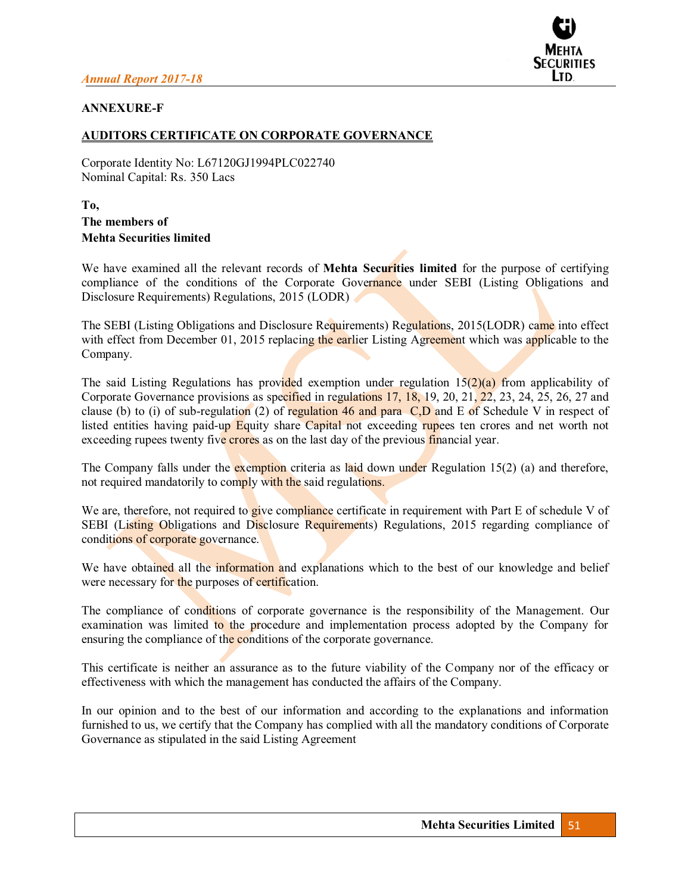## ANNEXURE-F

## AUDITORS CERTIFICATE ON CORPORATE GOVERNANCE

Corporate Identity No: L67120GJ1994PLC022740
Nominal Capital: Rs. 350 Lacs

**To,**
**The members of**
**Mehta Securities limited**

We have examined all the relevant records of **Mehta Securities limited** for the purpose of certifying compliance of the conditions of the Corporate Governance under SEBI (Listing Obligations and Disclosure Requirements) Regulations, 2015 (LODR)

The SEBI (Listing Obligations and Disclosure Requirements) Regulations, 2015(LODR) came into effect with effect from December 01, 2015 replacing the earlier Listing Agreement which was applicable to the Company.

The said Listing Regulations has provided exemption under regulation 15(2)(a) from applicability of Corporate Governance provisions as specified in regulations 17, 18, 19, 20, 21, 22, 23, 24, 25, 26, 27 and clause (b) to (i) of sub-regulation (2) of regulation 46 and para C,D and E of Schedule V in respect of listed entities having paid-up Equity share Capital not exceeding rupees ten crores and net worth not exceeding rupees twenty five crores as on the last day of the previous financial year.

The Company falls under the exemption criteria as laid down under Regulation 15(2) (a) and therefore, not required mandatorily to comply with the said regulations.

We are, therefore, not required to give compliance certificate in requirement with Part E of schedule V of SEBI (Listing Obligations and Disclosure Requirements) Regulations, 2015 regarding compliance of conditions of corporate governance.

We have obtained all the information and explanations which to the best of our knowledge and belief were necessary for the purposes of certification.

The compliance of conditions of corporate governance is the responsibility of the Management. Our examination was limited to the procedure and implementation process adopted by the Company for ensuring the compliance of the conditions of the corporate governance.

This certificate is neither an assurance as to the future viability of the Company nor of the efficacy or effectiveness with which the management has conducted the affairs of the Company.

In our opinion and to the best of our information and according to the explanations and information furnished to us, we certify that the Company has complied with all the mandatory conditions of Corporate Governance as stipulated in the said Listing Agreement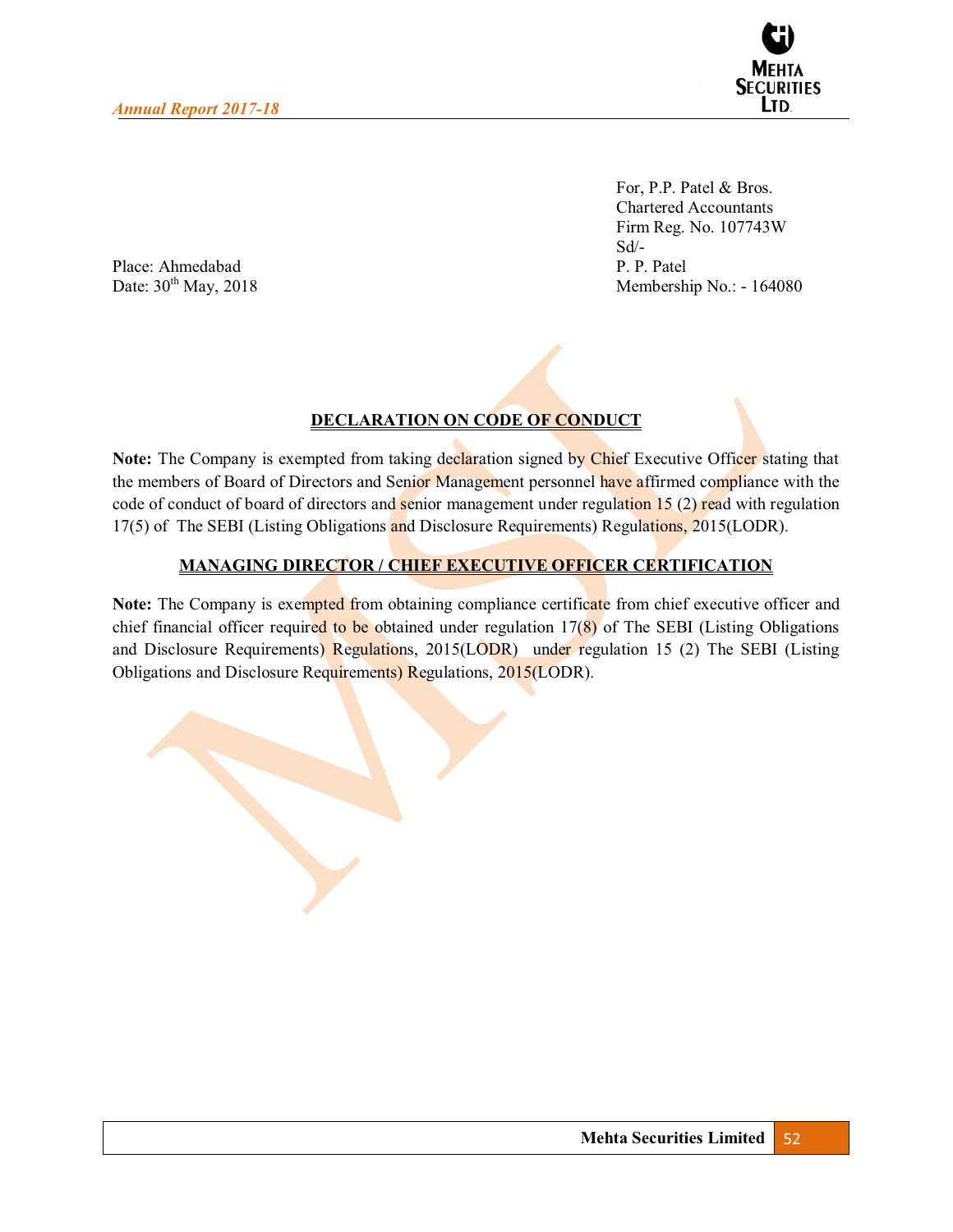For, P.P. Patel & Bros.
Chartered Accountants
Firm Reg. No. 107743W
Sd/-
P. P. Patel
Membership No.: - 164080

Place: Ahmedabad
Date: 30th May, 2018

## DECLARATION ON CODE OF CONDUCT

**Note:** The Company is exempted from taking declaration signed by Chief Executive Officer stating that the members of Board of Directors and Senior Management personnel have affirmed compliance with the code of conduct of board of directors and senior management under regulation 15 (2) read with regulation 17(5) of The SEBI (Listing Obligations and Disclosure Requirements) Regulations, 2015(LODR).

## MANAGING DIRECTOR / CHIEF EXECUTIVE OFFICER CERTIFICATION

**Note:** The Company is exempted from obtaining compliance certificate from chief executive officer and chief financial officer required to be obtained under regulation 17(8) of The SEBI (Listing Obligations and Disclosure Requirements) Regulations, 2015(LODR) under regulation 15 (2) The SEBI (Listing Obligations and Disclosure Requirements) Regulations, 2015(LODR).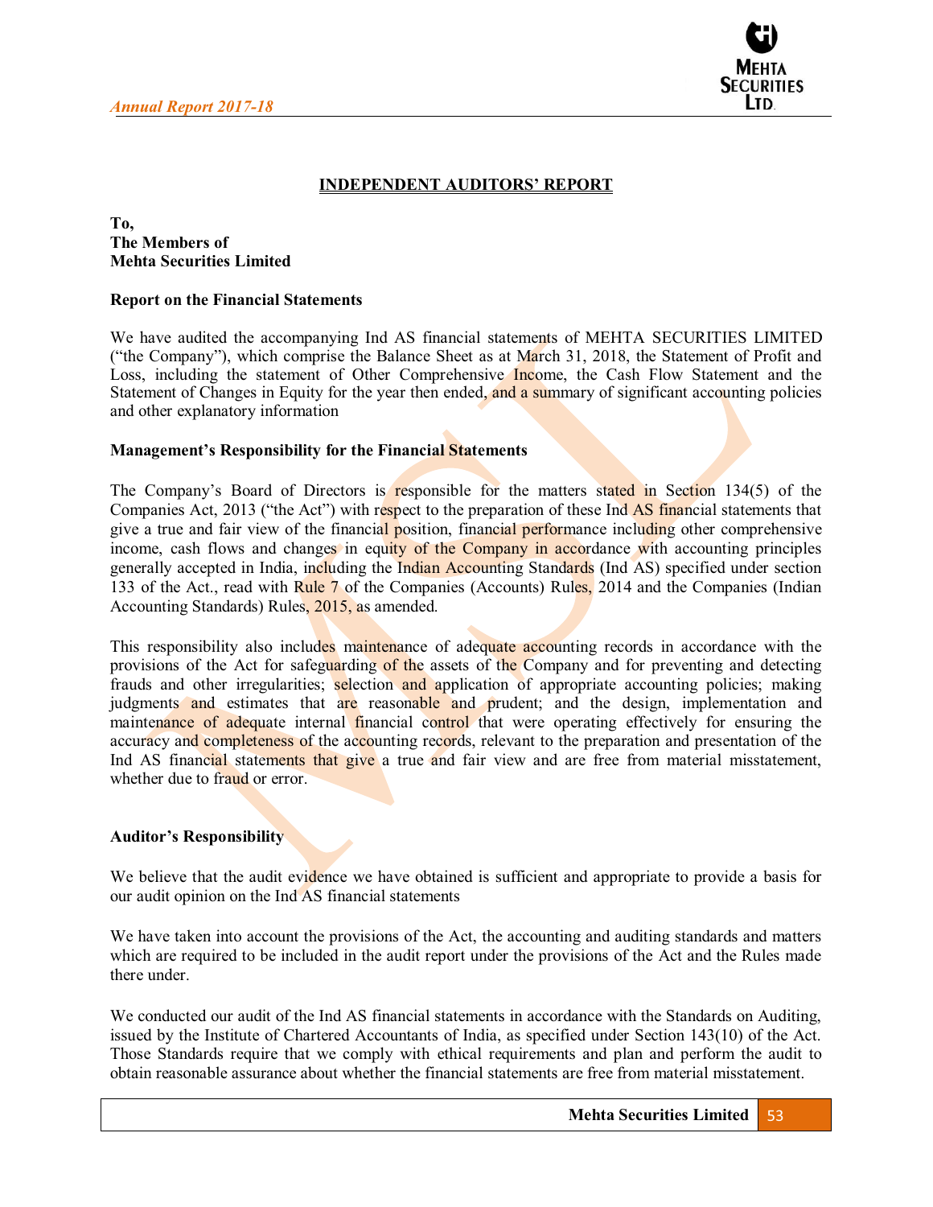## INDEPENDENT AUDITORS' REPORT

**To,**
**The Members of**
**Mehta Securities Limited**

**Report on the Financial Statements**

We have audited the accompanying Ind AS financial statements of MEHTA SECURITIES LIMITED ("the Company"), which comprise the Balance Sheet as at March 31, 2018, the Statement of Profit and Loss, including the statement of Other Comprehensive Income, the Cash Flow Statement and the Statement of Changes in Equity for the year then ended, and a summary of significant accounting policies and other explanatory information

**Management's Responsibility for the Financial Statements**

The Company's Board of Directors is responsible for the matters stated in Section 134(5) of the Companies Act, 2013 ("the Act") with respect to the preparation of these Ind AS financial statements that give a true and fair view of the financial position, financial performance including other comprehensive income, cash flows and changes in equity of the Company in accordance with accounting principles generally accepted in India, including the Indian Accounting Standards (Ind AS) specified under section 133 of the Act., read with Rule 7 of the Companies (Accounts) Rules, 2014 and the Companies (Indian Accounting Standards) Rules, 2015, as amended.

This responsibility also includes maintenance of adequate accounting records in accordance with the provisions of the Act for safeguarding of the assets of the Company and for preventing and detecting frauds and other irregularities; selection and application of appropriate accounting policies; making judgments and estimates that are reasonable and prudent; and the design, implementation and maintenance of adequate internal financial control that were operating effectively for ensuring the accuracy and completeness of the accounting records, relevant to the preparation and presentation of the Ind AS financial statements that give a true and fair view and are free from material misstatement, whether due to fraud or error.

**Auditor's Responsibility**

We believe that the audit evidence we have obtained is sufficient and appropriate to provide a basis for our audit opinion on the Ind AS financial statements

We have taken into account the provisions of the Act, the accounting and auditing standards and matters which are required to be included in the audit report under the provisions of the Act and the Rules made there under.

We conducted our audit of the Ind AS financial statements in accordance with the Standards on Auditing, issued by the Institute of Chartered Accountants of India, as specified under Section 143(10) of the Act. Those Standards require that we comply with ethical requirements and plan and perform the audit to obtain reasonable assurance about whether the financial statements are free from material misstatement.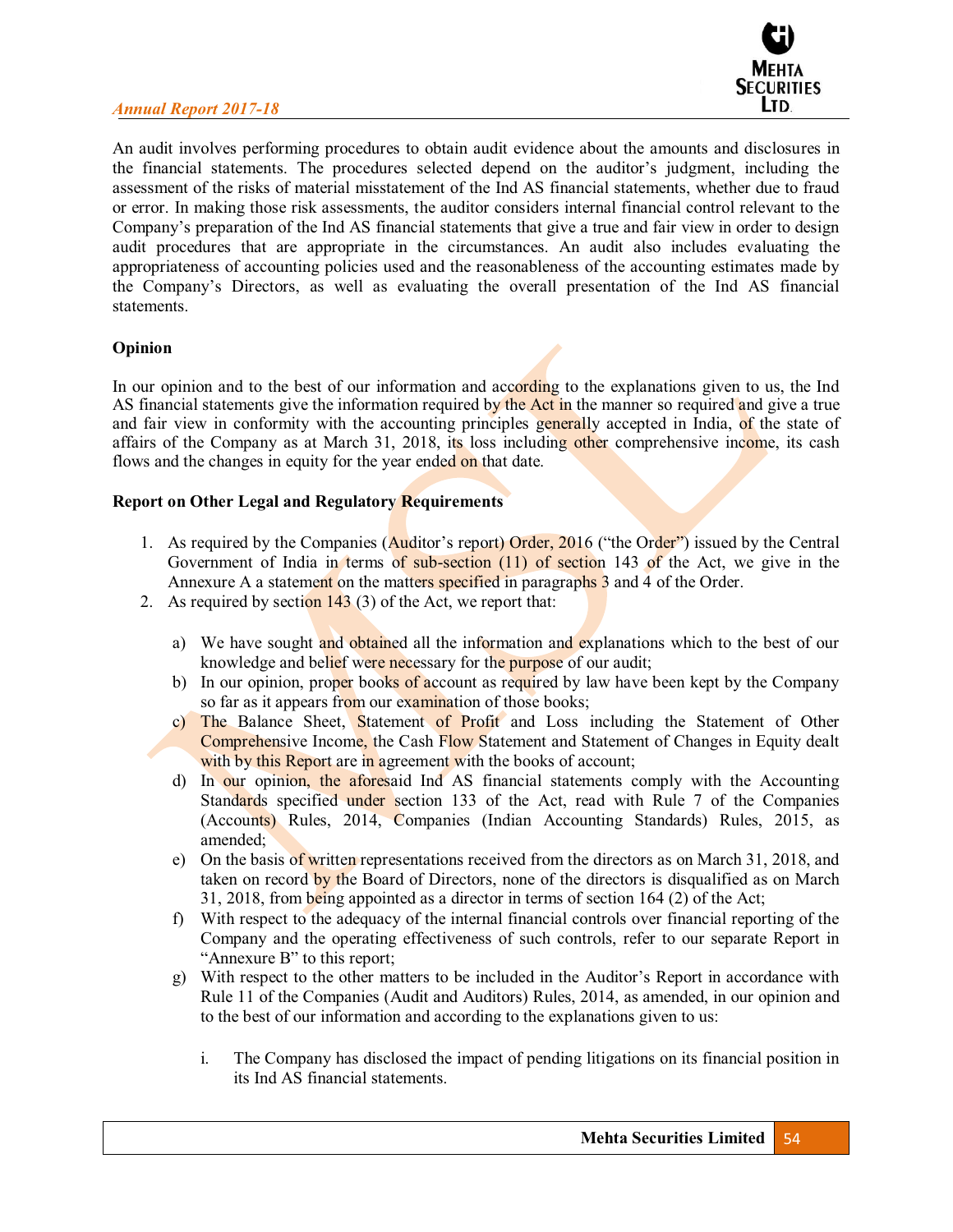An audit involves performing procedures to obtain audit evidence about the amounts and disclosures in the financial statements. The procedures selected depend on the auditor's judgment, including the assessment of the risks of material misstatement of the Ind AS financial statements, whether due to fraud or error. In making those risk assessments, the auditor considers internal financial control relevant to the Company's preparation of the Ind AS financial statements that give a true and fair view in order to design audit procedures that are appropriate in the circumstances. An audit also includes evaluating the appropriateness of accounting policies used and the reasonableness of the accounting estimates made by the Company's Directors, as well as evaluating the overall presentation of the Ind AS financial statements.

**Opinion**

In our opinion and to the best of our information and according to the explanations given to us, the Ind AS financial statements give the information required by the Act in the manner so required and give a true and fair view in conformity with the accounting principles generally accepted in India, of the state of affairs of the Company as at March 31, 2018, its loss including other comprehensive income, its cash flows and the changes in equity for the year ended on that date.

**Report on Other Legal and Regulatory Requirements**

1. As required by the Companies (Auditor's report) Order, 2016 ("the Order") issued by the Central Government of India in terms of sub-section (11) of section 143 of the Act, we give in the Annexure A a statement on the matters specified in paragraphs 3 and 4 of the Order.
2. As required by section 143 (3) of the Act, we report that:

    a) We have sought and obtained all the information and explanations which to the best of our knowledge and belief were necessary for the purpose of our audit;
    b) In our opinion, proper books of account as required by law have been kept by the Company so far as it appears from our examination of those books;
    c) The Balance Sheet, Statement of Profit and Loss including the Statement of Other Comprehensive Income, the Cash Flow Statement and Statement of Changes in Equity dealt with by this Report are in agreement with the books of account;
    d) In our opinion, the aforesaid Ind AS financial statements comply with the Accounting Standards specified under section 133 of the Act, read with Rule 7 of the Companies (Accounts) Rules, 2014, Companies (Indian Accounting Standards) Rules, 2015, as amended;
    e) On the basis of written representations received from the directors as on March 31, 2018, and taken on record by the Board of Directors, none of the directors is disqualified as on March 31, 2018, from being appointed as a director in terms of section 164 (2) of the Act;
    f) With respect to the adequacy of the internal financial controls over financial reporting of the Company and the operating effectiveness of such controls, refer to our separate Report in "Annexure B" to this report;
    g) With respect to the other matters to be included in the Auditor's Report in accordance with Rule 11 of the Companies (Audit and Auditors) Rules, 2014, as amended, in our opinion and to the best of our information and according to the explanations given to us:

        i. The Company has disclosed the impact of pending litigations on its financial position in its Ind AS financial statements.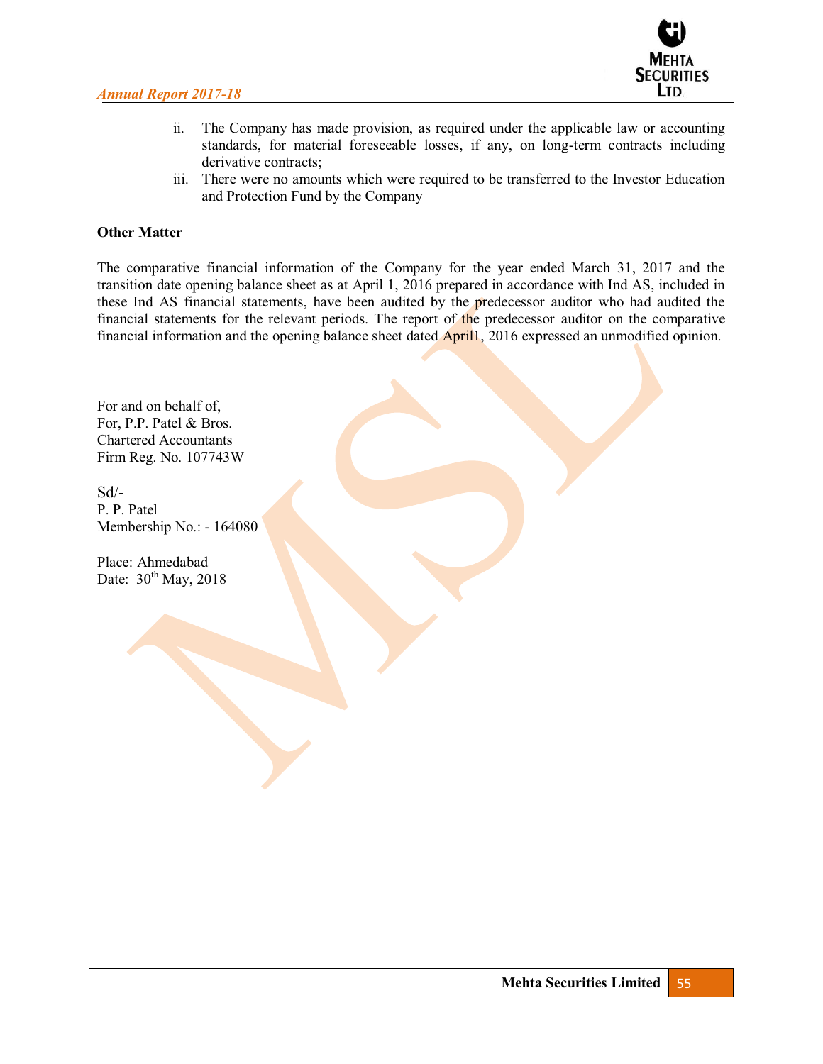ii. The Company has made provision, as required under the applicable law or accounting standards, for material foreseeable losses, if any, on long-term contracts including derivative contracts;

iii. There were no amounts which were required to be transferred to the Investor Education and Protection Fund by the Company

**Other Matter**

The comparative financial information of the Company for the year ended March 31, 2017 and the transition date opening balance sheet as at April 1, 2016 prepared in accordance with Ind AS, included in these Ind AS financial statements, have been audited by the predecessor auditor who had audited the financial statements for the relevant periods. The report of the predecessor auditor on the comparative financial information and the opening balance sheet dated April1, 2016 expressed an unmodified opinion.

For and on behalf of,
For, P.P. Patel & Bros.
Chartered Accountants
Firm Reg. No. 107743W

Sd/-
P. P. Patel
Membership No.: - 164080

Place: Ahmedabad
Date: 30th May, 2018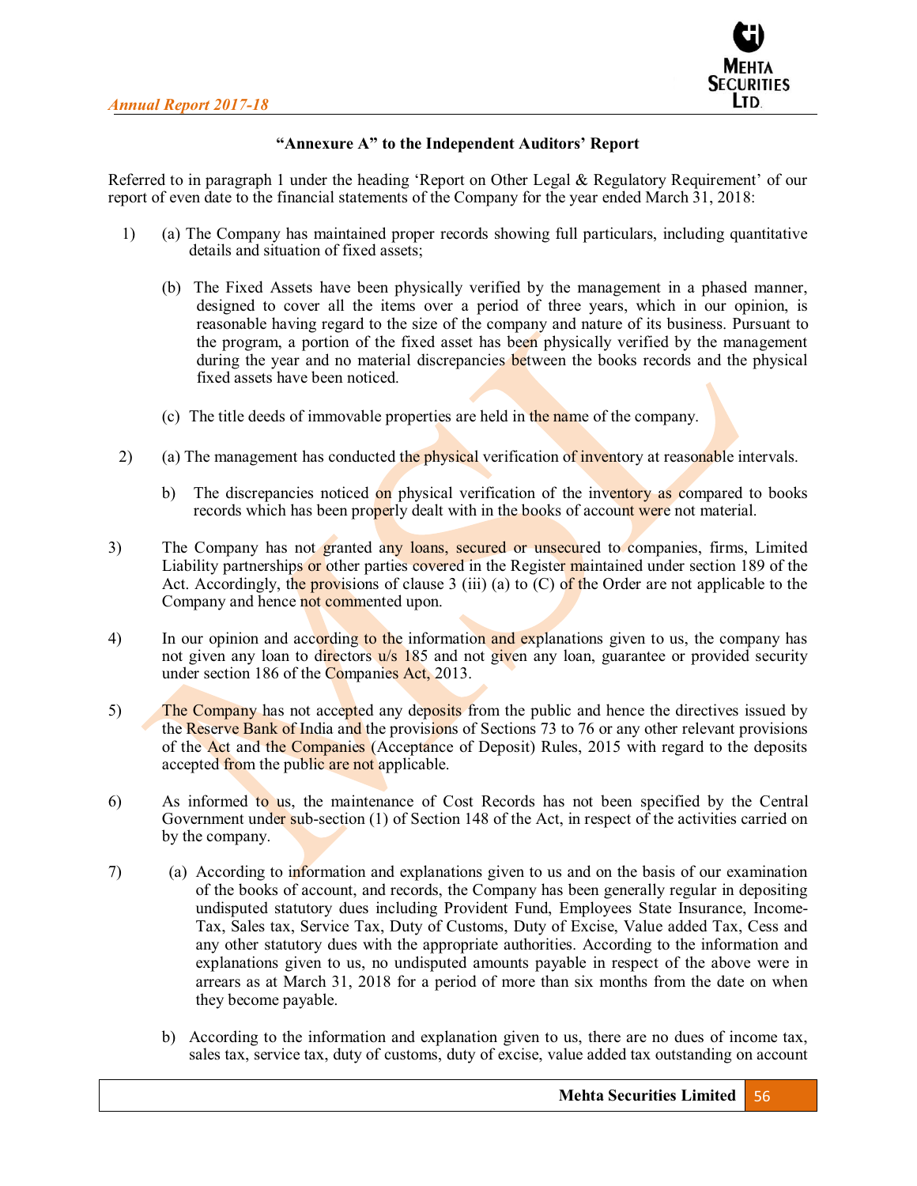## "Annexure A" to the Independent Auditors' Report

Referred to in paragraph 1 under the heading 'Report on Other Legal & Regulatory Requirement' of our report of even date to the financial statements of the Company for the year ended March 31, 2018:

1) (a) The Company has maintained proper records showing full particulars, including quantitative details and situation of fixed assets;

   (b) The Fixed Assets have been physically verified by the management in a phased manner, designed to cover all the items over a period of three years, which in our opinion, is reasonable having regard to the size of the company and nature of its business. Pursuant to the program, a portion of the fixed asset has been physically verified by the management during the year and no material discrepancies between the books records and the physical fixed assets have been noticed.

   (c) The title deeds of immovable properties are held in the name of the company.

2) (a) The management has conducted the physical verification of inventory at reasonable intervals.

   b) The discrepancies noticed on physical verification of the inventory as compared to books records which has been properly dealt with in the books of account were not material.

3) The Company has not granted any loans, secured or unsecured to companies, firms, Limited Liability partnerships or other parties covered in the Register maintained under section 189 of the Act. Accordingly, the provisions of clause 3 (iii) (a) to (C) of the Order are not applicable to the Company and hence not commented upon.

4) In our opinion and according to the information and explanations given to us, the company has not given any loan to directors u/s 185 and not given any loan, guarantee or provided security under section 186 of the Companies Act, 2013.

5) The Company has not accepted any deposits from the public and hence the directives issued by the Reserve Bank of India and the provisions of Sections 73 to 76 or any other relevant provisions of the Act and the Companies (Acceptance of Deposit) Rules, 2015 with regard to the deposits accepted from the public are not applicable.

6) As informed to us, the maintenance of Cost Records has not been specified by the Central Government under sub-section (1) of Section 148 of the Act, in respect of the activities carried on by the company.

7) (a) According to information and explanations given to us and on the basis of our examination of the books of account, and records, the Company has been generally regular in depositing undisputed statutory dues including Provident Fund, Employees State Insurance, Income-Tax, Sales tax, Service Tax, Duty of Customs, Duty of Excise, Value added Tax, Cess and any other statutory dues with the appropriate authorities. According to the information and explanations given to us, no undisputed amounts payable in respect of the above were in arrears as at March 31, 2018 for a period of more than six months from the date on when they become payable.

   b) According to the information and explanation given to us, there are no dues of income tax, sales tax, service tax, duty of customs, duty of excise, value added tax outstanding on account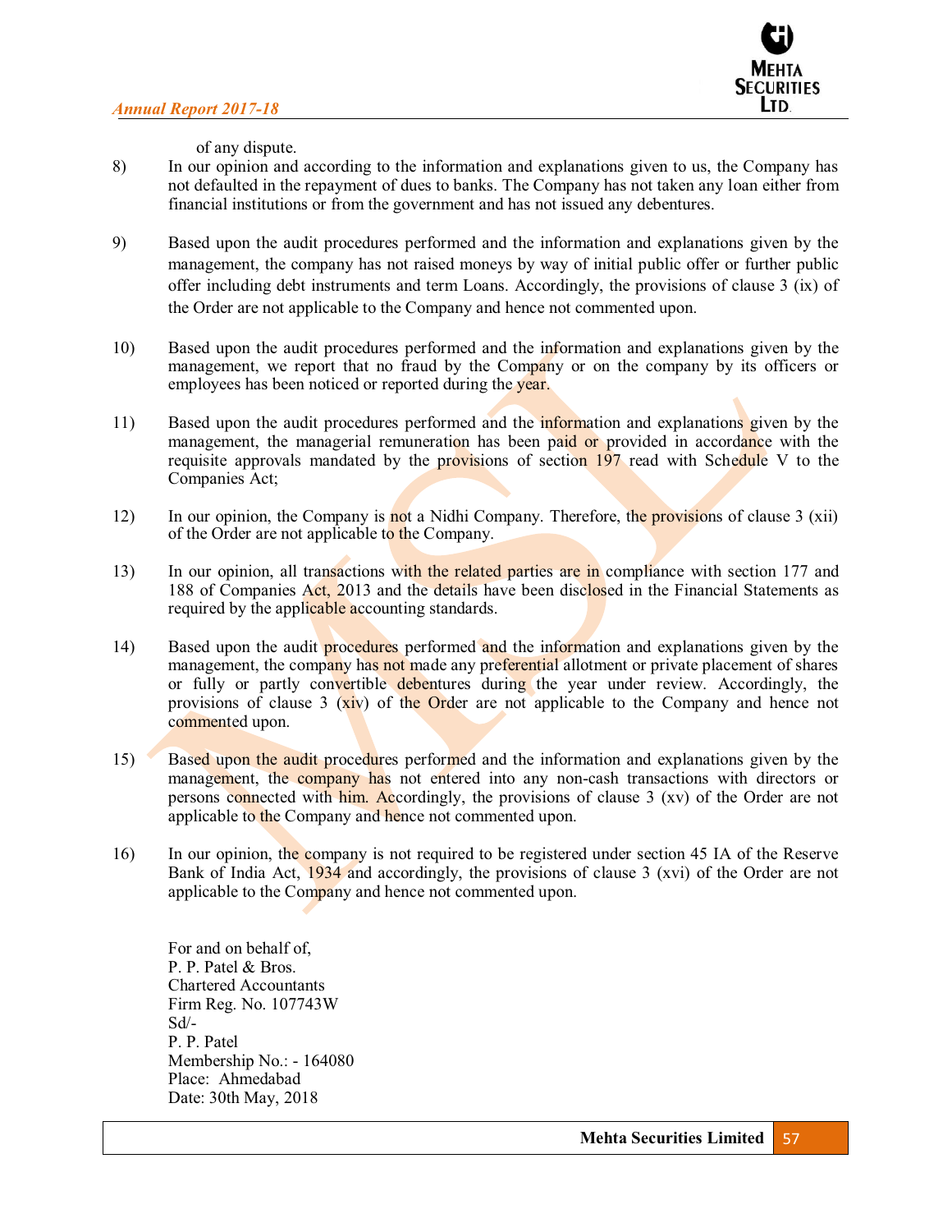of any dispute.

8) In our opinion and according to the information and explanations given to us, the Company has not defaulted in the repayment of dues to banks. The Company has not taken any loan either from financial institutions or from the government and has not issued any debentures.

9) Based upon the audit procedures performed and the information and explanations given by the management, the company has not raised moneys by way of initial public offer or further public offer including debt instruments and term Loans. Accordingly, the provisions of clause 3 (ix) of the Order are not applicable to the Company and hence not commented upon.

10) Based upon the audit procedures performed and the information and explanations given by the management, we report that no fraud by the Company or on the company by its officers or employees has been noticed or reported during the year.

11) Based upon the audit procedures performed and the information and explanations given by the management, the managerial remuneration has been paid or provided in accordance with the requisite approvals mandated by the provisions of section 197 read with Schedule V to the Companies Act;

12) In our opinion, the Company is not a Nidhi Company. Therefore, the provisions of clause 3 (xii) of the Order are not applicable to the Company.

13) In our opinion, all transactions with the related parties are in compliance with section 177 and 188 of Companies Act, 2013 and the details have been disclosed in the Financial Statements as required by the applicable accounting standards.

14) Based upon the audit procedures performed and the information and explanations given by the management, the company has not made any preferential allotment or private placement of shares or fully or partly convertible debentures during the year under review. Accordingly, the provisions of clause 3 (xiv) of the Order are not applicable to the Company and hence not commented upon.

15) Based upon the audit procedures performed and the information and explanations given by the management, the company has not entered into any non-cash transactions with directors or persons connected with him. Accordingly, the provisions of clause 3 (xv) of the Order are not applicable to the Company and hence not commented upon.

16) In our opinion, the company is not required to be registered under section 45 IA of the Reserve Bank of India Act, 1934 and accordingly, the provisions of clause 3 (xvi) of the Order are not applicable to the Company and hence not commented upon.

For and on behalf of,
P. P. Patel & Bros.
Chartered Accountants
Firm Reg. No. 107743W
Sd/-
P. P. Patel
Membership No.: - 164080
Place: Ahmedabad
Date: 30th May, 2018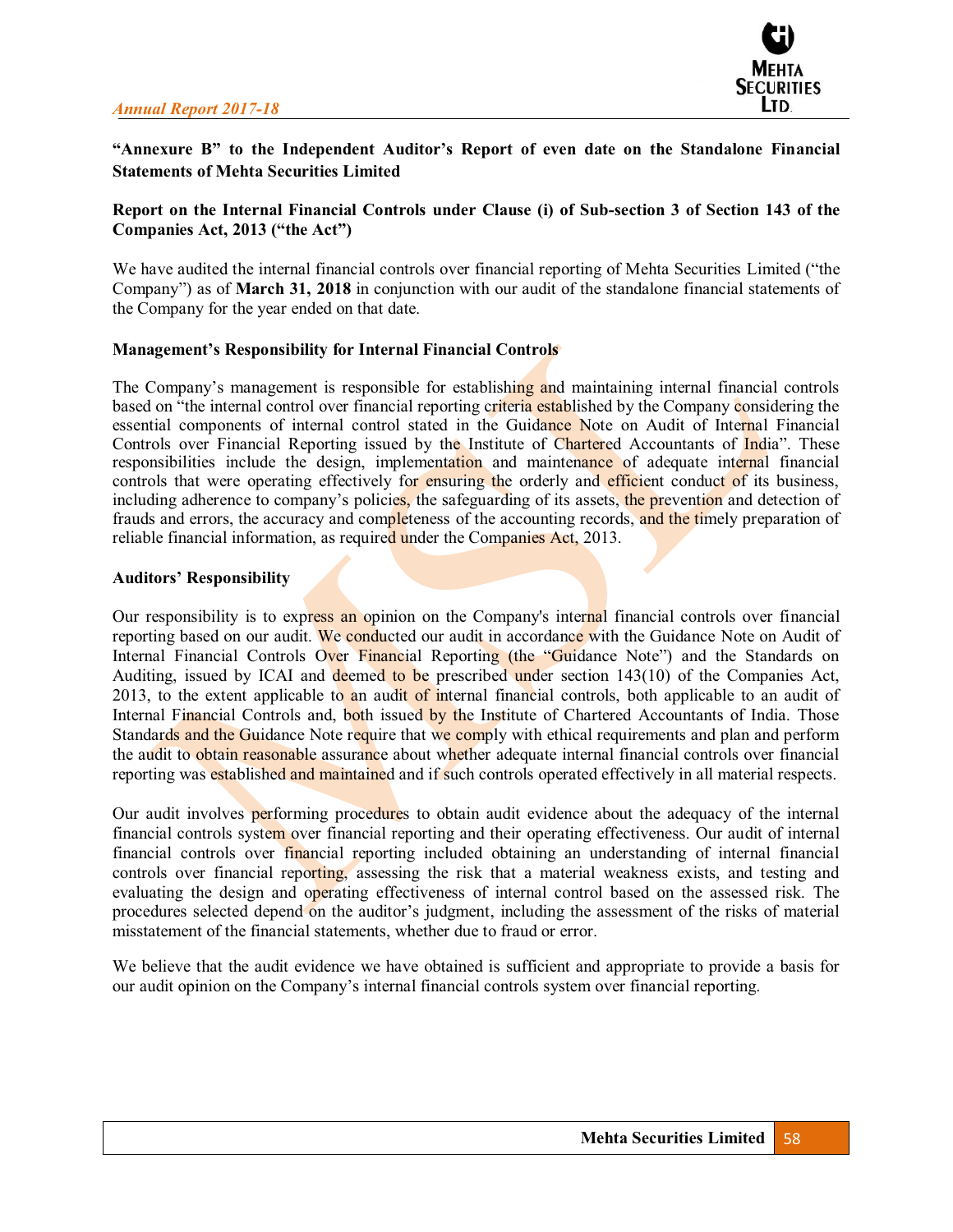**"Annexure B" to the Independent Auditor's Report of even date on the Standalone Financial Statements of Mehta Securities Limited**

**Report on the Internal Financial Controls under Clause (i) of Sub-section 3 of Section 143 of the Companies Act, 2013 ("the Act")**

We have audited the internal financial controls over financial reporting of Mehta Securities Limited ("the Company") as of **March 31, 2018** in conjunction with our audit of the standalone financial statements of the Company for the year ended on that date.

**Management's Responsibility for Internal Financial Controls**

The Company's management is responsible for establishing and maintaining internal financial controls based on "the internal control over financial reporting criteria established by the Company considering the essential components of internal control stated in the Guidance Note on Audit of Internal Financial Controls over Financial Reporting issued by the Institute of Chartered Accountants of India". These responsibilities include the design, implementation and maintenance of adequate internal financial controls that were operating effectively for ensuring the orderly and efficient conduct of its business, including adherence to company's policies, the safeguarding of its assets, the prevention and detection of frauds and errors, the accuracy and completeness of the accounting records, and the timely preparation of reliable financial information, as required under the Companies Act, 2013.

**Auditors' Responsibility**

Our responsibility is to express an opinion on the Company's internal financial controls over financial reporting based on our audit. We conducted our audit in accordance with the Guidance Note on Audit of Internal Financial Controls Over Financial Reporting (the "Guidance Note") and the Standards on Auditing, issued by ICAI and deemed to be prescribed under section 143(10) of the Companies Act, 2013, to the extent applicable to an audit of internal financial controls, both applicable to an audit of Internal Financial Controls and, both issued by the Institute of Chartered Accountants of India. Those Standards and the Guidance Note require that we comply with ethical requirements and plan and perform the audit to obtain reasonable assurance about whether adequate internal financial controls over financial reporting was established and maintained and if such controls operated effectively in all material respects.

Our audit involves performing procedures to obtain audit evidence about the adequacy of the internal financial controls system over financial reporting and their operating effectiveness. Our audit of internal financial controls over financial reporting included obtaining an understanding of internal financial controls over financial reporting, assessing the risk that a material weakness exists, and testing and evaluating the design and operating effectiveness of internal control based on the assessed risk. The procedures selected depend on the auditor's judgment, including the assessment of the risks of material misstatement of the financial statements, whether due to fraud or error.

We believe that the audit evidence we have obtained is sufficient and appropriate to provide a basis for our audit opinion on the Company's internal financial controls system over financial reporting.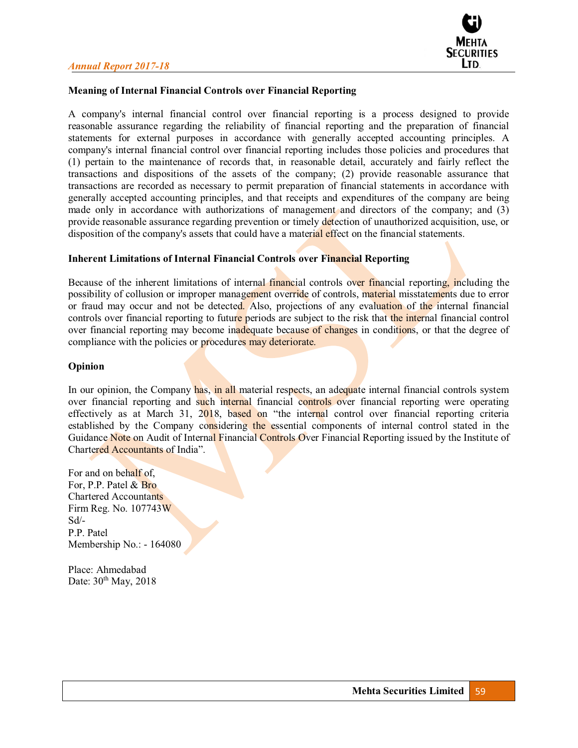**Meaning of Internal Financial Controls over Financial Reporting**

A company's internal financial control over financial reporting is a process designed to provide reasonable assurance regarding the reliability of financial reporting and the preparation of financial statements for external purposes in accordance with generally accepted accounting principles. A company's internal financial control over financial reporting includes those policies and procedures that (1) pertain to the maintenance of records that, in reasonable detail, accurately and fairly reflect the transactions and dispositions of the assets of the company; (2) provide reasonable assurance that transactions are recorded as necessary to permit preparation of financial statements in accordance with generally accepted accounting principles, and that receipts and expenditures of the company are being made only in accordance with authorizations of management and directors of the company; and (3) provide reasonable assurance regarding prevention or timely detection of unauthorized acquisition, use, or disposition of the company's assets that could have a material effect on the financial statements.

**Inherent Limitations of Internal Financial Controls over Financial Reporting**

Because of the inherent limitations of internal financial controls over financial reporting, including the possibility of collusion or improper management override of controls, material misstatements due to error or fraud may occur and not be detected. Also, projections of any evaluation of the internal financial controls over financial reporting to future periods are subject to the risk that the internal financial control over financial reporting may become inadequate because of changes in conditions, or that the degree of compliance with the policies or procedures may deteriorate.

**Opinion**

In our opinion, the Company has, in all material respects, an adequate internal financial controls system over financial reporting and such internal financial controls over financial reporting were operating effectively as at March 31, 2018, based on "the internal control over financial reporting criteria established by the Company considering the essential components of internal control stated in the Guidance Note on Audit of Internal Financial Controls Over Financial Reporting issued by the Institute of Chartered Accountants of India".

For and on behalf of,
For, P.P. Patel & Bro
Chartered Accountants
Firm Reg. No. 107743W
Sd/-
P.P. Patel
Membership No.: - 164080

Place: Ahmedabad
Date: 30th May, 2018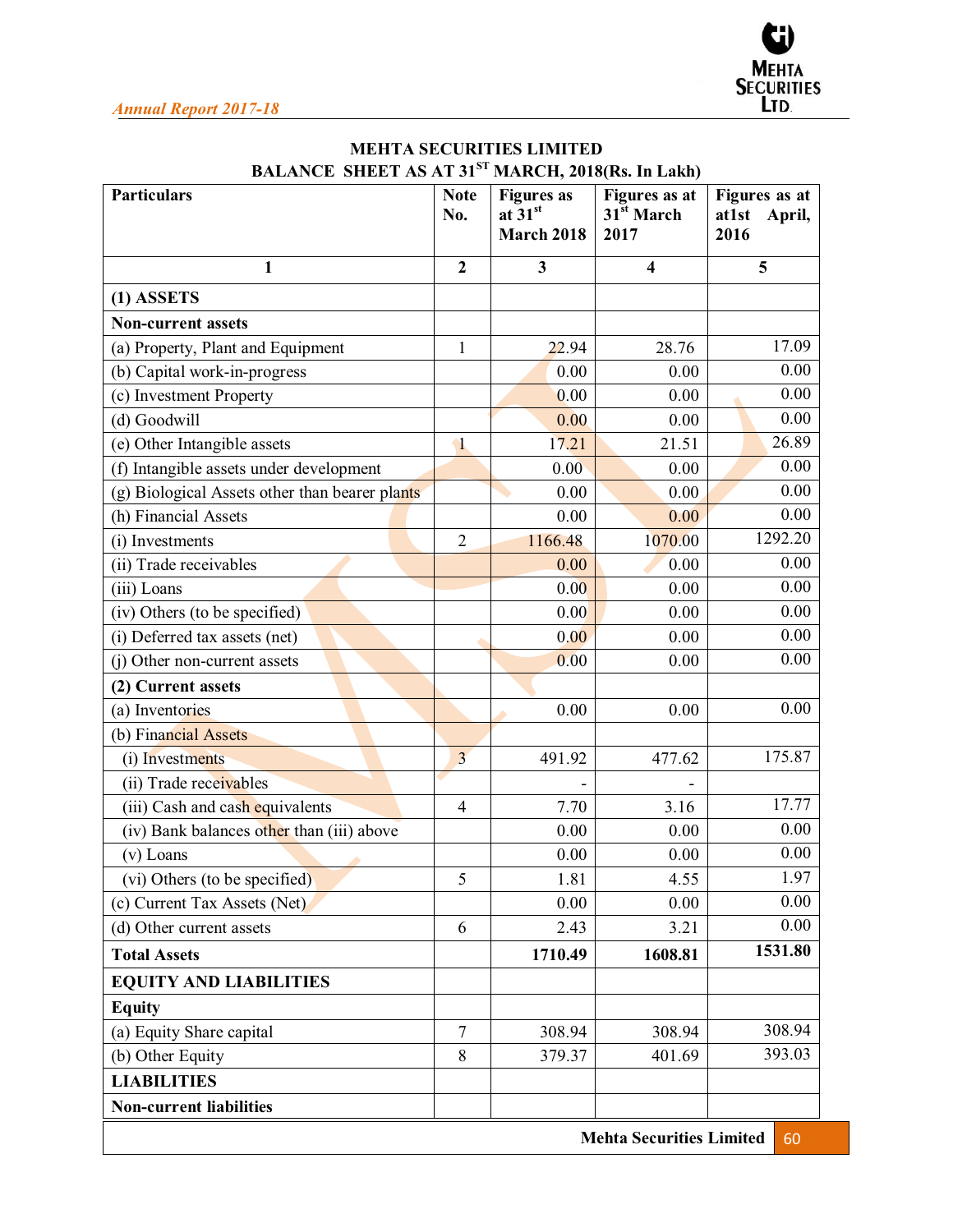## MEHTA SECURITIES LIMITED

### BALANCE SHEET AS AT 31ST MARCH, 2018(Rs. In Lakh)

| Particulars | Note No. | Figures as at 31st March 2018 | Figures as at 31st March 2017 | Figures as at at1st April, 2016 |
|---|---|---|---|---|
| 1 | 2 | 3 | 4 | 5 |
| **(1) ASSETS** | | | | |
| **Non-current assets** | | | | |
| (a) Property, Plant and Equipment | 1 | 22.94 | 28.76 | 17.09 |
| (b) Capital work-in-progress | | 0.00 | 0.00 | 0.00 |
| (c) Investment Property | | 0.00 | 0.00 | 0.00 |
| (d) Goodwill | | 0.00 | 0.00 | 0.00 |
| (e) Other Intangible assets | 1 | 17.21 | 21.51 | 26.89 |
| (f) Intangible assets under development | | 0.00 | 0.00 | 0.00 |
| (g) Biological Assets other than bearer plants | | 0.00 | 0.00 | 0.00 |
| (h) Financial Assets | | 0.00 | 0.00 | 0.00 |
| (i) Investments | 2 | 1166.48 | 1070.00 | 1292.20 |
| (ii) Trade receivables | | 0.00 | 0.00 | 0.00 |
| (iii) Loans | | 0.00 | 0.00 | 0.00 |
| (iv) Others (to be specified) | | 0.00 | 0.00 | 0.00 |
| (i) Deferred tax assets (net) | | 0.00 | 0.00 | 0.00 |
| (j) Other non-current assets | | 0.00 | 0.00 | 0.00 |
| **(2) Current assets** | | | | |
| (a) Inventories | | 0.00 | 0.00 | 0.00 |
| (b) Financial Assets | | | | |
| (i) Investments | 3 | 491.92 | 477.62 | 175.87 |
| (ii) Trade receivables | | - | - | |
| (iii) Cash and cash equivalents | 4 | 7.70 | 3.16 | 17.77 |
| (iv) Bank balances other than (iii) above | | 0.00 | 0.00 | 0.00 |
| (v) Loans | | 0.00 | 0.00 | 0.00 |
| (vi) Others (to be specified) | 5 | 1.81 | 4.55 | 1.97 |
| (c) Current Tax Assets (Net) | | 0.00 | 0.00 | 0.00 |
| (d) Other current assets | 6 | 2.43 | 3.21 | 0.00 |
| **Total Assets** | | **1710.49** | **1608.81** | **1531.80** |
| **EQUITY AND LIABILITIES** | | | | |
| **Equity** | | | | |
| (a) Equity Share capital | 7 | 308.94 | 308.94 | 308.94 |
| (b) Other Equity | 8 | 379.37 | 401.69 | 393.03 |
| **LIABILITIES** | | | | |
| **Non-current liabilities** | | | | |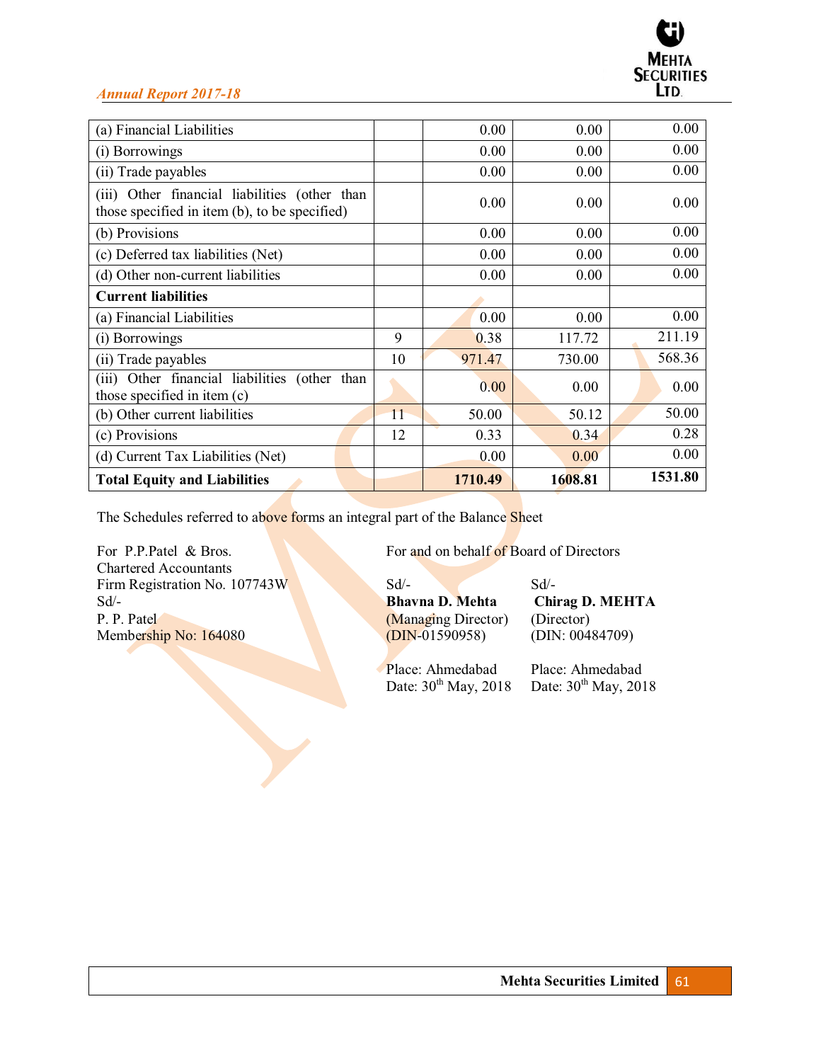| (a) Financial Liabilities | | 0.00 | 0.00 | 0.00 |
|---|---|---|---|---|
| (i) Borrowings | | 0.00 | 0.00 | 0.00 |
| (ii) Trade payables | | 0.00 | 0.00 | 0.00 |
| (iii) Other financial liabilities (other than those specified in item (b), to be specified) | | 0.00 | 0.00 | 0.00 |
| (b) Provisions | | 0.00 | 0.00 | 0.00 |
| (c) Deferred tax liabilities (Net) | | 0.00 | 0.00 | 0.00 |
| (d) Other non-current liabilities | | 0.00 | 0.00 | 0.00 |
| **Current liabilities** | | | | |
| (a) Financial Liabilities | | 0.00 | 0.00 | 0.00 |
| (i) Borrowings | 9 | 0.38 | 117.72 | 211.19 |
| (ii) Trade payables | 10 | 971.47 | 730.00 | 568.36 |
| (iii) Other financial liabilities (other than those specified in item (c) | | 0.00 | 0.00 | 0.00 |
| (b) Other current liabilities | 11 | 50.00 | 50.12 | 50.00 |
| (c) Provisions | 12 | 0.33 | 0.34 | 0.28 |
| (d) Current Tax Liabilities (Net) | | 0.00 | 0.00 | 0.00 |
| **Total Equity and Liabilities** | | **1710.49** | **1608.81** | **1531.80** |

The Schedules referred to above forms an integral part of the Balance Sheet

For P.P.Patel & Bros.
Chartered Accountants
Firm Registration No. 107743W
Sd/-
P. P. Patel
Membership No: 164080

For and on behalf of Board of Directors

Sd/-
**Bhavna D. Mehta**
(Managing Director)
(DIN-01590958)

Place: Ahmedabad
Date: 30th May, 2018

Sd/-
**Chirag D. MEHTA**
(Director)
(DIN: 00484709)

Place: Ahmedabad
Date: 30th May, 2018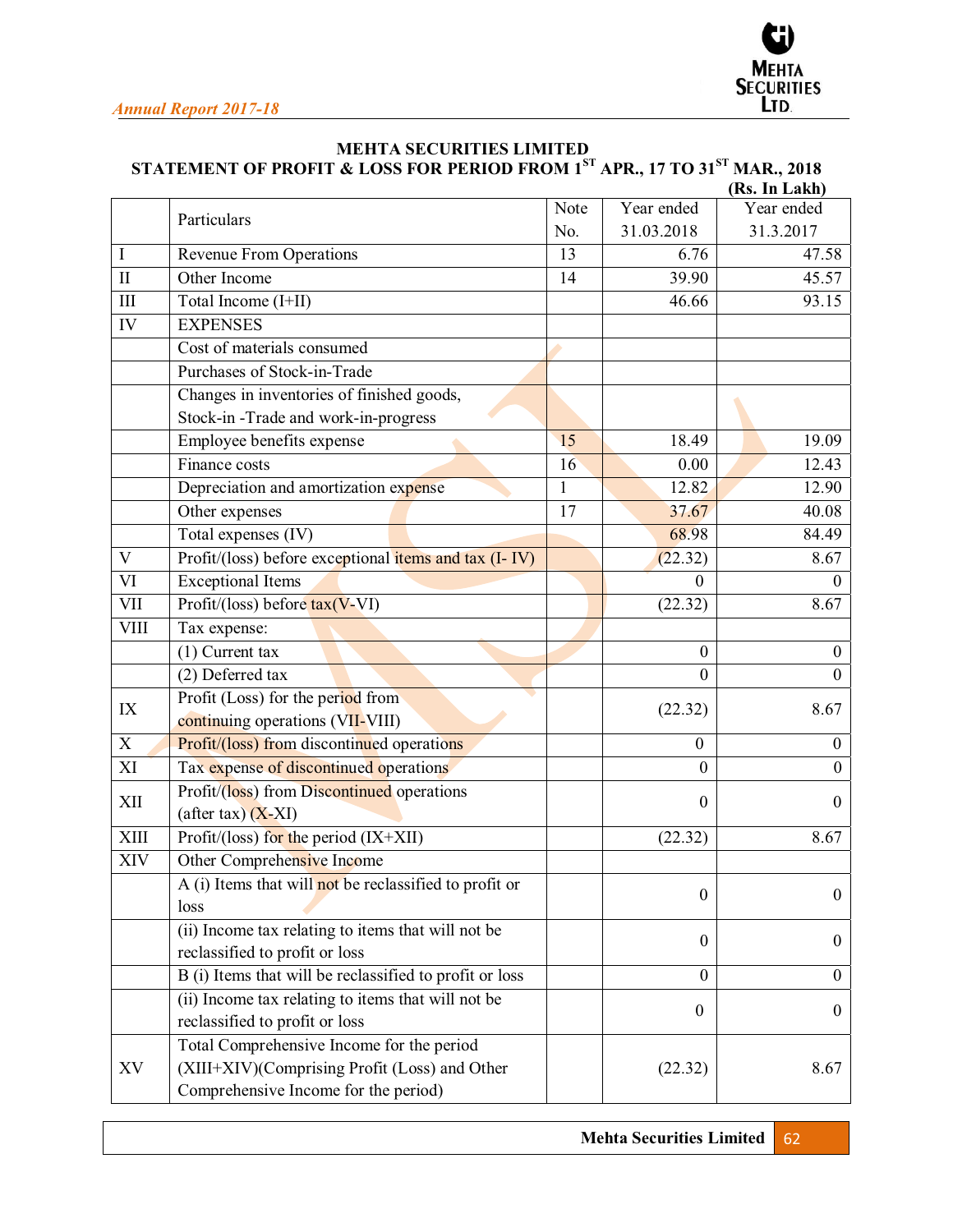# MEHTA SECURITIES LIMITED

## STATEMENT OF PROFIT & LOSS FOR PERIOD FROM 1ST APR., 17 TO 31ST MAR., 2018

**(Rs. In Lakh)**

| | Particulars | Note No. | Year ended 31.03.2018 | Year ended 31.3.2017 |
|---|---|---|---|---|
| I | Revenue From Operations | 13 | 6.76 | 47.58 |
| II | Other Income | 14 | 39.90 | 45.57 |
| III | Total Income (I+II) | | 46.66 | 93.15 |
| IV | EXPENSES | | | |
| | Cost of materials consumed | | | |
| | Purchases of Stock-in-Trade | | | |
| | Changes in inventories of finished goods, Stock-in -Trade and work-in-progress | | | |
| | Employee benefits expense | 15 | 18.49 | 19.09 |
| | Finance costs | 16 | 0.00 | 12.43 |
| | Depreciation and amortization expense | 1 | 12.82 | 12.90 |
| | Other expenses | 17 | 37.67 | 40.08 |
| | Total expenses (IV) | | 68.98 | 84.49 |
| V | Profit/(loss) before exceptional items and tax (I- IV) | | (22.32) | 8.67 |
| VI | Exceptional Items | | 0 | 0 |
| VII | Profit/(loss) before tax(V-VI) | | (22.32) | 8.67 |
| VIII | Tax expense: | | | |
| | (1) Current tax | | 0 | 0 |
| | (2) Deferred tax | | 0 | 0 |
| IX | Profit (Loss) for the period from continuing operations (VII-VIII) | | (22.32) | 8.67 |
| X | Profit/(loss) from discontinued operations | | 0 | 0 |
| XI | Tax expense of discontinued operations | | 0 | 0 |
| XII | Profit/(loss) from Discontinued operations (after tax) (X-XI) | | 0 | 0 |
| XIII | Profit/(loss) for the period (IX+XII) | | (22.32) | 8.67 |
| XIV | Other Comprehensive Income | | | |
| | A (i) Items that will not be reclassified to profit or loss | | 0 | 0 |
| | (ii) Income tax relating to items that will not be reclassified to profit or loss | | 0 | 0 |
| | B (i) Items that will be reclassified to profit or loss | | 0 | 0 |
| | (ii) Income tax relating to items that will not be reclassified to profit or loss | | 0 | 0 |
| XV | Total Comprehensive Income for the period (XIII+XIV)(Comprising Profit (Loss) and Other Comprehensive Income for the period) | | (22.32) | 8.67 |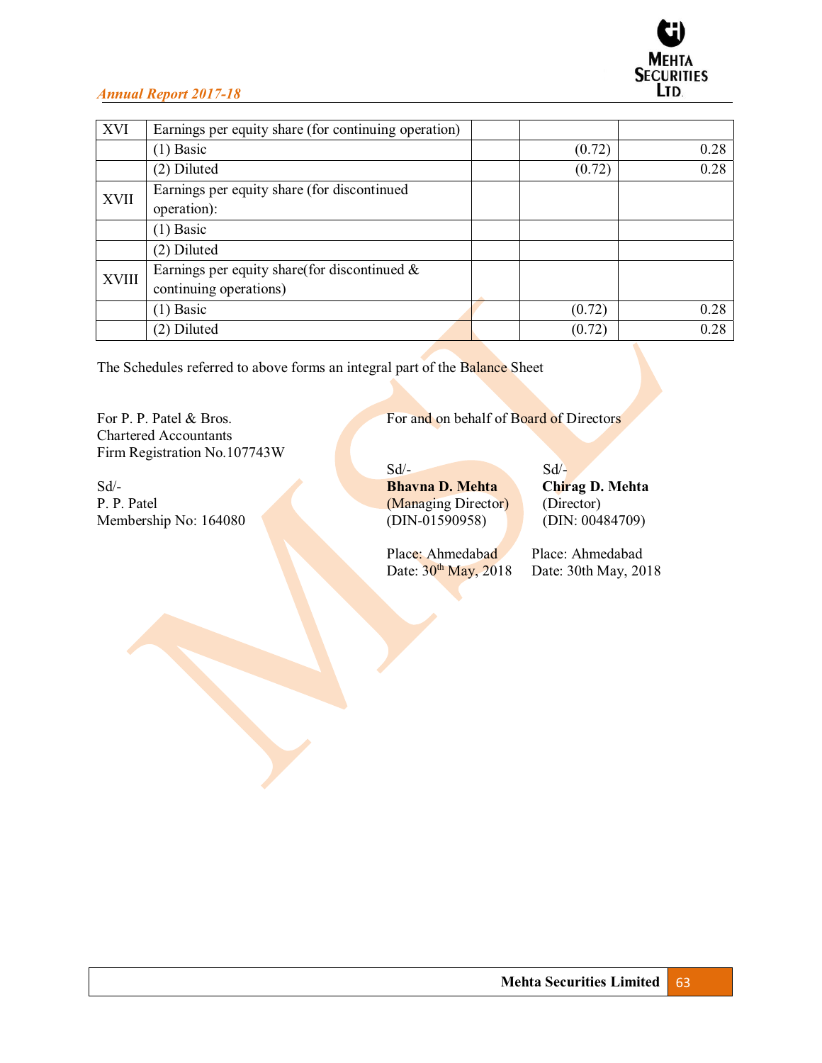| | | | | |
|---|---|---|---|---|
| XVI | Earnings per equity share (for continuing operation) | | | |
| | (1) Basic | | (0.72) | 0.28 |
| | (2) Diluted | | (0.72) | 0.28 |
| XVII | Earnings per equity share (for discontinued operation): | | | |
| | (1) Basic | | | |
| | (2) Diluted | | | |
| XVIII | Earnings per equity share(for discontinued & continuing operations) | | | |
| | (1) Basic | | (0.72) | 0.28 |
| | (2) Diluted | | (0.72) | 0.28 |

The Schedules referred to above forms an integral part of the Balance Sheet

For P. P. Patel & Bros.
Chartered Accountants
Firm Registration No.107743W

Sd/-
P. P. Patel
Membership No: 164080

For and on behalf of Board of Directors

Sd/-
**Bhavna D. Mehta**
(Managing Director)
(DIN-01590958)

Place: Ahmedabad
Date: 30th May, 2018

Sd/-
**Chirag D. Mehta**
(Director)
(DIN: 00484709)

Place: Ahmedabad
Date: 30th May, 2018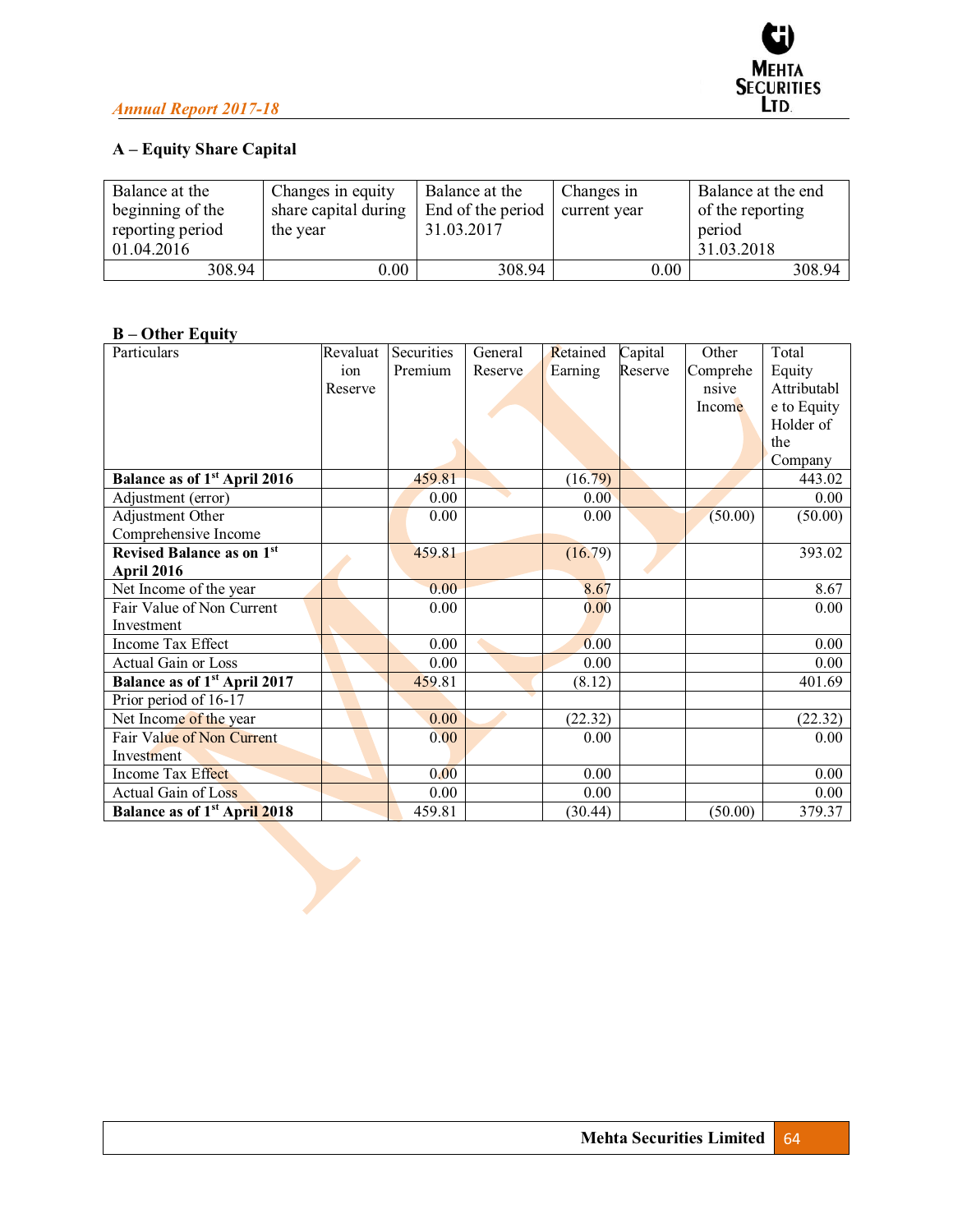### A – Equity Share Capital

| Balance at the beginning of the reporting period 01.04.2016 | Changes in equity share capital during the year | Balance at the End of the period 31.03.2017 | Changes in current year | Balance at the end of the reporting period 31.03.2018 |
|---|---|---|---|---|
| 308.94 | 0.00 | 308.94 | 0.00 | 308.94 |

### B – Other Equity

| Particulars | Revaluation Reserve | Securities Premium | General Reserve | Retained Earning | Capital Reserve | Other Comprehensive Income | Total Equity Attributable to Equity Holder of the Company |
|---|---|---|---|---|---|---|---|
| **Balance as of 1st April 2016** | | 459.81 | | (16.79) | | | 443.02 |
| Adjustment (error) | | 0.00 | | 0.00 | | | 0.00 |
| Adjustment Other Comprehensive Income | | 0.00 | | 0.00 | | (50.00) | (50.00) |
| **Revised Balance as on 1st April 2016** | | 459.81 | | (16.79) | | | 393.02 |
| Net Income of the year | | 0.00 | | 8.67 | | | 8.67 |
| Fair Value of Non Current Investment | | 0.00 | | 0.00 | | | 0.00 |
| Income Tax Effect | | 0.00 | | 0.00 | | | 0.00 |
| Actual Gain or Loss | | 0.00 | | 0.00 | | | 0.00 |
| **Balance as of 1st April 2017** | | 459.81 | | (8.12) | | | 401.69 |
| Prior period of 16-17 | | | | | | | |
| Net Income of the year | | 0.00 | | (22.32) | | | (22.32) |
| Fair Value of Non Current Investment | | 0.00 | | 0.00 | | | 0.00 |
| Income Tax Effect | | 0.00 | | 0.00 | | | 0.00 |
| Actual Gain of Loss | | 0.00 | | 0.00 | | | 0.00 |
| **Balance as of 1st April 2018** | | 459.81 | | (30.44) | | (50.00) | 379.37 |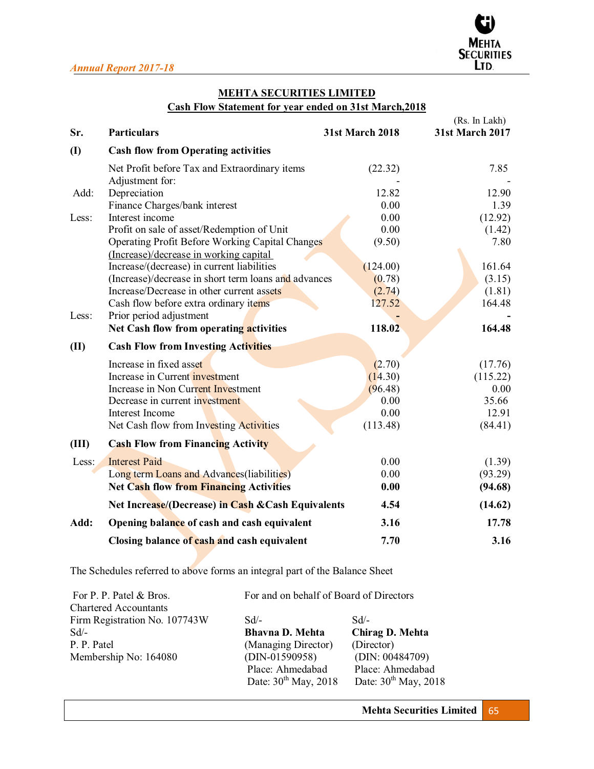# MEHTA SECURITIES LIMITED

## Cash Flow Statement for year ended on 31st March,2018

(Rs. In Lakh)

| Sr. | Particulars | 31st March 2018 | 31st March 2017 |
|---|---|---|---|
| **(I)** | **Cash flow from Operating activities** | | |
| | Net Profit before Tax and Extraordinary items | (22.32) | 7.85 |
| | Adjustment for: | - | - |
| Add: | Depreciation | 12.82 | 12.90 |
| | Finance Charges/bank interest | 0.00 | 1.39 |
| Less: | Interest income | 0.00 | (12.92) |
| | Profit on sale of asset/Redemption of Unit | 0.00 | (1.42) |
| | Operating Profit Before Working Capital Changes | (9.50) | 7.80 |
| | (Increase)/decrease in working capital | | |
| | Increase/(decrease) in current liabilities | (124.00) | 161.64 |
| | (Increase)/decrease in short term loans and advances | (0.78) | (3.15) |
| | Increase/Decrease in other current assets | (2.74) | (1.81) |
| | Cash flow before extra ordinary items | 127.52 | 164.48 |
| Less: | Prior period adjustment | - | - |
| | **Net Cash flow from operating activities** | **118.02** | **164.48** |
| **(II)** | **Cash Flow from Investing Activities** | | |
| | Increase in fixed asset | (2.70) | (17.76) |
| | Increase in Current investment | (14.30) | (115.22) |
| | Increase in Non Current Investment | (96.48) | 0.00 |
| | Decrease in current investment | 0.00 | 35.66 |
| | Interest Income | 0.00 | 12.91 |
| | Net Cash flow from Investing Activities | (113.48) | (84.41) |
| **(III)** | **Cash Flow from Financing Activity** | | |
| Less: | Interest Paid | 0.00 | (1.39) |
| | Long term Loans and Advances(liabilities) | 0.00 | (93.29) |
| | **Net Cash flow from Financing Activities** | **0.00** | **(94.68)** |
| | **Net Increase/(Decrease) in Cash &Cash Equivalents** | **4.54** | **(14.62)** |
| **Add:** | **Opening balance of cash and cash equivalent** | **3.16** | **17.78** |
| | **Closing balance of cash and cash equivalent** | **7.70** | **3.16** |

The Schedules referred to above forms an integral part of the Balance Sheet

For P. P. Patel & Bros.
Chartered Accountants
Firm Registration No. 107743W
Sd/-
P. P. Patel
Membership No: 164080

For and on behalf of Board of Directors

Sd/-
**Bhavna D. Mehta**
(Managing Director)
(DIN-01590958)
Place: Ahmedabad
Date: 30th May, 2018

Sd/-
**Chirag D. Mehta**
(Director)
(DIN: 00484709)
Place: Ahmedabad
Date: 30th May, 2018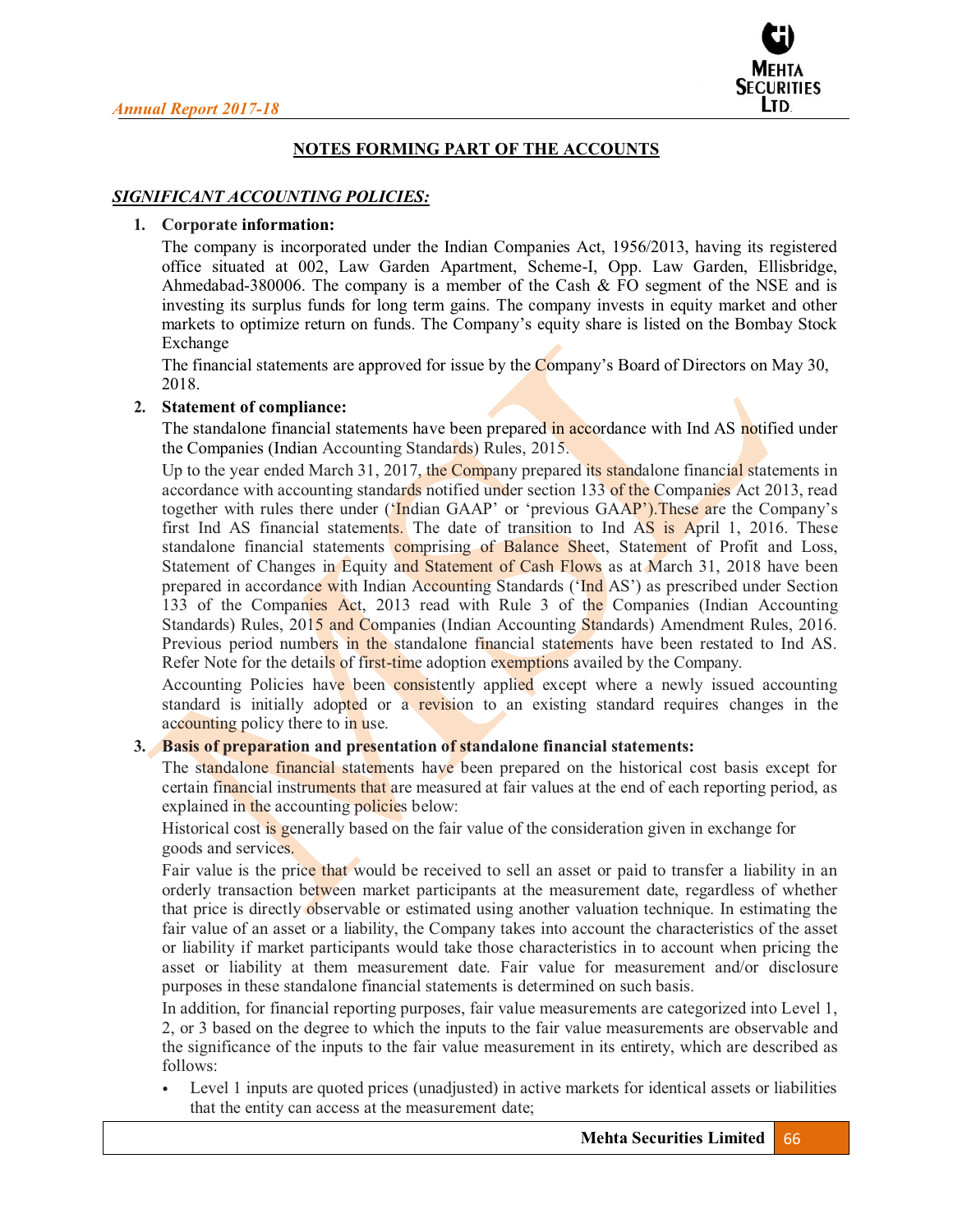## NOTES FORMING PART OF THE ACCOUNTS

### *SIGNIFICANT ACCOUNTING POLICIES:*

1. **Corporate information:**

   The company is incorporated under the Indian Companies Act, 1956/2013, having its registered office situated at 002, Law Garden Apartment, Scheme-I, Opp. Law Garden, Ellisbridge, Ahmedabad-380006. The company is a member of the Cash & FO segment of the NSE and is investing its surplus funds for long term gains. The company invests in equity market and other markets to optimize return on funds. The Company's equity share is listed on the Bombay Stock Exchange

   The financial statements are approved for issue by the Company's Board of Directors on May 30, 2018.

2. **Statement of compliance:**

   The standalone financial statements have been prepared in accordance with Ind AS notified under the Companies (Indian Accounting Standards) Rules, 2015.

   Up to the year ended March 31, 2017, the Company prepared its standalone financial statements in accordance with accounting standards notified under section 133 of the Companies Act 2013, read together with rules there under ('Indian GAAP' or 'previous GAAP').These are the Company's first Ind AS financial statements. The date of transition to Ind AS is April 1, 2016. These standalone financial statements comprising of Balance Sheet, Statement of Profit and Loss, Statement of Changes in Equity and Statement of Cash Flows as at March 31, 2018 have been prepared in accordance with Indian Accounting Standards ('Ind AS') as prescribed under Section 133 of the Companies Act, 2013 read with Rule 3 of the Companies (Indian Accounting Standards) Rules, 2015 and Companies (Indian Accounting Standards) Amendment Rules, 2016. Previous period numbers in the standalone financial statements have been restated to Ind AS. Refer Note for the details of first-time adoption exemptions availed by the Company.

   Accounting Policies have been consistently applied except where a newly issued accounting standard is initially adopted or a revision to an existing standard requires changes in the accounting policy there to in use.

3. **Basis of preparation and presentation of standalone financial statements:**

   The standalone financial statements have been prepared on the historical cost basis except for certain financial instruments that are measured at fair values at the end of each reporting period, as explained in the accounting policies below:

   Historical cost is generally based on the fair value of the consideration given in exchange for goods and services.

   Fair value is the price that would be received to sell an asset or paid to transfer a liability in an orderly transaction between market participants at the measurement date, regardless of whether that price is directly observable or estimated using another valuation technique. In estimating the fair value of an asset or a liability, the Company takes into account the characteristics of the asset or liability if market participants would take those characteristics in to account when pricing the asset or liability at them measurement date. Fair value for measurement and/or disclosure purposes in these standalone financial statements is determined on such basis.

   In addition, for financial reporting purposes, fair value measurements are categorized into Level 1, 2, or 3 based on the degree to which the inputs to the fair value measurements are observable and the significance of the inputs to the fair value measurement in its entirety, which are described as follows:

   - Level 1 inputs are quoted prices (unadjusted) in active markets for identical assets or liabilities that the entity can access at the measurement date;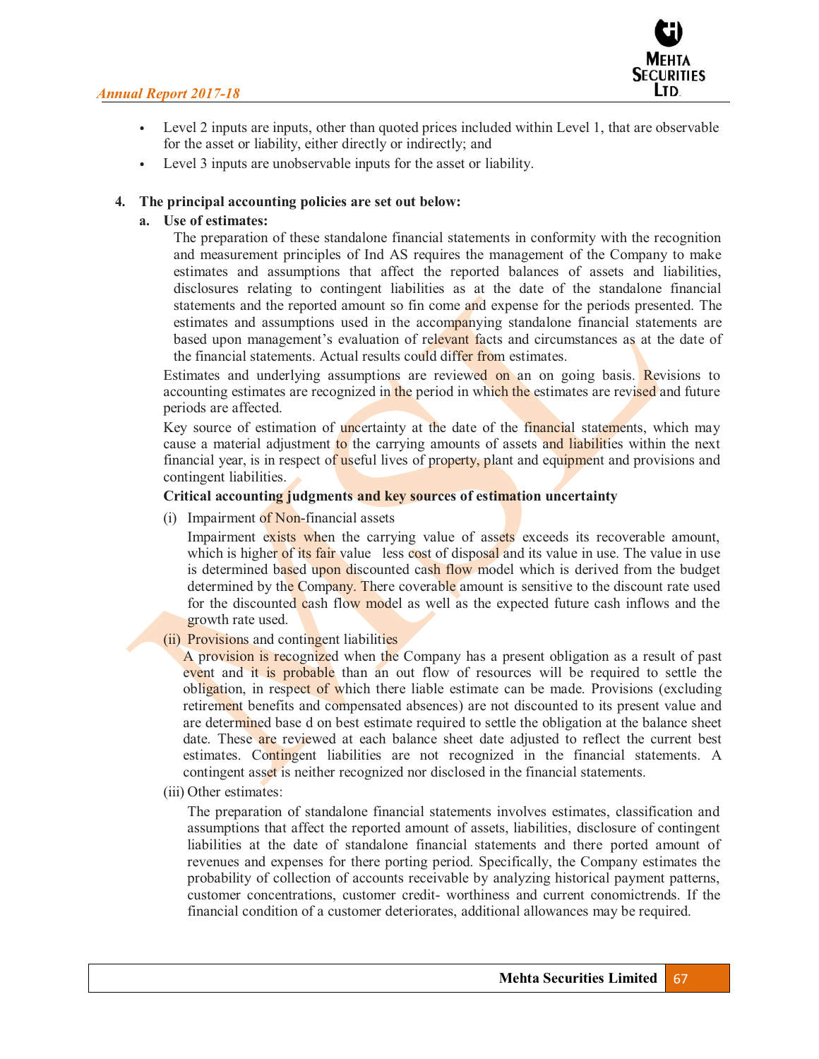- Level 2 inputs are inputs, other than quoted prices included within Level 1, that are observable for the asset or liability, either directly or indirectly; and
- Level 3 inputs are unobservable inputs for the asset or liability.

**4. The principal accounting policies are set out below:**

**a. Use of estimates:**

The preparation of these standalone financial statements in conformity with the recognition and measurement principles of Ind AS requires the management of the Company to make estimates and assumptions that affect the reported balances of assets and liabilities, disclosures relating to contingent liabilities as at the date of the standalone financial statements and the reported amount so fin come and expense for the periods presented. The estimates and assumptions used in the accompanying standalone financial statements are based upon management's evaluation of relevant facts and circumstances as at the date of the financial statements. Actual results could differ from estimates.

Estimates and underlying assumptions are reviewed on an on going basis. Revisions to accounting estimates are recognized in the period in which the estimates are revised and future periods are affected.

Key source of estimation of uncertainty at the date of the financial statements, which may cause a material adjustment to the carrying amounts of assets and liabilities within the next financial year, is in respect of useful lives of property, plant and equipment and provisions and contingent liabilities.

**Critical accounting judgments and key sources of estimation uncertainty**

(i) Impairment of Non-financial assets

Impairment exists when the carrying value of assets exceeds its recoverable amount, which is higher of its fair value less cost of disposal and its value in use. The value in use is determined based upon discounted cash flow model which is derived from the budget determined by the Company. There coverable amount is sensitive to the discount rate used for the discounted cash flow model as well as the expected future cash inflows and the growth rate used.

(ii) Provisions and contingent liabilities

A provision is recognized when the Company has a present obligation as a result of past event and it is probable than an out flow of resources will be required to settle the obligation, in respect of which there liable estimate can be made. Provisions (excluding retirement benefits and compensated absences) are not discounted to its present value and are determined base d on best estimate required to settle the obligation at the balance sheet date. These are reviewed at each balance sheet date adjusted to reflect the current best estimates. Contingent liabilities are not recognized in the financial statements. A contingent asset is neither recognized nor disclosed in the financial statements.

(iii) Other estimates:

The preparation of standalone financial statements involves estimates, classification and assumptions that affect the reported amount of assets, liabilities, disclosure of contingent liabilities at the date of standalone financial statements and there ported amount of revenues and expenses for there porting period. Specifically, the Company estimates the probability of collection of accounts receivable by analyzing historical payment patterns, customer concentrations, customer credit- worthiness and current conomictrends. If the financial condition of a customer deteriorates, additional allowances may be required.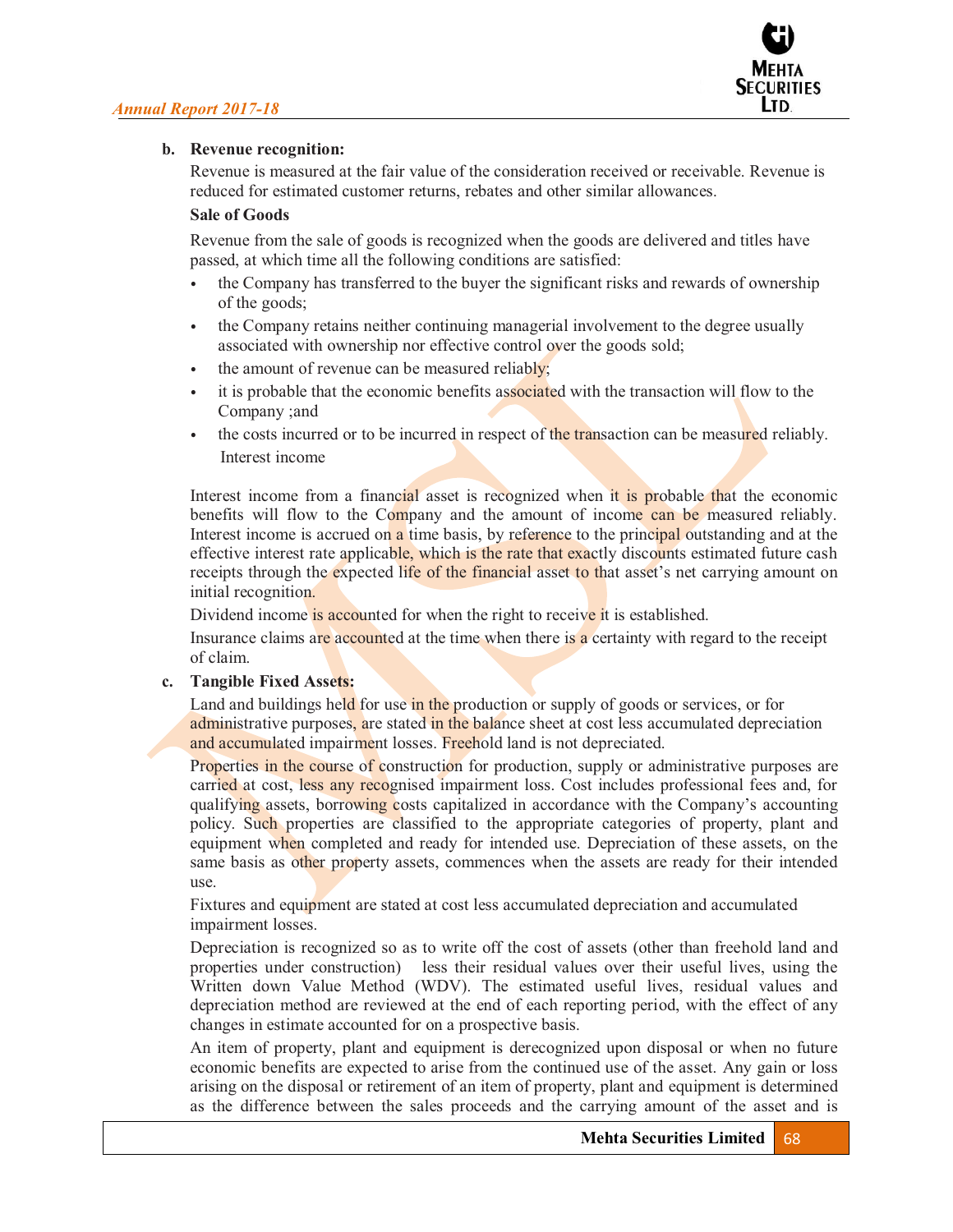**b. Revenue recognition:**

Revenue is measured at the fair value of the consideration received or receivable. Revenue is reduced for estimated customer returns, rebates and other similar allowances.

**Sale of Goods**

Revenue from the sale of goods is recognized when the goods are delivered and titles have passed, at which time all the following conditions are satisfied:

- the Company has transferred to the buyer the significant risks and rewards of ownership of the goods;
- the Company retains neither continuing managerial involvement to the degree usually associated with ownership nor effective control over the goods sold;
- the amount of revenue can be measured reliably;
- it is probable that the economic benefits associated with the transaction will flow to the Company ;and
- the costs incurred or to be incurred in respect of the transaction can be measured reliably.

Interest income

Interest income from a financial asset is recognized when it is probable that the economic benefits will flow to the Company and the amount of income can be measured reliably. Interest income is accrued on a time basis, by reference to the principal outstanding and at the effective interest rate applicable, which is the rate that exactly discounts estimated future cash receipts through the expected life of the financial asset to that asset's net carrying amount on initial recognition.

Dividend income is accounted for when the right to receive it is established.

Insurance claims are accounted at the time when there is a certainty with regard to the receipt of claim.

**c. Tangible Fixed Assets:**

Land and buildings held for use in the production or supply of goods or services, or for administrative purposes, are stated in the balance sheet at cost less accumulated depreciation and accumulated impairment losses. Freehold land is not depreciated.

Properties in the course of construction for production, supply or administrative purposes are carried at cost, less any recognised impairment loss. Cost includes professional fees and, for qualifying assets, borrowing costs capitalized in accordance with the Company's accounting policy. Such properties are classified to the appropriate categories of property, plant and equipment when completed and ready for intended use. Depreciation of these assets, on the same basis as other property assets, commences when the assets are ready for their intended use.

Fixtures and equipment are stated at cost less accumulated depreciation and accumulated impairment losses.

Depreciation is recognized so as to write off the cost of assets (other than freehold land and properties under construction) less their residual values over their useful lives, using the Written down Value Method (WDV). The estimated useful lives, residual values and depreciation method are reviewed at the end of each reporting period, with the effect of any changes in estimate accounted for on a prospective basis.

An item of property, plant and equipment is derecognized upon disposal or when no future economic benefits are expected to arise from the continued use of the asset. Any gain or loss arising on the disposal or retirement of an item of property, plant and equipment is determined as the difference between the sales proceeds and the carrying amount of the asset and is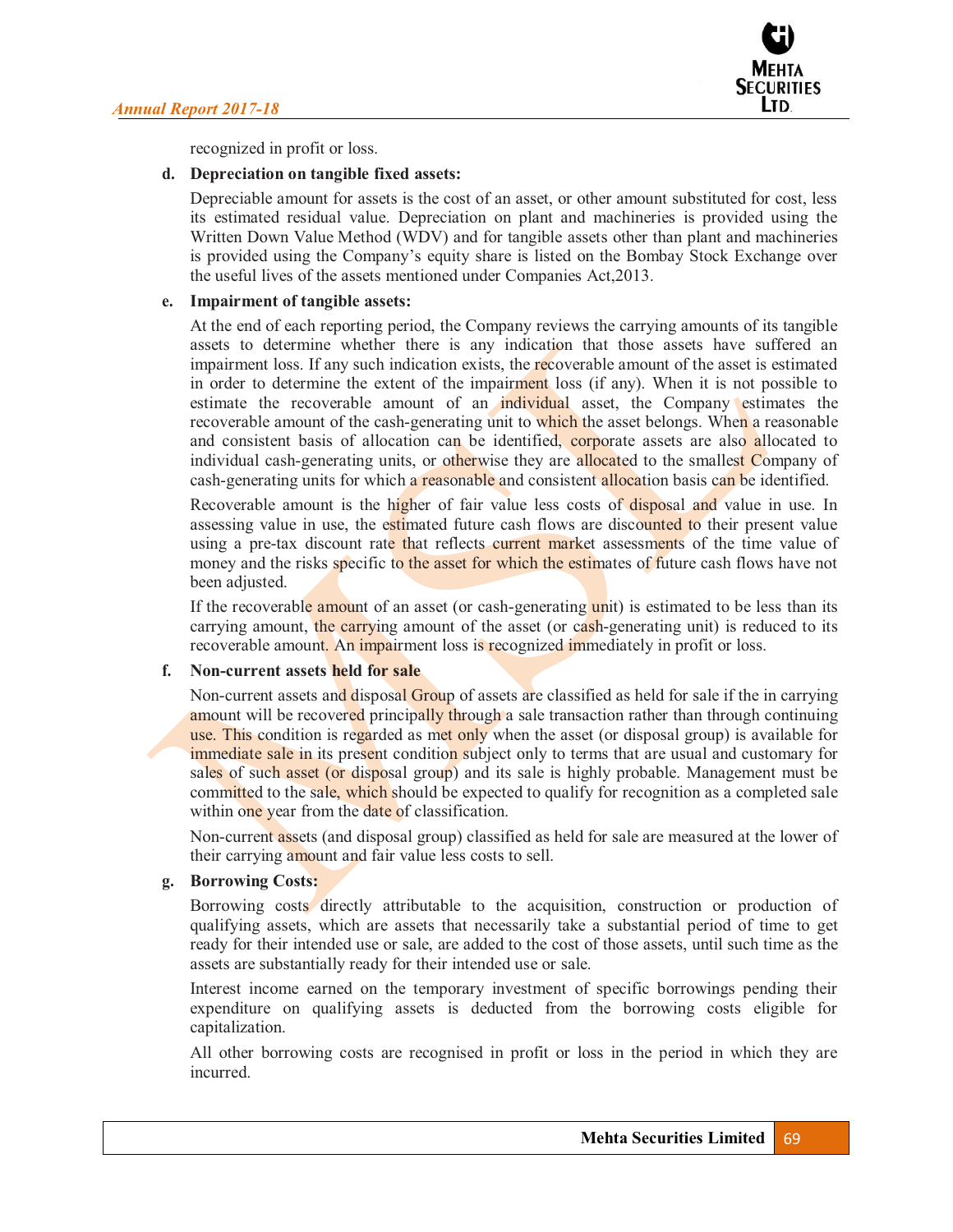recognized in profit or loss.

**d. Depreciation on tangible fixed assets:**

Depreciable amount for assets is the cost of an asset, or other amount substituted for cost, less its estimated residual value. Depreciation on plant and machineries is provided using the Written Down Value Method (WDV) and for tangible assets other than plant and machineries is provided using the Company's equity share is listed on the Bombay Stock Exchange over the useful lives of the assets mentioned under Companies Act,2013.

**e. Impairment of tangible assets:**

At the end of each reporting period, the Company reviews the carrying amounts of its tangible assets to determine whether there is any indication that those assets have suffered an impairment loss. If any such indication exists, the recoverable amount of the asset is estimated in order to determine the extent of the impairment loss (if any). When it is not possible to estimate the recoverable amount of an individual asset, the Company estimates the recoverable amount of the cash-generating unit to which the asset belongs. When a reasonable and consistent basis of allocation can be identified, corporate assets are also allocated to individual cash-generating units, or otherwise they are allocated to the smallest Company of cash-generating units for which a reasonable and consistent allocation basis can be identified.

Recoverable amount is the higher of fair value less costs of disposal and value in use. In assessing value in use, the estimated future cash flows are discounted to their present value using a pre-tax discount rate that reflects current market assessments of the time value of money and the risks specific to the asset for which the estimates of future cash flows have not been adjusted.

If the recoverable amount of an asset (or cash-generating unit) is estimated to be less than its carrying amount, the carrying amount of the asset (or cash-generating unit) is reduced to its recoverable amount. An impairment loss is recognized immediately in profit or loss.

**f. Non-current assets held for sale**

Non-current assets and disposal Group of assets are classified as held for sale if the in carrying amount will be recovered principally through a sale transaction rather than through continuing use. This condition is regarded as met only when the asset (or disposal group) is available for immediate sale in its present condition subject only to terms that are usual and customary for sales of such asset (or disposal group) and its sale is highly probable. Management must be committed to the sale, which should be expected to qualify for recognition as a completed sale within one year from the date of classification.

Non-current assets (and disposal group) classified as held for sale are measured at the lower of their carrying amount and fair value less costs to sell.

**g. Borrowing Costs:**

Borrowing costs directly attributable to the acquisition, construction or production of qualifying assets, which are assets that necessarily take a substantial period of time to get ready for their intended use or sale, are added to the cost of those assets, until such time as the assets are substantially ready for their intended use or sale.

Interest income earned on the temporary investment of specific borrowings pending their expenditure on qualifying assets is deducted from the borrowing costs eligible for capitalization.

All other borrowing costs are recognised in profit or loss in the period in which they are incurred.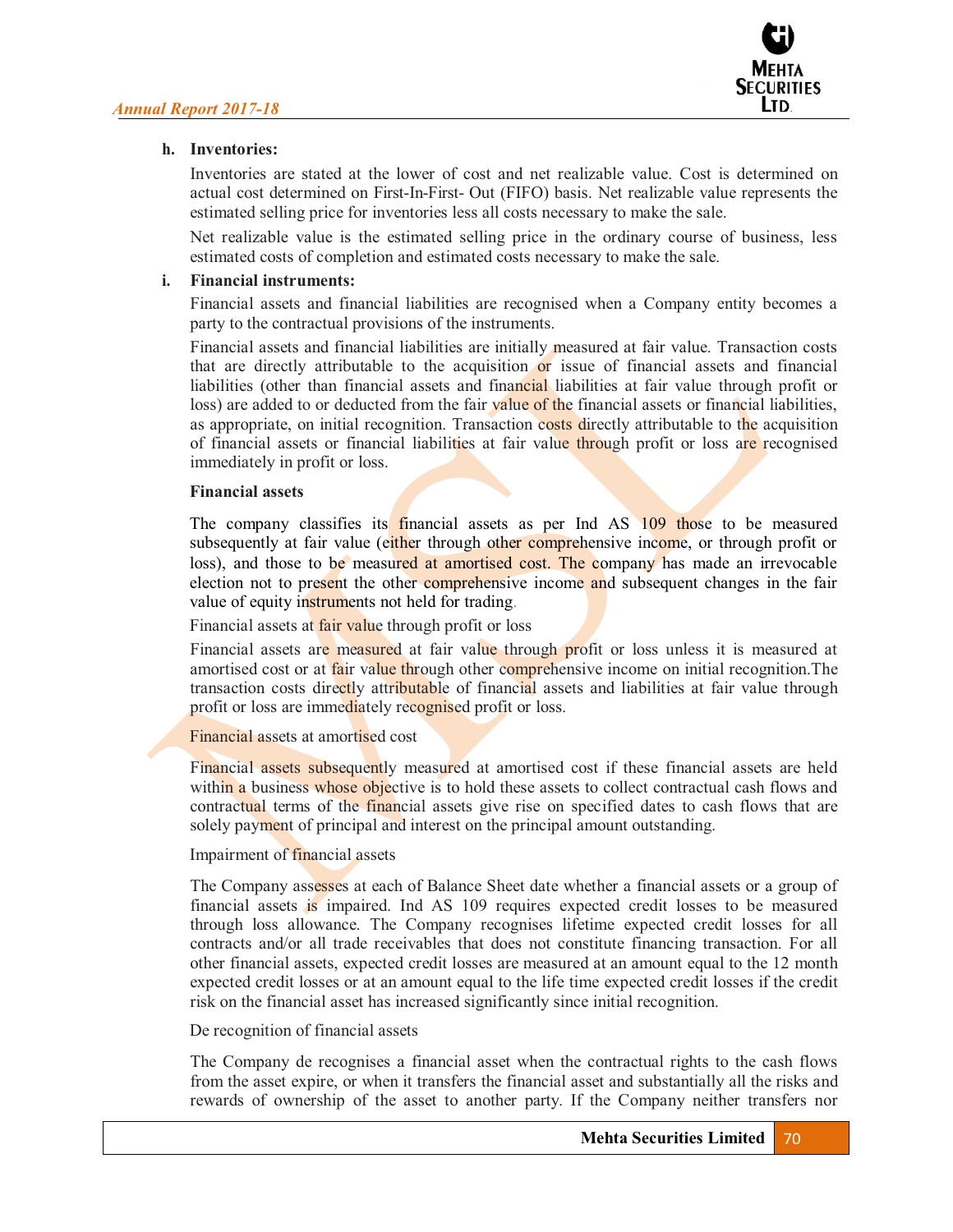**h. Inventories:**

Inventories are stated at the lower of cost and net realizable value. Cost is determined on actual cost determined on First-In-First- Out (FIFO) basis. Net realizable value represents the estimated selling price for inventories less all costs necessary to make the sale.

Net realizable value is the estimated selling price in the ordinary course of business, less estimated costs of completion and estimated costs necessary to make the sale.

**i. Financial instruments:**

Financial assets and financial liabilities are recognised when a Company entity becomes a party to the contractual provisions of the instruments.

Financial assets and financial liabilities are initially measured at fair value. Transaction costs that are directly attributable to the acquisition or issue of financial assets and financial liabilities (other than financial assets and financial liabilities at fair value through profit or loss) are added to or deducted from the fair value of the financial assets or financial liabilities, as appropriate, on initial recognition. Transaction costs directly attributable to the acquisition of financial assets or financial liabilities at fair value through profit or loss are recognised immediately in profit or loss.

**Financial assets**

The company classifies its financial assets as per Ind AS 109 those to be measured subsequently at fair value (either through other comprehensive income, or through profit or loss), and those to be measured at amortised cost. The company has made an irrevocable election not to present the other comprehensive income and subsequent changes in the fair value of equity instruments not held for trading.

Financial assets at fair value through profit or loss

Financial assets are measured at fair value through profit or loss unless it is measured at amortised cost or at fair value through other comprehensive income on initial recognition.The transaction costs directly attributable of financial assets and liabilities at fair value through profit or loss are immediately recognised profit or loss.

Financial assets at amortised cost

Financial assets subsequently measured at amortised cost if these financial assets are held within a business whose objective is to hold these assets to collect contractual cash flows and contractual terms of the financial assets give rise on specified dates to cash flows that are solely payment of principal and interest on the principal amount outstanding.

Impairment of financial assets

The Company assesses at each of Balance Sheet date whether a financial assets or a group of financial assets is impaired. Ind AS 109 requires expected credit losses to be measured through loss allowance. The Company recognises lifetime expected credit losses for all contracts and/or all trade receivables that does not constitute financing transaction. For all other financial assets, expected credit losses are measured at an amount equal to the 12 month expected credit losses or at an amount equal to the life time expected credit losses if the credit risk on the financial asset has increased significantly since initial recognition.

De recognition of financial assets

The Company de recognises a financial asset when the contractual rights to the cash flows from the asset expire, or when it transfers the financial asset and substantially all the risks and rewards of ownership of the asset to another party. If the Company neither transfers nor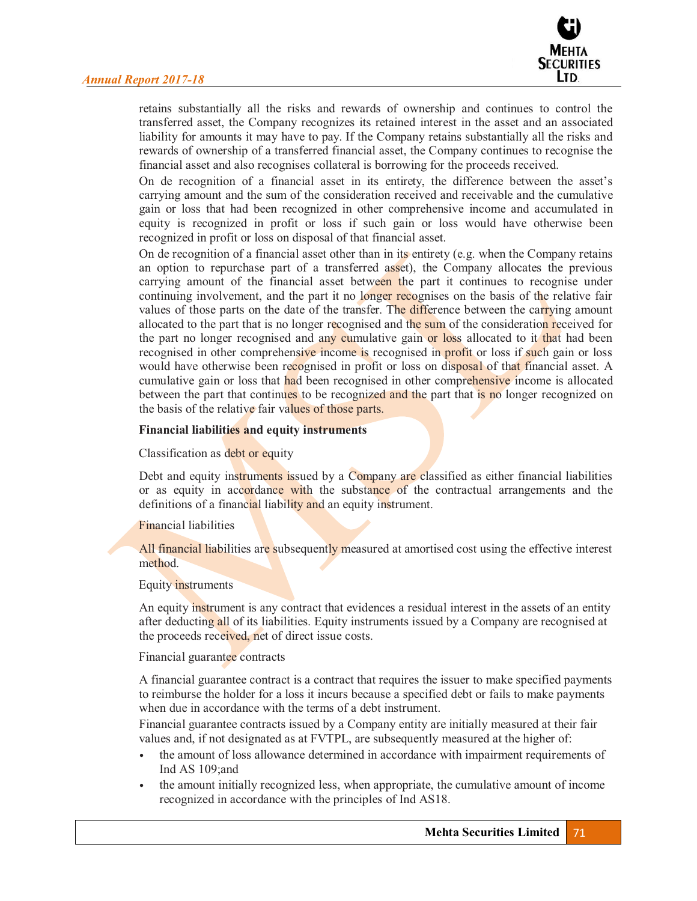retains substantially all the risks and rewards of ownership and continues to control the transferred asset, the Company recognizes its retained interest in the asset and an associated liability for amounts it may have to pay. If the Company retains substantially all the risks and rewards of ownership of a transferred financial asset, the Company continues to recognise the financial asset and also recognises collateral is borrowing for the proceeds received.

On de recognition of a financial asset in its entirety, the difference between the asset's carrying amount and the sum of the consideration received and receivable and the cumulative gain or loss that had been recognized in other comprehensive income and accumulated in equity is recognized in profit or loss if such gain or loss would have otherwise been recognized in profit or loss on disposal of that financial asset.

On de recognition of a financial asset other than in its entirety (e.g. when the Company retains an option to repurchase part of a transferred asset), the Company allocates the previous carrying amount of the financial asset between the part it continues to recognise under continuing involvement, and the part it no longer recognises on the basis of the relative fair values of those parts on the date of the transfer. The difference between the carrying amount allocated to the part that is no longer recognised and the sum of the consideration received for the part no longer recognised and any cumulative gain or loss allocated to it that had been recognised in other comprehensive income is recognised in profit or loss if such gain or loss would have otherwise been recognised in profit or loss on disposal of that financial asset. A cumulative gain or loss that had been recognised in other comprehensive income is allocated between the part that continues to be recognized and the part that is no longer recognized on the basis of the relative fair values of those parts.

**Financial liabilities and equity instruments**

Classification as debt or equity

Debt and equity instruments issued by a Company are classified as either financial liabilities or as equity in accordance with the substance of the contractual arrangements and the definitions of a financial liability and an equity instrument.

Financial liabilities

All financial liabilities are subsequently measured at amortised cost using the effective interest method.

Equity instruments

An equity instrument is any contract that evidences a residual interest in the assets of an entity after deducting all of its liabilities. Equity instruments issued by a Company are recognised at the proceeds received, net of direct issue costs.

Financial guarantee contracts

A financial guarantee contract is a contract that requires the issuer to make specified payments to reimburse the holder for a loss it incurs because a specified debt or fails to make payments when due in accordance with the terms of a debt instrument.

Financial guarantee contracts issued by a Company entity are initially measured at their fair values and, if not designated as at FVTPL, are subsequently measured at the higher of:

- the amount of loss allowance determined in accordance with impairment requirements of Ind AS 109;and
- the amount initially recognized less, when appropriate, the cumulative amount of income recognized in accordance with the principles of Ind AS18.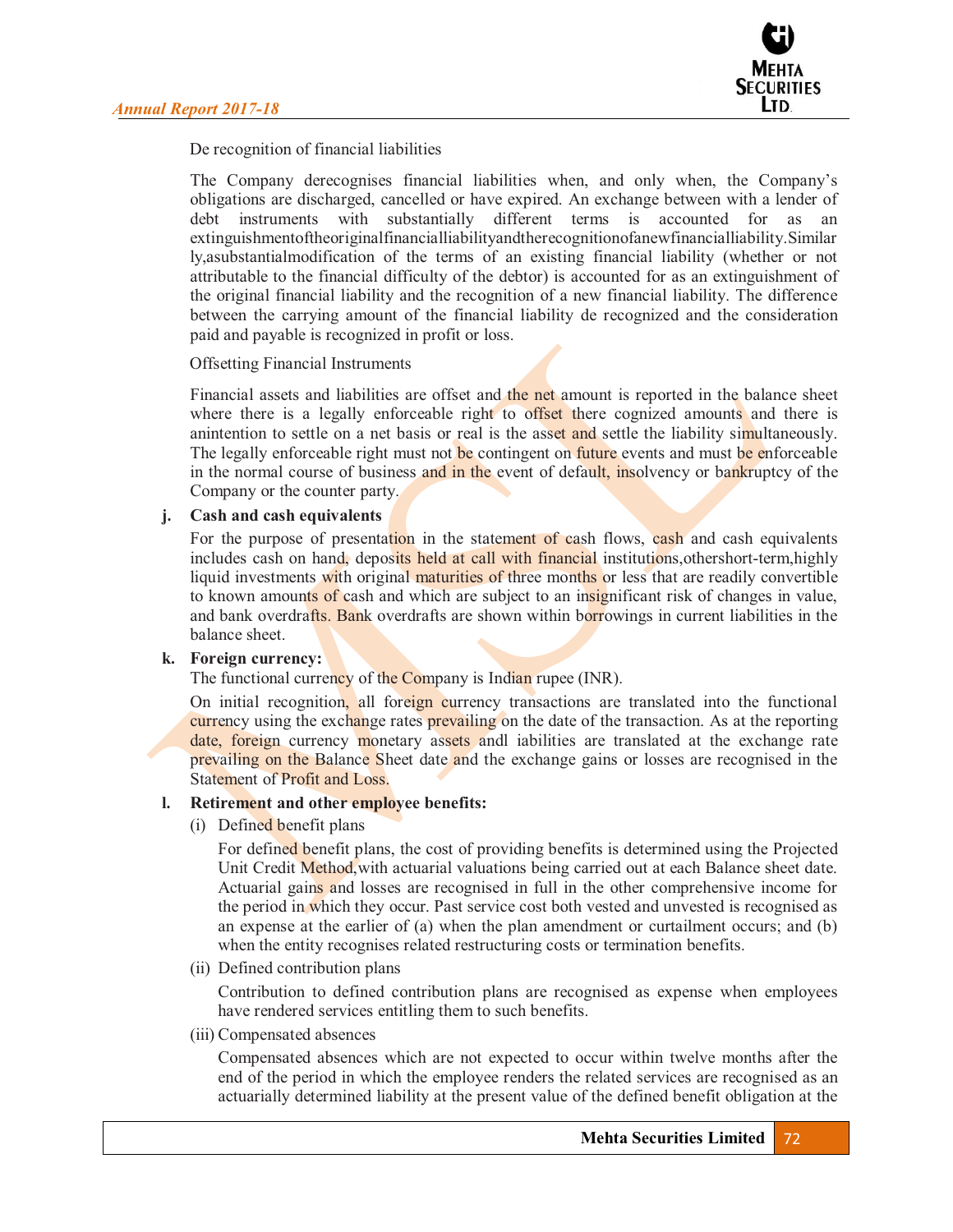De recognition of financial liabilities

The Company derecognises financial liabilities when, and only when, the Company's obligations are discharged, cancelled or have expired. An exchange between with a lender of debt instruments with substantially different terms is accounted for as an extinguishmentoftheoriginalfinancialliabilityandtherecognitionofanewfinancialliability.Similarly,asubstantialmodification of the terms of an existing financial liability (whether or not attributable to the financial difficulty of the debtor) is accounted for as an extinguishment of the original financial liability and the recognition of a new financial liability. The difference between the carrying amount of the financial liability de recognized and the consideration paid and payable is recognized in profit or loss.

Offsetting Financial Instruments

Financial assets and liabilities are offset and the net amount is reported in the balance sheet where there is a legally enforceable right to offset there cognized amounts and there is anintention to settle on a net basis or real is the asset and settle the liability simultaneously. The legally enforceable right must not be contingent on future events and must be enforceable in the normal course of business and in the event of default, insolvency or bankruptcy of the Company or the counter party.

**j. Cash and cash equivalents**

For the purpose of presentation in the statement of cash flows, cash and cash equivalents includes cash on hand, deposits held at call with financial institutions,othershort-term,highly liquid investments with original maturities of three months or less that are readily convertible to known amounts of cash and which are subject to an insignificant risk of changes in value, and bank overdrafts. Bank overdrafts are shown within borrowings in current liabilities in the balance sheet.

**k. Foreign currency:**

The functional currency of the Company is Indian rupee (INR).

On initial recognition, all foreign currency transactions are translated into the functional currency using the exchange rates prevailing on the date of the transaction. As at the reporting date, foreign currency monetary assets andl iabilities are translated at the exchange rate prevailing on the Balance Sheet date and the exchange gains or losses are recognised in the Statement of Profit and Loss.

**l. Retirement and other employee benefits:**

(i) Defined benefit plans

For defined benefit plans, the cost of providing benefits is determined using the Projected Unit Credit Method,with actuarial valuations being carried out at each Balance sheet date. Actuarial gains and losses are recognised in full in the other comprehensive income for the period in which they occur. Past service cost both vested and unvested is recognised as an expense at the earlier of (a) when the plan amendment or curtailment occurs; and (b) when the entity recognises related restructuring costs or termination benefits.

(ii) Defined contribution plans

Contribution to defined contribution plans are recognised as expense when employees have rendered services entitling them to such benefits.

(iii) Compensated absences

Compensated absences which are not expected to occur within twelve months after the end of the period in which the employee renders the related services are recognised as an actuarially determined liability at the present value of the defined benefit obligation at the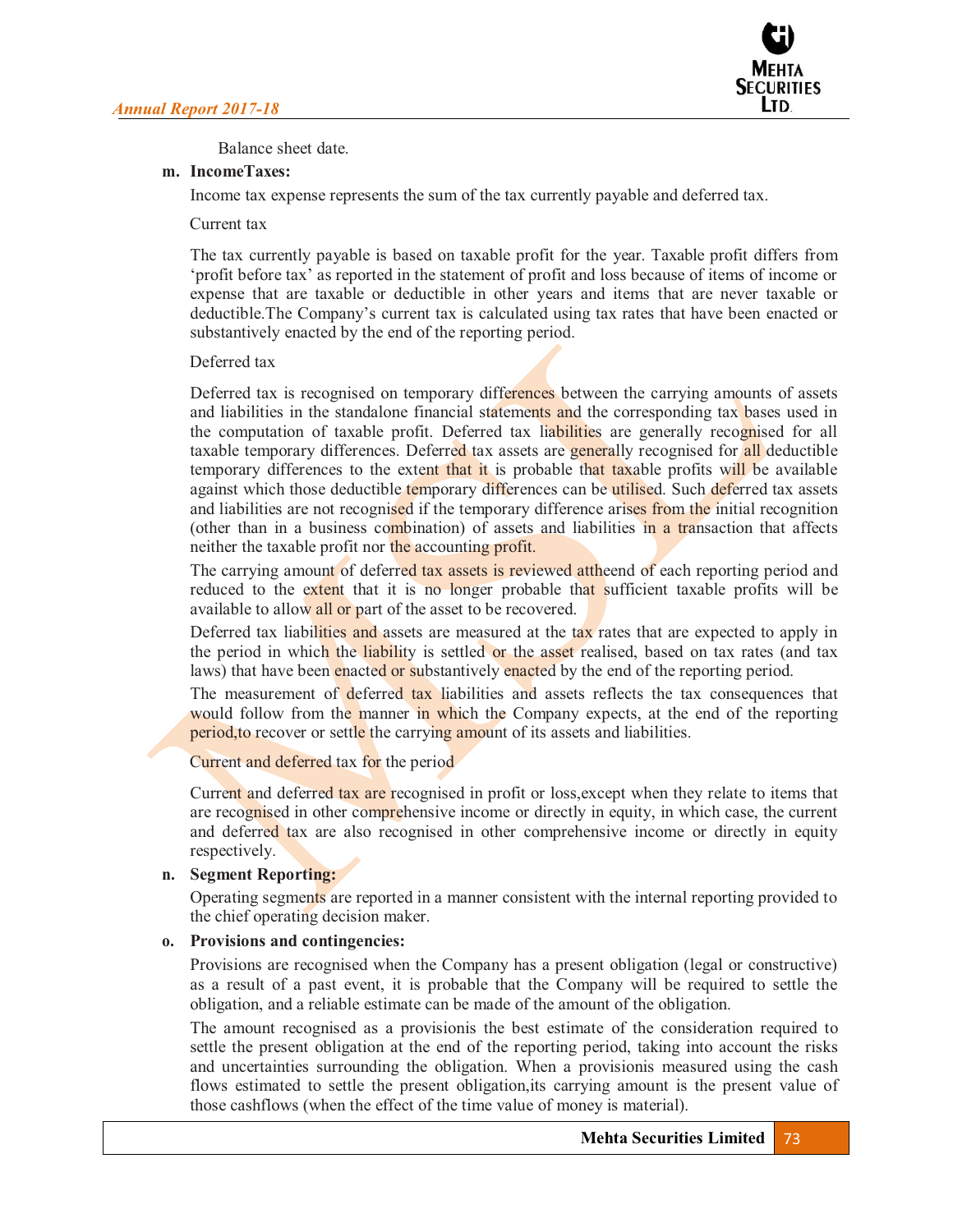Balance sheet date.

**m. IncomeTaxes:**

Income tax expense represents the sum of the tax currently payable and deferred tax.

Current tax

The tax currently payable is based on taxable profit for the year. Taxable profit differs from 'profit before tax' as reported in the statement of profit and loss because of items of income or expense that are taxable or deductible in other years and items that are never taxable or deductible.The Company's current tax is calculated using tax rates that have been enacted or substantively enacted by the end of the reporting period.

Deferred tax

Deferred tax is recognised on temporary differences between the carrying amounts of assets and liabilities in the standalone financial statements and the corresponding tax bases used in the computation of taxable profit. Deferred tax liabilities are generally recognised for all taxable temporary differences. Deferred tax assets are generally recognised for all deductible temporary differences to the extent that it is probable that taxable profits will be available against which those deductible temporary differences can be utilised. Such deferred tax assets and liabilities are not recognised if the temporary difference arises from the initial recognition (other than in a business combination) of assets and liabilities in a transaction that affects neither the taxable profit nor the accounting profit.

The carrying amount of deferred tax assets is reviewed attheend of each reporting period and reduced to the extent that it is no longer probable that sufficient taxable profits will be available to allow all or part of the asset to be recovered.

Deferred tax liabilities and assets are measured at the tax rates that are expected to apply in the period in which the liability is settled or the asset realised, based on tax rates (and tax laws) that have been enacted or substantively enacted by the end of the reporting period.

The measurement of deferred tax liabilities and assets reflects the tax consequences that would follow from the manner in which the Company expects, at the end of the reporting period,to recover or settle the carrying amount of its assets and liabilities.

Current and deferred tax for the period

Current and deferred tax are recognised in profit or loss,except when they relate to items that are recognised in other comprehensive income or directly in equity, in which case, the current and deferred tax are also recognised in other comprehensive income or directly in equity respectively.

**n. Segment Reporting:**

Operating segments are reported in a manner consistent with the internal reporting provided to the chief operating decision maker.

**o. Provisions and contingencies:**

Provisions are recognised when the Company has a present obligation (legal or constructive) as a result of a past event, it is probable that the Company will be required to settle the obligation, and a reliable estimate can be made of the amount of the obligation.

The amount recognised as a provisionis the best estimate of the consideration required to settle the present obligation at the end of the reporting period, taking into account the risks and uncertainties surrounding the obligation. When a provisionis measured using the cash flows estimated to settle the present obligation,its carrying amount is the present value of those cashflows (when the effect of the time value of money is material).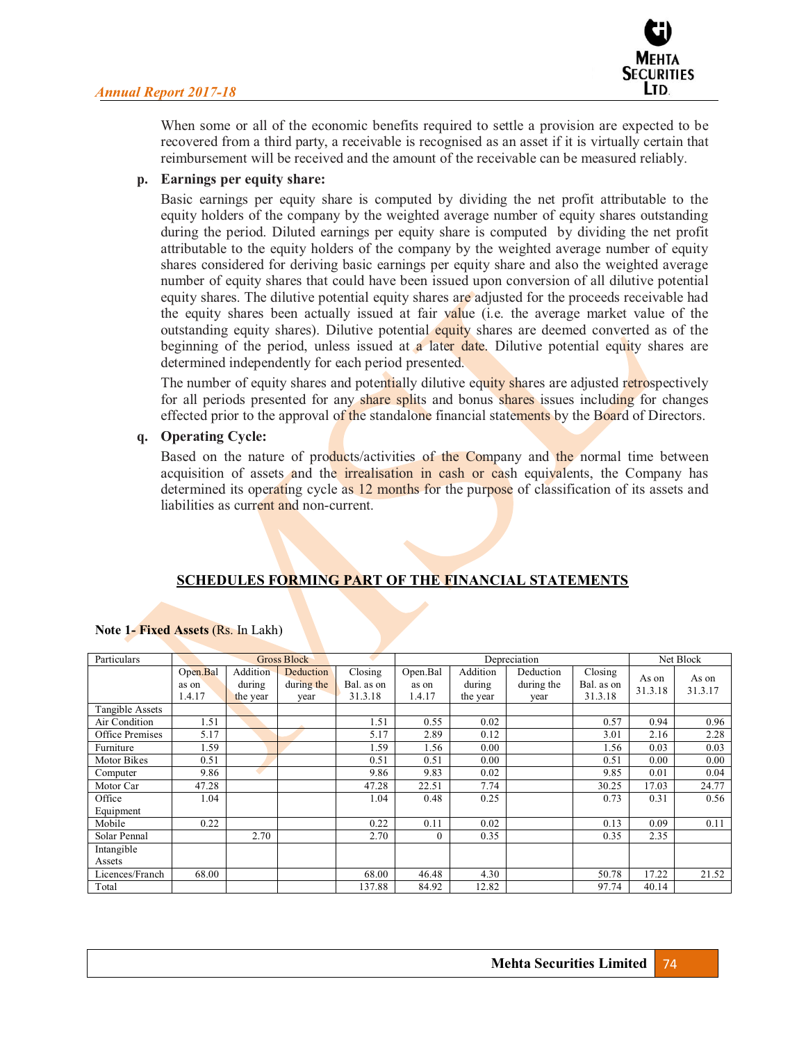When some or all of the economic benefits required to settle a provision are expected to be recovered from a third party, a receivable is recognised as an asset if it is virtually certain that reimbursement will be received and the amount of the receivable can be measured reliably.

**p. Earnings per equity share:**

Basic earnings per equity share is computed by dividing the net profit attributable to the equity holders of the company by the weighted average number of equity shares outstanding during the period. Diluted earnings per equity share is computed by dividing the net profit attributable to the equity holders of the company by the weighted average number of equity shares considered for deriving basic earnings per equity share and also the weighted average number of equity shares that could have been issued upon conversion of all dilutive potential equity shares. The dilutive potential equity shares are adjusted for the proceeds receivable had the equity shares been actually issued at fair value (i.e. the average market value of the outstanding equity shares). Dilutive potential equity shares are deemed converted as of the beginning of the period, unless issued at a later date. Dilutive potential equity shares are determined independently for each period presented.

The number of equity shares and potentially dilutive equity shares are adjusted retrospectively for all periods presented for any share splits and bonus shares issues including for changes effected prior to the approval of the standalone financial statements by the Board of Directors.

**q. Operating Cycle:**

Based on the nature of products/activities of the Company and the normal time between acquisition of assets and the irrealisation in cash or cash equivalents, the Company has determined its operating cycle as 12 months for the purpose of classification of its assets and liabilities as current and non-current.

## SCHEDULES FORMING PART OF THE FINANCIAL STATEMENTS

**Note 1- Fixed Assets** (Rs. In Lakh)

| Particulars | Gross Block | | | | Depreciation | | | | Net Block | |
|---|---|---|---|---|---|---|---|---|---|---|
| | Open.Bal as on 1.4.17 | Addition during the year | Deduction during the year | Closing Bal. as on 31.3.18 | Open.Bal as on 1.4.17 | Addition during the year | Deduction during the year | Closing Bal. as on 31.3.18 | As on 31.3.18 | As on 31.3.17 |
| Tangible Assets | | | | | | | | | | |
| Air Condition | 1.51 | | | 1.51 | 0.55 | 0.02 | | 0.57 | 0.94 | 0.96 |
| Office Premises | 5.17 | | | 5.17 | 2.89 | 0.12 | | 3.01 | 2.16 | 2.28 |
| Furniture | 1.59 | | | 1.59 | 1.56 | 0.00 | | 1.56 | 0.03 | 0.03 |
| Motor Bikes | 0.51 | | | 0.51 | 0.51 | 0.00 | | 0.51 | 0.00 | 0.00 |
| Computer | 9.86 | | | 9.86 | 9.83 | 0.02 | | 9.85 | 0.01 | 0.04 |
| Motor Car | 47.28 | | | 47.28 | 22.51 | 7.74 | | 30.25 | 17.03 | 24.77 |
| Office Equipment | 1.04 | | | 1.04 | 0.48 | 0.25 | | 0.73 | 0.31 | 0.56 |
| Mobile | 0.22 | | | 0.22 | 0.11 | 0.02 | | 0.13 | 0.09 | 0.11 |
| Solar Pennal | | 2.70 | | 2.70 | 0 | 0.35 | | 0.35 | 2.35 | |
| Intangible Assets | | | | | | | | | | |
| Licences/Franch | 68.00 | | | 68.00 | 46.48 | 4.30 | | 50.78 | 17.22 | 21.52 |
| Total | | | | 137.88 | 84.92 | 12.82 | | 97.74 | 40.14 | |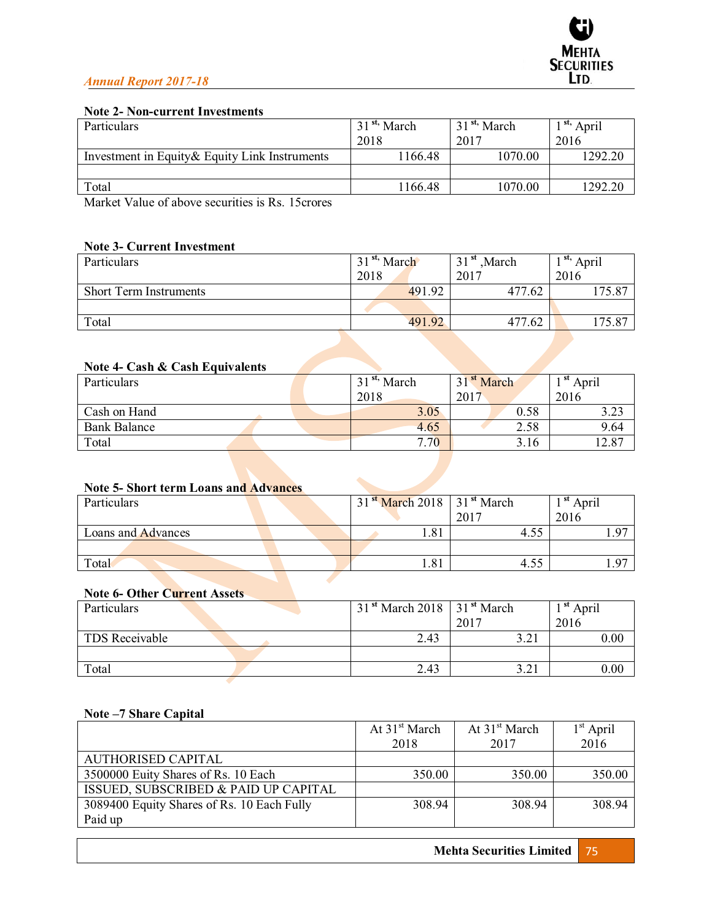### Note 2- Non-current Investments

| Particulars | 31 st, March 2018 | 31 st, March 2017 | 1 st, April 2016 |
|---|---|---|---|
| Investment in Equity& Equity Link Instruments | 1166.48 | 1070.00 | 1292.20 |
| | | | |
| Total | 1166.48 | 1070.00 | 1292.20 |

Market Value of above securities is Rs. 15crores

### Note 3- Current Investment

| Particulars | 31 st, March 2018 | 31 st ,March 2017 | 1 st, April 2016 |
|---|---|---|---|
| Short Term Instruments | 491.92 | 477.62 | 175.87 |
| | | | |
| Total | 491.92 | 477.62 | 175.87 |

### Note 4- Cash & Cash Equivalents

| Particulars | 31 st, March 2018 | 31 st March 2017 | 1 st April 2016 |
|---|---|---|---|
| Cash on Hand | 3.05 | 0.58 | 3.23 |
| Bank Balance | 4.65 | 2.58 | 9.64 |
| Total | 7.70 | 3.16 | 12.87 |

### Note 5- Short term Loans and Advances

| Particulars | 31 st March 2018 | 31 st March 2017 | 1 st April 2016 |
|---|---|---|---|
| Loans and Advances | 1.81 | 4.55 | 1.97 |
| | | | |
| Total | 1.81 | 4.55 | 1.97 |

### Note 6- Other Current Assets

| Particulars | 31 st March 2018 | 31 st March 2017 | 1 st April 2016 |
|---|---|---|---|
| TDS Receivable | 2.43 | 3.21 | 0.00 |
| | | | |
| Total | 2.43 | 3.21 | 0.00 |

### Note –7 Share Capital

| | At 31st March 2018 | At 31st March 2017 | 1st April 2016 |
|---|---|---|---|
| AUTHORISED CAPITAL | | | |
| 3500000 Euity Shares of Rs. 10 Each | 350.00 | 350.00 | 350.00 |
| ISSUED, SUBSCRIBED & PAID UP CAPITAL | | | |
| 3089400 Equity Shares of Rs. 10 Each Fully Paid up | 308.94 | 308.94 | 308.94 |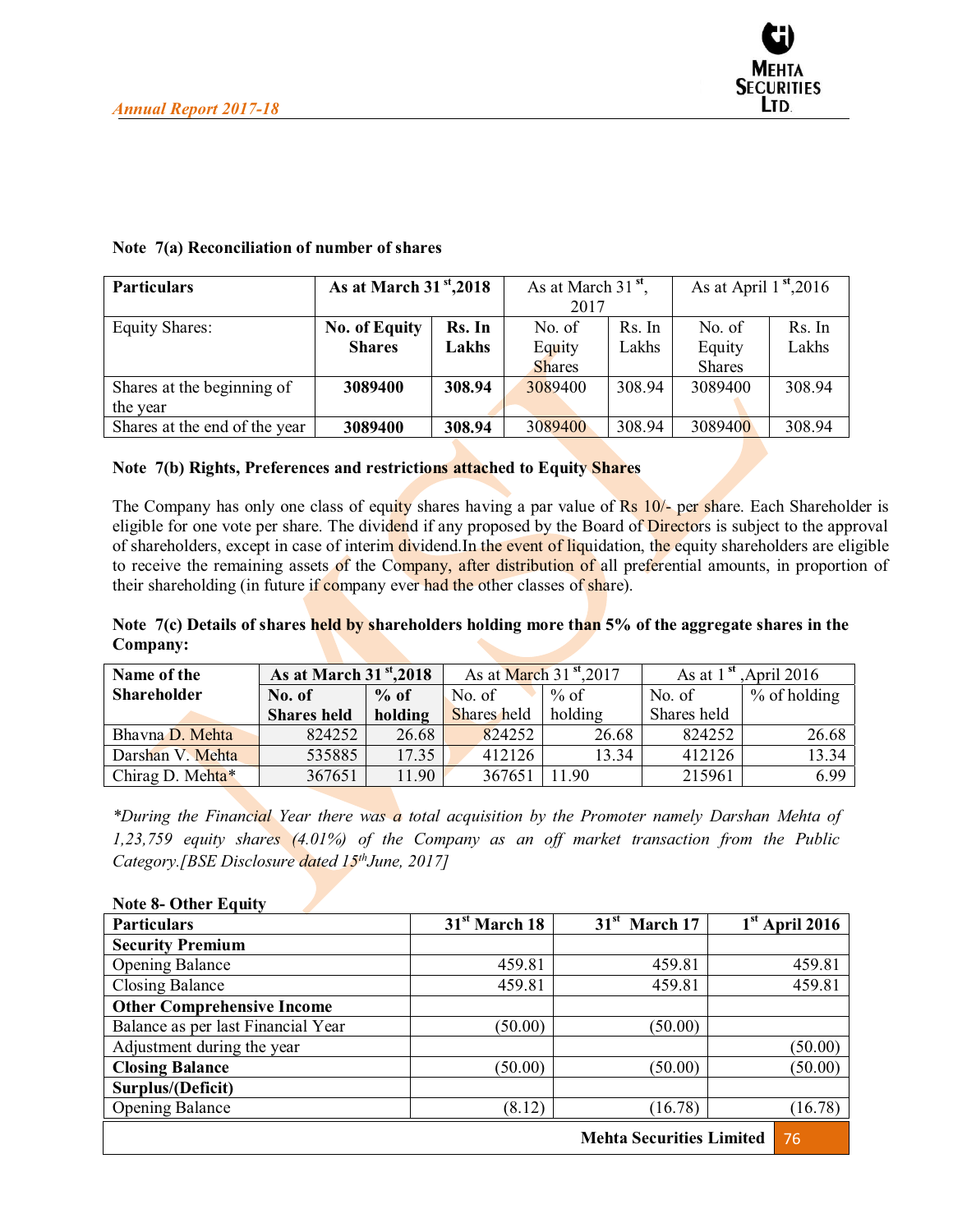**Note 7(a) Reconciliation of number of shares**

| Particulars | As at March 31st,2018 | | As at March 31st, 2017 | | As at April 1st,2016 | |
|---|---|---|---|---|---|---|
| Equity Shares: | **No. of Equity Shares** | **Rs. In Lakhs** | No. of Equity Shares | Rs. In Lakhs | No. of Equity Shares | Rs. In Lakhs |
| Shares at the beginning of the year | **3089400** | **308.94** | 3089400 | 308.94 | 3089400 | 308.94 |
| Shares at the end of the year | **3089400** | **308.94** | 3089400 | 308.94 | 3089400 | 308.94 |

**Note 7(b) Rights, Preferences and restrictions attached to Equity Shares**

The Company has only one class of equity shares having a par value of Rs 10/- per share. Each Shareholder is eligible for one vote per share. The dividend if any proposed by the Board of Directors is subject to the approval of shareholders, except in case of interim dividend.In the event of liquidation, the equity shareholders are eligible to receive the remaining assets of the Company, after distribution of all preferential amounts, in proportion of their shareholding (in future if company ever had the other classes of share).

**Note 7(c) Details of shares held by shareholders holding more than 5% of the aggregate shares in the Company:**

| Name of the Shareholder | As at March 31st,2018 | | As at March 31st,2017 | | As at 1st ,April 2016 | |
|---|---|---|---|---|---|---|
| | **No. of Shares held** | **% of holding** | No. of Shares held | % of holding | No. of Shares held | % of holding |
| Bhavna D. Mehta | 824252 | 26.68 | 824252 | 26.68 | 824252 | 26.68 |
| Darshan V. Mehta | 535885 | 17.35 | 412126 | 13.34 | 412126 | 13.34 |
| Chirag D. Mehta* | 367651 | 11.90 | 367651 | 11.90 | 215961 | 6.99 |

*\*During the Financial Year there was a total acquisition by the Promoter namely Darshan Mehta of 1,23,759 equity shares (4.01%) of the Company as an off market transaction from the Public Category.[BSE Disclosure dated 15th June, 2017]*

**Note 8- Other Equity**

| Particulars | 31st March 18 | 31st March 17 | 1st April 2016 |
|---|---|---|---|
| **Security Premium** | | | |
| Opening Balance | 459.81 | 459.81 | 459.81 |
| Closing Balance | 459.81 | 459.81 | 459.81 |
| **Other Comprehensive Income** | | | |
| Balance as per last Financial Year | (50.00) | (50.00) | |
| Adjustment during the year | | | (50.00) |
| **Closing Balance** | (50.00) | (50.00) | (50.00) |
| **Surplus/(Deficit)** | | | |
| Opening Balance | (8.12) | (16.78) | (16.78) |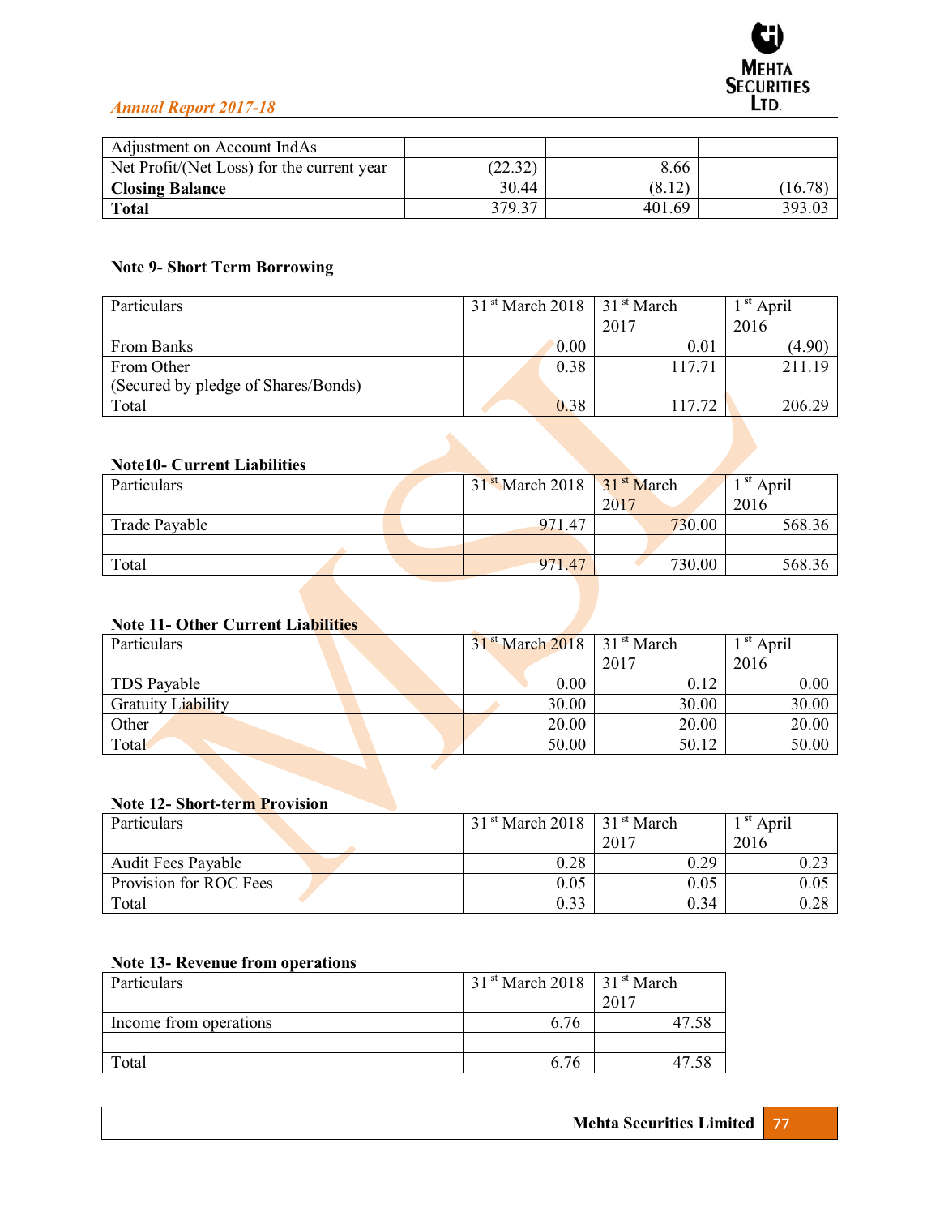| Adjustment on Account IndAs | | | |
|---|---|---|---|
| Net Profit/(Net Loss) for the current year | (22.32) | 8.66 | |
| **Closing Balance** | 30.44 | (8.12) | (16.78) |
| **Total** | 379.37 | 401.69 | 393.03 |

### Note 9- Short Term Borrowing

| Particulars | 31st March 2018 | 31st March 2017 | 1st April 2016 |
|---|---|---|---|
| From Banks | 0.00 | 0.01 | (4.90) |
| From Other<br>(Secured by pledge of Shares/Bonds) | 0.38 | 117.71 | 211.19 |
| Total | 0.38 | 117.72 | 206.29 |

### Note10- Current Liabilities

| Particulars | 31st March 2018 | 31st March 2017 | 1st April 2016 |
|---|---|---|---|
| Trade Payable | 971.47 | 730.00 | 568.36 |
| | | | |
| Total | 971.47 | 730.00 | 568.36 |

### Note 11- Other Current Liabilities

| Particulars | 31st March 2018 | 31st March 2017 | 1st April 2016 |
|---|---|---|---|
| TDS Payable | 0.00 | 0.12 | 0.00 |
| Gratuity Liability | 30.00 | 30.00 | 30.00 |
| Other | 20.00 | 20.00 | 20.00 |
| Total | 50.00 | 50.12 | 50.00 |

### Note 12- Short-term Provision

| Particulars | 31st March 2018 | 31st March 2017 | 1st April 2016 |
|---|---|---|---|
| Audit Fees Payable | 0.28 | 0.29 | 0.23 |
| Provision for ROC Fees | 0.05 | 0.05 | 0.05 |
| Total | 0.33 | 0.34 | 0.28 |

### Note 13- Revenue from operations

| Particulars | 31st March 2018 | 31st March 2017 |
|---|---|---|
| Income from operations | 6.76 | 47.58 |
| | | |
| Total | 6.76 | 47.58 |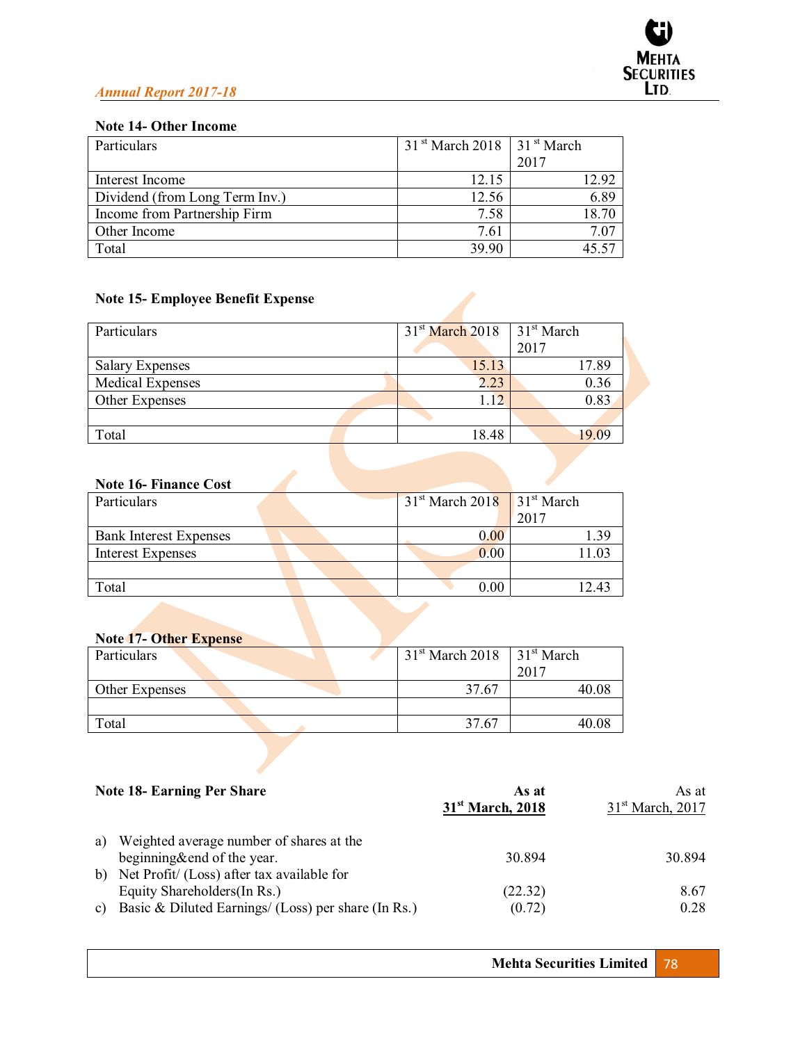### Note 14- Other Income

| Particulars | 31[st] March 2018 | 31[st] March 2017 |
|---|---|---|
| Interest Income | 12.15 | 12.92 |
| Dividend (from Long Term Inv.) | 12.56 | 6.89 |
| Income from Partnership Firm | 7.58 | 18.70 |
| Other Income | 7.61 | 7.07 |
| Total | 39.90 | 45.57 |

### Note 15- Employee Benefit Expense

| Particulars | 31[st] March 2018 | 31[st] March 2017 |
|---|---|---|
| Salary Expenses | 15.13 | 17.89 |
| Medical Expenses | 2.23 | 0.36 |
| Other Expenses | 1.12 | 0.83 |
| | | |
| Total | 18.48 | 19.09 |

### Note 16- Finance Cost

| Particulars | 31[st] March 2018 | 31[st] March 2017 |
|---|---|---|
| Bank Interest Expenses | 0.00 | 1.39 |
| Interest Expenses | 0.00 | 11.03 |
| | | |
| Total | 0.00 | 12.43 |

### Note 17- Other Expense

| Particulars | 31[st] March 2018 | 31[st] March 2017 |
|---|---|---|
| Other Expenses | 37.67 | 40.08 |
| | | |
| Total | 37.67 | 40.08 |

### Note 18- Earning Per Share

| | As at 31[st] March, 2018 | As at 31[st] March, 2017 |
|---|---|---|
| a) Weighted average number of shares at the beginning&end of the year. | 30.894 | 30.894 |
| b) Net Profit/ (Loss) after tax available for Equity Shareholders(In Rs.) | (22.32) | 8.67 |
| c) Basic & Diluted Earnings/ (Loss) per share (In Rs.) | (0.72) | 0.28 |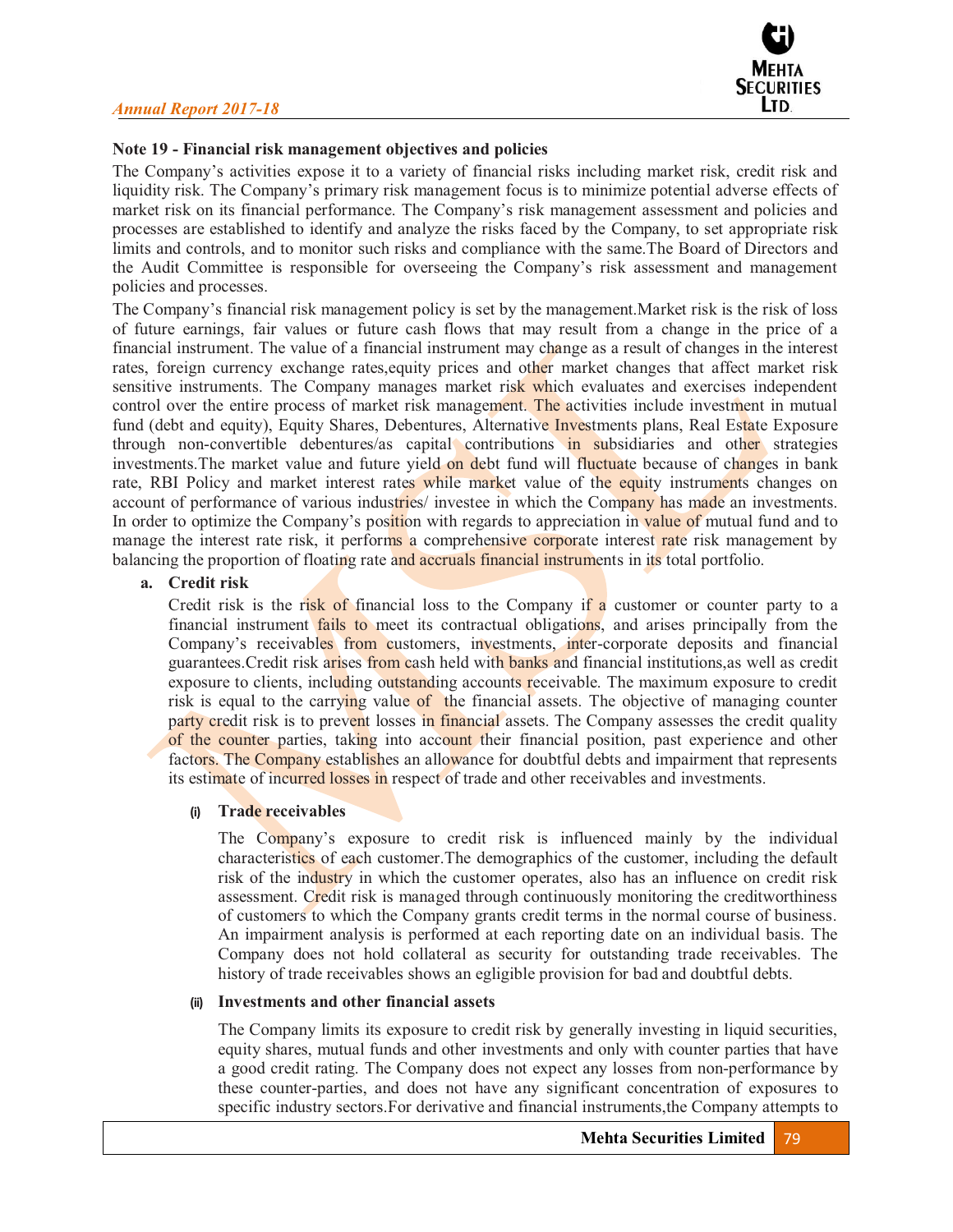## Note 19 - Financial risk management objectives and policies

The Company's activities expose it to a variety of financial risks including market risk, credit risk and liquidity risk. The Company's primary risk management focus is to minimize potential adverse effects of market risk on its financial performance. The Company's risk management assessment and policies and processes are established to identify and analyze the risks faced by the Company, to set appropriate risk limits and controls, and to monitor such risks and compliance with the same.The Board of Directors and the Audit Committee is responsible for overseeing the Company's risk assessment and management policies and processes.

The Company's financial risk management policy is set by the management.Market risk is the risk of loss of future earnings, fair values or future cash flows that may result from a change in the price of a financial instrument. The value of a financial instrument may change as a result of changes in the interest rates, foreign currency exchange rates,equity prices and other market changes that affect market risk sensitive instruments. The Company manages market risk which evaluates and exercises independent control over the entire process of market risk management. The activities include investment in mutual fund (debt and equity), Equity Shares, Debentures, Alternative Investments plans, Real Estate Exposure through non-convertible debentures/as capital contributions in subsidiaries and other strategies investments.The market value and future yield on debt fund will fluctuate because of changes in bank rate, RBI Policy and market interest rates while market value of the equity instruments changes on account of performance of various industries/ investee in which the Company has made an investments. In order to optimize the Company's position with regards to appreciation in value of mutual fund and to manage the interest rate risk, it performs a comprehensive corporate interest rate risk management by balancing the proportion of floating rate and accruals financial instruments in its total portfolio.

### a. Credit risk

Credit risk is the risk of financial loss to the Company if a customer or counter party to a financial instrument fails to meet its contractual obligations, and arises principally from the Company's receivables from customers, investments, inter-corporate deposits and financial guarantees.Credit risk arises from cash held with banks and financial institutions,as well as credit exposure to clients, including outstanding accounts receivable. The maximum exposure to credit risk is equal to the carrying value of the financial assets. The objective of managing counter party credit risk is to prevent losses in financial assets. The Company assesses the credit quality of the counter parties, taking into account their financial position, past experience and other factors. The Company establishes an allowance for doubtful debts and impairment that represents its estimate of incurred losses in respect of trade and other receivables and investments.

#### (i) Trade receivables

The Company's exposure to credit risk is influenced mainly by the individual characteristics of each customer.The demographics of the customer, including the default risk of the industry in which the customer operates, also has an influence on credit risk assessment. Credit risk is managed through continuously monitoring the creditworthiness of customers to which the Company grants credit terms in the normal course of business. An impairment analysis is performed at each reporting date on an individual basis. The Company does not hold collateral as security for outstanding trade receivables. The history of trade receivables shows an egligible provision for bad and doubtful debts.

#### (ii) Investments and other financial assets

The Company limits its exposure to credit risk by generally investing in liquid securities, equity shares, mutual funds and other investments and only with counter parties that have a good credit rating. The Company does not expect any losses from non-performance by these counter-parties, and does not have any significant concentration of exposures to specific industry sectors.For derivative and financial instruments,the Company attempts to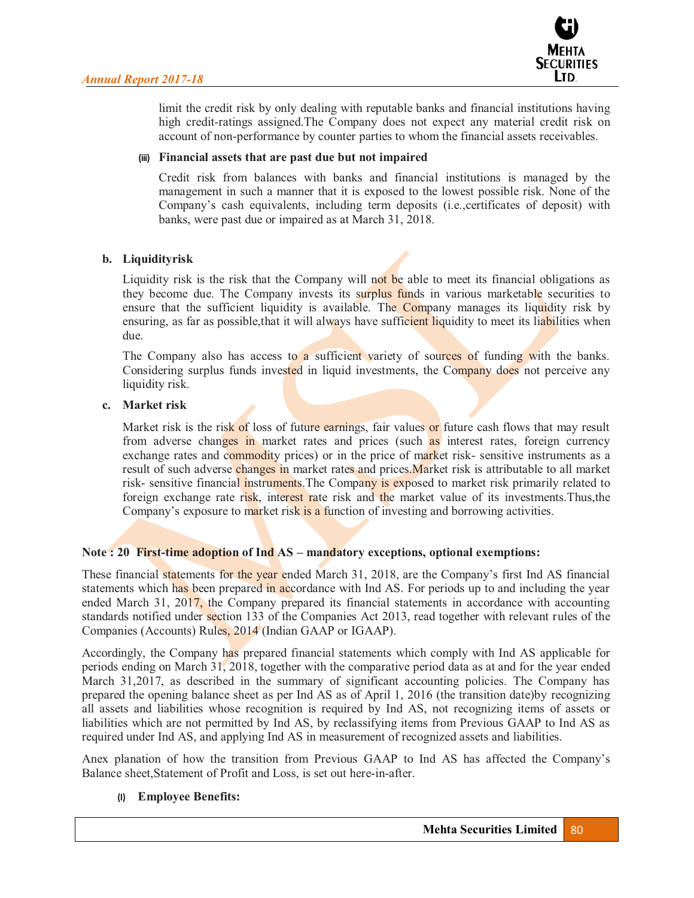limit the credit risk by only dealing with reputable banks and financial institutions having high credit-ratings assigned.The Company does not expect any material credit risk on account of non-performance by counter parties to whom the financial assets receivables.

(iii) **Financial assets that are past due but not impaired**

Credit risk from balances with banks and financial institutions is managed by the management in such a manner that it is exposed to the lowest possible risk. None of the Company's cash equivalents, including term deposits (i.e.,certificates of deposit) with banks, were past due or impaired as at March 31, 2018.

**b. Liquidityrisk**

Liquidity risk is the risk that the Company will not be able to meet its financial obligations as they become due. The Company invests its surplus funds in various marketable securities to ensure that the sufficient liquidity is available. The Company manages its liquidity risk by ensuring, as far as possible,that it will always have sufficient liquidity to meet its liabilities when due.

The Company also has access to a sufficient variety of sources of funding with the banks. Considering surplus funds invested in liquid investments, the Company does not perceive any liquidity risk.

**c. Market risk**

Market risk is the risk of loss of future earnings, fair values or future cash flows that may result from adverse changes in market rates and prices (such as interest rates, foreign currency exchange rates and commodity prices) or in the price of market risk- sensitive instruments as a result of such adverse changes in market rates and prices.Market risk is attributable to all market risk- sensitive financial instruments.The Company is exposed to market risk primarily related to foreign exchange rate risk, interest rate risk and the market value of its investments.Thus,the Company's exposure to market risk is a function of investing and borrowing activities.

**Note : 20 First-time adoption of Ind AS – mandatory exceptions, optional exemptions:**

These financial statements for the year ended March 31, 2018, are the Company's first Ind AS financial statements which has been prepared in accordance with Ind AS. For periods up to and including the year ended March 31, 2017, the Company prepared its financial statements in accordance with accounting standards notified under section 133 of the Companies Act 2013, read together with relevant rules of the Companies (Accounts) Rules, 2014 (Indian GAAP or IGAAP).

Accordingly, the Company has prepared financial statements which comply with Ind AS applicable for periods ending on March 31, 2018, together with the comparative period data as at and for the year ended March 31,2017, as described in the summary of significant accounting policies. The Company has prepared the opening balance sheet as per Ind AS as of April 1, 2016 (the transition date)by recognizing all assets and liabilities whose recognition is required by Ind AS, not recognizing items of assets or liabilities which are not permitted by Ind AS, by reclassifying items from Previous GAAP to Ind AS as required under Ind AS, and applying Ind AS in measurement of recognized assets and liabilities.

Anex planation of how the transition from Previous GAAP to Ind AS has affected the Company's Balance sheet,Statement of Profit and Loss, is set out here-in-after.

(I) **Employee Benefits:**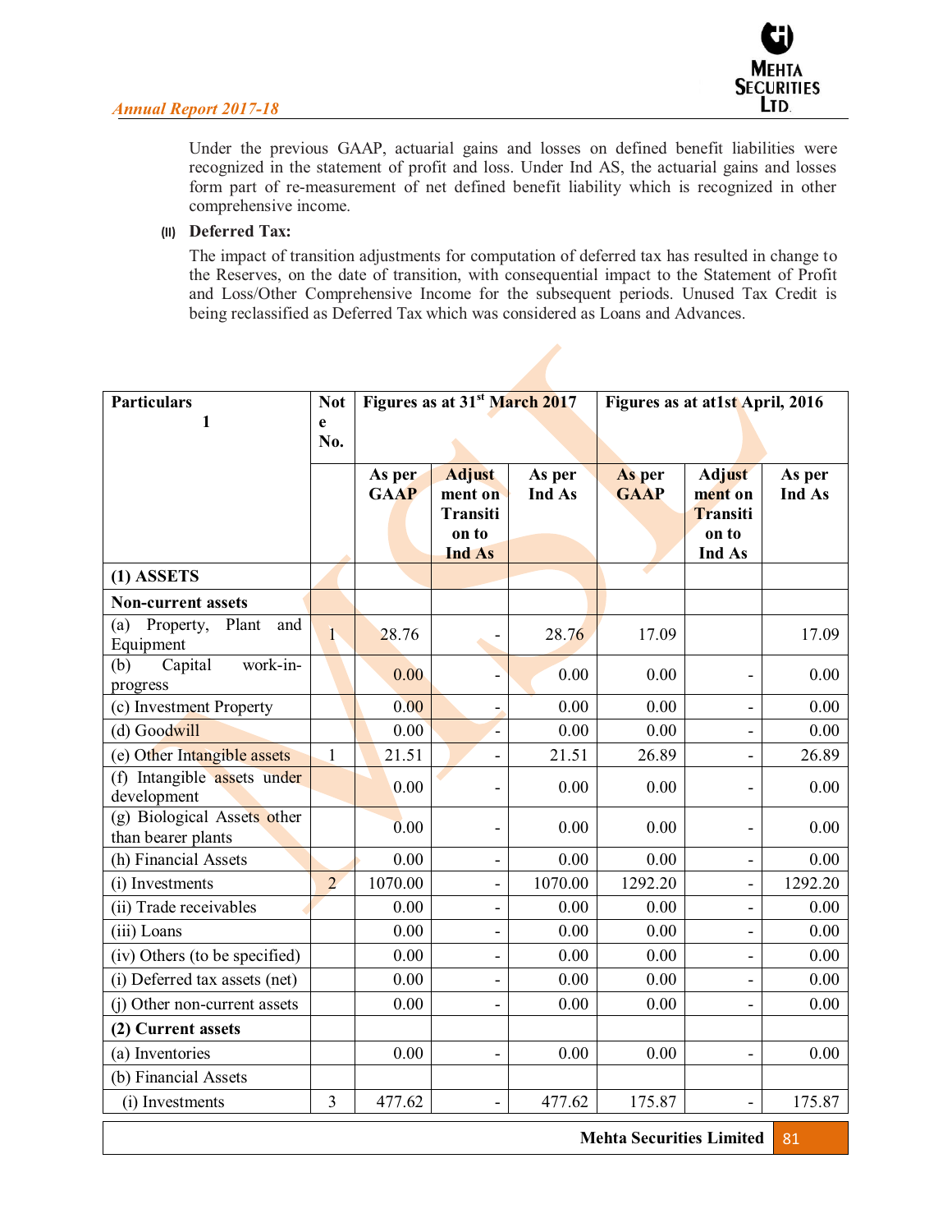Under the previous GAAP, actuarial gains and losses on defined benefit liabilities were recognized in the statement of profit and loss. Under Ind AS, the actuarial gains and losses form part of re-measurement of net defined benefit liability which is recognized in other comprehensive income.

**(II) Deferred Tax:**

The impact of transition adjustments for computation of deferred tax has resulted in change to the Reserves, on the date of transition, with consequential impact to the Statement of Profit and Loss/Other Comprehensive Income for the subsequent periods. Unused Tax Credit is being reclassified as Deferred Tax which was considered as Loans and Advances.

| Particulars 1 | Note No. | Figures as at 31st March 2017 | | | Figures as at at1st April, 2016 | | |
|---|---|---|---|---|---|---|---|
| | | As per GAAP | Adjustment on Transition to Ind As | As per Ind As | As per GAAP | Adjustment on Transition to Ind As | As per Ind As |
| **(1) ASSETS** | | | | | | | |
| **Non-current assets** | | | | | | | |
| (a) Property, Plant and Equipment | 1 | 28.76 | - | 28.76 | 17.09 | | 17.09 |
| (b) Capital work-in-progress | | 0.00 | - | 0.00 | 0.00 | - | 0.00 |
| (c) Investment Property | | 0.00 | - | 0.00 | 0.00 | - | 0.00 |
| (d) Goodwill | | 0.00 | - | 0.00 | 0.00 | - | 0.00 |
| (e) Other Intangible assets | 1 | 21.51 | - | 21.51 | 26.89 | - | 26.89 |
| (f) Intangible assets under development | | 0.00 | - | 0.00 | 0.00 | - | 0.00 |
| (g) Biological Assets other than bearer plants | | 0.00 | - | 0.00 | 0.00 | - | 0.00 |
| (h) Financial Assets | | 0.00 | - | 0.00 | 0.00 | - | 0.00 |
| (i) Investments | 2 | 1070.00 | - | 1070.00 | 1292.20 | - | 1292.20 |
| (ii) Trade receivables | | 0.00 | - | 0.00 | 0.00 | - | 0.00 |
| (iii) Loans | | 0.00 | - | 0.00 | 0.00 | - | 0.00 |
| (iv) Others (to be specified) | | 0.00 | - | 0.00 | 0.00 | - | 0.00 |
| (i) Deferred tax assets (net) | | 0.00 | - | 0.00 | 0.00 | - | 0.00 |
| (j) Other non-current assets | | 0.00 | - | 0.00 | 0.00 | - | 0.00 |
| **(2) Current assets** | | | | | | | |
| (a) Inventories | | 0.00 | - | 0.00 | 0.00 | - | 0.00 |
| (b) Financial Assets | | | | | | | |
| (i) Investments | 3 | 477.62 | - | 477.62 | 175.87 | - | 175.87 |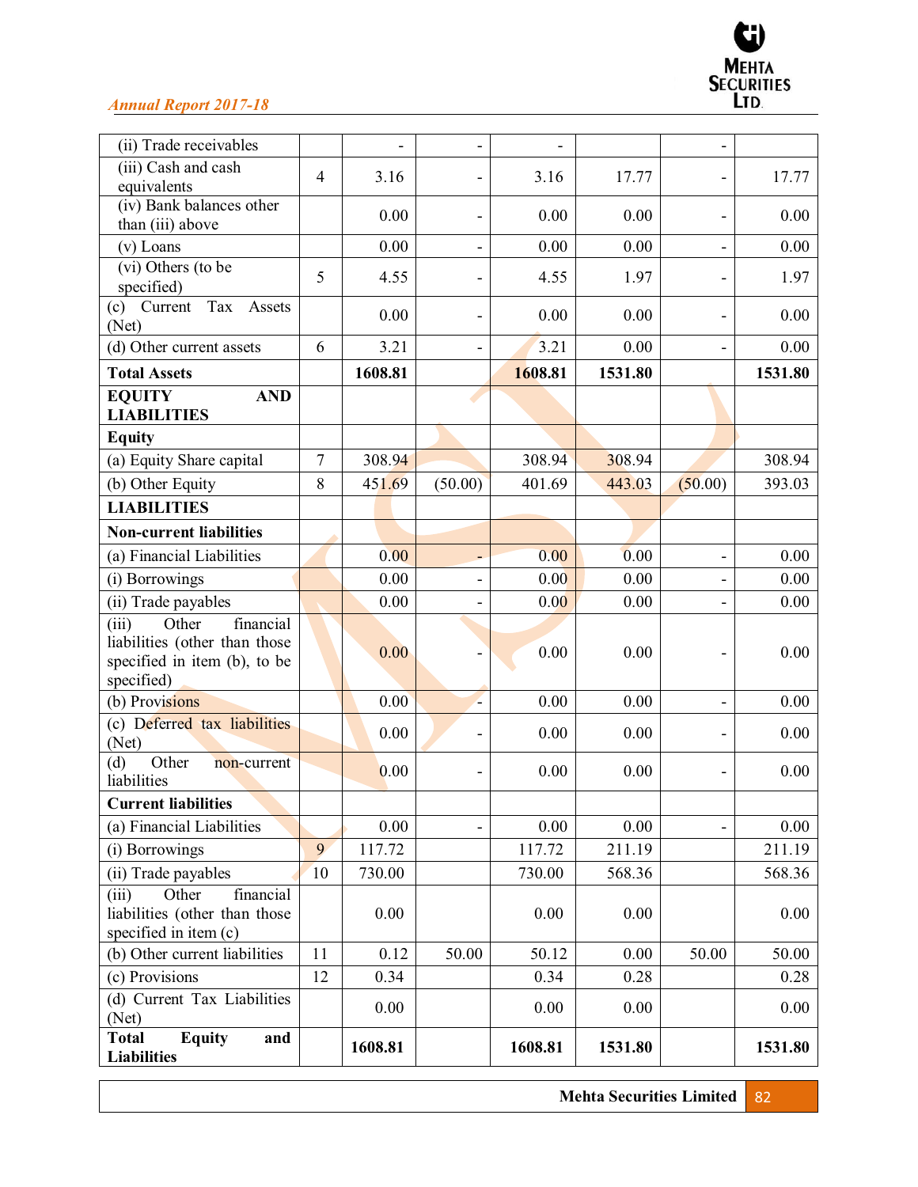| | | | | | | | |
|---|---|---|---|---|---|---|---|
| (ii) Trade receivables | | - | - | - | | - | |
| (iii) Cash and cash equivalents | 4 | 3.16 | - | 3.16 | 17.77 | - | 17.77 |
| (iv) Bank balances other than (iii) above | | 0.00 | - | 0.00 | 0.00 | - | 0.00 |
| (v) Loans | | 0.00 | - | 0.00 | 0.00 | - | 0.00 |
| (vi) Others (to be specified) | 5 | 4.55 | - | 4.55 | 1.97 | - | 1.97 |
| (c) Current Tax Assets (Net) | | 0.00 | - | 0.00 | 0.00 | - | 0.00 |
| (d) Other current assets | 6 | 3.21 | - | 3.21 | 0.00 | - | 0.00 |
| **Total Assets** | | **1608.81** | | **1608.81** | **1531.80** | | **1531.80** |
| **EQUITY AND LIABILITIES** | | | | | | | |
| **Equity** | | | | | | | |
| (a) Equity Share capital | 7 | 308.94 | | 308.94 | 308.94 | | 308.94 |
| (b) Other Equity | 8 | 451.69 | (50.00) | 401.69 | 443.03 | (50.00) | 393.03 |
| **LIABILITIES** | | | | | | | |
| **Non-current liabilities** | | | | | | | |
| (a) Financial Liabilities | | 0.00 | - | 0.00 | 0.00 | - | 0.00 |
| (i) Borrowings | | 0.00 | - | 0.00 | 0.00 | - | 0.00 |
| (ii) Trade payables | | 0.00 | - | 0.00 | 0.00 | - | 0.00 |
| (iii) Other financial liabilities (other than those specified in item (b), to be specified) | | 0.00 | - | 0.00 | 0.00 | - | 0.00 |
| (b) Provisions | | 0.00 | - | 0.00 | 0.00 | - | 0.00 |
| (c) Deferred tax liabilities (Net) | | 0.00 | - | 0.00 | 0.00 | - | 0.00 |
| (d) Other non-current liabilities | | 0.00 | - | 0.00 | 0.00 | - | 0.00 |
| **Current liabilities** | | | | | | | |
| (a) Financial Liabilities | | 0.00 | - | 0.00 | 0.00 | - | 0.00 |
| (i) Borrowings | 9 | 117.72 | | 117.72 | 211.19 | | 211.19 |
| (ii) Trade payables | 10 | 730.00 | | 730.00 | 568.36 | | 568.36 |
| (iii) Other financial liabilities (other than those specified in item (c) | | 0.00 | | 0.00 | 0.00 | | 0.00 |
| (b) Other current liabilities | 11 | 0.12 | 50.00 | 50.12 | 0.00 | 50.00 | 50.00 |
| (c) Provisions | 12 | 0.34 | | 0.34 | 0.28 | | 0.28 |
| (d) Current Tax Liabilities (Net) | | 0.00 | | 0.00 | 0.00 | | 0.00 |
| **Total Equity and Liabilities** | | **1608.81** | | **1608.81** | **1531.80** | | **1531.80** |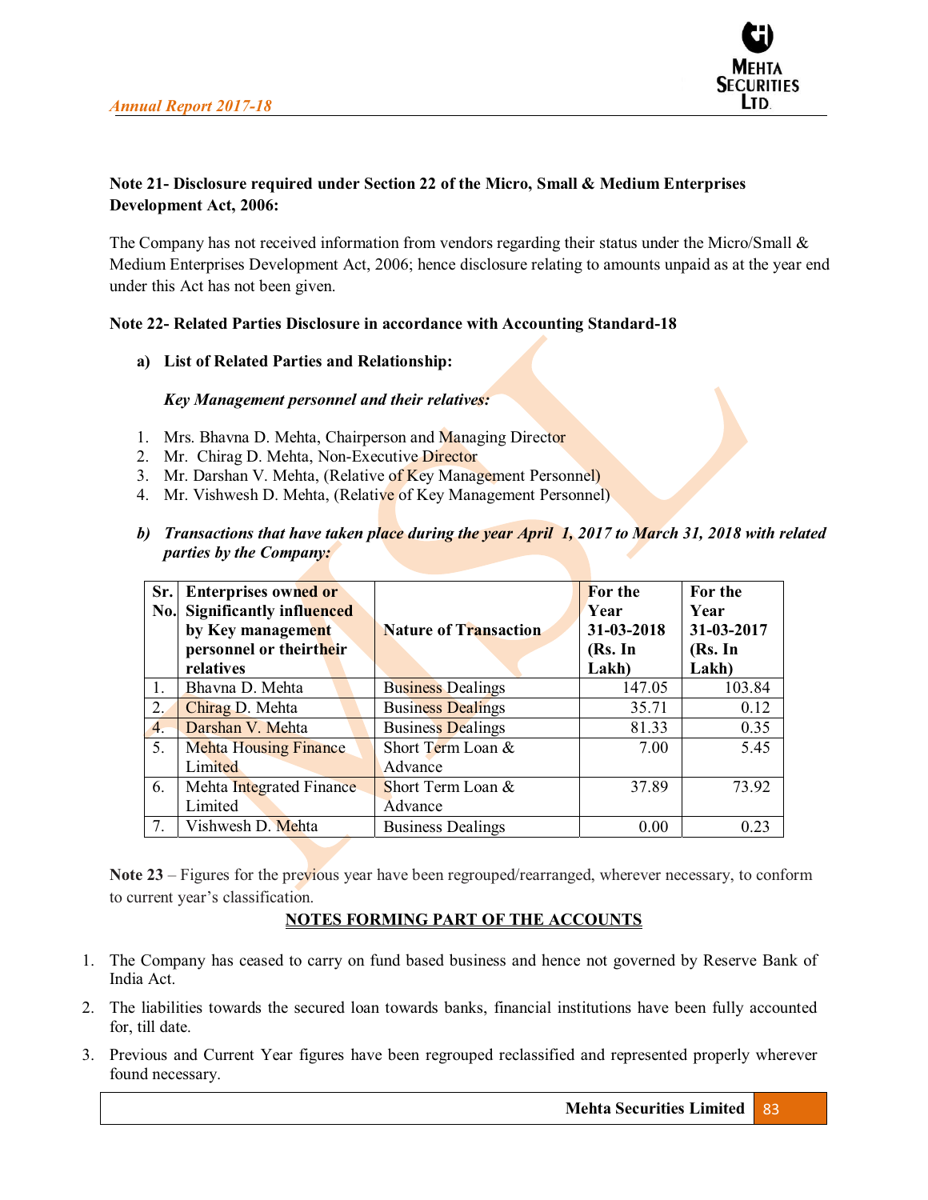**Note 21- Disclosure required under Section 22 of the Micro, Small & Medium Enterprises Development Act, 2006:**

The Company has not received information from vendors regarding their status under the Micro/Small & Medium Enterprises Development Act, 2006; hence disclosure relating to amounts unpaid as at the year end under this Act has not been given.

**Note 22- Related Parties Disclosure in accordance with Accounting Standard-18**

**a) List of Related Parties and Relationship:**

***Key Management personnel and their relatives:***

1. Mrs. Bhavna D. Mehta, Chairperson and Managing Director
2. Mr. Chirag D. Mehta, Non-Executive Director
3. Mr. Darshan V. Mehta, (Relative of Key Management Personnel)
4. Mr. Vishwesh D. Mehta, (Relative of Key Management Personnel)

***b) Transactions that have taken place during the year April 1, 2017 to March 31, 2018 with related parties by the Company:***

| Sr. No. | Enterprises owned or Significantly influenced by Key management personnel or theirtheir relatives | Nature of Transaction | For the Year 31-03-2018 (Rs. In Lakh) | For the Year 31-03-2017 (Rs. In Lakh) |
|---|---|---|---|---|
| 1. | Bhavna D. Mehta | Business Dealings | 147.05 | 103.84 |
| 2. | Chirag D. Mehta | Business Dealings | 35.71 | 0.12 |
| 4. | Darshan V. Mehta | Business Dealings | 81.33 | 0.35 |
| 5. | Mehta Housing Finance Limited | Short Term Loan & Advance | 7.00 | 5.45 |
| 6. | Mehta Integrated Finance Limited | Short Term Loan & Advance | 37.89 | 73.92 |
| 7. | Vishwesh D. Mehta | Business Dealings | 0.00 | 0.23 |

**Note 23** – Figures for the previous year have been regrouped/rearranged, wherever necessary, to conform to current year's classification.

**NOTES FORMING PART OF THE ACCOUNTS**

1. The Company has ceased to carry on fund based business and hence not governed by Reserve Bank of India Act.
2. The liabilities towards the secured loan towards banks, financial institutions have been fully accounted for, till date.
3. Previous and Current Year figures have been regrouped reclassified and represented properly wherever found necessary.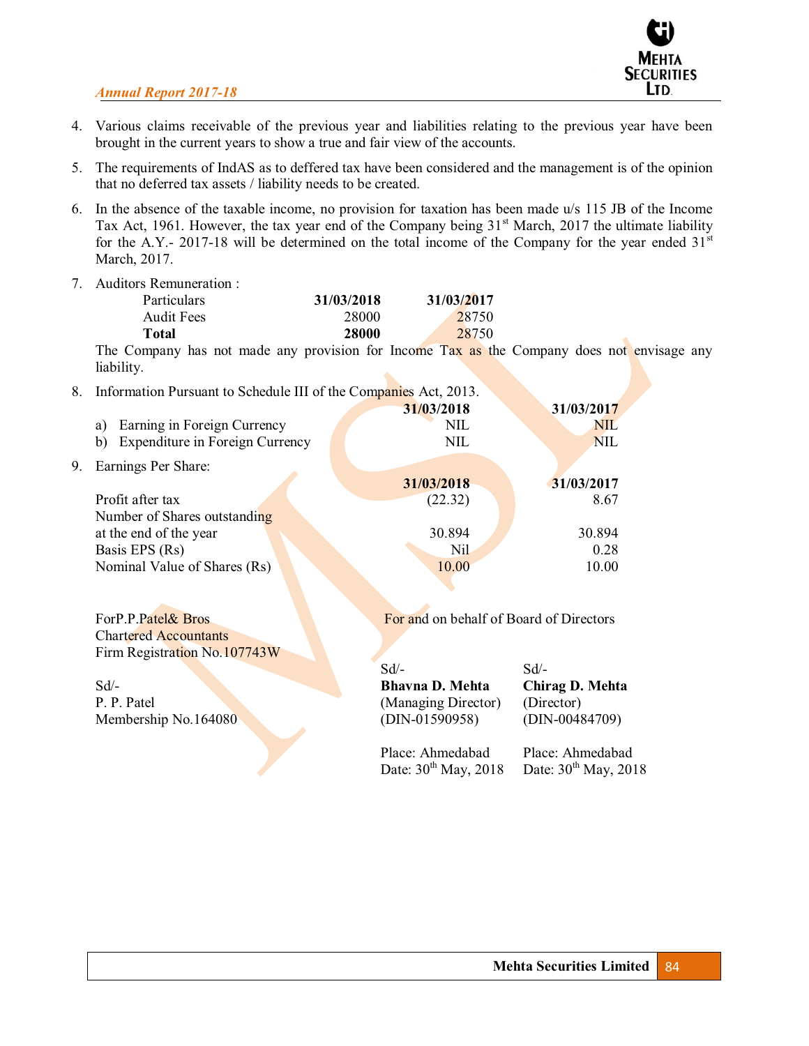4. Various claims receivable of the previous year and liabilities relating to the previous year have been brought in the current years to show a true and fair view of the accounts.

5. The requirements of IndAS as to deffered tax have been considered and the management is of the opinion that no deferred tax assets / liability needs to be created.

6. In the absence of the taxable income, no provision for taxation has been made u/s 115 JB of the Income Tax Act, 1961. However, the tax year end of the Company being 31st March, 2017 the ultimate liability for the A.Y.- 2017-18 will be determined on the total income of the Company for the year ended 31st March, 2017.

7. Auditors Remuneration :

| Particulars | 31/03/2018 | 31/03/2017 |
|---|---|---|
| Audit Fees | 28000 | 28750 |
| **Total** | **28000** | 28750 |

The Company has not made any provision for Income Tax as the Company does not envisage any liability.

8. Information Pursuant to Schedule III of the Companies Act, 2013.

| | 31/03/2018 | 31/03/2017 |
|---|---|---|
| a) Earning in Foreign Currency | NIL | NIL |
| b) Expenditure in Foreign Currency | NIL | NIL |

9. Earnings Per Share:

| | 31/03/2018 | 31/03/2017 |
|---|---|---|
| Profit after tax | (22.32) | 8.67 |
| Number of Shares outstanding at the end of the year | 30.894 | 30.894 |
| Basis EPS (Rs) | Nil | 0.28 |
| Nominal Value of Shares (Rs) | 10.00 | 10.00 |

ForP.P.Patel& Bros
Chartered Accountants
Firm Registration No.107743W

Sd/-
P. P. Patel
Membership No.164080

For and on behalf of Board of Directors

| Sd/- | Sd/- |
|---|---|
| **Bhavna D. Mehta** | **Chirag D. Mehta** |
| (Managing Director) | (Director) |
| (DIN-01590958) | (DIN-00484709) |
| Place: Ahmedabad | Place: Ahmedabad |
| Date: 30th May, 2018 | Date: 30th May, 2018 |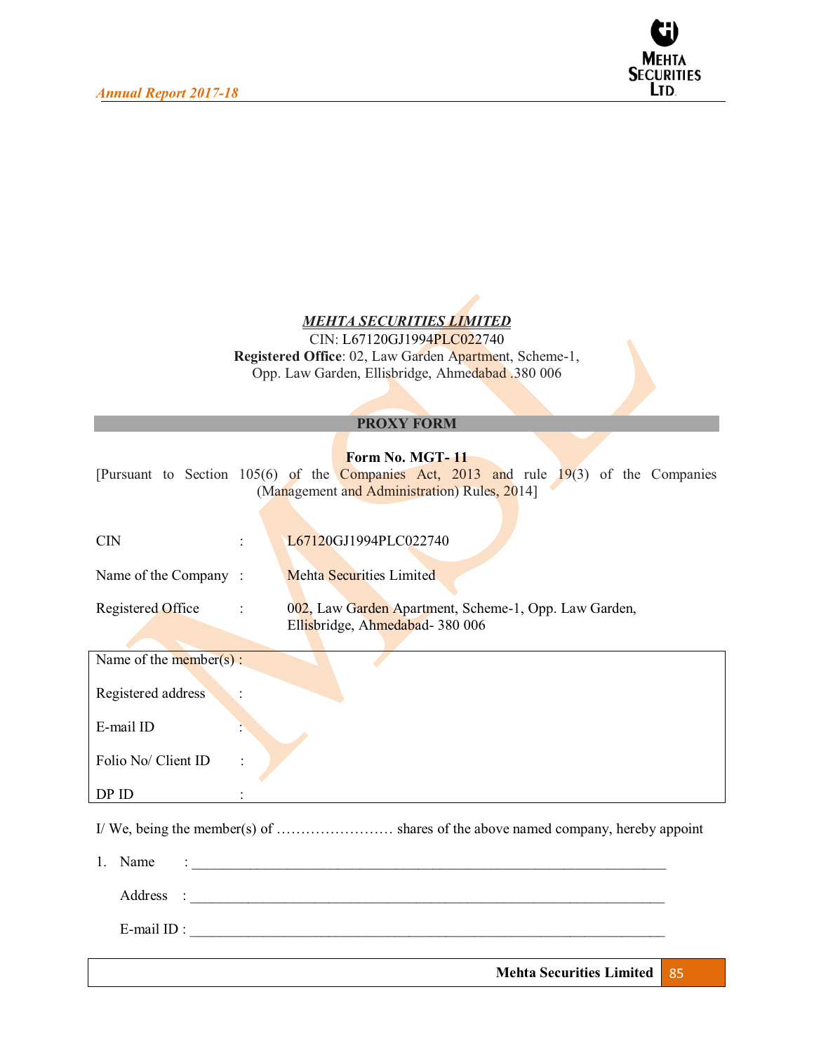***MEHTA SECURITIES LIMITED***

CIN: L67120GJ1994PLC022740

**Registered Office**: 02, Law Garden Apartment, Scheme-1, Opp. Law Garden, Ellisbridge, Ahmedabad .380 006

## PROXY FORM

**Form No. MGT- 11**

[Pursuant to Section 105(6) of the Companies Act, 2013 and rule 19(3) of the Companies (Management and Administration) Rules, 2014]

CIN : L67120GJ1994PLC022740

Name of the Company : Mehta Securities Limited

Registered Office : 002, Law Garden Apartment, Scheme-1, Opp. Law Garden, Ellisbridge, Ahmedabad- 380 006

| | |
|---|---|
| Name of the member(s) : | |
| Registered address : | |
| E-mail ID : | |
| Folio No/ Client ID : | |
| DP ID : | |

I/ We, being the member(s) of …………………… shares of the above named company, hereby appoint

1. Name : ___________________________________________________________________

   Address : ___________________________________________________________________

   E-mail ID : ___________________________________________________________________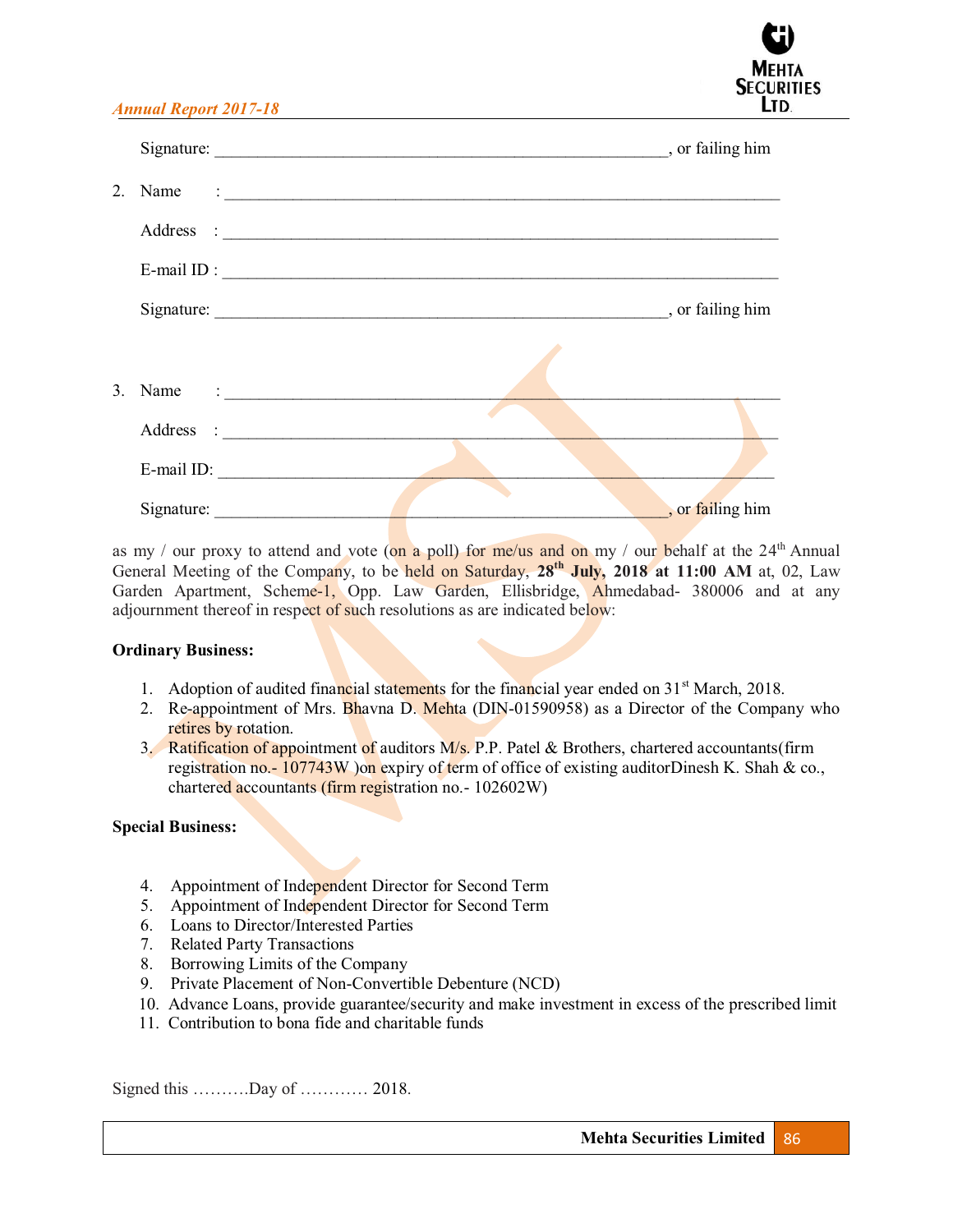Signature: ____________________________________________________, or failing him

2. Name : ______________________________________________________________

   Address : ______________________________________________________________

   E-mail ID : ______________________________________________________________

   Signature: ____________________________________________________, or failing him

3. Name : ______________________________________________________________

   Address : ______________________________________________________________

   E-mail ID: ______________________________________________________________

   Signature: ____________________________________________________, or failing him

as my / our proxy to attend and vote (on a poll) for me/us and on my / our behalf at the 24th Annual General Meeting of the Company, to be held on Saturday, **28th July, 2018 at 11:00 AM** at, 02, Law Garden Apartment, Scheme-1, Opp. Law Garden, Ellisbridge, Ahmedabad- 380006 and at any adjournment thereof in respect of such resolutions as are indicated below:

**Ordinary Business:**

1. Adoption of audited financial statements for the financial year ended on 31st March, 2018.
2. Re-appointment of Mrs. Bhavna D. Mehta (DIN-01590958) as a Director of the Company who retires by rotation.
3. Ratification of appointment of auditors M/s. P.P. Patel & Brothers, chartered accountants(firm registration no.- 107743W )on expiry of term of office of existing auditorDinesh K. Shah & co., chartered accountants (firm registration no.- 102602W)

**Special Business:**

4. Appointment of Independent Director for Second Term
5. Appointment of Independent Director for Second Term
6. Loans to Director/Interested Parties
7. Related Party Transactions
8. Borrowing Limits of the Company
9. Private Placement of Non-Convertible Debenture (NCD)
10. Advance Loans, provide guarantee/security and make investment in excess of the prescribed limit
11. Contribution to bona fide and charitable funds

Signed this ……….Day of ………… 2018.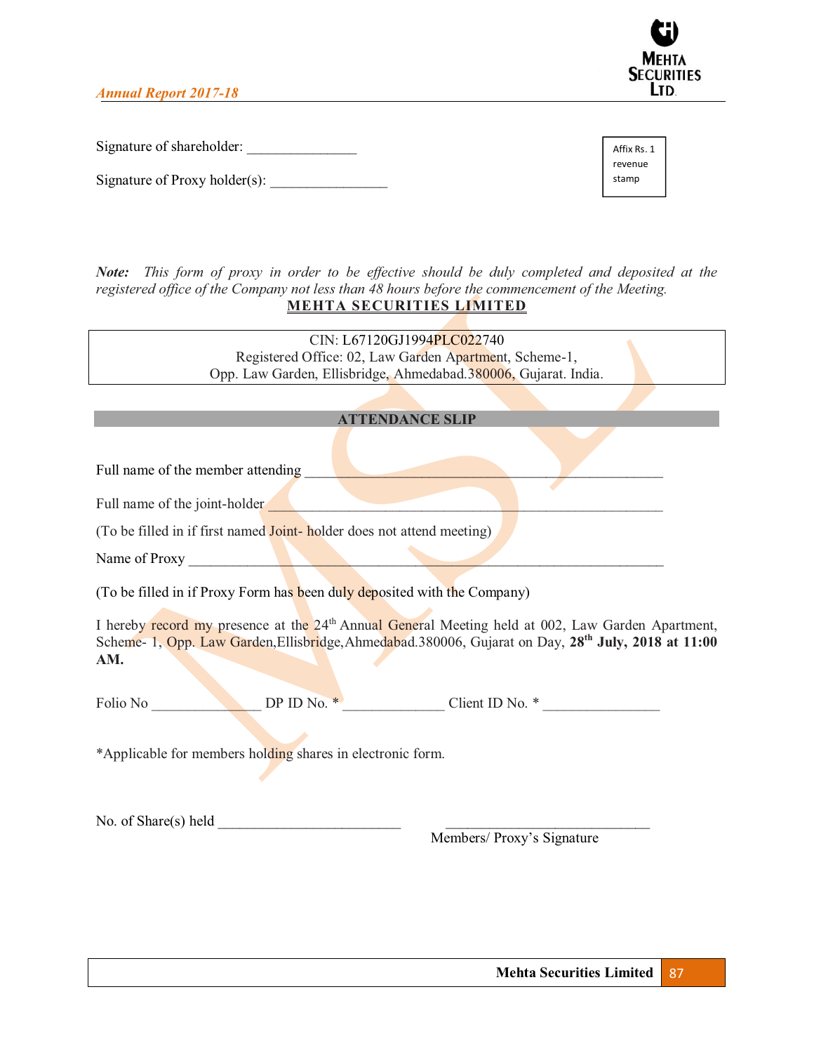Signature of shareholder: _______________

Signature of Proxy holder(s): ________________

Affix Rs. 1 revenue stamp

***Note:*** *This form of proxy in order to be effective should be duly completed and deposited at the registered office of the Company not less than 48 hours before the commencement of the Meeting.*

**MEHTA SECURITIES LIMITED**

CIN: L67120GJ1994PLC022740
Registered Office: 02, Law Garden Apartment, Scheme-1,
Opp. Law Garden, Ellisbridge, Ahmedabad.380006, Gujarat. India.

## ATTENDANCE SLIP

Full name of the member attending _______________________________________________

Full name of the joint-holder __________________________________________________

(To be filled in if first named Joint- holder does not attend meeting)

Name of Proxy ______________________________________________________________

(To be filled in if Proxy Form has been duly deposited with the Company)

I hereby record my presence at the 24th Annual General Meeting held at 002, Law Garden Apartment, Scheme- 1, Opp. Law Garden,Ellisbridge,Ahmedabad.380006, Gujarat on Day, **28th July, 2018 at 11:00 AM.**

Folio No _______________ DP ID No. * ______________ Client ID No. * ________________

*Applicable for members holding shares in electronic form.

No. of Share(s) held _________________________ ____________________________

Members/ Proxy's Signature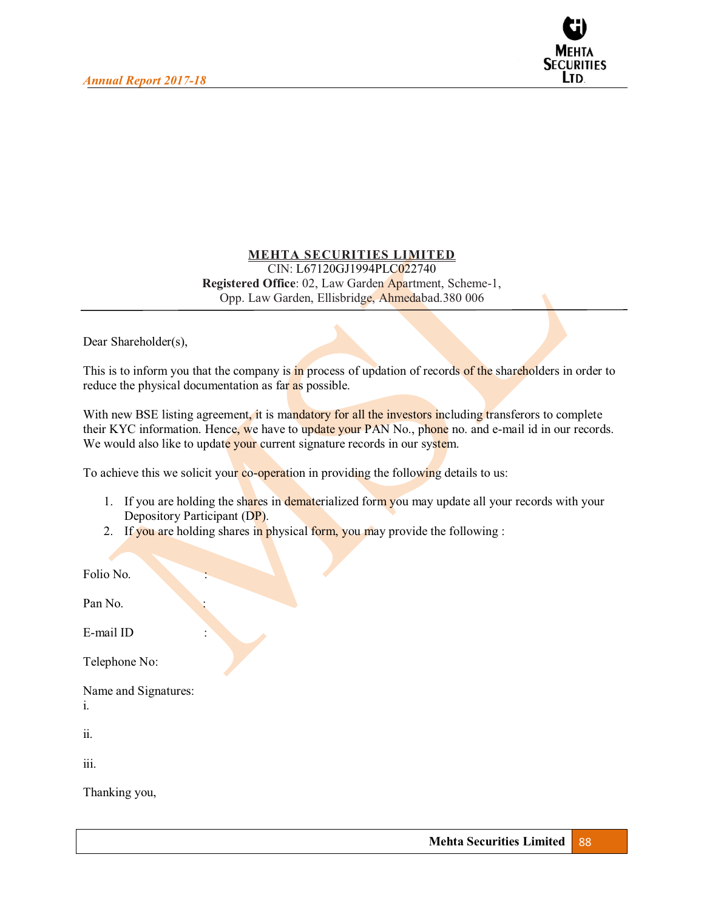**MEHTA SECURITIES LIMITED**

CIN: L67120GJ1994PLC022740

**Registered Office**: 02, Law Garden Apartment, Scheme-1, Opp. Law Garden, Ellisbridge, Ahmedabad.380 006

---

Dear Shareholder(s),

This is to inform you that the company is in process of updation of records of the shareholders in order to reduce the physical documentation as far as possible.

With new BSE listing agreement, it is mandatory for all the investors including transferors to complete their KYC information. Hence, we have to update your PAN No., phone no. and e-mail id in our records. We would also like to update your current signature records in our system.

To achieve this we solicit your co-operation in providing the following details to us:

1. If you are holding the shares in dematerialized form you may update all your records with your Depository Participant (DP).
2. If you are holding shares in physical form, you may provide the following :

Folio No. :

Pan No. :

E-mail ID :

Telephone No:

Name and Signatures:

i.

ii.

iii.

Thanking you,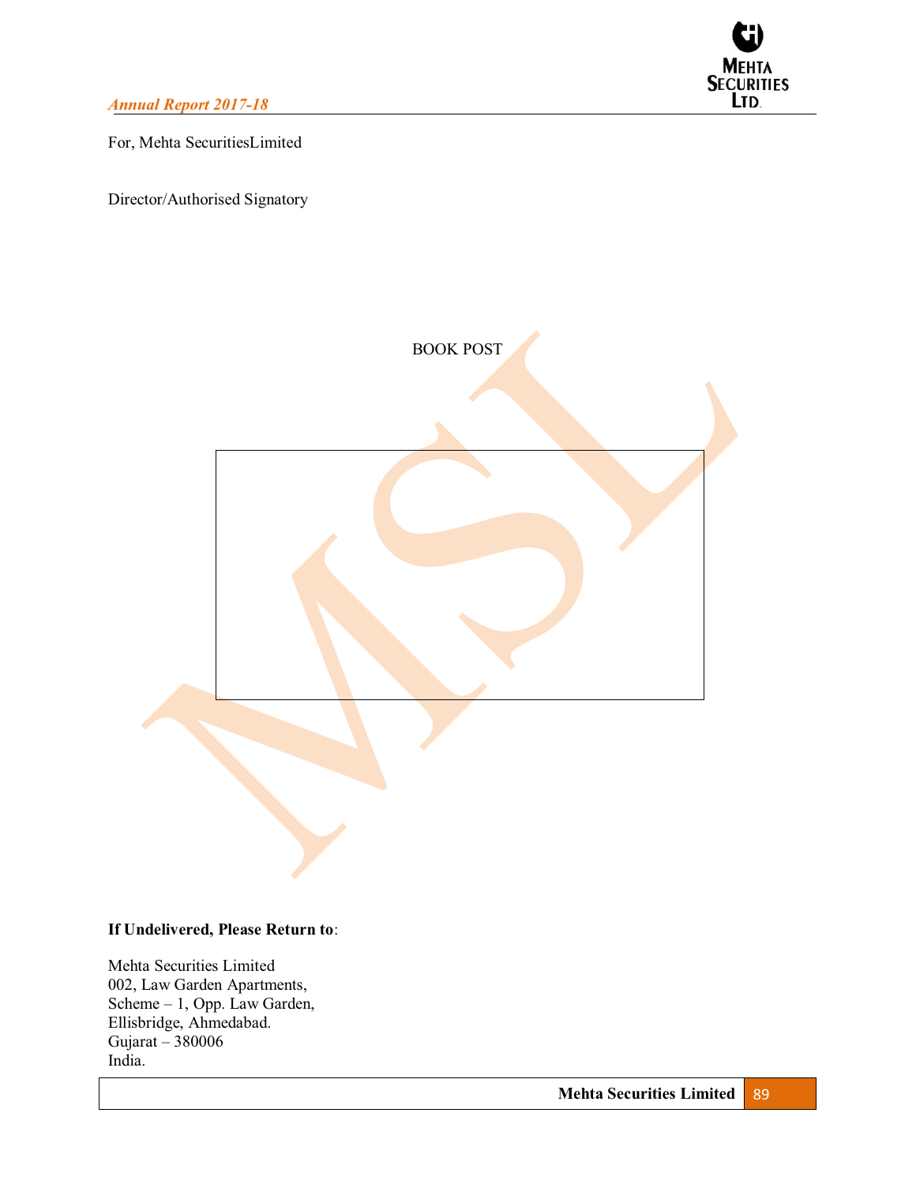For, Mehta SecuritiesLimited

Director/Authorised Signatory

BOOK POST

**If Undelivered, Please Return to**:

Mehta Securities Limited  
002, Law Garden Apartments,  
Scheme – 1, Opp. Law Garden,  
Ellisbridge, Ahmedabad.  
Gujarat – 380006  
India.